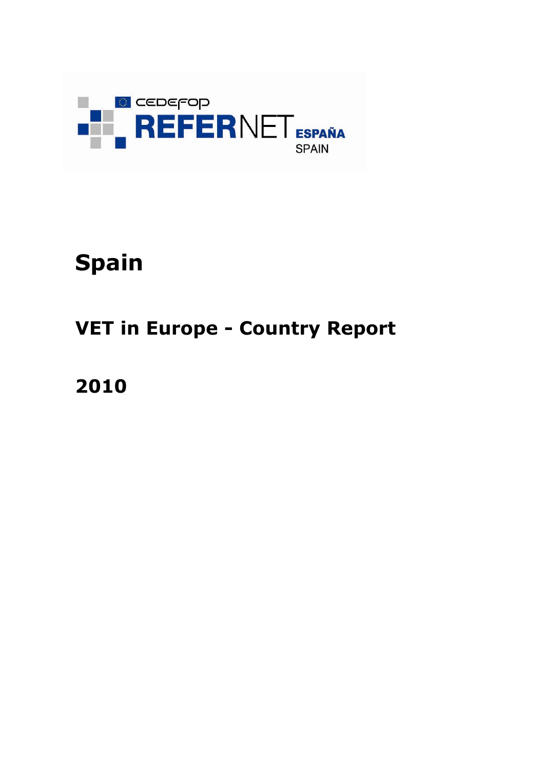CEDEFOP

REFERNET ESPAÑA SPAIN

# Spain

## VET in Europe - Country Report

## 2010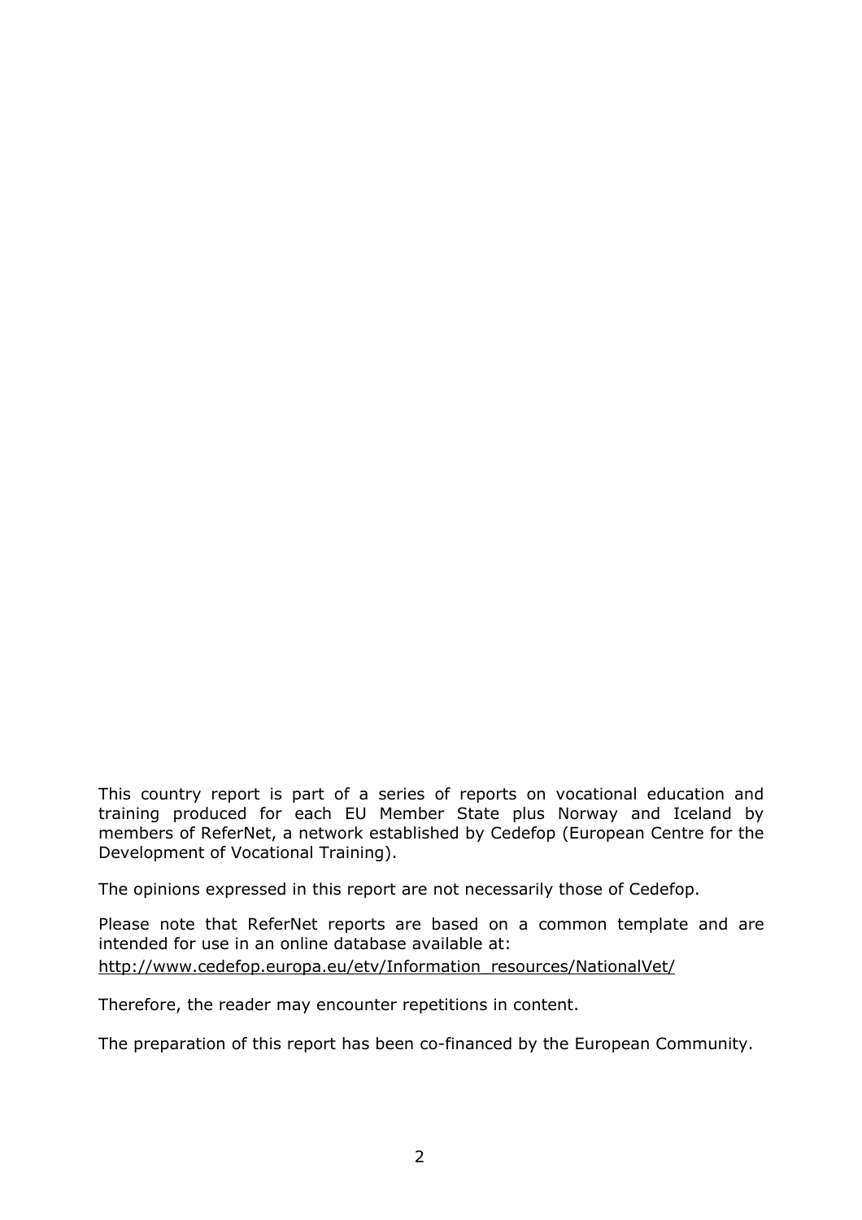This country report is part of a series of reports on vocational education and training produced for each EU Member State plus Norway and Iceland by members of ReferNet, a network established by Cedefop (European Centre for the Development of Vocational Training).

The opinions expressed in this report are not necessarily those of Cedefop.

Please note that ReferNet reports are based on a common template and are intended for use in an online database available at:
http://www.cedefop.europa.eu/etv/Information_resources/NationalVet/

Therefore, the reader may encounter repetitions in content.

The preparation of this report has been co-financed by the European Community.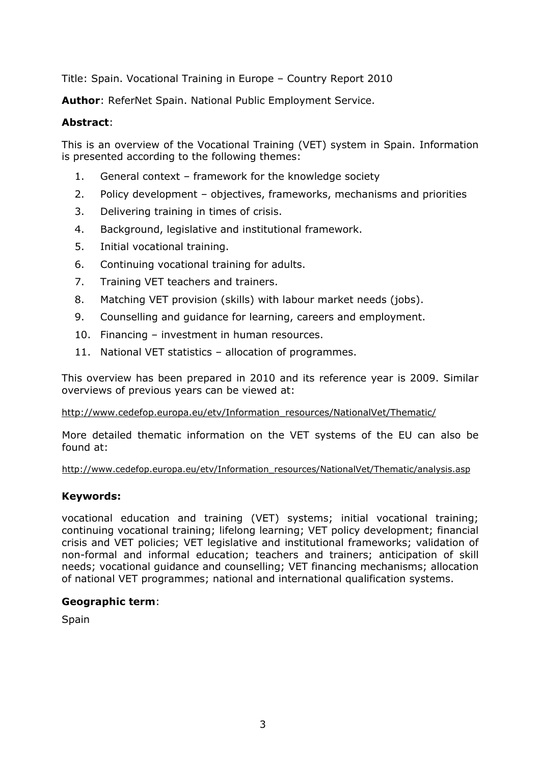Title: Spain. Vocational Training in Europe – Country Report 2010

**Author**: ReferNet Spain. National Public Employment Service.

**Abstract**:

This is an overview of the Vocational Training (VET) system in Spain. Information is presented according to the following themes:

1. General context – framework for the knowledge society
2. Policy development – objectives, frameworks, mechanisms and priorities
3. Delivering training in times of crisis.
4. Background, legislative and institutional framework.
5. Initial vocational training.
6. Continuing vocational training for adults.
7. Training VET teachers and trainers.
8. Matching VET provision (skills) with labour market needs (jobs).
9. Counselling and guidance for learning, careers and employment.
10. Financing – investment in human resources.
11. National VET statistics – allocation of programmes.

This overview has been prepared in 2010 and its reference year is 2009. Similar overviews of previous years can be viewed at:

http://www.cedefop.europa.eu/etv/Information_resources/NationalVet/Thematic/

More detailed thematic information on the VET systems of the EU can also be found at:

http://www.cedefop.europa.eu/etv/Information_resources/NationalVet/Thematic/analysis.asp

**Keywords:**

vocational education and training (VET) systems; initial vocational training; continuing vocational training; lifelong learning; VET policy development; financial crisis and VET policies; VET legislative and institutional frameworks; validation of non-formal and informal education; teachers and trainers; anticipation of skill needs; vocational guidance and counselling; VET financing mechanisms; allocation of national VET programmes; national and international qualification systems.

**Geographic term**:

Spain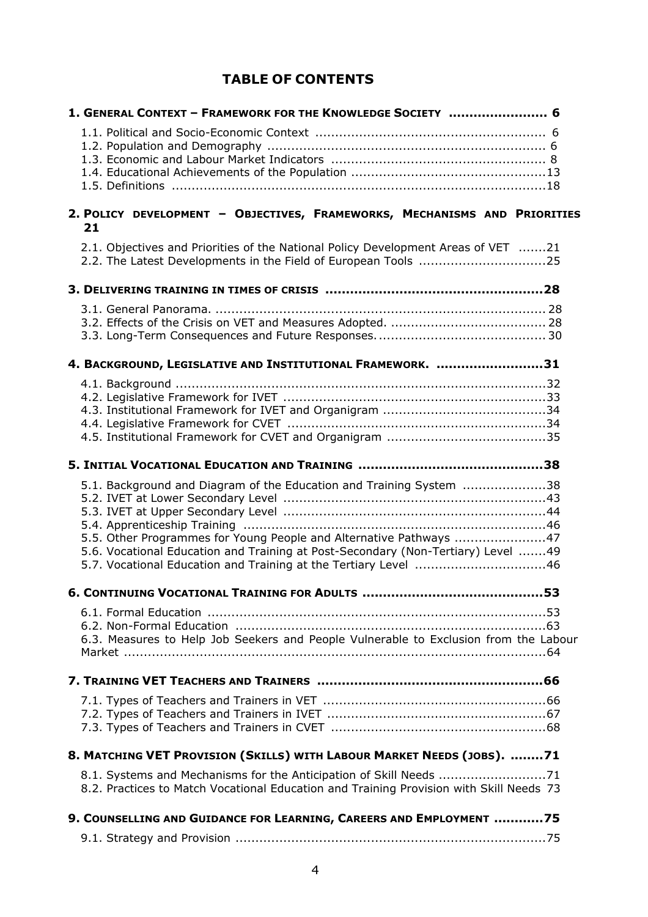# TABLE OF CONTENTS

**1. General Context – Framework for the Knowledge Society ........................ 6**

1.1. Political and Socio-Economic Context ........................................................ 6
1.2. Population and Demography ..................................................................... 6
1.3. Economic and Labour Market Indicators ..................................................... 8
1.4. Educational Achievements of the Population ...............................................13
1.5. Definitions ..............................................................................................18

**2. Policy development – Objectives, Frameworks, Mechanisms and Priorities 21**

2.1. Objectives and Priorities of the National Policy Development Areas of VET .......21
2.2. The Latest Developments in the Field of European Tools ................................25

**3. Delivering training in times of crisis .....................................................28**

3.1. General Panorama. .................................................................................. 28
3.2. Effects of the Crisis on VET and Measures Adopted. ...................................... 28
3.3. Long-Term Consequences and Future Responses. .......................................... 30

**4. Background, Legislative and Institutional Framework. ..........................31**

4.1. Background .............................................................................................32
4.2. Legislative Framework for IVET .................................................................33
4.3. Institutional Framework for IVET and Organigram .........................................34
4.4. Legislative Framework for CVET .................................................................34
4.5. Institutional Framework for CVET and Organigram .......................................35

**5. Initial Vocational Education and Training ............................................38**

5.1. Background and Diagram of the Education and Training System .....................38
5.2. IVET at Lower Secondary Level .................................................................43
5.3. IVET at Upper Secondary Level .................................................................44
5.4. Apprenticeship Training ............................................................................46
5.5. Other Programmes for Young People and Alternative Pathways .......................47
5.6. Vocational Education and Training at Post-Secondary (Non-Tertiary) Level .......49
5.7. Vocational Education and Training at the Tertiary Level .................................46

**6. Continuing Vocational Training for Adults ...........................................53**

6.1. Formal Education .....................................................................................53
6.2. Non-Formal Education ..............................................................................63
6.3. Measures to Help Job Seekers and People Vulnerable to Exclusion from the Labour Market ...........................................................................................................64

**7. Training VET Teachers and Trainers ......................................................66**

7.1. Types of Teachers and Trainers in VET ........................................................66
7.2. Types of Teachers and Trainers in IVET .......................................................67
7.3. Types of Teachers and Trainers in CVET ......................................................68

**8. Matching VET Provision (Skills) with Labour Market Needs (jobs). ........71**

8.1. Systems and Mechanisms for the Anticipation of Skill Needs ...........................71
8.2. Practices to Match Vocational Education and Training Provision with Skill Needs 73

**9. Counselling and Guidance for Learning, Careers and Employment ...........75**

9.1. Strategy and Provision ..............................................................................75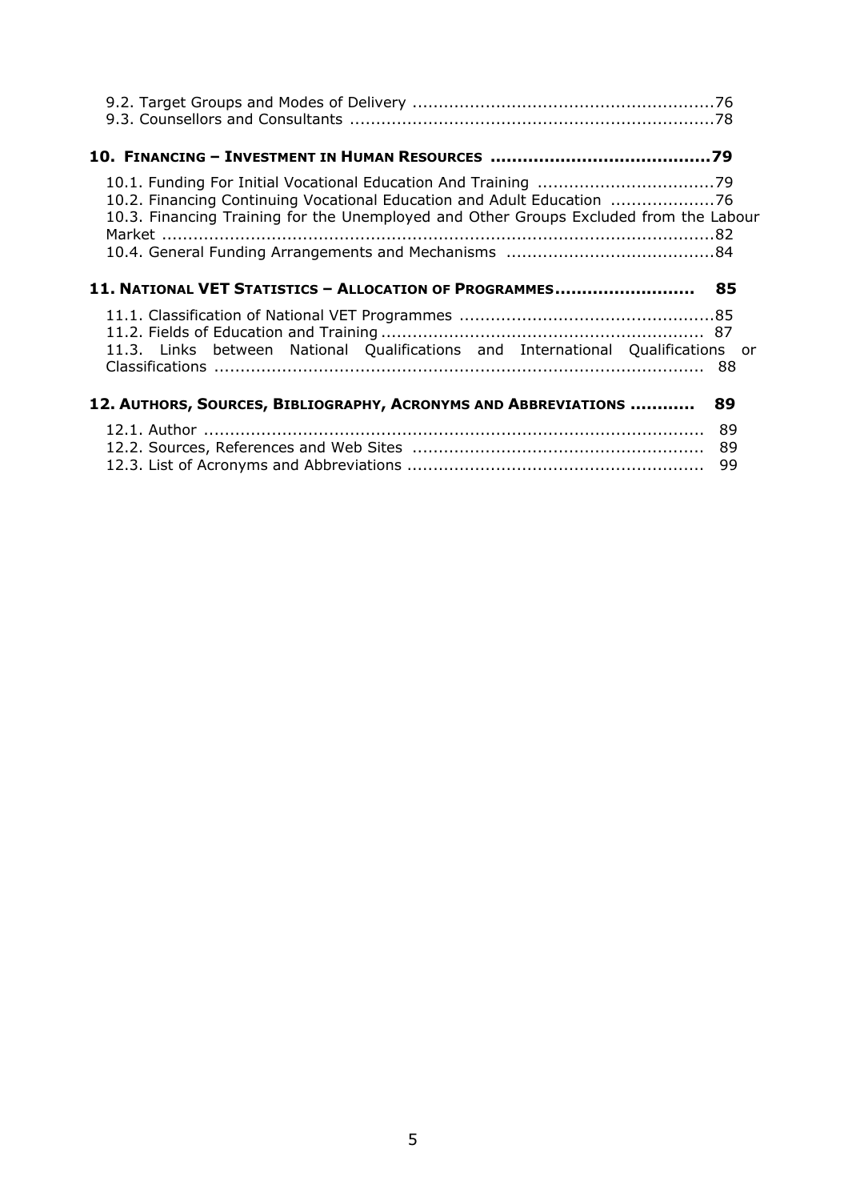9.2. Target Groups and Modes of Delivery ..........................................................76
9.3. Counsellors and Consultants ......................................................................78

**10. FINANCING – INVESTMENT IN HUMAN RESOURCES .........................................79**

10.1. Funding For Initial Vocational Education And Training ..................................79
10.2. Financing Continuing Vocational Education and Adult Education ....................76
10.3. Financing Training for the Unemployed and Other Groups Excluded from the Labour Market ..........................................................................................................82
10.4. General Funding Arrangements and Mechanisms ........................................84

**11. NATIONAL VET STATISTICS – ALLOCATION OF PROGRAMMES.......................... 85**

11.1. Classification of National VET Programmes .................................................85
11.2. Fields of Education and Training .............................................................. 87
11.3. Links between National Qualifications and International Qualifications or Classifications ............................................................................................. 88

**12. AUTHORS, SOURCES, BIBLIOGRAPHY, ACRONYMS AND ABBREVIATIONS ............ 89**

12.1. Author ................................................................................................ 89
12.2. Sources, References and Web Sites ....................................................... 89
12.3. List of Acronyms and Abbreviations ........................................................ 99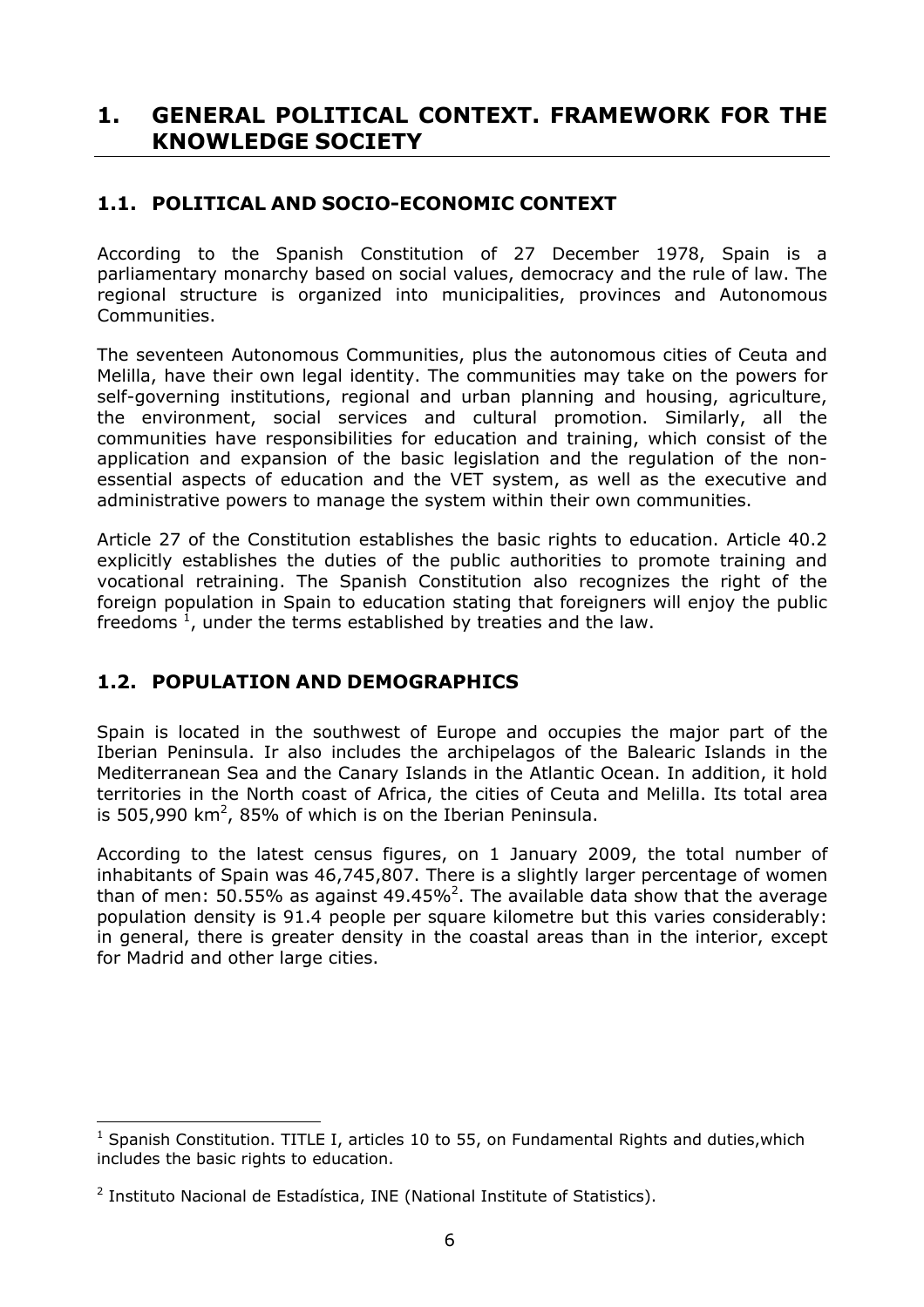# 1. GENERAL POLITICAL CONTEXT. FRAMEWORK FOR THE KNOWLEDGE SOCIETY

## 1.1. POLITICAL AND SOCIO-ECONOMIC CONTEXT

According to the Spanish Constitution of 27 December 1978, Spain is a parliamentary monarchy based on social values, democracy and the rule of law. The regional structure is organized into municipalities, provinces and Autonomous Communities.

The seventeen Autonomous Communities, plus the autonomous cities of Ceuta and Melilla, have their own legal identity. The communities may take on the powers for self-governing institutions, regional and urban planning and housing, agriculture, the environment, social services and cultural promotion. Similarly, all the communities have responsibilities for education and training, which consist of the application and expansion of the basic legislation and the regulation of the non-essential aspects of education and the VET system, as well as the executive and administrative powers to manage the system within their own communities.

Article 27 of the Constitution establishes the basic rights to education. Article 40.2 explicitly establishes the duties of the public authorities to promote training and vocational retraining. The Spanish Constitution also recognizes the right of the foreign population in Spain to education stating that foreigners will enjoy the public freedoms [1], under the terms established by treaties and the law.

## 1.2. POPULATION AND DEMOGRAPHICS

Spain is located in the southwest of Europe and occupies the major part of the Iberian Peninsula. Ir also includes the archipelagos of the Balearic Islands in the Mediterranean Sea and the Canary Islands in the Atlantic Ocean. In addition, it hold territories in the North coast of Africa, the cities of Ceuta and Melilla. Its total area is 505,990 $km^2$, 85% of which is on the Iberian Peninsula.

According to the latest census figures, on 1 January 2009, the total number of inhabitants of Spain was 46,745,807. There is a slightly larger percentage of women than of men: 50.55% as against 49.45%[2]. The available data show that the average population density is 91.4 people per square kilometre but this varies considerably: in general, there is greater density in the coastal areas than in the interior, except for Madrid and other large cities.

---

[1] Spanish Constitution. TITLE I, articles 10 to 55, on Fundamental Rights and duties,which includes the basic rights to education.

[2] Instituto Nacional de Estadística, INE (National Institute of Statistics).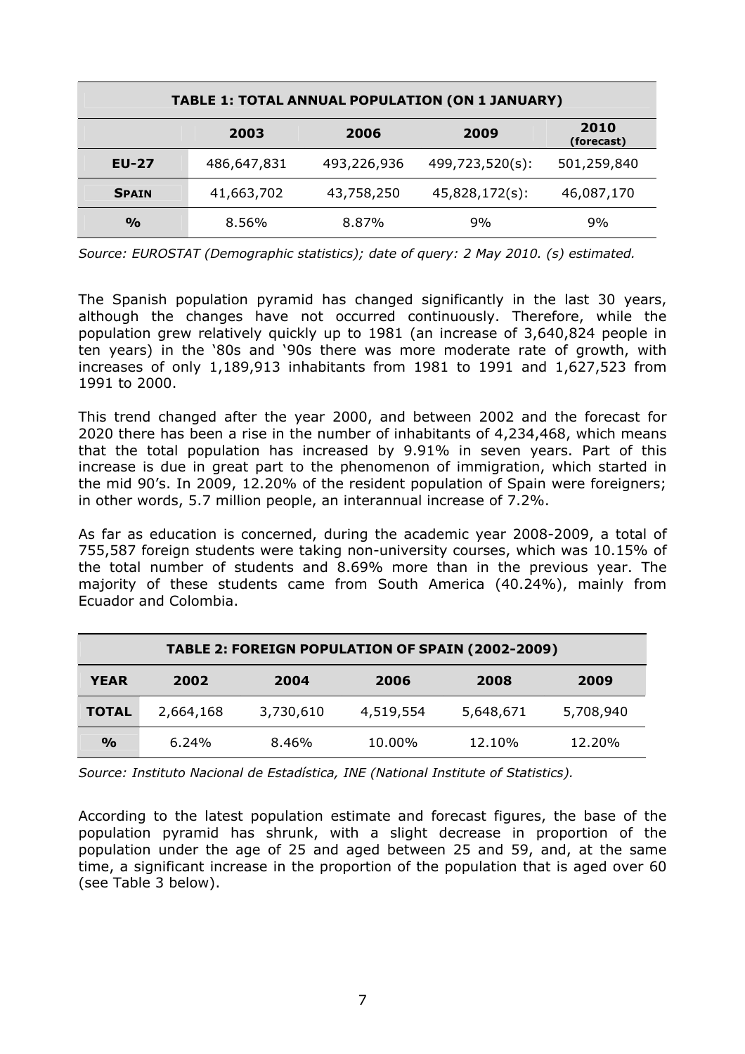| TABLE 1: TOTAL ANNUAL POPULATION (ON 1 JANUARY) | | | | |
|---|---|---|---|---|
| | **2003** | **2006** | **2009** | **2010 (forecast)** |
| **EU-27** | 486,647,831 | 493,226,936 | 499,723,520(s): | 501,259,840 |
| **SPAIN** | 41,663,702 | 43,758,250 | 45,828,172(s): | 46,087,170 |
| **%** | 8.56% | 8.87% | 9% | 9% |

*Source: EUROSTAT (Demographic statistics); date of query: 2 May 2010. (s) estimated.*

The Spanish population pyramid has changed significantly in the last 30 years, although the changes have not occurred continuously. Therefore, while the population grew relatively quickly up to 1981 (an increase of 3,640,824 people in ten years) in the '80s and '90s there was more moderate rate of growth, with increases of only 1,189,913 inhabitants from 1981 to 1991 and 1,627,523 from 1991 to 2000.

This trend changed after the year 2000, and between 2002 and the forecast for 2020 there has been a rise in the number of inhabitants of 4,234,468, which means that the total population has increased by 9.91% in seven years. Part of this increase is due in great part to the phenomenon of immigration, which started in the mid 90's. In 2009, 12.20% of the resident population of Spain were foreigners; in other words, 5.7 million people, an interannual increase of 7.2%.

As far as education is concerned, during the academic year 2008-2009, a total of 755,587 foreign students were taking non-university courses, which was 10.15% of the total number of students and 8.69% more than in the previous year. The majority of these students came from South America (40.24%), mainly from Ecuador and Colombia.

| TABLE 2: FOREIGN POPULATION OF SPAIN (2002-2009) | | | | | |
|---|---|---|---|---|---|
| **YEAR** | **2002** | **2004** | **2006** | **2008** | **2009** |
| **TOTAL** | 2,664,168 | 3,730,610 | 4,519,554 | 5,648,671 | 5,708,940 |
| **%** | 6.24% | 8.46% | 10.00% | 12.10% | 12.20% |

*Source: Instituto Nacional de Estadística, INE (National Institute of Statistics).*

According to the latest population estimate and forecast figures, the base of the population pyramid has shrunk, with a slight decrease in proportion of the population under the age of 25 and aged between 25 and 59, and, at the same time, a significant increase in the proportion of the population that is aged over 60 (see Table 3 below).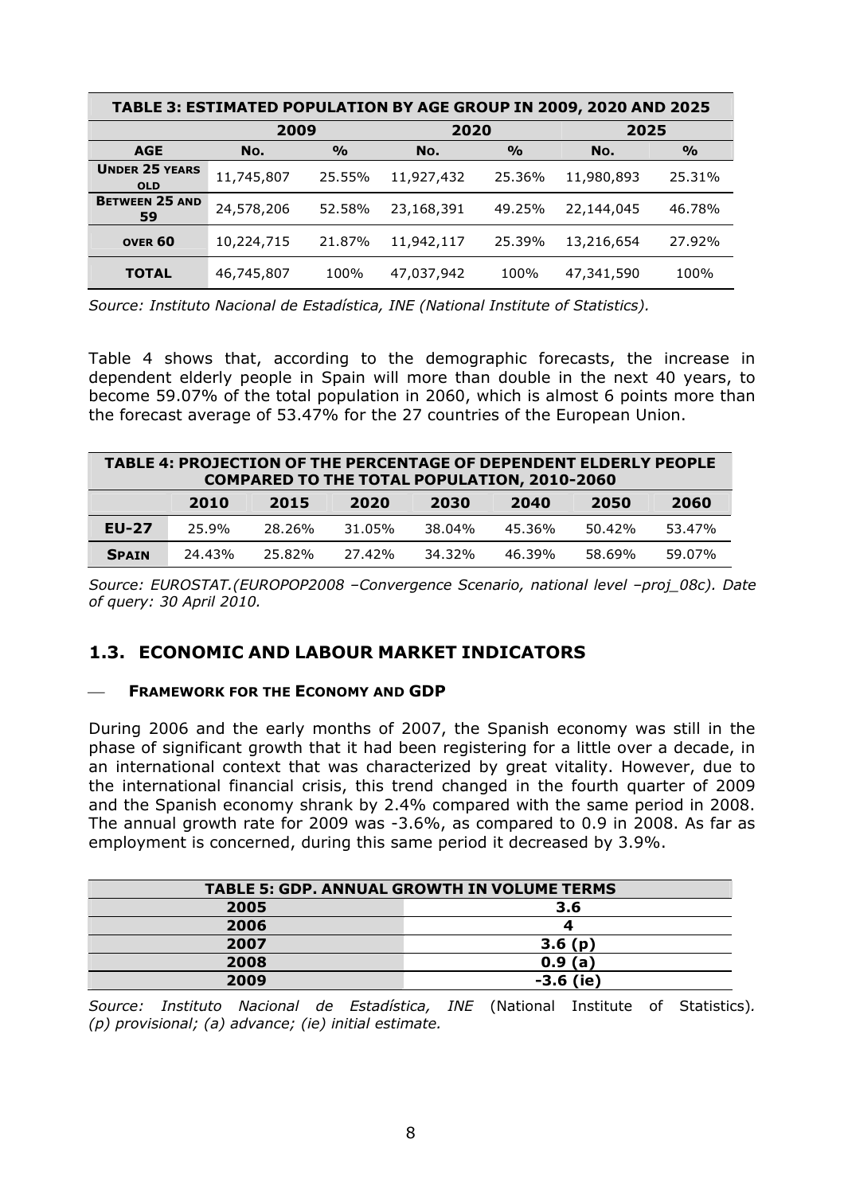| TABLE 3: ESTIMATED POPULATION BY AGE GROUP IN 2009, 2020 AND 2025 | | | | | | |
|---|---|---|---|---|---|---|
| | 2009 | | 2020 | | 2025 | |
| **AGE** | **No.** | **%** | **No.** | **%** | **No.** | **%** |
| **UNDER 25 YEARS OLD** | 11,745,807 | 25.55% | 11,927,432 | 25.36% | 11,980,893 | 25.31% |
| **BETWEEN 25 AND 59** | 24,578,206 | 52.58% | 23,168,391 | 49.25% | 22,144,045 | 46.78% |
| **OVER 60** | 10,224,715 | 21.87% | 11,942,117 | 25.39% | 13,216,654 | 27.92% |
| **TOTAL** | 46,745,807 | 100% | 47,037,942 | 100% | 47,341,590 | 100% |

*Source: Instituto Nacional de Estadística, INE (National Institute of Statistics).*

Table 4 shows that, according to the demographic forecasts, the increase in dependent elderly people in Spain will more than double in the next 40 years, to become 59.07% of the total population in 2060, which is almost 6 points more than the forecast average of 53.47% for the 27 countries of the European Union.

| TABLE 4: PROJECTION OF THE PERCENTAGE OF DEPENDENT ELDERLY PEOPLE COMPARED TO THE TOTAL POPULATION, 2010-2060 | | | | | | | |
|---|---|---|---|---|---|---|---|
| | **2010** | **2015** | **2020** | **2030** | **2040** | **2050** | **2060** |
| **EU-27** | 25.9% | 28.26% | 31.05% | 38.04% | 45.36% | 50.42% | 53.47% |
| **SPAIN** | 24.43% | 25.82% | 27.42% | 34.32% | 46.39% | 58.69% | 59.07% |

*Source: EUROSTAT.(EUROPOP2008 –Convergence Scenario, national level –proj_08c). Date of query: 30 April 2010.*

## 1.3. ECONOMIC AND LABOUR MARKET INDICATORS

— **FRAMEWORK FOR THE ECONOMY AND GDP**

During 2006 and the early months of 2007, the Spanish economy was still in the phase of significant growth that it had been registering for a little over a decade, in an international context that was characterized by great vitality. However, due to the international financial crisis, this trend changed in the fourth quarter of 2009 and the Spanish economy shrank by 2.4% compared with the same period in 2008. The annual growth rate for 2009 was -3.6%, as compared to 0.9 in 2008. As far as employment is concerned, during this same period it decreased by 3.9%.

| TABLE 5: GDP. ANNUAL GROWTH IN VOLUME TERMS | |
|---|---|
| **2005** | **3.6** |
| **2006** | **4** |
| **2007** | **3.6 (p)** |
| **2008** | **0.9 (a)** |
| **2009** | **-3.6 (ie)** |

*Source: Instituto Nacional de Estadística, INE* (National Institute of Statistics)*.*
*(p) provisional; (a) advance; (ie) initial estimate.*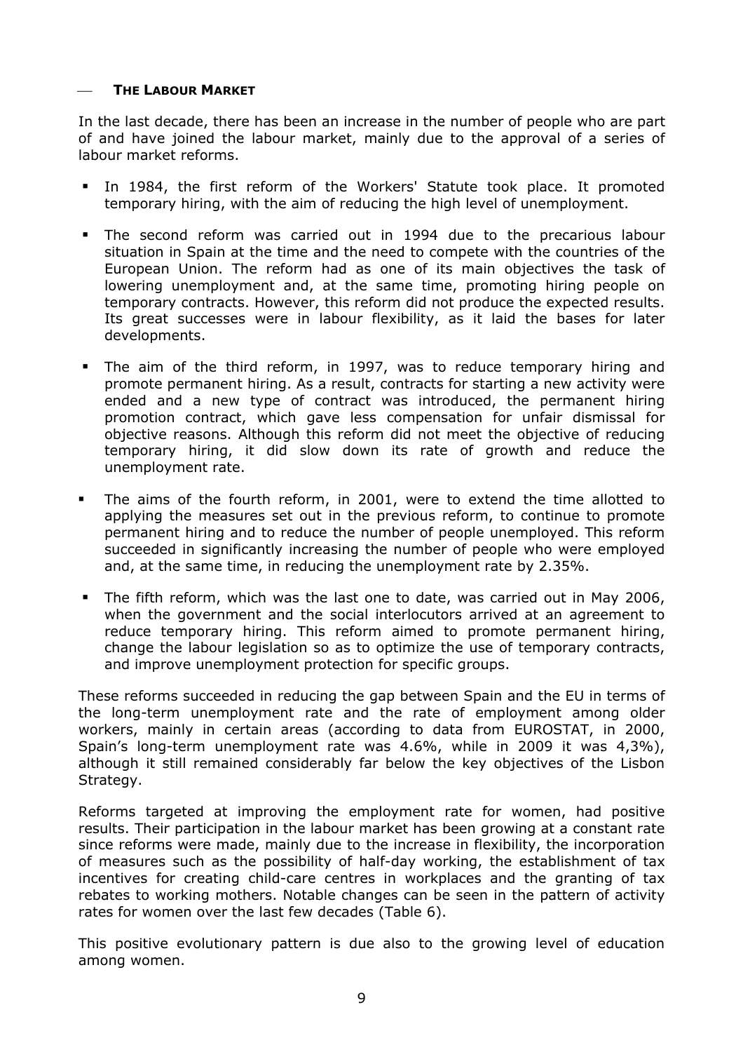## THE LABOUR MARKET

In the last decade, there has been an increase in the number of people who are part of and have joined the labour market, mainly due to the approval of a series of labour market reforms.

- In 1984, the first reform of the Workers' Statute took place. It promoted temporary hiring, with the aim of reducing the high level of unemployment.
- The second reform was carried out in 1994 due to the precarious labour situation in Spain at the time and the need to compete with the countries of the European Union. The reform had as one of its main objectives the task of lowering unemployment and, at the same time, promoting hiring people on temporary contracts. However, this reform did not produce the expected results. Its great successes were in labour flexibility, as it laid the bases for later developments.
- The aim of the third reform, in 1997, was to reduce temporary hiring and promote permanent hiring. As a result, contracts for starting a new activity were ended and a new type of contract was introduced, the permanent hiring promotion contract, which gave less compensation for unfair dismissal for objective reasons. Although this reform did not meet the objective of reducing temporary hiring, it did slow down its rate of growth and reduce the unemployment rate.
- The aims of the fourth reform, in 2001, were to extend the time allotted to applying the measures set out in the previous reform, to continue to promote permanent hiring and to reduce the number of people unemployed. This reform succeeded in significantly increasing the number of people who were employed and, at the same time, in reducing the unemployment rate by 2.35%.
- The fifth reform, which was the last one to date, was carried out in May 2006, when the government and the social interlocutors arrived at an agreement to reduce temporary hiring. This reform aimed to promote permanent hiring, change the labour legislation so as to optimize the use of temporary contracts, and improve unemployment protection for specific groups.

These reforms succeeded in reducing the gap between Spain and the EU in terms of the long-term unemployment rate and the rate of employment among older workers, mainly in certain areas (according to data from EUROSTAT, in 2000, Spain's long-term unemployment rate was 4.6%, while in 2009 it was 4,3%), although it still remained considerably far below the key objectives of the Lisbon Strategy.

Reforms targeted at improving the employment rate for women, had positive results. Their participation in the labour market has been growing at a constant rate since reforms were made, mainly due to the increase in flexibility, the incorporation of measures such as the possibility of half-day working, the establishment of tax incentives for creating child-care centres in workplaces and the granting of tax rebates to working mothers. Notable changes can be seen in the pattern of activity rates for women over the last few decades (Table 6).

This positive evolutionary pattern is due also to the growing level of education among women.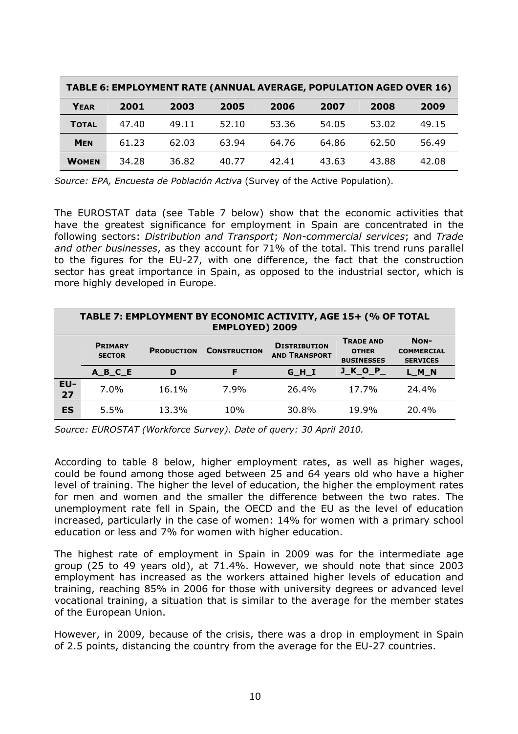| TABLE 6: EMPLOYMENT RATE (ANNUAL AVERAGE, POPULATION AGED OVER 16) | | | | | | | |
|---|---|---|---|---|---|---|---|
| **YEAR** | **2001** | **2003** | **2005** | **2006** | **2007** | **2008** | **2009** |
| **TOTAL** | 47.40 | 49.11 | 52.10 | 53.36 | 54.05 | 53.02 | 49.15 |
| **MEN** | 61.23 | 62.03 | 63.94 | 64.76 | 64.86 | 62.50 | 56.49 |
| **WOMEN** | 34.28 | 36.82 | 40.77 | 42.41 | 43.63 | 43.88 | 42.08 |

*Source: EPA, Encuesta de Población Activa* (Survey of the Active Population).

The EUROSTAT data (see Table 7 below) show that the economic activities that have the greatest significance for employment in Spain are concentrated in the following sectors: *Distribution and Transport*; *Non-commercial services*; and *Trade and other businesses*, as they account for 71% of the total. This trend runs parallel to the figures for the EU-27, with one difference, the fact that the construction sector has great importance in Spain, as opposed to the industrial sector, which is more highly developed in Europe.

| TABLE 7: EMPLOYMENT BY ECONOMIC ACTIVITY, AGE 15+ (% OF TOTAL EMPLOYED) 2009 | | | | | | |
|---|---|---|---|---|---|---|
| | **PRIMARY SECTOR** | **PRODUCTION** | **CONSTRUCTION** | **DISTRIBUTION AND TRANSPORT** | **TRADE AND OTHER BUSINESSES** | **NON-COMMERCIAL SERVICES** |
| | **A_B_C_E** | **D** | **F** | **G_H_I** | **J_K_O_P_Q** | **L_M_N** |
| **EU-27** | 7.0% | 16.1% | 7.9% | 26.4% | 17.7% | 24.4% |
| **ES** | 5.5% | 13.3% | 10% | 30.8% | 19.9% | 20.4% |

*Source: EUROSTAT (Workforce Survey). Date of query: 30 April 2010.*

According to table 8 below, higher employment rates, as well as higher wages, could be found among those aged between 25 and 64 years old who have a higher level of training. The higher the level of education, the higher the employment rates for men and women and the smaller the difference between the two rates. The unemployment rate fell in Spain, the OECD and the EU as the level of education increased, particularly in the case of women: 14% for women with a primary school education or less and 7% for women with higher education.

The highest rate of employment in Spain in 2009 was for the intermediate age group (25 to 49 years old), at 71.4%. However, we should note that since 2003 employment has increased as the workers attained higher levels of education and training, reaching 85% in 2006 for those with university degrees or advanced level vocational training, a situation that is similar to the average for the member states of the European Union.

However, in 2009, because of the crisis, there was a drop in employment in Spain of 2.5 points, distancing the country from the average for the EU-27 countries.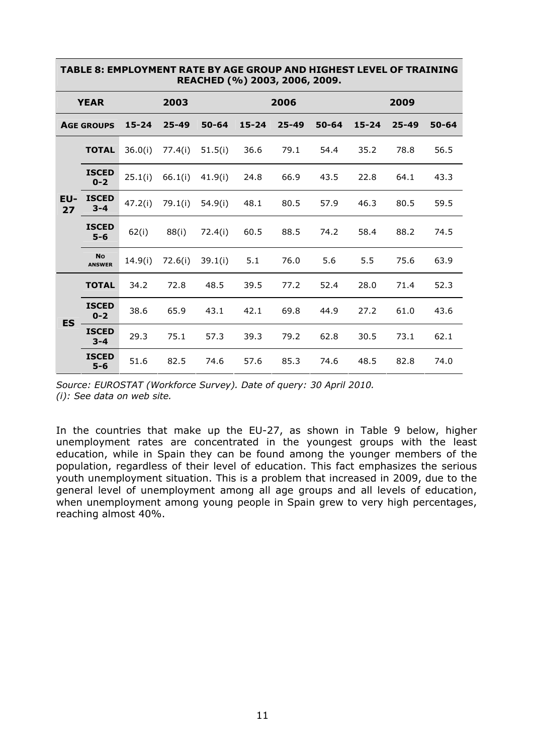| **TABLE 8: EMPLOYMENT RATE BY AGE GROUP AND HIGHEST LEVEL OF TRAINING REACHED (%) 2003, 2006, 2009.** | | | | | | | | | | |
|---|---|---|---|---|---|---|---|---|---|---|
| **YEAR** | | **2003** | | | **2006** | | | **2009** | | |
| **AGE GROUPS** | | **15-24** | **25-49** | **50-64** | **15-24** | **25-49** | **50-64** | **15-24** | **25-49** | **50-64** |
| **EU-27** | **TOTAL** | 36.0(i) | 77.4(i) | 51.5(i) | 36.6 | 79.1 | 54.4 | 35.2 | 78.8 | 56.5 |
| | **ISCED 0-2** | 25.1(i) | 66.1(i) | 41.9(i) | 24.8 | 66.9 | 43.5 | 22.8 | 64.1 | 43.3 |
| | **ISCED 3-4** | 47.2(i) | 79.1(i) | 54.9(i) | 48.1 | 80.5 | 57.9 | 46.3 | 80.5 | 59.5 |
| | **ISCED 5-6** | 62(i) | 88(i) | 72.4(i) | 60.5 | 88.5 | 74.2 | 58.4 | 88.2 | 74.5 |
| | **NO ANSWER** | 14.9(i) | 72.6(i) | 39.1(i) | 5.1 | 76.0 | 5.6 | 5.5 | 75.6 | 63.9 |
| **ES** | **TOTAL** | 34.2 | 72.8 | 48.5 | 39.5 | 77.2 | 52.4 | 28.0 | 71.4 | 52.3 |
| | **ISCED 0-2** | 38.6 | 65.9 | 43.1 | 42.1 | 69.8 | 44.9 | 27.2 | 61.0 | 43.6 |
| | **ISCED 3-4** | 29.3 | 75.1 | 57.3 | 39.3 | 79.2 | 62.8 | 30.5 | 73.1 | 62.1 |
| | **ISCED 5-6** | 51.6 | 82.5 | 74.6 | 57.6 | 85.3 | 74.6 | 48.5 | 82.8 | 74.0 |

*Source: EUROSTAT (Workforce Survey). Date of query: 30 April 2010.*
*(i): See data on web site.*

In the countries that make up the EU-27, as shown in Table 9 below, higher unemployment rates are concentrated in the youngest groups with the least education, while in Spain they can be found among the younger members of the population, regardless of their level of education. This fact emphasizes the serious youth unemployment situation. This is a problem that increased in 2009, due to the general level of unemployment among all age groups and all levels of education, when unemployment among young people in Spain grew to very high percentages, reaching almost 40%.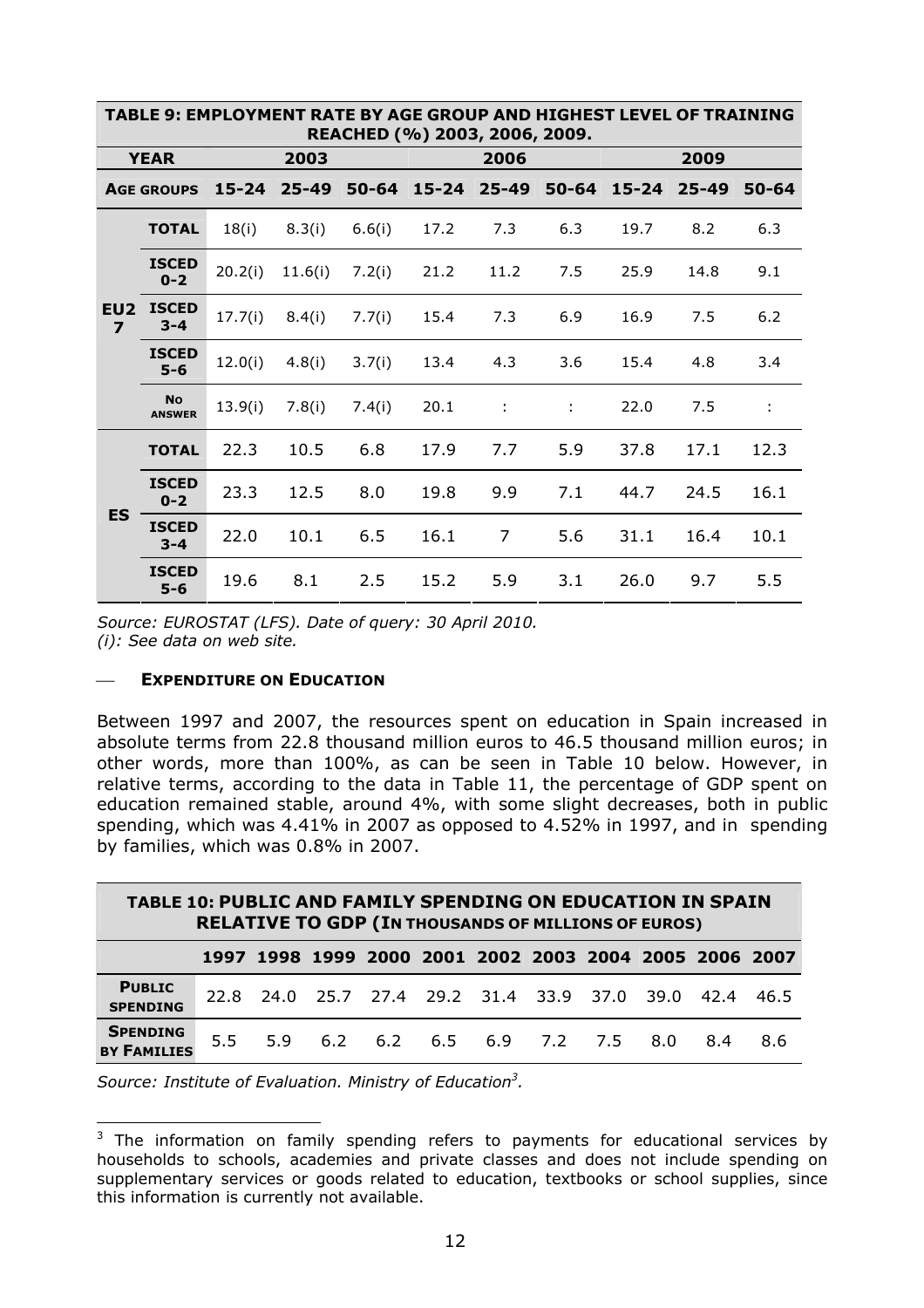| TABLE 9: EMPLOYMENT RATE BY AGE GROUP AND HIGHEST LEVEL OF TRAINING REACHED (%) 2003, 2006, 2009. | | | | | | | | | | |
|---|---|---|---|---|---|---|---|---|---|---|
| **YEAR** | | **2003** | | | **2006** | | | **2009** | | |
| **AGE GROUPS** | | **15-24** | **25-49** | **50-64** | **15-24** | **25-49** | **50-64** | **15-24** | **25-49** | **50-64** |
| **EU27** | **TOTAL** | 18(i) | 8.3(i) | 6.6(i) | 17.2 | 7.3 | 6.3 | 19.7 | 8.2 | 6.3 |
| | **ISCED 0-2** | 20.2(i) | 11.6(i) | 7.2(i) | 21.2 | 11.2 | 7.5 | 25.9 | 14.8 | 9.1 |
| | **ISCED 3-4** | 17.7(i) | 8.4(i) | 7.7(i) | 15.4 | 7.3 | 6.9 | 16.9 | 7.5 | 6.2 |
| | **ISCED 5-6** | 12.0(i) | 4.8(i) | 3.7(i) | 13.4 | 4.3 | 3.6 | 15.4 | 4.8 | 3.4 |
| | **NO ANSWER** | 13.9(i) | 7.8(i) | 7.4(i) | 20.1 | : | : | 22.0 | 7.5 | : |
| **ES** | **TOTAL** | 22.3 | 10.5 | 6.8 | 17.9 | 7.7 | 5.9 | 37.8 | 17.1 | 12.3 |
| | **ISCED 0-2** | 23.3 | 12.5 | 8.0 | 19.8 | 9.9 | 7.1 | 44.7 | 24.5 | 16.1 |
| | **ISCED 3-4** | 22.0 | 10.1 | 6.5 | 16.1 | 7 | 5.6 | 31.1 | 16.4 | 10.1 |
| | **ISCED 5-6** | 19.6 | 8.1 | 2.5 | 15.2 | 5.9 | 3.1 | 26.0 | 9.7 | 5.5 |

*Source: EUROSTAT (LFS). Date of query: 30 April 2010.*
*(i): See data on web site.*

### — EXPENDITURE ON EDUCATION

Between 1997 and 2007, the resources spent on education in Spain increased in absolute terms from 22.8 thousand million euros to 46.5 thousand million euros; in other words, more than 100%, as can be seen in Table 10 below. However, in relative terms, according to the data in Table 11, the percentage of GDP spent on education remained stable, around 4%, with some slight decreases, both in public spending, which was 4.41% in 2007 as opposed to 4.52% in 1997, and in spending by families, which was 0.8% in 2007.

| TABLE 10: PUBLIC AND FAMILY SPENDING ON EDUCATION IN SPAIN RELATIVE TO GDP (IN THOUSANDS OF MILLIONS OF EUROS) | | | | | | | | | | | |
|---|---|---|---|---|---|---|---|---|---|---|---|
| | **1997** | **1998** | **1999** | **2000** | **2001** | **2002** | **2003** | **2004** | **2005** | **2006** | **2007** |
| **PUBLIC SPENDING** | 22.8 | 24.0 | 25.7 | 27.4 | 29.2 | 31.4 | 33.9 | 37.0 | 39.0 | 42.4 | 46.5 |
| **SPENDING BY FAMILIES** | 5.5 | 5.9 | 6.2 | 6.2 | 6.5 | 6.9 | 7.2 | 7.5 | 8.0 | 8.4 | 8.6 |

*Source: Institute of Evaluation. Ministry of Education[3].*

[3] The information on family spending refers to payments for educational services by households to schools, academies and private classes and does not include spending on supplementary services or goods related to education, textbooks or school supplies, since this information is currently not available.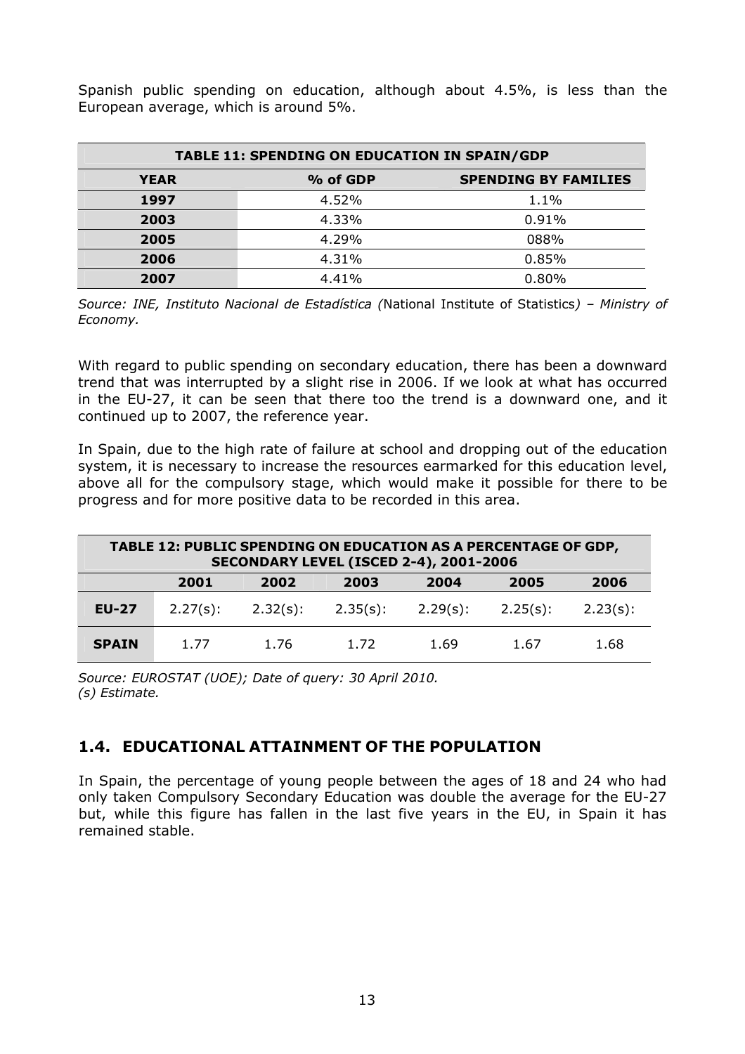Spanish public spending on education, although about 4.5%, is less than the European average, which is around 5%.

| TABLE 11: SPENDING ON EDUCATION IN SPAIN/GDP | | |
|---|---|---|
| **YEAR** | **% of GDP** | **SPENDING BY FAMILIES** |
| **1997** | 4.52% | 1.1% |
| **2003** | 4.33% | 0.91% |
| **2005** | 4.29% | 088% |
| **2006** | 4.31% | 0.85% |
| **2007** | 4.41% | 0.80% |

*Source: INE, Instituto Nacional de Estadística (*National Institute of Statistics*) – Ministry of Economy.*

With regard to public spending on secondary education, there has been a downward trend that was interrupted by a slight rise in 2006. If we look at what has occurred in the EU-27, it can be seen that there too the trend is a downward one, and it continued up to 2007, the reference year.

In Spain, due to the high rate of failure at school and dropping out of the education system, it is necessary to increase the resources earmarked for this education level, above all for the compulsory stage, which would make it possible for there to be progress and for more positive data to be recorded in this area.

| TABLE 12: PUBLIC SPENDING ON EDUCATION AS A PERCENTAGE OF GDP, SECONDARY LEVEL (ISCED 2-4), 2001-2006 | | | | | | |
|---|---|---|---|---|---|---|
| | **2001** | **2002** | **2003** | **2004** | **2005** | **2006** |
| **EU-27** | 2.27(s): | 2.32(s): | 2.35(s): | 2.29(s): | 2.25(s): | 2.23(s): |
| **SPAIN** | 1.77 | 1.76 | 1.72 | 1.69 | 1.67 | 1.68 |

*Source: EUROSTAT (UOE); Date of query: 30 April 2010.*
*(s) Estimate.*

## 1.4. EDUCATIONAL ATTAINMENT OF THE POPULATION

In Spain, the percentage of young people between the ages of 18 and 24 who had only taken Compulsory Secondary Education was double the average for the EU-27 but, while this figure has fallen in the last five years in the EU, in Spain it has remained stable.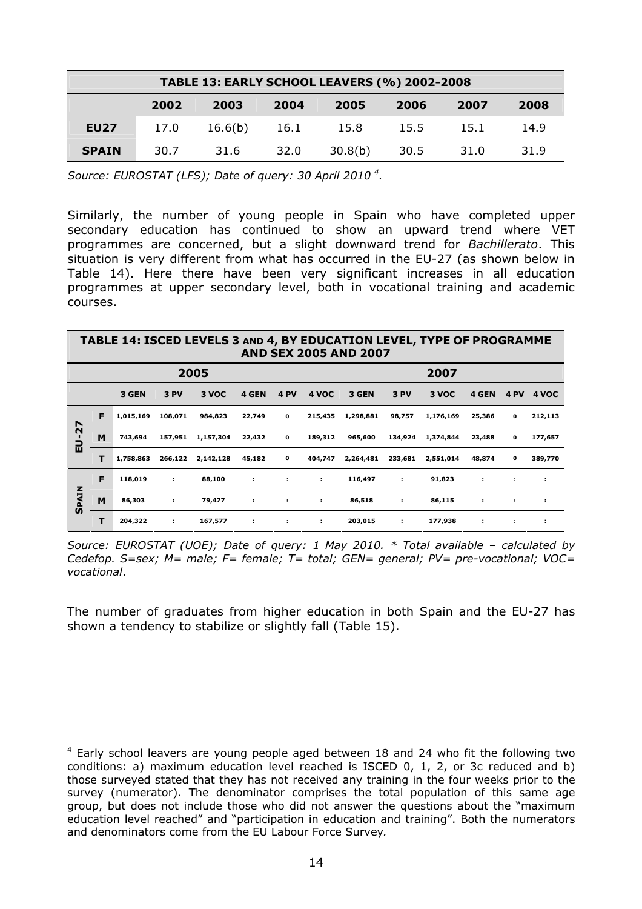| TABLE 13: EARLY SCHOOL LEAVERS (%) 2002-2008 | | | | | | | |
|---|---|---|---|---|---|---|---|
| | 2002 | 2003 | 2004 | 2005 | 2006 | 2007 | 2008 |
| **EU27** | 17.0 | 16.6(b) | 16.1 | 15.8 | 15.5 | 15.1 | 14.9 |
| **SPAIN** | 30.7 | 31.6 | 32.0 | 30.8(b) | 30.5 | 31.0 | 31.9 |

*Source: EUROSTAT (LFS); Date of query: 30 April 2010* [4]*.*

Similarly, the number of young people in Spain who have completed upper secondary education has continued to show an upward trend where VET programmes are concerned, but a slight downward trend for *Bachillerato*. This situation is very different from what has occurred in the EU-27 (as shown below in Table 14). Here there have been very significant increases in all education programmes at upper secondary level, both in vocational training and academic courses.

| TABLE 14: ISCED LEVELS 3 AND 4, BY EDUCATION LEVEL, TYPE OF PROGRAMME AND SEX 2005 AND 2007 | | | | | | | | | | | | | |
|---|---|---|---|---|---|---|---|---|---|---|---|---|---|
| | | 2005 | | | | | | 2007 | | | | | |
| | | 3 GEN | 3 PV | 3 VOC | 4 GEN | 4 PV | 4 VOC | 3 GEN | 3 PV | 3 VOC | 4 GEN | 4 PV | 4 VOC |
| EU-27 | F | 1,015,169 | 108,071 | 984,823 | 22,749 | 0 | 215,435 | 1,298,881 | 98,757 | 1,176,169 | 25,386 | 0 | 212,113 |
| | M | 743,694 | 157,951 | 1,157,304 | 22,432 | 0 | 189,312 | 965,600 | 134,924 | 1,374,844 | 23,488 | 0 | 177,657 |
| | T | 1,758,863 | 266,122 | 2,142,128 | 45,182 | 0 | 404,747 | 2,264,481 | 233,681 | 2,551,014 | 48,874 | 0 | 389,770 |
| SPAIN | F | 118,019 | : | 88,100 | : | : | : | 116,497 | : | 91,823 | : | : | : |
| | M | 86,303 | : | 79,477 | : | : | : | 86,518 | : | 86,115 | : | : | : |
| | T | 204,322 | : | 167,577 | : | : | : | 203,015 | : | 177,938 | : | : | : |

*Source: EUROSTAT (UOE); Date of query: 1 May 2010. * Total available – calculated by Cedefop. S=sex; M= male; F= female; T= total; GEN= general; PV= pre-vocational; VOC= vocational*.

The number of graduates from higher education in both Spain and the EU-27 has shown a tendency to stabilize or slightly fall (Table 15).

[4] Early school leavers are young people aged between 18 and 24 who fit the following two conditions: a) maximum education level reached is ISCED 0, 1, 2, or 3c reduced and b) those surveyed stated that they has not received any training in the four weeks prior to the survey (numerator). The denominator comprises the total population of this same age group, but does not include those who did not answer the questions about the "maximum education level reached" and "participation in education and training". Both the numerators and denominators come from the EU Labour Force Survey*.*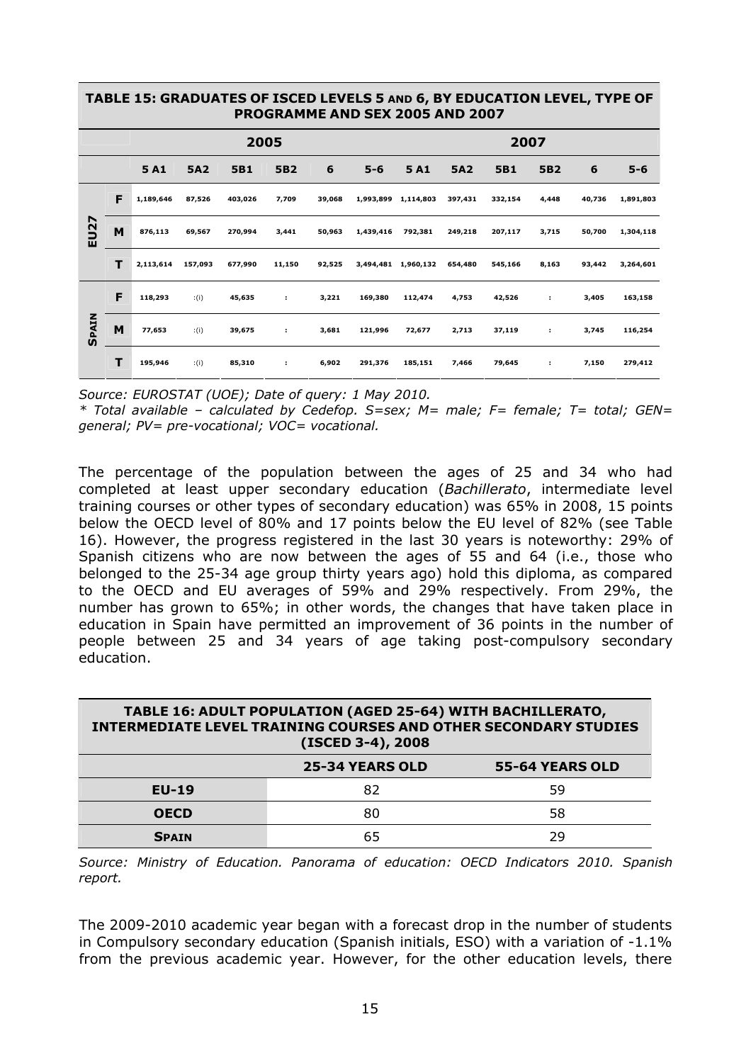**TABLE 15: GRADUATES OF ISCED LEVELS 5 AND 6, BY EDUCATION LEVEL, TYPE OF PROGRAMME AND SEX 2005 AND 2007**

| | | 2005 | | | | | | 2007 | | | | | |
|---|---|---|---|---|---|---|---|---|---|---|---|---|---|
| | | 5 A1 | 5A2 | 5B1 | 5B2 | 6 | 5-6 | 5 A1 | 5A2 | 5B1 | 5B2 | 6 | 5-6 |
| EU27 | F | 1,189,646 | 87,526 | 403,026 | 7,709 | 39,068 | 1,993,899 | 1,114,803 | 397,431 | 332,154 | 4,448 | 40,736 | 1,891,803 |
| | M | 876,113 | 69,567 | 270,994 | 3,441 | 50,963 | 1,439,416 | 792,381 | 249,218 | 207,117 | 3,715 | 50,700 | 1,304,118 |
| | T | 2,113,614 | 157,093 | 677,990 | 11,150 | 92,525 | 3,494,481 | 1,960,132 | 654,480 | 545,166 | 8,163 | 93,442 | 3,264,601 |
| SPAIN | F | 118,293 | :(i) | 45,635 | : | 3,221 | 169,380 | 112,474 | 4,753 | 42,526 | : | 3,405 | 163,158 |
| | M | 77,653 | :(i) | 39,675 | : | 3,681 | 121,996 | 72,677 | 2,713 | 37,119 | : | 3,745 | 116,254 |
| | T | 195,946 | :(i) | 85,310 | : | 6,902 | 291,376 | 185,151 | 7,466 | 79,645 | : | 7,150 | 279,412 |

*Source: EUROSTAT (UOE); Date of query: 1 May 2010.*
*\* Total available – calculated by Cedefop. S=sex; M= male; F= female; T= total; GEN= general; PV= pre-vocational; VOC= vocational.*

The percentage of the population between the ages of 25 and 34 who had completed at least upper secondary education (*Bachillerato*, intermediate level training courses or other types of secondary education) was 65% in 2008, 15 points below the OECD level of 80% and 17 points below the EU level of 82% (see Table 16). However, the progress registered in the last 30 years is noteworthy: 29% of Spanish citizens who are now between the ages of 55 and 64 (i.e., those who belonged to the 25-34 age group thirty years ago) hold this diploma, as compared to the OECD and EU averages of 59% and 29% respectively. From 29%, the number has grown to 65%; in other words, the changes that have taken place in education in Spain have permitted an improvement of 36 points in the number of people between 25 and 34 years of age taking post-compulsory secondary education.

**TABLE 16: ADULT POPULATION (AGED 25-64) WITH BACHILLERATO, INTERMEDIATE LEVEL TRAINING COURSES AND OTHER SECONDARY STUDIES (ISCED 3-4), 2008**

| | 25-34 YEARS OLD | 55-64 YEARS OLD |
|---|---|---|
| EU-19 | 82 | 59 |
| OECD | 80 | 58 |
| SPAIN | 65 | 29 |

*Source: Ministry of Education. Panorama of education: OECD Indicators 2010. Spanish report.*

The 2009-2010 academic year began with a forecast drop in the number of students in Compulsory secondary education (Spanish initials, ESO) with a variation of -1.1% from the previous academic year. However, for the other education levels, there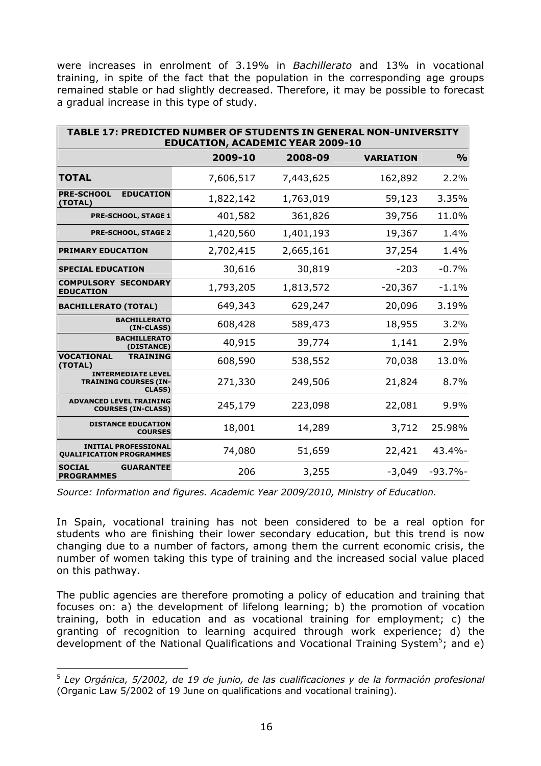were increases in enrolment of 3.19% in *Bachillerato* and 13% in vocational training, in spite of the fact that the population in the corresponding age groups remained stable or had slightly decreased. Therefore, it may be possible to forecast a gradual increase in this type of study.

| TABLE 17: PREDICTED NUMBER OF STUDENTS IN GENERAL NON-UNIVERSITY EDUCATION, ACADEMIC YEAR 2009-10 | | | | |
|---|---|---|---|---|
| | 2009-10 | 2008-09 | VARIATION | % |
| **TOTAL** | 7,606,517 | 7,443,625 | 162,892 | 2.2% |
| **PRE-SCHOOL EDUCATION (TOTAL)** | 1,822,142 | 1,763,019 | 59,123 | 3.35% |
| **PRE-SCHOOL, STAGE 1** | 401,582 | 361,826 | 39,756 | 11.0% |
| **PRE-SCHOOL, STAGE 2** | 1,420,560 | 1,401,193 | 19,367 | 1.4% |
| **PRIMARY EDUCATION** | 2,702,415 | 2,665,161 | 37,254 | 1.4% |
| **SPECIAL EDUCATION** | 30,616 | 30,819 | -203 | -0.7% |
| **COMPULSORY SECONDARY EDUCATION** | 1,793,205 | 1,813,572 | -20,367 | -1.1% |
| **BACHILLERATO (TOTAL)** | 649,343 | 629,247 | 20,096 | 3.19% |
| **BACHILLERATO (IN-CLASS)** | 608,428 | 589,473 | 18,955 | 3.2% |
| **BACHILLERATO (DISTANCE)** | 40,915 | 39,774 | 1,141 | 2.9% |
| **VOCATIONAL TRAINING (TOTAL)** | 608,590 | 538,552 | 70,038 | 13.0% |
| **INTERMEDIATE LEVEL TRAINING COURSES (IN-CLASS)** | 271,330 | 249,506 | 21,824 | 8.7% |
| **ADVANCED LEVEL TRAINING COURSES (IN-CLASS)** | 245,179 | 223,098 | 22,081 | 9.9% |
| **DISTANCE EDUCATION COURSES** | 18,001 | 14,289 | 3,712 | 25.98% |
| **INITIAL PROFESSIONAL QUALIFICATION PROGRAMMES** | 74,080 | 51,659 | 22,421 | 43.4%- |
| **SOCIAL GUARANTEE PROGRAMMES** | 206 | 3,255 | -3,049 | -93.7%- |

*Source: Information and figures. Academic Year 2009/2010, Ministry of Education.*

In Spain, vocational training has not been considered to be a real option for students who are finishing their lower secondary education, but this trend is now changing due to a number of factors, among them the current economic crisis, the number of women taking this type of training and the increased social value placed on this pathway.

The public agencies are therefore promoting a policy of education and training that focuses on: a) the development of lifelong learning; b) the promotion of vocation training, both in education and as vocational training for employment; c) the granting of recognition to learning acquired through work experience; d) the development of the National Qualifications and Vocational Training System[5]; and e)

[5] *Ley Orgánica, 5/2002, de 19 de junio, de las cualificaciones y de la formación profesional* (Organic Law 5/2002 of 19 June on qualifications and vocational training).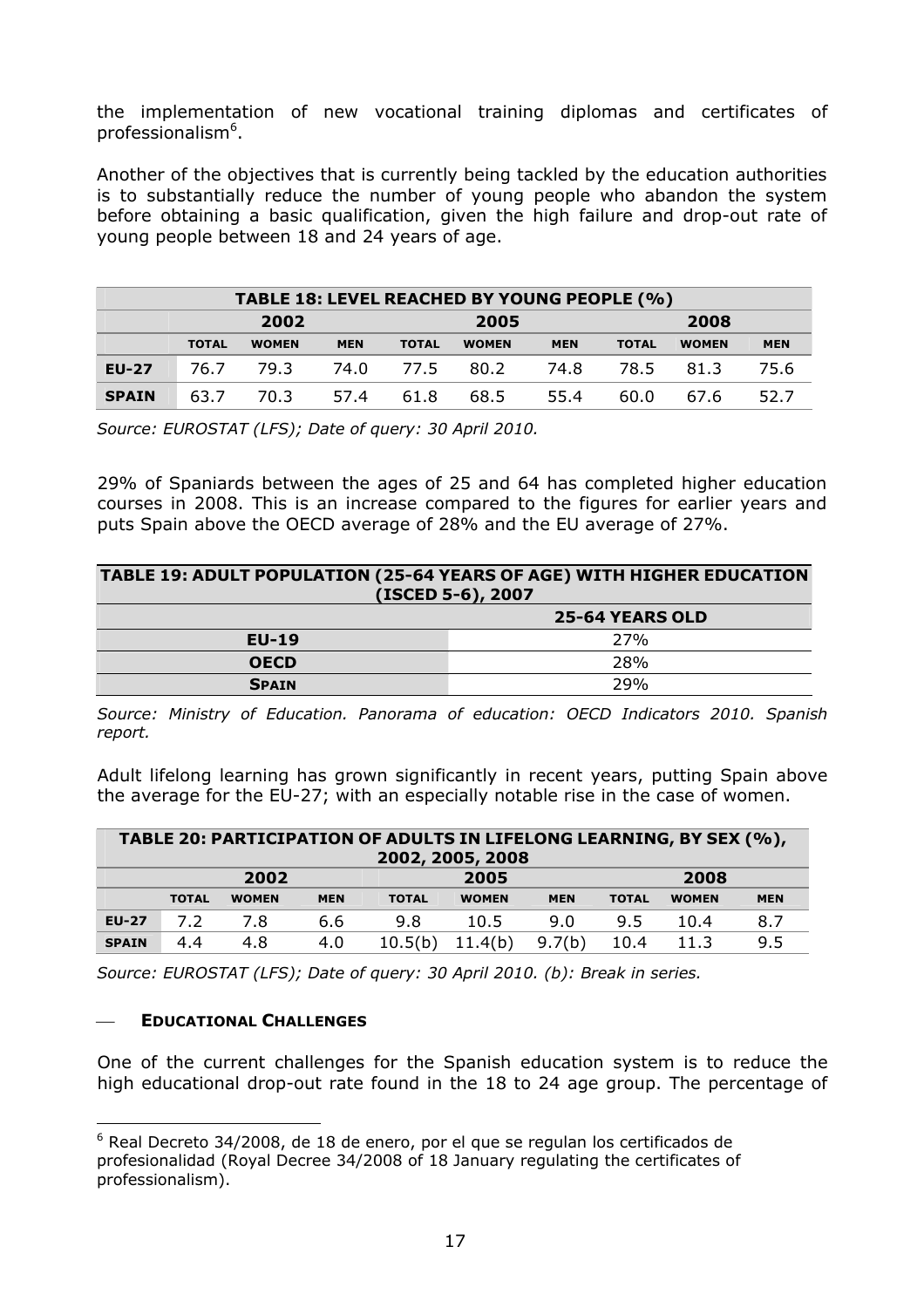the implementation of new vocational training diplomas and certificates of professionalism[6].

Another of the objectives that is currently being tackled by the education authorities is to substantially reduce the number of young people who abandon the system before obtaining a basic qualification, given the high failure and drop-out rate of young people between 18 and 24 years of age.

| TABLE 18: LEVEL REACHED BY YOUNG PEOPLE (%) | | | | | | | | | |
|---|---|---|---|---|---|---|---|---|---|
| | 2002 | | | 2005 | | | 2008 | | |
| | TOTAL | WOMEN | MEN | TOTAL | WOMEN | MEN | TOTAL | WOMEN | MEN |
| **EU-27** | 76.7 | 79.3 | 74.0 | 77.5 | 80.2 | 74.8 | 78.5 | 81.3 | 75.6 |
| **SPAIN** | 63.7 | 70.3 | 57.4 | 61.8 | 68.5 | 55.4 | 60.0 | 67.6 | 52.7 |

*Source: EUROSTAT (LFS); Date of query: 30 April 2010.*

29% of Spaniards between the ages of 25 and 64 has completed higher education courses in 2008. This is an increase compared to the figures for earlier years and puts Spain above the OECD average of 28% and the EU average of 27%.

| TABLE 19: ADULT POPULATION (25-64 YEARS OF AGE) WITH HIGHER EDUCATION (ISCED 5-6), 2007 | |
|---|---|
| | 25-64 YEARS OLD |
| **EU-19** | 27% |
| **OECD** | 28% |
| **SPAIN** | 29% |

*Source: Ministry of Education. Panorama of education: OECD Indicators 2010. Spanish report.*

Adult lifelong learning has grown significantly in recent years, putting Spain above the average for the EU-27; with an especially notable rise in the case of women.

| TABLE 20: PARTICIPATION OF ADULTS IN LIFELONG LEARNING, BY SEX (%), 2002, 2005, 2008 | | | | | | | | | |
|---|---|---|---|---|---|---|---|---|---|
| | 2002 | | | 2005 | | | 2008 | | |
| | TOTAL | WOMEN | MEN | TOTAL | WOMEN | MEN | TOTAL | WOMEN | MEN |
| **EU-27** | 7.2 | 7.8 | 6.6 | 9.8 | 10.5 | 9.0 | 9.5 | 10.4 | 8.7 |
| **SPAIN** | 4.4 | 4.8 | 4.0 | 10.5(b) | 11.4(b) | 9.7(b) | 10.4 | 11.3 | 9.5 |

*Source: EUROSTAT (LFS); Date of query: 30 April 2010. (b): Break in series.*

— **EDUCATIONAL CHALLENGES**

One of the current challenges for the Spanish education system is to reduce the high educational drop-out rate found in the 18 to 24 age group. The percentage of

[6] Real Decreto 34/2008, de 18 de enero, por el que se regulan los certificados de profesionalidad (Royal Decree 34/2008 of 18 January regulating the certificates of professionalism).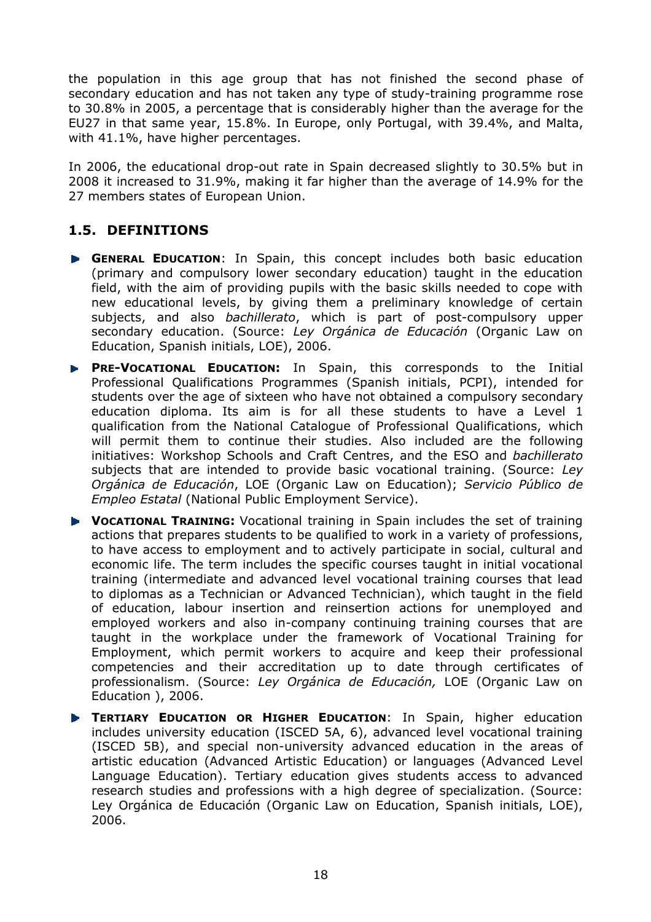the population in this age group that has not finished the second phase of secondary education and has not taken any type of study-training programme rose to 30.8% in 2005, a percentage that is considerably higher than the average for the EU27 in that same year, 15.8%. In Europe, only Portugal, with 39.4%, and Malta, with 41.1%, have higher percentages.

In 2006, the educational drop-out rate in Spain decreased slightly to 30.5% but in 2008 it increased to 31.9%, making it far higher than the average of 14.9% for the 27 members states of European Union.

## 1.5. DEFINITIONS

- **GENERAL EDUCATION**: In Spain, this concept includes both basic education (primary and compulsory lower secondary education) taught in the education field, with the aim of providing pupils with the basic skills needed to cope with new educational levels, by giving them a preliminary knowledge of certain subjects, and also *bachillerato*, which is part of post-compulsory upper secondary education. (Source: *Ley Orgánica de Educación* (Organic Law on Education, Spanish initials, LOE), 2006.
- **PRE-VOCATIONAL EDUCATION:** In Spain, this corresponds to the Initial Professional Qualifications Programmes (Spanish initials, PCPI), intended for students over the age of sixteen who have not obtained a compulsory secondary education diploma. Its aim is for all these students to have a Level 1 qualification from the National Catalogue of Professional Qualifications, which will permit them to continue their studies. Also included are the following initiatives: Workshop Schools and Craft Centres, and the ESO and *bachillerato* subjects that are intended to provide basic vocational training. (Source: *Ley Orgánica de Educación*, LOE (Organic Law on Education); *Servicio Público de Empleo Estatal* (National Public Employment Service).
- **VOCATIONAL TRAINING:** Vocational training in Spain includes the set of training actions that prepares students to be qualified to work in a variety of professions, to have access to employment and to actively participate in social, cultural and economic life. The term includes the specific courses taught in initial vocational training (intermediate and advanced level vocational training courses that lead to diplomas as a Technician or Advanced Technician), which taught in the field of education, labour insertion and reinsertion actions for unemployed and employed workers and also in-company continuing training courses that are taught in the workplace under the framework of Vocational Training for Employment, which permit workers to acquire and keep their professional competencies and their accreditation up to date through certificates of professionalism. (Source: *Ley Orgánica de Educación,* LOE (Organic Law on Education ), 2006.
- **TERTIARY EDUCATION OR HIGHER EDUCATION**: In Spain, higher education includes university education (ISCED 5A, 6), advanced level vocational training (ISCED 5B), and special non-university advanced education in the areas of artistic education (Advanced Artistic Education) or languages (Advanced Level Language Education). Tertiary education gives students access to advanced research studies and professions with a high degree of specialization. (Source: Ley Orgánica de Educación (Organic Law on Education, Spanish initials, LOE), 2006.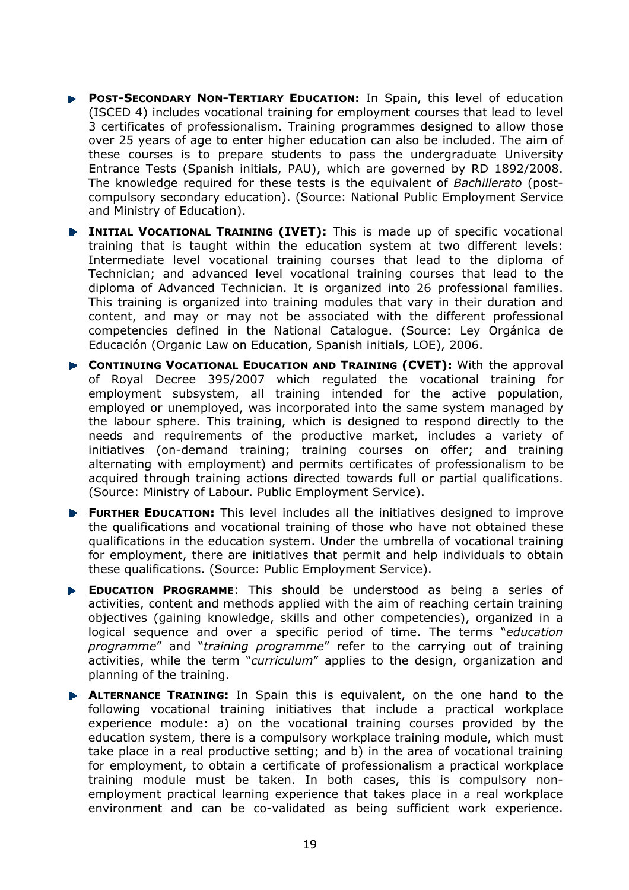- **Post-Secondary Non-Tertiary Education:** In Spain, this level of education (ISCED 4) includes vocational training for employment courses that lead to level 3 certificates of professionalism. Training programmes designed to allow those over 25 years of age to enter higher education can also be included. The aim of these courses is to prepare students to pass the undergraduate University Entrance Tests (Spanish initials, PAU), which are governed by RD 1892/2008. The knowledge required for these tests is the equivalent of *Bachillerato* (post-compulsory secondary education). (Source: National Public Employment Service and Ministry of Education).

- **Initial Vocational Training (IVET):** This is made up of specific vocational training that is taught within the education system at two different levels: Intermediate level vocational training courses that lead to the diploma of Technician; and advanced level vocational training courses that lead to the diploma of Advanced Technician. It is organized into 26 professional families. This training is organized into training modules that vary in their duration and content, and may or may not be associated with the different professional competencies defined in the National Catalogue. (Source: Ley Orgánica de Educación (Organic Law on Education, Spanish initials, LOE), 2006.

- **Continuing Vocational Education and Training (CVET):** With the approval of Royal Decree 395/2007 which regulated the vocational training for employment subsystem, all training intended for the active population, employed or unemployed, was incorporated into the same system managed by the labour sphere. This training, which is designed to respond directly to the needs and requirements of the productive market, includes a variety of initiatives (on-demand training; training courses on offer; and training alternating with employment) and permits certificates of professionalism to be acquired through training actions directed towards full or partial qualifications. (Source: Ministry of Labour. Public Employment Service).

- **Further Education:** This level includes all the initiatives designed to improve the qualifications and vocational training of those who have not obtained these qualifications in the education system. Under the umbrella of vocational training for employment, there are initiatives that permit and help individuals to obtain these qualifications. (Source: Public Employment Service).

- **Education Programme**: This should be understood as being a series of activities, content and methods applied with the aim of reaching certain training objectives (gaining knowledge, skills and other competencies), organized in a logical sequence and over a specific period of time. The terms "*education programme*" and "*training programme*" refer to the carrying out of training activities, while the term "*curriculum*" applies to the design, organization and planning of the training.

- **Alternance Training:** In Spain this is equivalent, on the one hand to the following vocational training initiatives that include a practical workplace experience module: a) on the vocational training courses provided by the education system, there is a compulsory workplace training module, which must take place in a real productive setting; and b) in the area of vocational training for employment, to obtain a certificate of professionalism a practical workplace training module must be taken. In both cases, this is compulsory non-employment practical learning experience that takes place in a real workplace environment and can be co-validated as being sufficient work experience.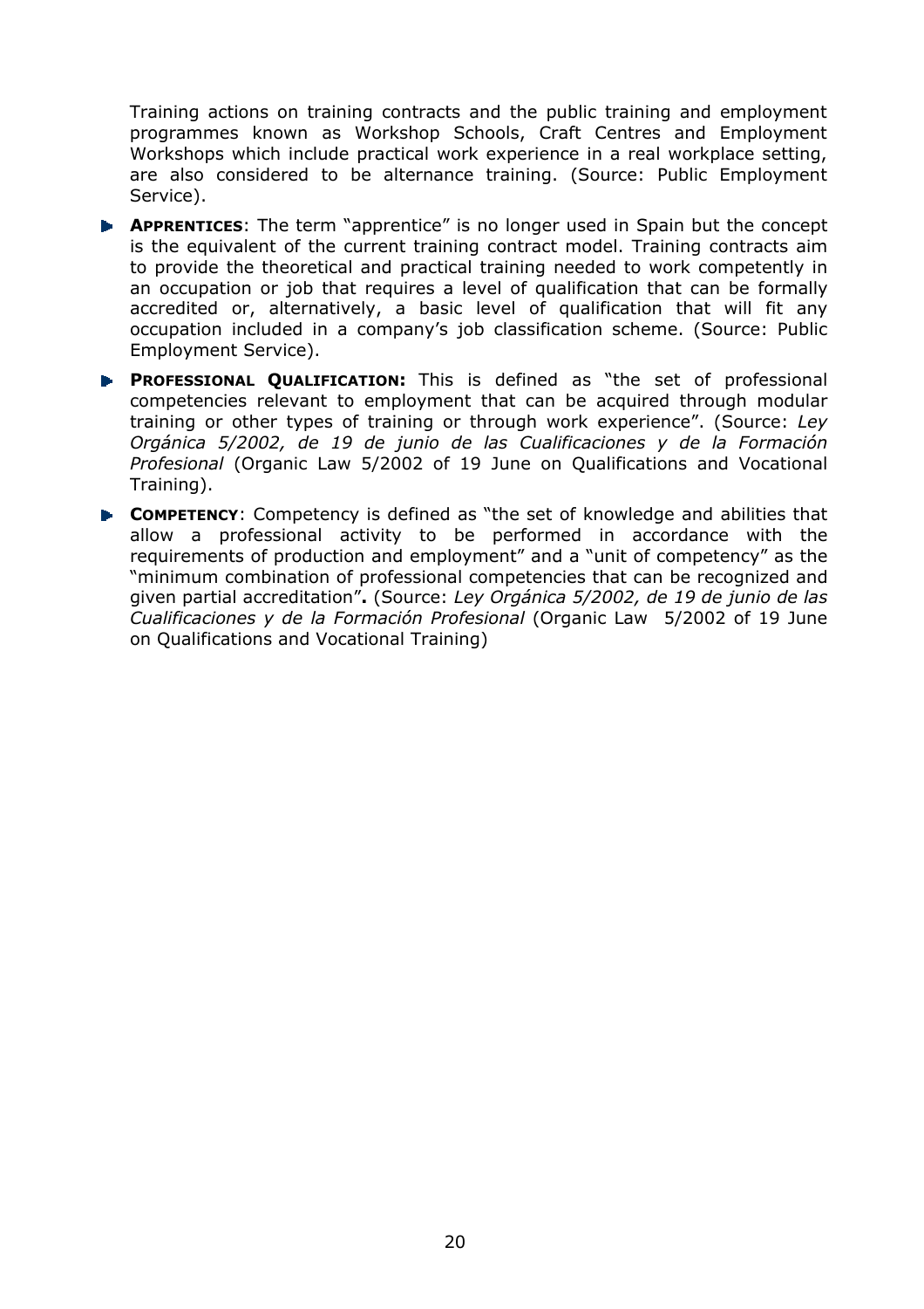Training actions on training contracts and the public training and employment programmes known as Workshop Schools, Craft Centres and Employment Workshops which include practical work experience in a real workplace setting, are also considered to be alternance training. (Source: Public Employment Service).

- **APPRENTICES**: The term "apprentice" is no longer used in Spain but the concept is the equivalent of the current training contract model. Training contracts aim to provide the theoretical and practical training needed to work competently in an occupation or job that requires a level of qualification that can be formally accredited or, alternatively, a basic level of qualification that will fit any occupation included in a company's job classification scheme. (Source: Public Employment Service).
- **PROFESSIONAL QUALIFICATION:** This is defined as "the set of professional competencies relevant to employment that can be acquired through modular training or other types of training or through work experience". (Source: *Ley Orgánica 5/2002, de 19 de junio de las Cualificaciones y de la Formación Profesional* (Organic Law 5/2002 of 19 June on Qualifications and Vocational Training).
- **COMPETENCY**: Competency is defined as "the set of knowledge and abilities that allow a professional activity to be performed in accordance with the requirements of production and employment" and a "unit of competency" as the "minimum combination of professional competencies that can be recognized and given partial accreditation"**.** (Source: *Ley Orgánica 5/2002, de 19 de junio de las Cualificaciones y de la Formación Profesional* (Organic Law 5/2002 of 19 June on Qualifications and Vocational Training)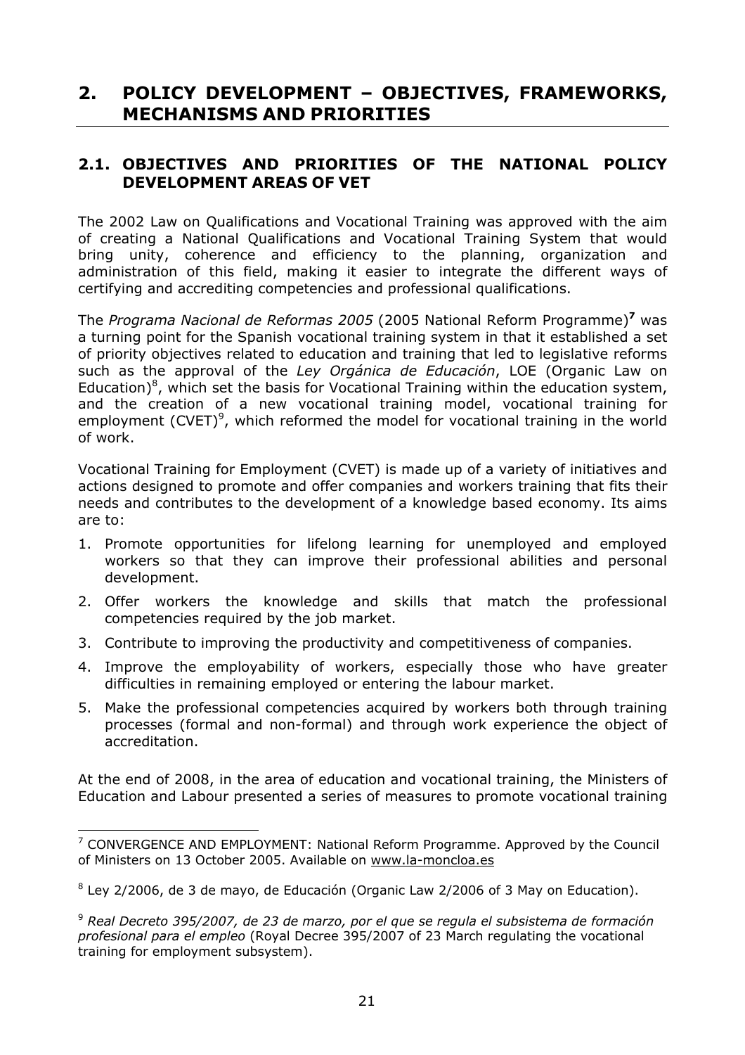# 2. POLICY DEVELOPMENT – OBJECTIVES, FRAMEWORKS, MECHANISMS AND PRIORITIES

## 2.1. OBJECTIVES AND PRIORITIES OF THE NATIONAL POLICY DEVELOPMENT AREAS OF VET

The 2002 Law on Qualifications and Vocational Training was approved with the aim of creating a National Qualifications and Vocational Training System that would bring unity, coherence and efficiency to the planning, organization and administration of this field, making it easier to integrate the different ways of certifying and accrediting competencies and professional qualifications.

The *Programa Nacional de Reformas 2005* (2005 National Reform Programme)[7] was a turning point for the Spanish vocational training system in that it established a set of priority objectives related to education and training that led to legislative reforms such as the approval of the *Ley Orgánica de Educación*, LOE (Organic Law on Education)[8], which set the basis for Vocational Training within the education system, and the creation of a new vocational training model, vocational training for employment (CVET)[9], which reformed the model for vocational training in the world of work.

Vocational Training for Employment (CVET) is made up of a variety of initiatives and actions designed to promote and offer companies and workers training that fits their needs and contributes to the development of a knowledge based economy. Its aims are to:

1. Promote opportunities for lifelong learning for unemployed and employed workers so that they can improve their professional abilities and personal development.
2. Offer workers the knowledge and skills that match the professional competencies required by the job market.
3. Contribute to improving the productivity and competitiveness of companies.
4. Improve the employability of workers, especially those who have greater difficulties in remaining employed or entering the labour market.
5. Make the professional competencies acquired by workers both through training processes (formal and non-formal) and through work experience the object of accreditation.

At the end of 2008, in the area of education and vocational training, the Ministers of Education and Labour presented a series of measures to promote vocational training

---

[7] CONVERGENCE AND EMPLOYMENT: National Reform Programme. Approved by the Council of Ministers on 13 October 2005. Available on www.la-moncloa.es

[8] Ley 2/2006, de 3 de mayo, de Educación (Organic Law 2/2006 of 3 May on Education).

[9] *Real Decreto 395/2007, de 23 de marzo, por el que se regula el subsistema de formación profesional para el empleo* (Royal Decree 395/2007 of 23 March regulating the vocational training for employment subsystem).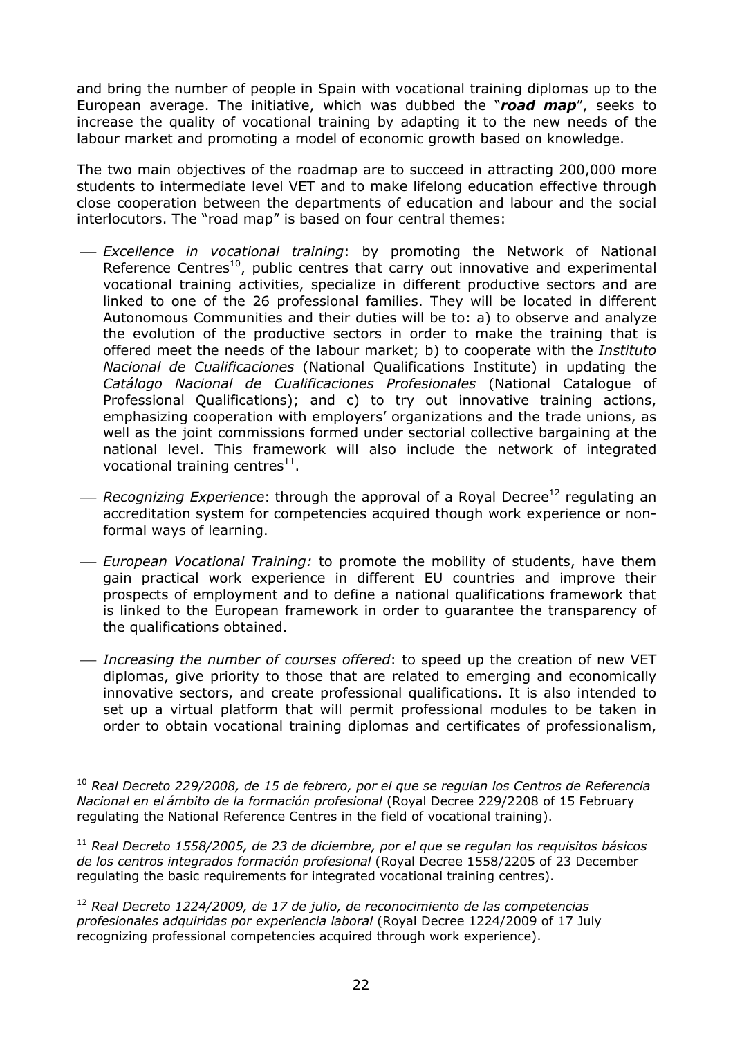and bring the number of people in Spain with vocational training diplomas up to the European average. The initiative, which was dubbed the "***road map***", seeks to increase the quality of vocational training by adapting it to the new needs of the labour market and promoting a model of economic growth based on knowledge.

The two main objectives of the roadmap are to succeed in attracting 200,000 more students to intermediate level VET and to make lifelong education effective through close cooperation between the departments of education and labour and the social interlocutors. The "road map" is based on four central themes:

- *Excellence in vocational training*: by promoting the Network of National Reference Centres[10], public centres that carry out innovative and experimental vocational training activities, specialize in different productive sectors and are linked to one of the 26 professional families. They will be located in different Autonomous Communities and their duties will be to: a) to observe and analyze the evolution of the productive sectors in order to make the training that is offered meet the needs of the labour market; b) to cooperate with the *Instituto Nacional de Cualificaciones* (National Qualifications Institute) in updating the *Catálogo Nacional de Cualificaciones Profesionales* (National Catalogue of Professional Qualifications); and c) to try out innovative training actions, emphasizing cooperation with employers' organizations and the trade unions, as well as the joint commissions formed under sectorial collective bargaining at the national level. This framework will also include the network of integrated vocational training centres[11].
- *Recognizing Experience*: through the approval of a Royal Decree[12] regulating an accreditation system for competencies acquired though work experience or non-formal ways of learning.
- *European Vocational Training:* to promote the mobility of students, have them gain practical work experience in different EU countries and improve their prospects of employment and to define a national qualifications framework that is linked to the European framework in order to guarantee the transparency of the qualifications obtained.
- *Increasing the number of courses offered*: to speed up the creation of new VET diplomas, give priority to those that are related to emerging and economically innovative sectors, and create professional qualifications. It is also intended to set up a virtual platform that will permit professional modules to be taken in order to obtain vocational training diplomas and certificates of professionalism,

---

[10] *Real Decreto 229/2008, de 15 de febrero, por el que se regulan los Centros de Referencia Nacional en el ámbito de la formación profesional* (Royal Decree 229/2208 of 15 February regulating the National Reference Centres in the field of vocational training).

[11] *Real Decreto 1558/2005, de 23 de diciembre, por el que se regulan los requisitos básicos de los centros integrados formación profesional* (Royal Decree 1558/2205 of 23 December regulating the basic requirements for integrated vocational training centres).

[12] *Real Decreto 1224/2009, de 17 de julio, de reconocimiento de las competencias profesionales adquiridas por experiencia laboral* (Royal Decree 1224/2009 of 17 July recognizing professional competencies acquired through work experience).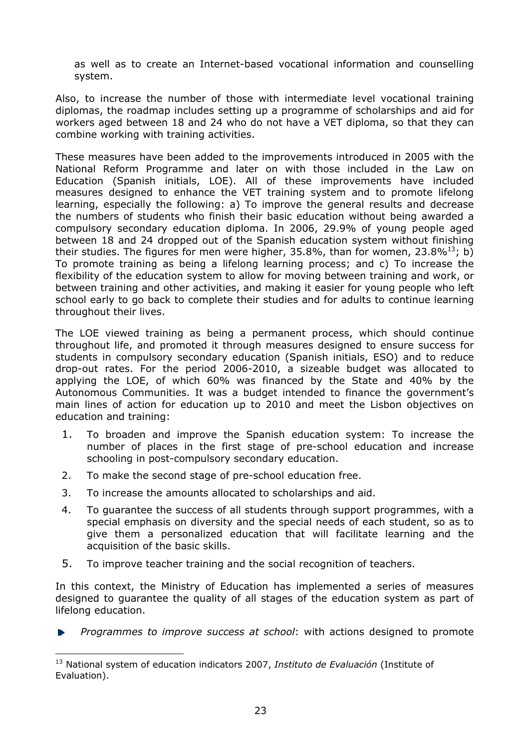as well as to create an Internet-based vocational information and counselling system.

Also, to increase the number of those with intermediate level vocational training diplomas, the roadmap includes setting up a programme of scholarships and aid for workers aged between 18 and 24 who do not have a VET diploma, so that they can combine working with training activities.

These measures have been added to the improvements introduced in 2005 with the National Reform Programme and later on with those included in the Law on Education (Spanish initials, LOE). All of these improvements have included measures designed to enhance the VET training system and to promote lifelong learning, especially the following: a) To improve the general results and decrease the numbers of students who finish their basic education without being awarded a compulsory secondary education diploma. In 2006, 29.9% of young people aged between 18 and 24 dropped out of the Spanish education system without finishing their studies. The figures for men were higher, 35.8%, than for women, 23.8%[13]; b) To promote training as being a lifelong learning process; and c) To increase the flexibility of the education system to allow for moving between training and work, or between training and other activities, and making it easier for young people who left school early to go back to complete their studies and for adults to continue learning throughout their lives.

The LOE viewed training as being a permanent process, which should continue throughout life, and promoted it through measures designed to ensure success for students in compulsory secondary education (Spanish initials, ESO) and to reduce drop-out rates. For the period 2006-2010, a sizeable budget was allocated to applying the LOE, of which 60% was financed by the State and 40% by the Autonomous Communities. It was a budget intended to finance the government's main lines of action for education up to 2010 and meet the Lisbon objectives on education and training:

1. To broaden and improve the Spanish education system: To increase the number of places in the first stage of pre-school education and increase schooling in post-compulsory secondary education.
2. To make the second stage of pre-school education free.
3. To increase the amounts allocated to scholarships and aid.
4. To guarantee the success of all students through support programmes, with a special emphasis on diversity and the special needs of each student, so as to give them a personalized education that will facilitate learning and the acquisition of the basic skills.
5. To improve teacher training and the social recognition of teachers.

In this context, the Ministry of Education has implemented a series of measures designed to guarantee the quality of all stages of the education system as part of lifelong education.

- *Programmes to improve success at school*: with actions designed to promote

[13] National system of education indicators 2007, *Instituto de Evaluación* (Institute of Evaluation).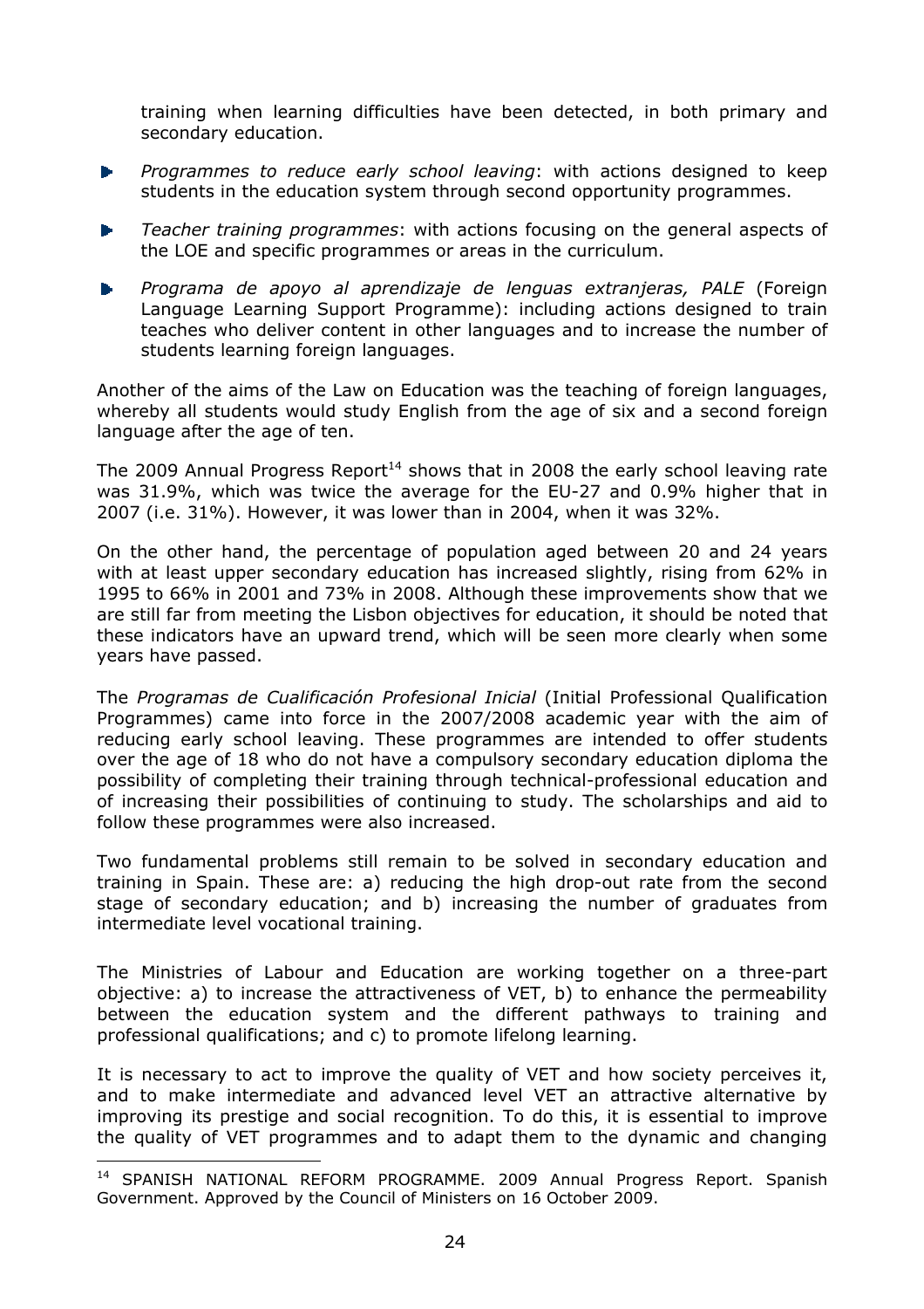training when learning difficulties have been detected, in both primary and secondary education.

- *Programmes to reduce early school leaving*: with actions designed to keep students in the education system through second opportunity programmes.
- *Teacher training programmes*: with actions focusing on the general aspects of the LOE and specific programmes or areas in the curriculum.
- *Programa de apoyo al aprendizaje de lenguas extranjeras, PALE* (Foreign Language Learning Support Programme): including actions designed to train teaches who deliver content in other languages and to increase the number of students learning foreign languages.

Another of the aims of the Law on Education was the teaching of foreign languages, whereby all students would study English from the age of six and a second foreign language after the age of ten.

The 2009 Annual Progress Report[14] shows that in 2008 the early school leaving rate was 31.9%, which was twice the average for the EU-27 and 0.9% higher that in 2007 (i.e. 31%). However, it was lower than in 2004, when it was 32%.

On the other hand, the percentage of population aged between 20 and 24 years with at least upper secondary education has increased slightly, rising from 62% in 1995 to 66% in 2001 and 73% in 2008. Although these improvements show that we are still far from meeting the Lisbon objectives for education, it should be noted that these indicators have an upward trend, which will be seen more clearly when some years have passed.

The *Programas de Cualificación Profesional Inicial* (Initial Professional Qualification Programmes) came into force in the 2007/2008 academic year with the aim of reducing early school leaving. These programmes are intended to offer students over the age of 18 who do not have a compulsory secondary education diploma the possibility of completing their training through technical-professional education and of increasing their possibilities of continuing to study. The scholarships and aid to follow these programmes were also increased.

Two fundamental problems still remain to be solved in secondary education and training in Spain. These are: a) reducing the high drop-out rate from the second stage of secondary education; and b) increasing the number of graduates from intermediate level vocational training.

The Ministries of Labour and Education are working together on a three-part objective: a) to increase the attractiveness of VET, b) to enhance the permeability between the education system and the different pathways to training and professional qualifications; and c) to promote lifelong learning.

It is necessary to act to improve the quality of VET and how society perceives it, and to make intermediate and advanced level VET an attractive alternative by improving its prestige and social recognition. To do this, it is essential to improve the quality of VET programmes and to adapt them to the dynamic and changing

---

[14] SPANISH NATIONAL REFORM PROGRAMME. 2009 Annual Progress Report. Spanish Government. Approved by the Council of Ministers on 16 October 2009.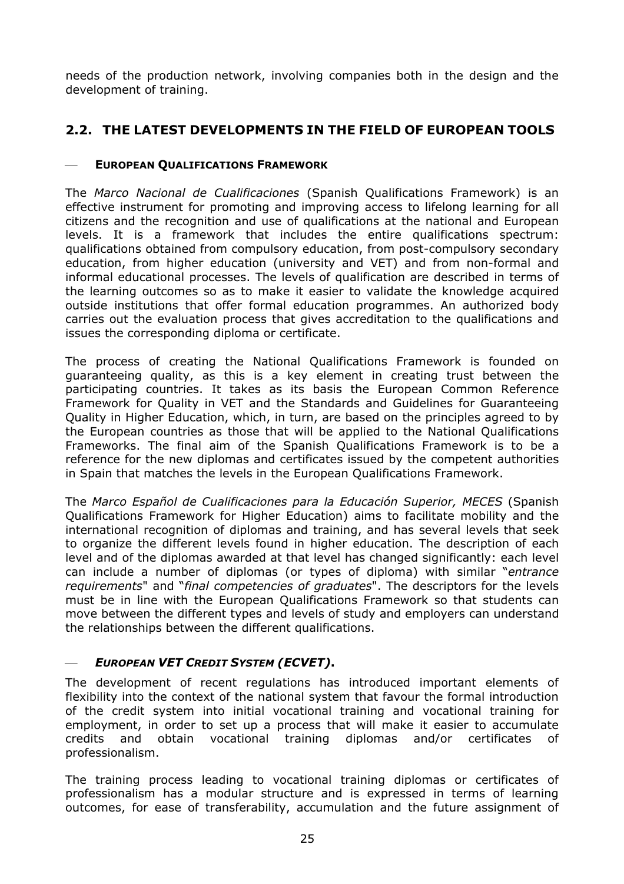needs of the production network, involving companies both in the design and the development of training.

## 2.2. THE LATEST DEVELOPMENTS IN THE FIELD OF EUROPEAN TOOLS

— **EUROPEAN QUALIFICATIONS FRAMEWORK**

The *Marco Nacional de Cualificaciones* (Spanish Qualifications Framework) is an effective instrument for promoting and improving access to lifelong learning for all citizens and the recognition and use of qualifications at the national and European levels. It is a framework that includes the entire qualifications spectrum: qualifications obtained from compulsory education, from post-compulsory secondary education, from higher education (university and VET) and from non-formal and informal educational processes. The levels of qualification are described in terms of the learning outcomes so as to make it easier to validate the knowledge acquired outside institutions that offer formal education programmes. An authorized body carries out the evaluation process that gives accreditation to the qualifications and issues the corresponding diploma or certificate.

The process of creating the National Qualifications Framework is founded on guaranteeing quality, as this is a key element in creating trust between the participating countries. It takes as its basis the European Common Reference Framework for Quality in VET and the Standards and Guidelines for Guaranteeing Quality in Higher Education, which, in turn, are based on the principles agreed to by the European countries as those that will be applied to the National Qualifications Frameworks. The final aim of the Spanish Qualifications Framework is to be a reference for the new diplomas and certificates issued by the competent authorities in Spain that matches the levels in the European Qualifications Framework.

The *Marco Español de Cualificaciones para la Educación Superior, MECES* (Spanish Qualifications Framework for Higher Education) aims to facilitate mobility and the international recognition of diplomas and training, and has several levels that seek to organize the different levels found in higher education. The description of each level and of the diplomas awarded at that level has changed significantly: each level can include a number of diplomas (or types of diploma) with similar "*entrance requirements*" and "*final competencies of graduates*". The descriptors for the levels must be in line with the European Qualifications Framework so that students can move between the different types and levels of study and employers can understand the relationships between the different qualifications.

— ***EUROPEAN VET CREDIT SYSTEM (ECVET).***

The development of recent regulations has introduced important elements of flexibility into the context of the national system that favour the formal introduction of the credit system into initial vocational training and vocational training for employment, in order to set up a process that will make it easier to accumulate credits and obtain vocational training diplomas and/or certificates of professionalism.

The training process leading to vocational training diplomas or certificates of professionalism has a modular structure and is expressed in terms of learning outcomes, for ease of transferability, accumulation and the future assignment of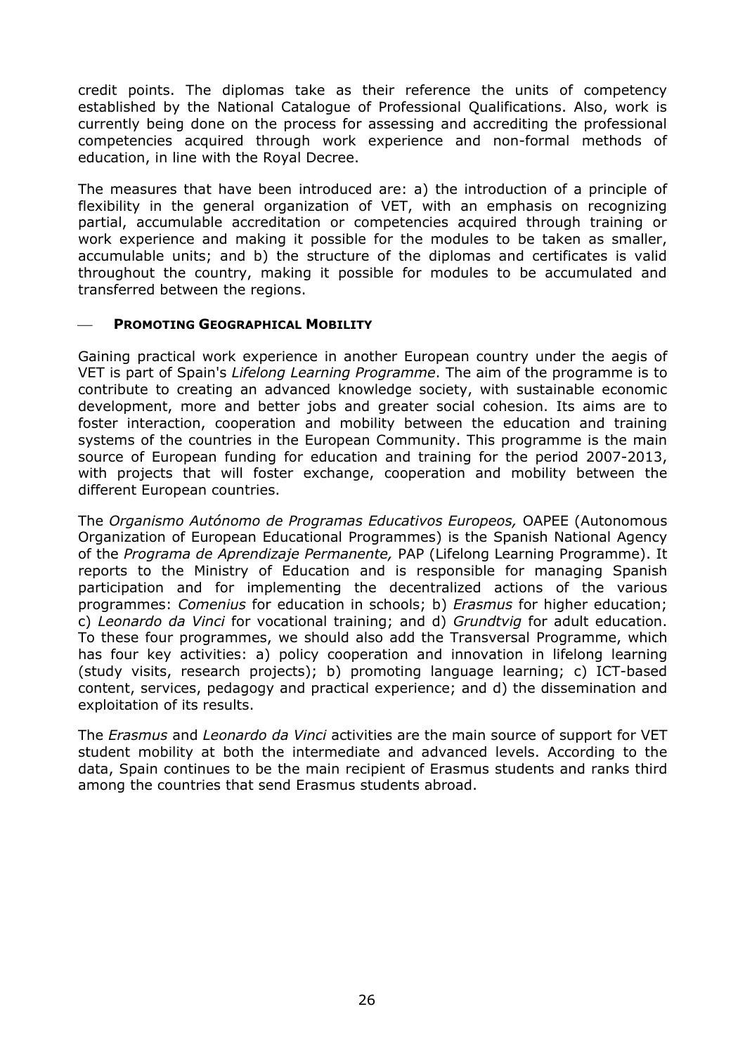credit points. The diplomas take as their reference the units of competency established by the National Catalogue of Professional Qualifications. Also, work is currently being done on the process for assessing and accrediting the professional competencies acquired through work experience and non-formal methods of education, in line with the Royal Decree.

The measures that have been introduced are: a) the introduction of a principle of flexibility in the general organization of VET, with an emphasis on recognizing partial, accumulable accreditation or competencies acquired through training or work experience and making it possible for the modules to be taken as smaller, accumulable units; and b) the structure of the diplomas and certificates is valid throughout the country, making it possible for modules to be accumulated and transferred between the regions.

— **PROMOTING GEOGRAPHICAL MOBILITY**

Gaining practical work experience in another European country under the aegis of VET is part of Spain's *Lifelong Learning Programme*. The aim of the programme is to contribute to creating an advanced knowledge society, with sustainable economic development, more and better jobs and greater social cohesion. Its aims are to foster interaction, cooperation and mobility between the education and training systems of the countries in the European Community. This programme is the main source of European funding for education and training for the period 2007-2013, with projects that will foster exchange, cooperation and mobility between the different European countries.

The *Organismo Autónomo de Programas Educativos Europeos,* OAPEE (Autonomous Organization of European Educational Programmes) is the Spanish National Agency of the *Programa de Aprendizaje Permanente,* PAP (Lifelong Learning Programme). It reports to the Ministry of Education and is responsible for managing Spanish participation and for implementing the decentralized actions of the various programmes: *Comenius* for education in schools; b) *Erasmus* for higher education; c) *Leonardo da Vinci* for vocational training; and d) *Grundtvig* for adult education. To these four programmes, we should also add the Transversal Programme, which has four key activities: a) policy cooperation and innovation in lifelong learning (study visits, research projects); b) promoting language learning; c) ICT-based content, services, pedagogy and practical experience; and d) the dissemination and exploitation of its results.

The *Erasmus* and *Leonardo da Vinci* activities are the main source of support for VET student mobility at both the intermediate and advanced levels. According to the data, Spain continues to be the main recipient of Erasmus students and ranks third among the countries that send Erasmus students abroad.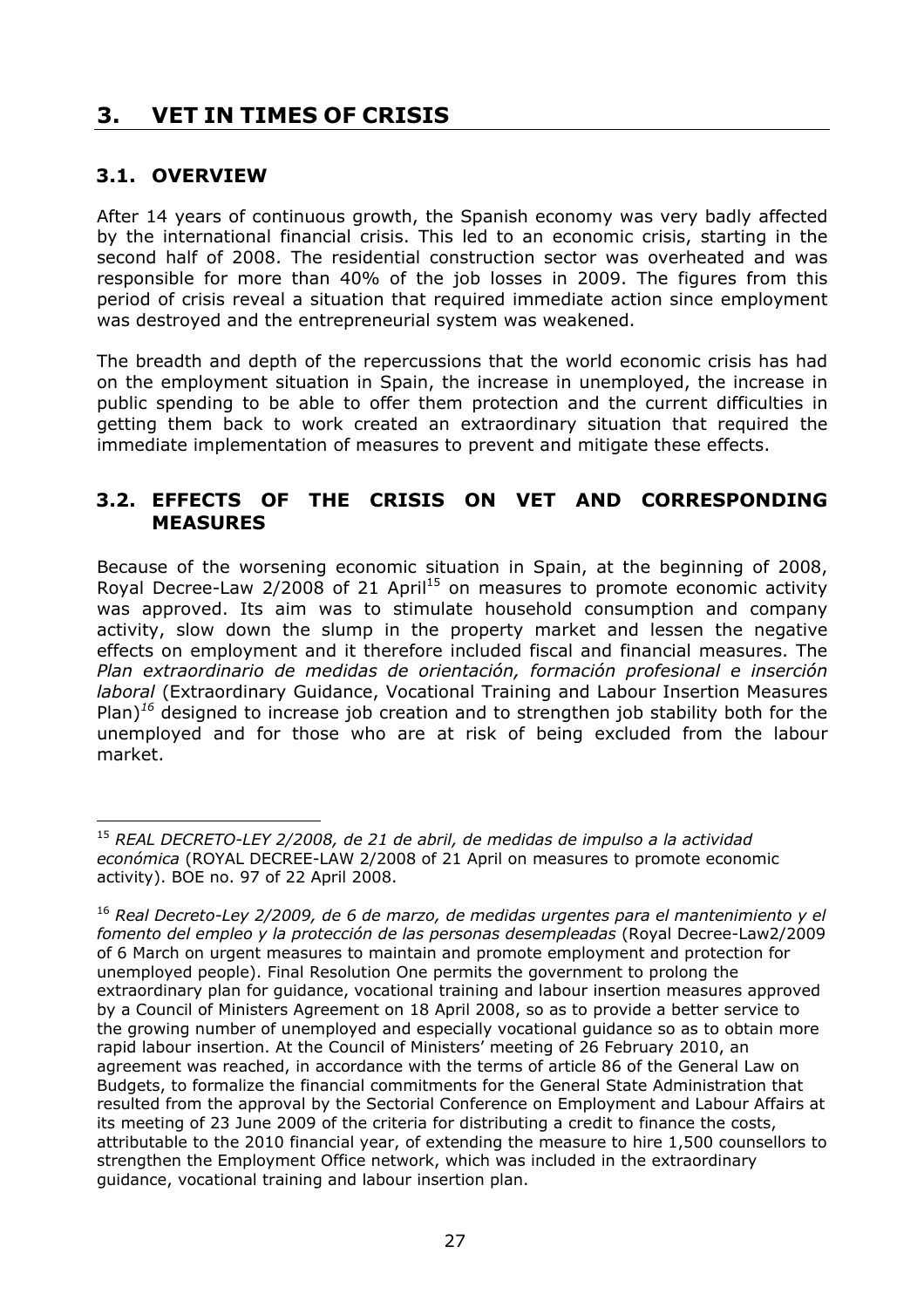# 3. VET IN TIMES OF CRISIS

## 3.1. OVERVIEW

After 14 years of continuous growth, the Spanish economy was very badly affected by the international financial crisis. This led to an economic crisis, starting in the second half of 2008. The residential construction sector was overheated and was responsible for more than 40% of the job losses in 2009. The figures from this period of crisis reveal a situation that required immediate action since employment was destroyed and the entrepreneurial system was weakened.

The breadth and depth of the repercussions that the world economic crisis has had on the employment situation in Spain, the increase in unemployed, the increase in public spending to be able to offer them protection and the current difficulties in getting them back to work created an extraordinary situation that required the immediate implementation of measures to prevent and mitigate these effects.

## 3.2. EFFECTS OF THE CRISIS ON VET AND CORRESPONDING MEASURES

Because of the worsening economic situation in Spain, at the beginning of 2008, Royal Decree-Law 2/2008 of 21 April[15] on measures to promote economic activity was approved. Its aim was to stimulate household consumption and company activity, slow down the slump in the property market and lessen the negative effects on employment and it therefore included fiscal and financial measures. The *Plan extraordinario de medidas de orientación, formación profesional e inserción laboral* (Extraordinary Guidance, Vocational Training and Labour Insertion Measures Plan)[16] designed to increase job creation and to strengthen job stability both for the unemployed and for those who are at risk of being excluded from the labour market.

---

[15] *REAL DECRETO-LEY 2/2008, de 21 de abril, de medidas de impulso a la actividad económica* (ROYAL DECREE-LAW 2/2008 of 21 April on measures to promote economic activity). BOE no. 97 of 22 April 2008.

[16] *Real Decreto-Ley 2/2009, de 6 de marzo, de medidas urgentes para el mantenimiento y el fomento del empleo y la protección de las personas desempleadas* (Royal Decree-Law2/2009 of 6 March on urgent measures to maintain and promote employment and protection for unemployed people). Final Resolution One permits the government to prolong the extraordinary plan for guidance, vocational training and labour insertion measures approved by a Council of Ministers Agreement on 18 April 2008, so as to provide a better service to the growing number of unemployed and especially vocational guidance so as to obtain more rapid labour insertion. At the Council of Ministers' meeting of 26 February 2010, an agreement was reached, in accordance with the terms of article 86 of the General Law on Budgets, to formalize the financial commitments for the General State Administration that resulted from the approval by the Sectorial Conference on Employment and Labour Affairs at its meeting of 23 June 2009 of the criteria for distributing a credit to finance the costs, attributable to the 2010 financial year, of extending the measure to hire 1,500 counsellors to strengthen the Employment Office network, which was included in the extraordinary guidance, vocational training and labour insertion plan.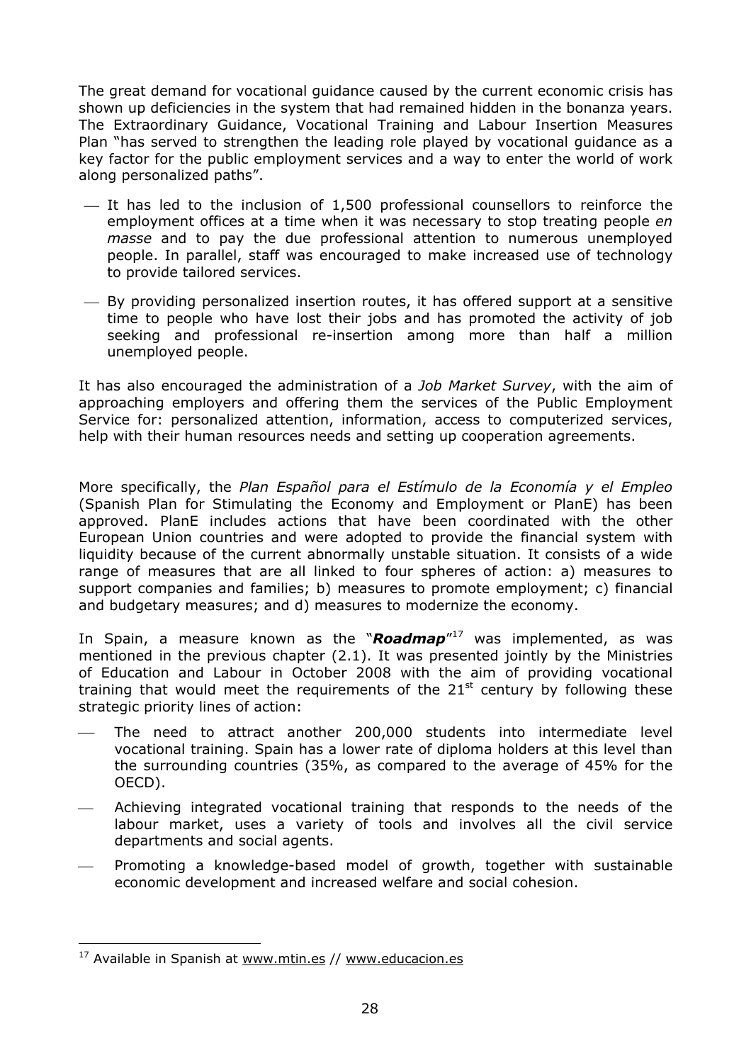The great demand for vocational guidance caused by the current economic crisis has shown up deficiencies in the system that had remained hidden in the bonanza years. The Extraordinary Guidance, Vocational Training and Labour Insertion Measures Plan "has served to strengthen the leading role played by vocational guidance as a key factor for the public employment services and a way to enter the world of work along personalized paths".

- It has led to the inclusion of 1,500 professional counsellors to reinforce the employment offices at a time when it was necessary to stop treating people *en masse* and to pay the due professional attention to numerous unemployed people. In parallel, staff was encouraged to make increased use of technology to provide tailored services.
- By providing personalized insertion routes, it has offered support at a sensitive time to people who have lost their jobs and has promoted the activity of job seeking and professional re-insertion among more than half a million unemployed people.

It has also encouraged the administration of a *Job Market Survey*, with the aim of approaching employers and offering them the services of the Public Employment Service for: personalized attention, information, access to computerized services, help with their human resources needs and setting up cooperation agreements.

More specifically, the *Plan Español para el Estímulo de la Economía y el Empleo* (Spanish Plan for Stimulating the Economy and Employment or PlanE) has been approved. PlanE includes actions that have been coordinated with the other European Union countries and were adopted to provide the financial system with liquidity because of the current abnormally unstable situation. It consists of a wide range of measures that are all linked to four spheres of action: a) measures to support companies and families; b) measures to promote employment; c) financial and budgetary measures; and d) measures to modernize the economy.

In Spain, a measure known as the "***Roadmap***"[17] was implemented, as was mentioned in the previous chapter (2.1). It was presented jointly by the Ministries of Education and Labour in October 2008 with the aim of providing vocational training that would meet the requirements of the 21st century by following these strategic priority lines of action:

- The need to attract another 200,000 students into intermediate level vocational training. Spain has a lower rate of diploma holders at this level than the surrounding countries (35%, as compared to the average of 45% for the OECD).
- Achieving integrated vocational training that responds to the needs of the labour market, uses a variety of tools and involves all the civil service departments and social agents.
- Promoting a knowledge-based model of growth, together with sustainable economic development and increased welfare and social cohesion.

---

[17] Available in Spanish at www.mtin.es // www.educacion.es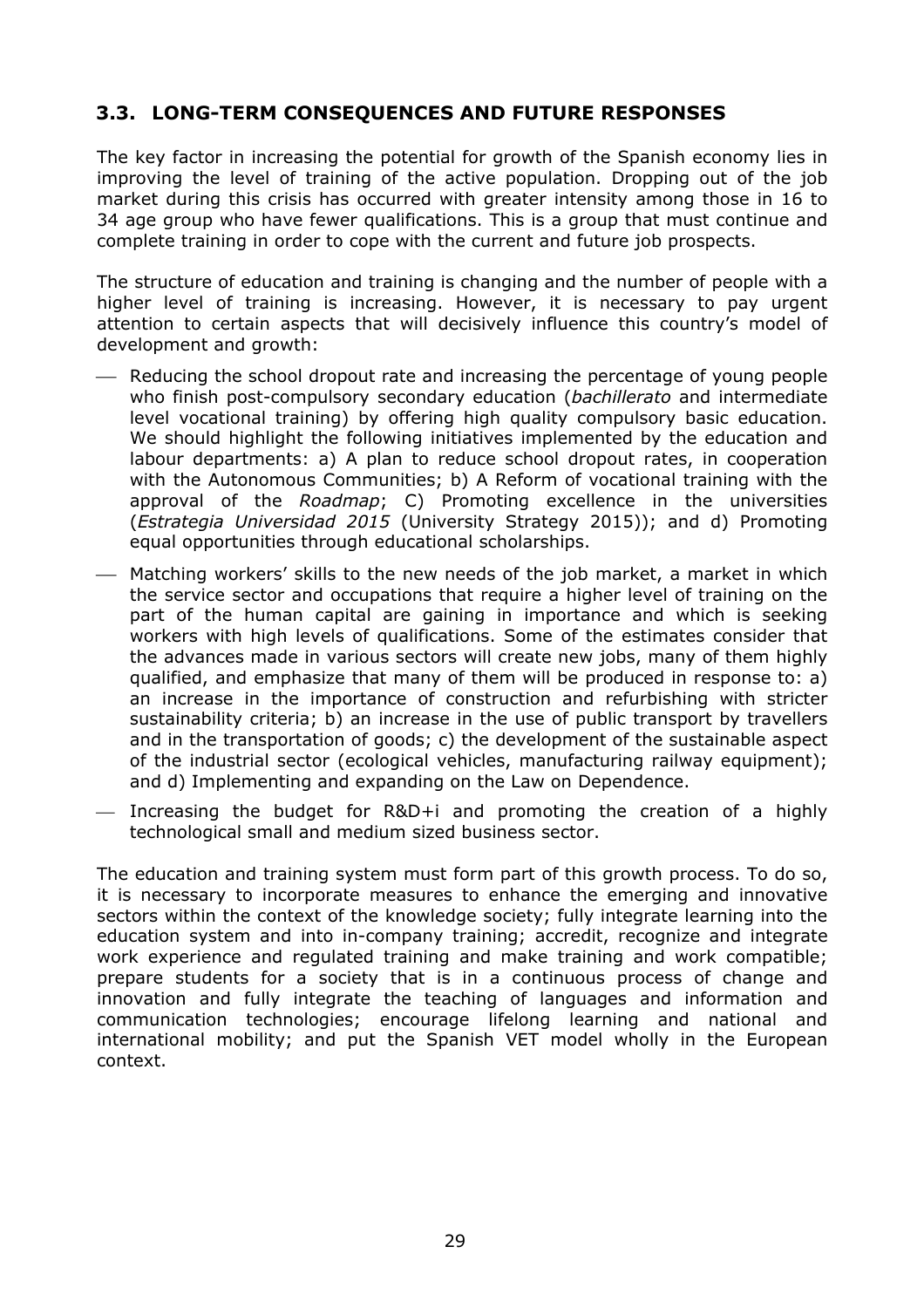## 3.3. LONG-TERM CONSEQUENCES AND FUTURE RESPONSES

The key factor in increasing the potential for growth of the Spanish economy lies in improving the level of training of the active population. Dropping out of the job market during this crisis has occurred with greater intensity among those in 16 to 34 age group who have fewer qualifications. This is a group that must continue and complete training in order to cope with the current and future job prospects.

The structure of education and training is changing and the number of people with a higher level of training is increasing. However, it is necessary to pay urgent attention to certain aspects that will decisively influence this country's model of development and growth:

- Reducing the school dropout rate and increasing the percentage of young people who finish post-compulsory secondary education (*bachillerato* and intermediate level vocational training) by offering high quality compulsory basic education. We should highlight the following initiatives implemented by the education and labour departments: a) A plan to reduce school dropout rates, in cooperation with the Autonomous Communities; b) A Reform of vocational training with the approval of the *Roadmap*; C) Promoting excellence in the universities (*Estrategia Universidad 2015* (University Strategy 2015)); and d) Promoting equal opportunities through educational scholarships.
- Matching workers' skills to the new needs of the job market, a market in which the service sector and occupations that require a higher level of training on the part of the human capital are gaining in importance and which is seeking workers with high levels of qualifications. Some of the estimates consider that the advances made in various sectors will create new jobs, many of them highly qualified, and emphasize that many of them will be produced in response to: a) an increase in the importance of construction and refurbishing with stricter sustainability criteria; b) an increase in the use of public transport by travellers and in the transportation of goods; c) the development of the sustainable aspect of the industrial sector (ecological vehicles, manufacturing railway equipment); and d) Implementing and expanding on the Law on Dependence.
- Increasing the budget for R&D+i and promoting the creation of a highly technological small and medium sized business sector.

The education and training system must form part of this growth process. To do so, it is necessary to incorporate measures to enhance the emerging and innovative sectors within the context of the knowledge society; fully integrate learning into the education system and into in-company training; accredit, recognize and integrate work experience and regulated training and make training and work compatible; prepare students for a society that is in a continuous process of change and innovation and fully integrate the teaching of languages and information and communication technologies; encourage lifelong learning and national and international mobility; and put the Spanish VET model wholly in the European context.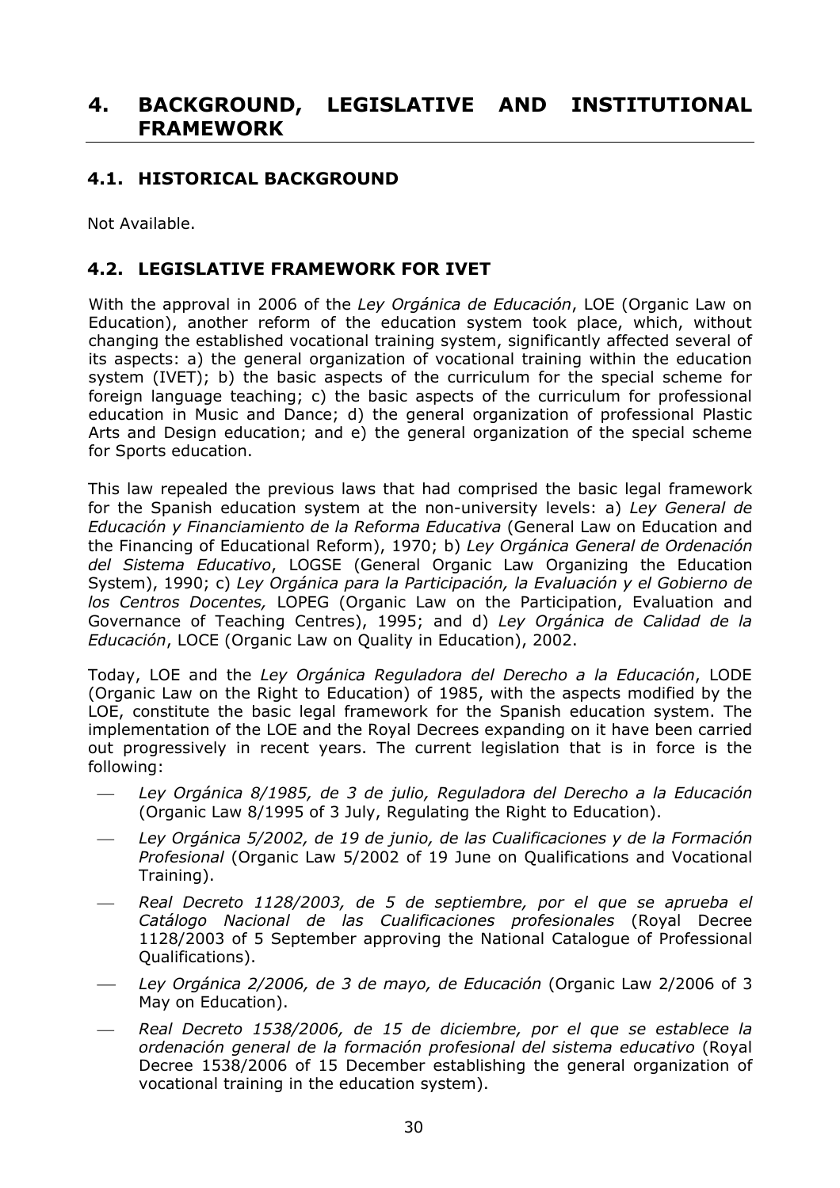# 4. BACKGROUND, LEGISLATIVE AND INSTITUTIONAL FRAMEWORK

## 4.1. HISTORICAL BACKGROUND

Not Available.

## 4.2. LEGISLATIVE FRAMEWORK FOR IVET

With the approval in 2006 of the *Ley Orgánica de Educación*, LOE (Organic Law on Education), another reform of the education system took place, which, without changing the established vocational training system, significantly affected several of its aspects: a) the general organization of vocational training within the education system (IVET); b) the basic aspects of the curriculum for the special scheme for foreign language teaching; c) the basic aspects of the curriculum for professional education in Music and Dance; d) the general organization of professional Plastic Arts and Design education; and e) the general organization of the special scheme for Sports education.

This law repealed the previous laws that had comprised the basic legal framework for the Spanish education system at the non-university levels: a) *Ley General de Educación y Financiamiento de la Reforma Educativa* (General Law on Education and the Financing of Educational Reform), 1970; b) *Ley Orgánica General de Ordenación del Sistema Educativo*, LOGSE (General Organic Law Organizing the Education System), 1990; c) *Ley Orgánica para la Participación, la Evaluación y el Gobierno de los Centros Docentes,* LOPEG (Organic Law on the Participation, Evaluation and Governance of Teaching Centres), 1995; and d) *Ley Orgánica de Calidad de la Educación*, LOCE (Organic Law on Quality in Education), 2002.

Today, LOE and the *Ley Orgánica Reguladora del Derecho a la Educación*, LODE (Organic Law on the Right to Education) of 1985, with the aspects modified by the LOE, constitute the basic legal framework for the Spanish education system. The implementation of the LOE and the Royal Decrees expanding on it have been carried out progressively in recent years. The current legislation that is in force is the following:

- *Ley Orgánica 8/1985, de 3 de julio, Reguladora del Derecho a la Educación* (Organic Law 8/1995 of 3 July, Regulating the Right to Education).
- *Ley Orgánica 5/2002, de 19 de junio, de las Cualificaciones y de la Formación Profesional* (Organic Law 5/2002 of 19 June on Qualifications and Vocational Training).
- *Real Decreto 1128/2003, de 5 de septiembre, por el que se aprueba el Catálogo Nacional de las Cualificaciones profesionales* (Royal Decree 1128/2003 of 5 September approving the National Catalogue of Professional Qualifications).
- *Ley Orgánica 2/2006, de 3 de mayo, de Educación* (Organic Law 2/2006 of 3 May on Education).
- *Real Decreto 1538/2006, de 15 de diciembre, por el que se establece la ordenación general de la formación profesional del sistema educativo* (Royal Decree 1538/2006 of 15 December establishing the general organization of vocational training in the education system).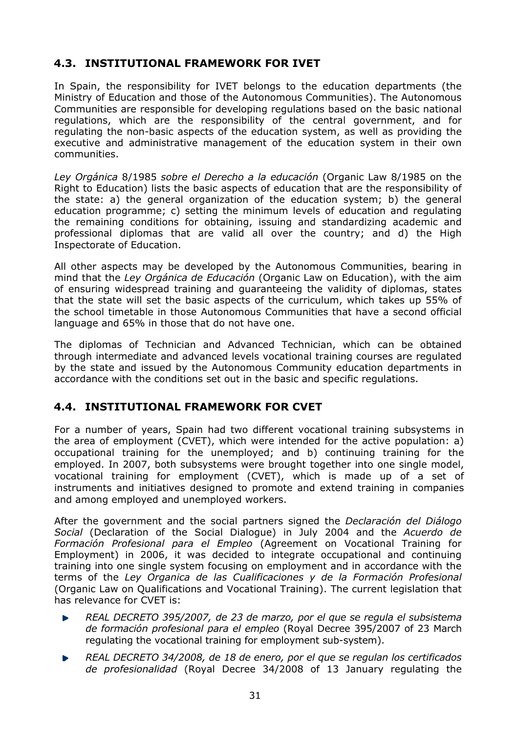## 4.3. INSTITUTIONAL FRAMEWORK FOR IVET

In Spain, the responsibility for IVET belongs to the education departments (the Ministry of Education and those of the Autonomous Communities). The Autonomous Communities are responsible for developing regulations based on the basic national regulations, which are the responsibility of the central government, and for regulating the non-basic aspects of the education system, as well as providing the executive and administrative management of the education system in their own communities.

*Ley Orgánica* 8/1985 *sobre el Derecho a la educación* (Organic Law 8/1985 on the Right to Education) lists the basic aspects of education that are the responsibility of the state: a) the general organization of the education system; b) the general education programme; c) setting the minimum levels of education and regulating the remaining conditions for obtaining, issuing and standardizing academic and professional diplomas that are valid all over the country; and d) the High Inspectorate of Education.

All other aspects may be developed by the Autonomous Communities, bearing in mind that the *Ley Orgánica de Educación* (Organic Law on Education), with the aim of ensuring widespread training and guaranteeing the validity of diplomas, states that the state will set the basic aspects of the curriculum, which takes up 55% of the school timetable in those Autonomous Communities that have a second official language and 65% in those that do not have one.

The diplomas of Technician and Advanced Technician, which can be obtained through intermediate and advanced levels vocational training courses are regulated by the state and issued by the Autonomous Community education departments in accordance with the conditions set out in the basic and specific regulations.

## 4.4. INSTITUTIONAL FRAMEWORK FOR CVET

For a number of years, Spain had two different vocational training subsystems in the area of employment (CVET), which were intended for the active population: a) occupational training for the unemployed; and b) continuing training for the employed. In 2007, both subsystems were brought together into one single model, vocational training for employment (CVET), which is made up of a set of instruments and initiatives designed to promote and extend training in companies and among employed and unemployed workers.

After the government and the social partners signed the *Declaración del Diálogo Social* (Declaration of the Social Dialogue) in July 2004 and the *Acuerdo de Formación Profesional para el Empleo* (Agreement on Vocational Training for Employment) in 2006, it was decided to integrate occupational and continuing training into one single system focusing on employment and in accordance with the terms of the *Ley Organica de las Cualificaciones y de la Formación Profesional* (Organic Law on Qualifications and Vocational Training). The current legislation that has relevance for CVET is:

- *REAL DECRETO 395/2007, de 23 de marzo, por el que se regula el subsistema de formación profesional para el empleo* (Royal Decree 395/2007 of 23 March regulating the vocational training for employment sub-system).
- *REAL DECRETO 34/2008, de 18 de enero, por el que se regulan los certificados de profesionalidad* (Royal Decree 34/2008 of 13 January regulating the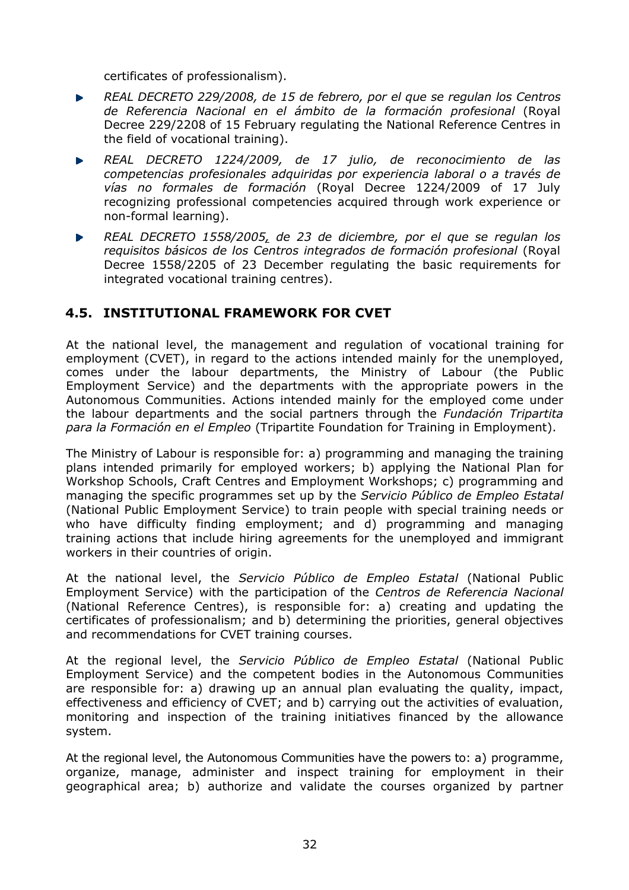certificates of professionalism).

- *REAL DECRETO 229/2008, de 15 de febrero, por el que se regulan los Centros de Referencia Nacional en el ámbito de la formación profesional* (Royal Decree 229/2208 of 15 February regulating the National Reference Centres in the field of vocational training).
- *REAL DECRETO 1224/2009, de 17 julio, de reconocimiento de las competencias profesionales adquiridas por experiencia laboral o a través de vías no formales de formación* (Royal Decree 1224/2009 of 17 July recognizing professional competencies acquired through work experience or non-formal learning).
- *REAL DECRETO 1558/2005, de 23 de diciembre, por el que se regulan los requisitos básicos de los Centros integrados de formación profesional* (Royal Decree 1558/2205 of 23 December regulating the basic requirements for integrated vocational training centres).

## 4.5. INSTITUTIONAL FRAMEWORK FOR CVET

At the national level, the management and regulation of vocational training for employment (CVET), in regard to the actions intended mainly for the unemployed, comes under the labour departments, the Ministry of Labour (the Public Employment Service) and the departments with the appropriate powers in the Autonomous Communities. Actions intended mainly for the employed come under the labour departments and the social partners through the *Fundación Tripartita para la Formación en el Empleo* (Tripartite Foundation for Training in Employment).

The Ministry of Labour is responsible for: a) programming and managing the training plans intended primarily for employed workers; b) applying the National Plan for Workshop Schools, Craft Centres and Employment Workshops; c) programming and managing the specific programmes set up by the *Servicio Público de Empleo Estatal* (National Public Employment Service) to train people with special training needs or who have difficulty finding employment; and d) programming and managing training actions that include hiring agreements for the unemployed and immigrant workers in their countries of origin.

At the national level, the *Servicio Público de Empleo Estatal* (National Public Employment Service) with the participation of the *Centros de Referencia Nacional* (National Reference Centres), is responsible for: a) creating and updating the certificates of professionalism; and b) determining the priorities, general objectives and recommendations for CVET training courses.

At the regional level, the *Servicio Público de Empleo Estatal* (National Public Employment Service) and the competent bodies in the Autonomous Communities are responsible for: a) drawing up an annual plan evaluating the quality, impact, effectiveness and efficiency of CVET; and b) carrying out the activities of evaluation, monitoring and inspection of the training initiatives financed by the allowance system.

At the regional level, the Autonomous Communities have the powers to: a) programme, organize, manage, administer and inspect training for employment in their geographical area; b) authorize and validate the courses organized by partner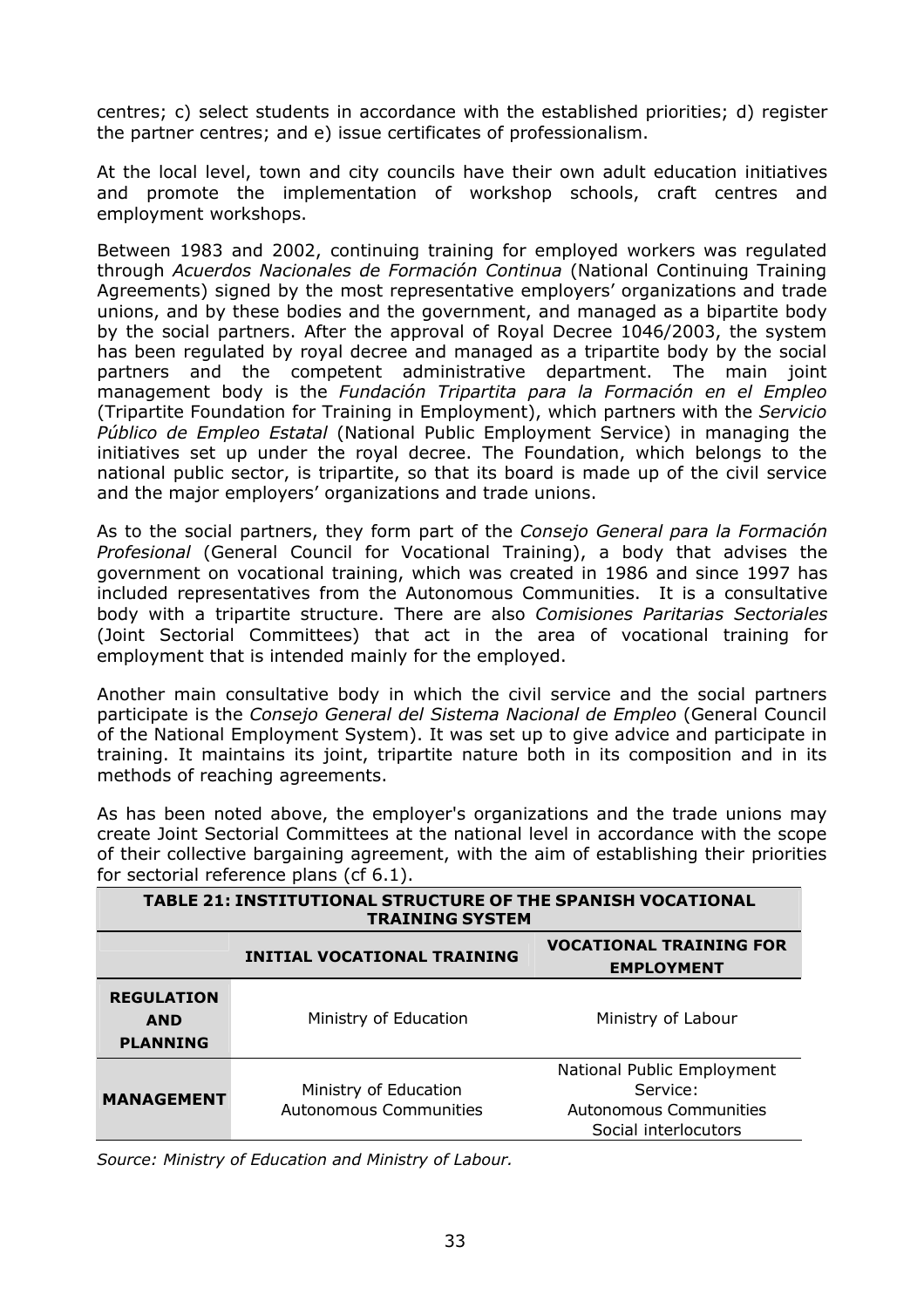centres; c) select students in accordance with the established priorities; d) register the partner centres; and e) issue certificates of professionalism.

At the local level, town and city councils have their own adult education initiatives and promote the implementation of workshop schools, craft centres and employment workshops.

Between 1983 and 2002, continuing training for employed workers was regulated through *Acuerdos Nacionales de Formación Continua* (National Continuing Training Agreements) signed by the most representative employers' organizations and trade unions, and by these bodies and the government, and managed as a bipartite body by the social partners. After the approval of Royal Decree 1046/2003, the system has been regulated by royal decree and managed as a tripartite body by the social partners and the competent administrative department. The main joint management body is the *Fundación Tripartita para la Formación en el Empleo* (Tripartite Foundation for Training in Employment), which partners with the *Servicio Público de Empleo Estatal* (National Public Employment Service) in managing the initiatives set up under the royal decree. The Foundation, which belongs to the national public sector, is tripartite, so that its board is made up of the civil service and the major employers' organizations and trade unions.

As to the social partners, they form part of the *Consejo General para la Formación Profesional* (General Council for Vocational Training), a body that advises the government on vocational training, which was created in 1986 and since 1997 has included representatives from the Autonomous Communities. It is a consultative body with a tripartite structure. There are also *Comisiones Paritarias Sectoriales* (Joint Sectorial Committees) that act in the area of vocational training for employment that is intended mainly for the employed.

Another main consultative body in which the civil service and the social partners participate is the *Consejo General del Sistema Nacional de Empleo* (General Council of the National Employment System). It was set up to give advice and participate in training. It maintains its joint, tripartite nature both in its composition and in its methods of reaching agreements.

As has been noted above, the employer's organizations and the trade unions may create Joint Sectorial Committees at the national level in accordance with the scope of their collective bargaining agreement, with the aim of establishing their priorities for sectorial reference plans (cf 6.1).

**TABLE 21: INSTITUTIONAL STRUCTURE OF THE SPANISH VOCATIONAL TRAINING SYSTEM**

| | **INITIAL VOCATIONAL TRAINING** | **VOCATIONAL TRAINING FOR EMPLOYMENT** |
|---|---|---|
| **REGULATION AND PLANNING** | Ministry of Education | Ministry of Labour |
| **MANAGEMENT** | Ministry of Education<br>Autonomous Communities | National Public Employment Service:<br>Autonomous Communities<br>Social interlocutors |

*Source: Ministry of Education and Ministry of Labour.*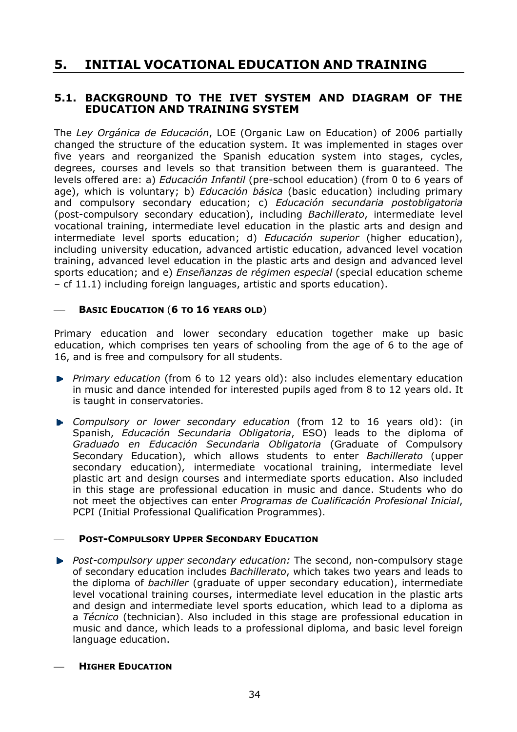# 5. INITIAL VOCATIONAL EDUCATION AND TRAINING

## 5.1. BACKGROUND TO THE IVET SYSTEM AND DIAGRAM OF THE EDUCATION AND TRAINING SYSTEM

The *Ley Orgánica de Educación*, LOE (Organic Law on Education) of 2006 partially changed the structure of the education system. It was implemented in stages over five years and reorganized the Spanish education system into stages, cycles, degrees, courses and levels so that transition between them is guaranteed. The levels offered are: a) *Educación Infantil* (pre-school education) (from 0 to 6 years of age), which is voluntary; b) *Educación básica* (basic education) including primary and compulsory secondary education; c) *Educación secundaria postobligatoria* (post-compulsory secondary education), including *Bachillerato*, intermediate level vocational training, intermediate level education in the plastic arts and design and intermediate level sports education; d) *Educación superior* (higher education), including university education, advanced artistic education, advanced level vocation training, advanced level education in the plastic arts and design and advanced level sports education; and e) *Enseñanzas de régimen especial* (special education scheme – cf 11.1) including foreign languages, artistic and sports education).

— **BASIC EDUCATION (6 TO 16 YEARS OLD)**

Primary education and lower secondary education together make up basic education, which comprises ten years of schooling from the age of 6 to the age of 16, and is free and compulsory for all students.

- *Primary education* (from 6 to 12 years old): also includes elementary education in music and dance intended for interested pupils aged from 8 to 12 years old. It is taught in conservatories.
- *Compulsory or lower secondary education* (from 12 to 16 years old): (in Spanish, *Educación Secundaria Obligatoria*, ESO) leads to the diploma of *Graduado en Educación Secundaria Obligatoria* (Graduate of Compulsory Secondary Education), which allows students to enter *Bachillerato* (upper secondary education), intermediate vocational training, intermediate level plastic art and design courses and intermediate sports education. Also included in this stage are professional education in music and dance. Students who do not meet the objectives can enter *Programas de Cualificación Profesional Inicial*, PCPI (Initial Professional Qualification Programmes).

— **POST-COMPULSORY UPPER SECONDARY EDUCATION**

- *Post-compulsory upper secondary education:* The second, non-compulsory stage of secondary education includes *Bachillerato*, which takes two years and leads to the diploma of *bachiller* (graduate of upper secondary education), intermediate level vocational training courses, intermediate level education in the plastic arts and design and intermediate level sports education, which lead to a diploma as a *Técnico* (technician). Also included in this stage are professional education in music and dance, which leads to a professional diploma, and basic level foreign language education.

— **HIGHER EDUCATION**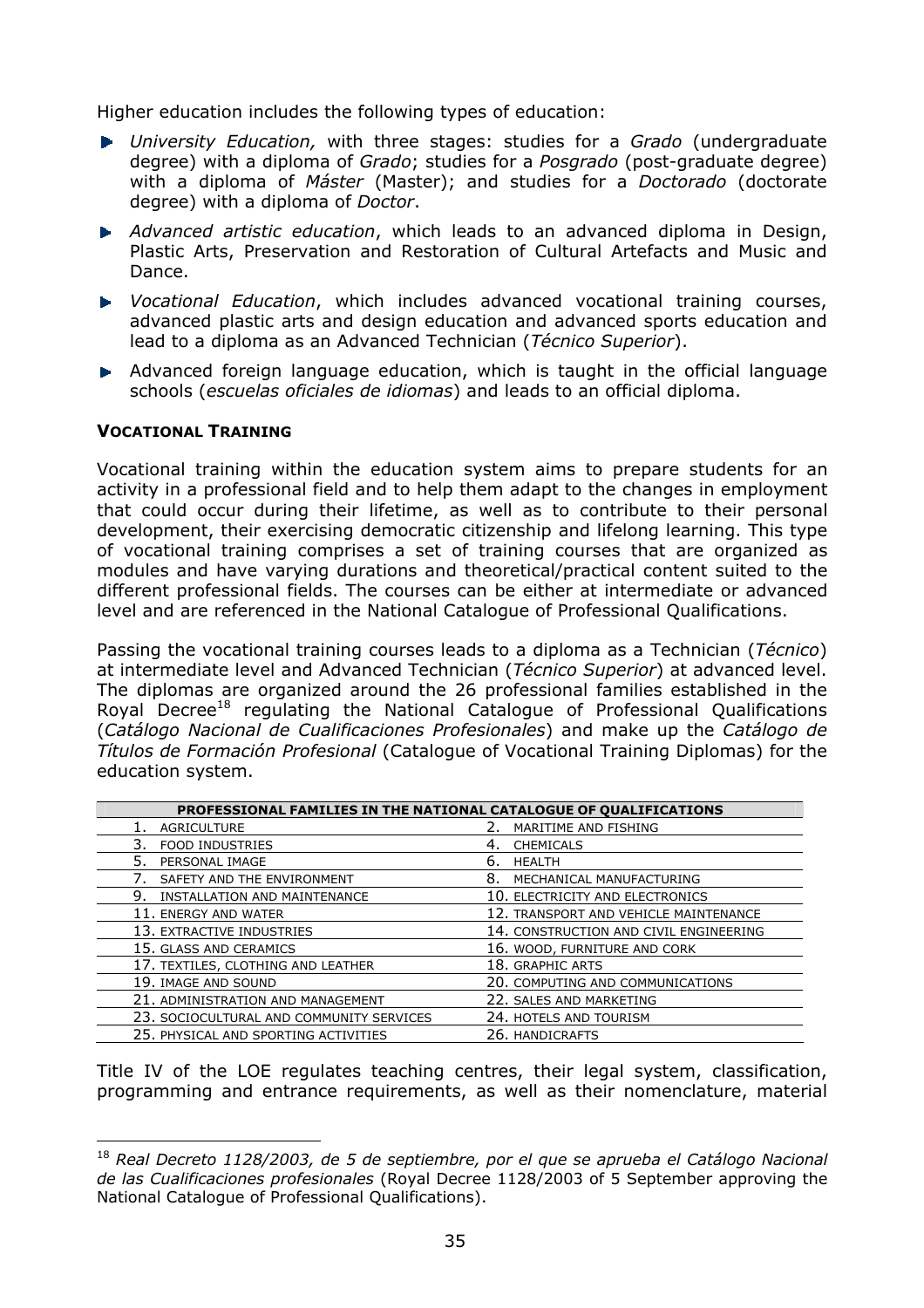Higher education includes the following types of education:

- *University Education,* with three stages: studies for a *Grado* (undergraduate degree) with a diploma of *Grado*; studies for a *Posgrado* (post-graduate degree) with a diploma of *Máster* (Master); and studies for a *Doctorado* (doctorate degree) with a diploma of *Doctor*.
- *Advanced artistic education*, which leads to an advanced diploma in Design, Plastic Arts, Preservation and Restoration of Cultural Artefacts and Music and Dance.
- *Vocational Education*, which includes advanced vocational training courses, advanced plastic arts and design education and advanced sports education and lead to a diploma as an Advanced Technician (*Técnico Superior*).
- Advanced foreign language education, which is taught in the official language schools (*escuelas oficiales de idiomas*) and leads to an official diploma.

**VOCATIONAL TRAINING**

Vocational training within the education system aims to prepare students for an activity in a professional field and to help them adapt to the changes in employment that could occur during their lifetime, as well as to contribute to their personal development, their exercising democratic citizenship and lifelong learning. This type of vocational training comprises a set of training courses that are organized as modules and have varying durations and theoretical/practical content suited to the different professional fields. The courses can be either at intermediate or advanced level and are referenced in the National Catalogue of Professional Qualifications.

Passing the vocational training courses leads to a diploma as a Technician (*Técnico*) at intermediate level and Advanced Technician (*Técnico Superior*) at advanced level. The diplomas are organized around the 26 professional families established in the Royal Decree[18] regulating the National Catalogue of Professional Qualifications (*Catálogo Nacional de Cualificaciones Profesionales*) and make up the *Catálogo de Títulos de Formación Profesional* (Catalogue of Vocational Training Diplomas) for the education system.

| PROFESSIONAL FAMILIES IN THE NATIONAL CATALOGUE OF QUALIFICATIONS | |
|---|---|
| 1. AGRICULTURE | 2. MARITIME AND FISHING |
| 3. FOOD INDUSTRIES | 4. CHEMICALS |
| 5. PERSONAL IMAGE | 6. HEALTH |
| 7. SAFETY AND THE ENVIRONMENT | 8. MECHANICAL MANUFACTURING |
| 9. INSTALLATION AND MAINTENANCE | 10. ELECTRICITY AND ELECTRONICS |
| 11. ENERGY AND WATER | 12. TRANSPORT AND VEHICLE MAINTENANCE |
| 13. EXTRACTIVE INDUSTRIES | 14. CONSTRUCTION AND CIVIL ENGINEERING |
| 15. GLASS AND CERAMICS | 16. WOOD, FURNITURE AND CORK |
| 17. TEXTILES, CLOTHING AND LEATHER | 18. GRAPHIC ARTS |
| 19. IMAGE AND SOUND | 20. COMPUTING AND COMMUNICATIONS |
| 21. ADMINISTRATION AND MANAGEMENT | 22. SALES AND MARKETING |
| 23. SOCIOCULTURAL AND COMMUNITY SERVICES | 24. HOTELS AND TOURISM |
| 25. PHYSICAL AND SPORTING ACTIVITIES | 26. HANDICRAFTS |

Title IV of the LOE regulates teaching centres, their legal system, classification, programming and entrance requirements, as well as their nomenclature, material

[18] *Real Decreto 1128/2003, de 5 de septiembre, por el que se aprueba el Catálogo Nacional de las Cualificaciones profesionales* (Royal Decree 1128/2003 of 5 September approving the National Catalogue of Professional Qualifications).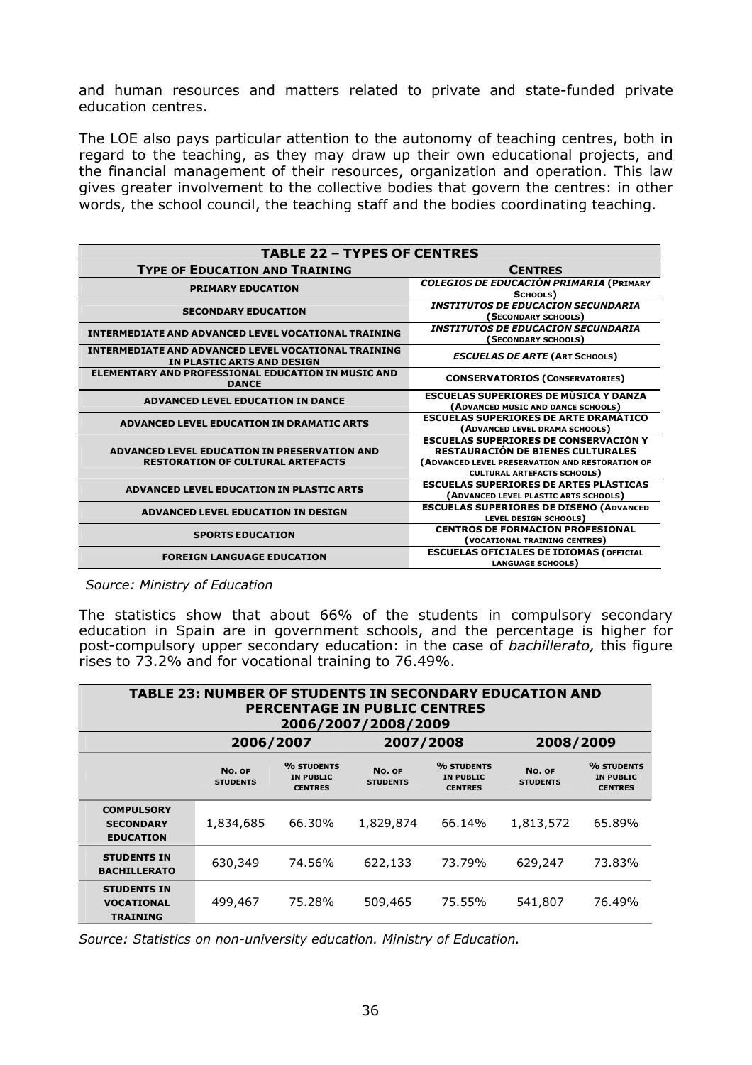and human resources and matters related to private and state-funded private education centres.

The LOE also pays particular attention to the autonomy of teaching centres, both in regard to the teaching, as they may draw up their own educational projects, and the financial management of their resources, organization and operation. This law gives greater involvement to the collective bodies that govern the centres: in other words, the school council, the teaching staff and the bodies coordinating teaching.

| TABLE 22 – TYPES OF CENTRES | |
|---|---|
| **TYPE OF EDUCATION AND TRAINING** | **CENTRES** |
| **PRIMARY EDUCATION** | ***COLEGIOS DE EDUCACIÓN PRIMARIA*** **(PRIMARY SCHOOLS)** |
| **SECONDARY EDUCATION** | ***INSTITUTOS DE EDUCACION SECUNDARIA*** **(SECONDARY SCHOOLS)** |
| **INTERMEDIATE AND ADVANCED LEVEL VOCATIONAL TRAINING** | ***INSTITUTOS DE EDUCACION SECUNDARIA*** **(SECONDARY SCHOOLS)** |
| **INTERMEDIATE AND ADVANCED LEVEL VOCATIONAL TRAINING IN PLASTIC ARTS AND DESIGN** | ***ESCUELAS DE ARTE*** **(ART SCHOOLS)** |
| **ELEMENTARY AND PROFESSIONAL EDUCATION IN MUSIC AND DANCE** | **CONSERVATORIOS (CONSERVATORIES)** |
| **ADVANCED LEVEL EDUCATION IN DANCE** | **ESCUELAS SUPERIORES DE MÚSICA Y DANZA (ADVANCED MUSIC AND DANCE SCHOOLS)** |
| **ADVANCED LEVEL EDUCATION IN DRAMATIC ARTS** | **ESCUELAS SUPERIORES DE ARTE DRAMÁTICO (ADVANCED LEVEL DRAMA SCHOOLS)** |
| **ADVANCED LEVEL EDUCATION IN PRESERVATION AND RESTORATION OF CULTURAL ARTEFACTS** | **ESCUELAS SUPERIORES DE CONSERVACIÓN Y RESTAURACIÓN DE BIENES CULTURALES (ADVANCED LEVEL PRESERVATION AND RESTORATION OF CULTURAL ARTEFACTS SCHOOLS)** |
| **ADVANCED LEVEL EDUCATION IN PLASTIC ARTS** | **ESCUELAS SUPERIORES DE ARTES PLÁSTICAS (ADVANCED LEVEL PLASTIC ARTS SCHOOLS)** |
| **ADVANCED LEVEL EDUCATION IN DESIGN** | **ESCUELAS SUPERIORES DE DISEÑO (ADVANCED LEVEL DESIGN SCHOOLS)** |
| **SPORTS EDUCATION** | **CENTROS DE FORMACIÓN PROFESIONAL (VOCATIONAL TRAINING CENTRES)** |
| **FOREIGN LANGUAGE EDUCATION** | **ESCUELAS OFICIALES DE IDIOMAS (OFFICIAL LANGUAGE SCHOOLS)** |

*Source: Ministry of Education*

The statistics show that about 66% of the students in compulsory secondary education in Spain are in government schools, and the percentage is higher for post-compulsory upper secondary education: in the case of *bachillerato,* this figure rises to 73.2% and for vocational training to 76.49%.

**TABLE 23: NUMBER OF STUDENTS IN SECONDARY EDUCATION AND PERCENTAGE IN PUBLIC CENTRES 2006/2007/2008/2009**

| | 2006/2007 | | 2007/2008 | | 2008/2009 | |
|---|---|---|---|---|---|---|
| | **NO. OF STUDENTS** | **% STUDENTS IN PUBLIC CENTRES** | **NO. OF STUDENTS** | **% STUDENTS IN PUBLIC CENTRES** | **NO. OF STUDENTS** | **% STUDENTS IN PUBLIC CENTRES** |
| **COMPULSORY SECONDARY EDUCATION** | 1,834,685 | 66.30% | 1,829,874 | 66.14% | 1,813,572 | 65.89% |
| **STUDENTS IN BACHILLERATO** | 630,349 | 74.56% | 622,133 | 73.79% | 629,247 | 73.83% |
| **STUDENTS IN VOCATIONAL TRAINING** | 499,467 | 75.28% | 509,465 | 75.55% | 541,807 | 76.49% |

*Source: Statistics on non-university education. Ministry of Education.*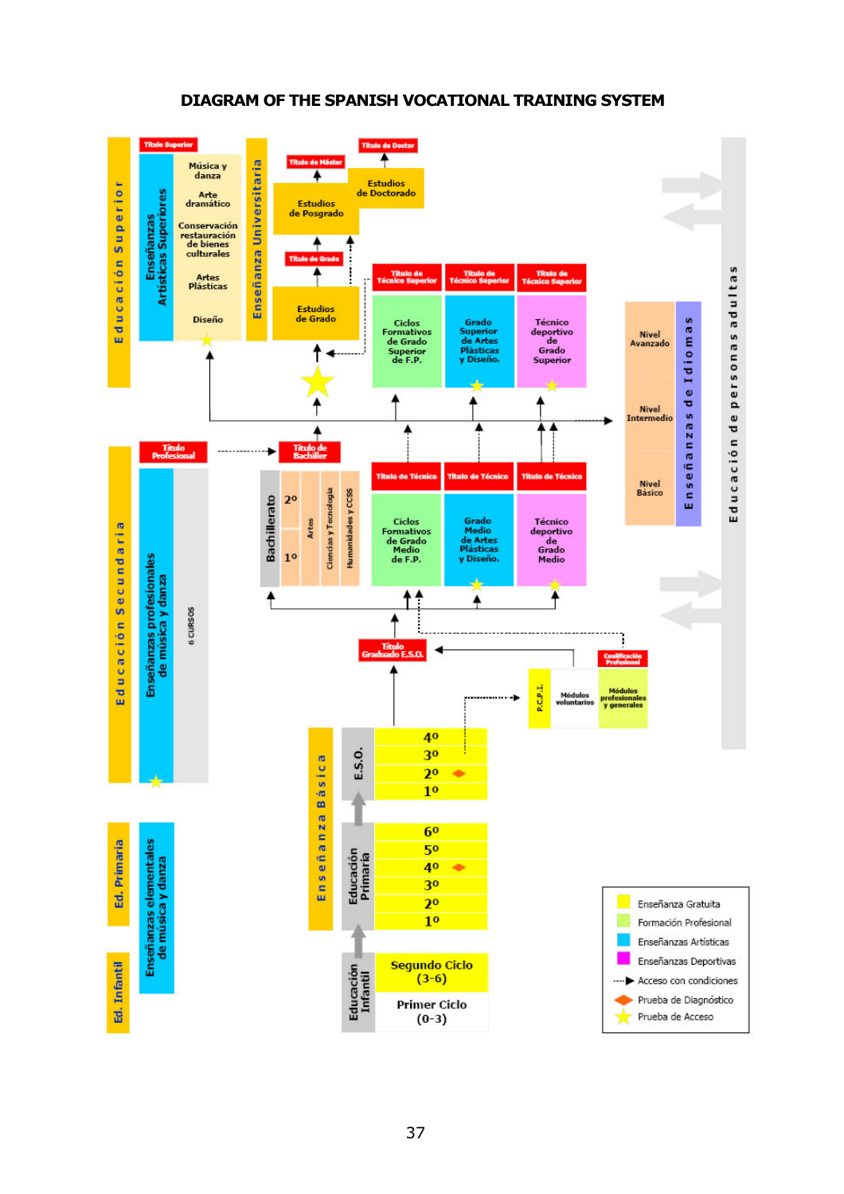# DIAGRAM OF THE SPANISH VOCATIONAL TRAINING SYSTEM

**Educación Superior**

- Enseñanzas Artísticas Superiores → Título Superior
  - Música y danza
  - Arte dramático
  - Conservación restauración de bienes culturales
  - Artes Plásticas
  - Diseño
- Enseñanza Universitaria
  - Estudios de Grado → Título de Grado
  - Estudios de Posgrado → Título de Máster
  - Estudios de Doctorado → Título de Doctor
- Ciclos Formativos de Grado Superior de F.P. → Título de Técnico Superior
- Grado Superior de Artes Plásticas y Diseño → Título de Técnico Superior
- Técnico deportivo de Grado Superior → Título de Técnico Superior

**Enseñanzas de Idiomas**

- Nivel Avanzado
- Nivel Intermedio
- Nivel Básico

**Educación de personas adultas**

**Educación Secundaria**

- Enseñanzas profesionales de música y danza (6 CURSOS) → Título Profesional
- Bachillerato (1º, 2º): Artes; Ciencias y Tecnología; Humanidades y CCSS → Título de Bachiller
- Ciclos Formativos de Grado Medio de F.P. → Título de Técnico
- Grado Medio de Artes Plásticas y Diseño → Título de Técnico
- Técnico deportivo de Grado Medio → Título de Técnico
- Título Graduado E.S.O.
- P.C.P.I.: Módulos voluntarios; Módulos profesionales y generales → Cualificación Profesional

**Enseñanza Básica**

- E.S.O.: 1º, 2º, 3º, 4º
- Educación Primaria: 1º, 2º, 3º, 4º, 5º, 6º

**Ed. Primaria** — Enseñanzas elementales de música y danza

**Ed. Infantil**

- Educación Infantil: Primer Ciclo (0-3); Segundo Ciclo (3-6)

**Legend**

- Enseñanza Gratuita
- Formación Profesional
- Enseñanzas Artísticas
- Enseñanzas Deportivas
- Acceso con condiciones
- Prueba de Diagnóstico
- Prueba de Acceso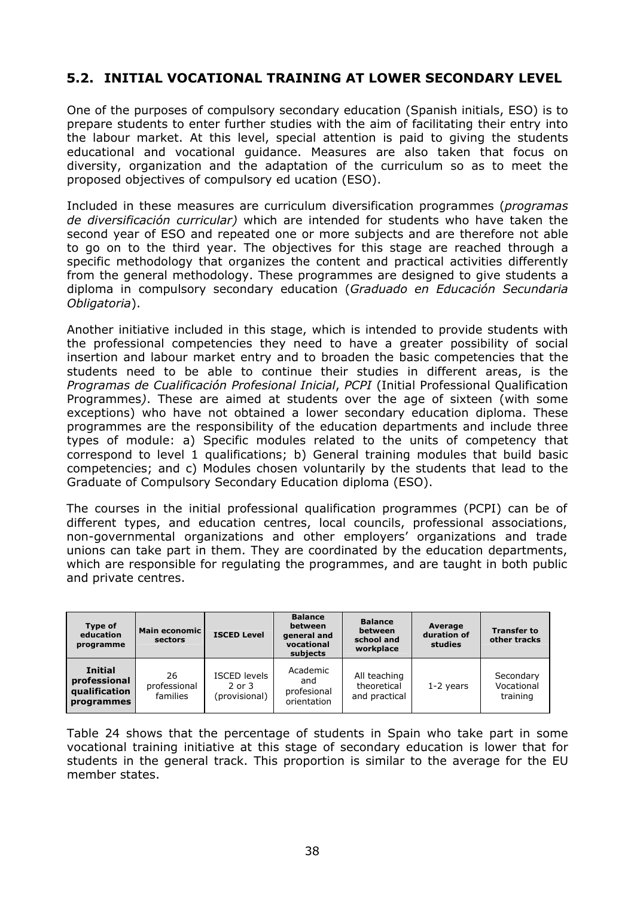## 5.2. INITIAL VOCATIONAL TRAINING AT LOWER SECONDARY LEVEL

One of the purposes of compulsory secondary education (Spanish initials, ESO) is to prepare students to enter further studies with the aim of facilitating their entry into the labour market. At this level, special attention is paid to giving the students educational and vocational guidance. Measures are also taken that focus on diversity, organization and the adaptation of the curriculum so as to meet the proposed objectives of compulsory ed ucation (ESO).

Included in these measures are curriculum diversification programmes (*programas de diversificación curricular)* which are intended for students who have taken the second year of ESO and repeated one or more subjects and are therefore not able to go on to the third year. The objectives for this stage are reached through a specific methodology that organizes the content and practical activities differently from the general methodology. These programmes are designed to give students a diploma in compulsory secondary education (*Graduado en Educación Secundaria Obligatoria*).

Another initiative included in this stage, which is intended to provide students with the professional competencies they need to have a greater possibility of social insertion and labour market entry and to broaden the basic competencies that the students need to be able to continue their studies in different areas, is the *Programas de Cualificación Profesional Inicial*, *PCPI* (Initial Professional Qualification Programmes*)*. These are aimed at students over the age of sixteen (with some exceptions) who have not obtained a lower secondary education diploma. These programmes are the responsibility of the education departments and include three types of module: a) Specific modules related to the units of competency that correspond to level 1 qualifications; b) General training modules that build basic competencies; and c) Modules chosen voluntarily by the students that lead to the Graduate of Compulsory Secondary Education diploma (ESO).

The courses in the initial professional qualification programmes (PCPI) can be of different types, and education centres, local councils, professional associations, non-governmental organizations and other employers' organizations and trade unions can take part in them. They are coordinated by the education departments, which are responsible for regulating the programmes, and are taught in both public and private centres.

| Type of education programme | Main economic sectors | ISCED Level | Balance between general and vocational subjects | Balance between school and workplace | Average duration of studies | Transfer to other tracks |
|---|---|---|---|---|---|---|
| **Initial professional qualification programmes** | 26 professional families | ISCED levels 2 or 3 (provisional) | Academic and profesional orientation | All teaching theoretical and practical | 1-2 years | Secondary Vocational training |

Table 24 shows that the percentage of students in Spain who take part in some vocational training initiative at this stage of secondary education is lower that for students in the general track. This proportion is similar to the average for the EU member states.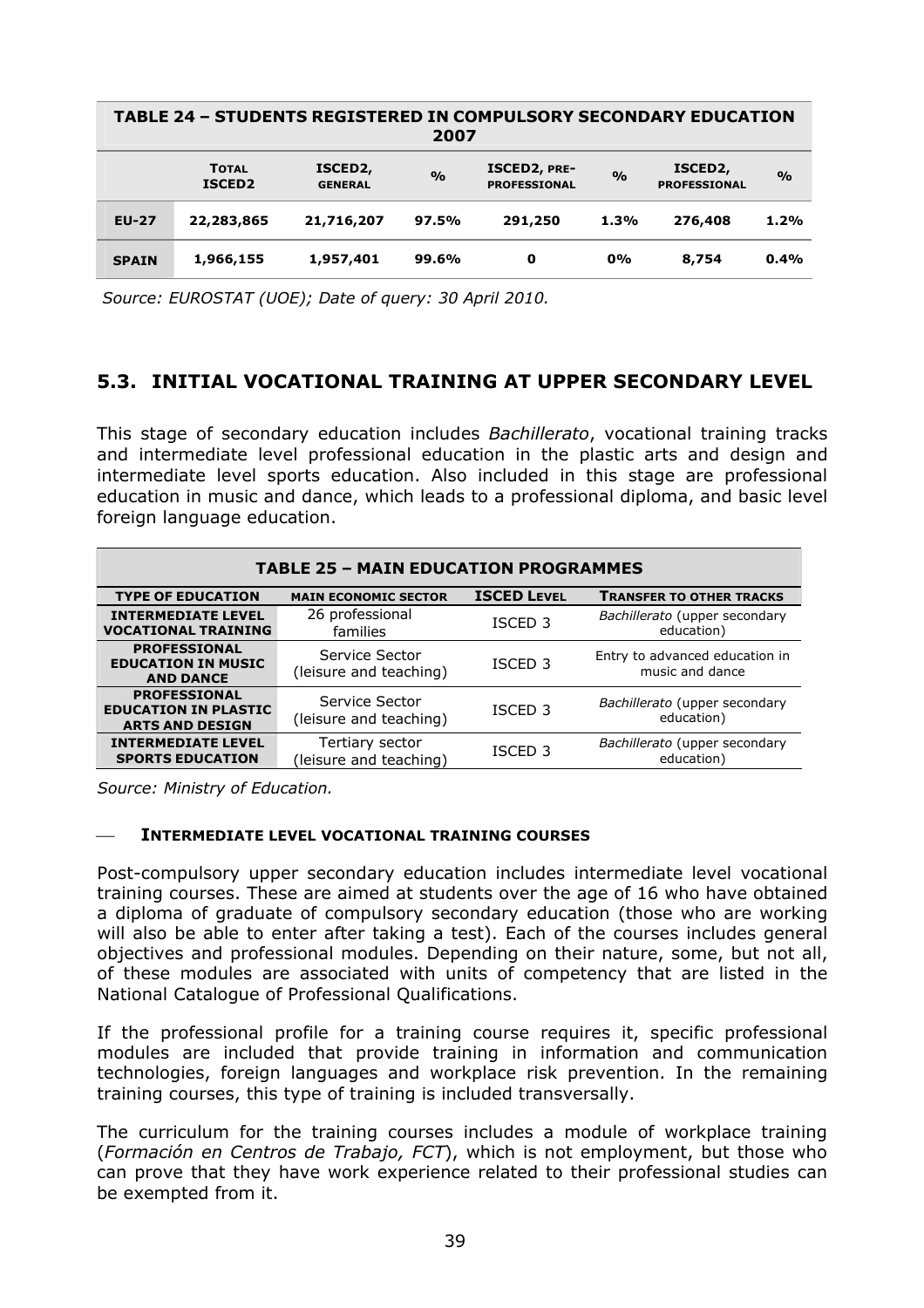| TABLE 24 – STUDENTS REGISTERED IN COMPULSORY SECONDARY EDUCATION 2007 | | | | | | | |
|---|---|---|---|---|---|---|---|
| | TOTAL ISCED2 | ISCED2, GENERAL | % | ISCED2, PRE-PROFESSIONAL | % | ISCED2, PROFESSIONAL | % |
| **EU-27** | **22,283,865** | **21,716,207** | **97.5%** | **291,250** | **1.3%** | **276,408** | **1.2%** |
| **SPAIN** | **1,966,155** | **1,957,401** | **99.6%** | **0** | **0%** | **8,754** | **0.4%** |

*Source: EUROSTAT (UOE); Date of query: 30 April 2010.*

## 5.3. INITIAL VOCATIONAL TRAINING AT UPPER SECONDARY LEVEL

This stage of secondary education includes *Bachillerato*, vocational training tracks and intermediate level professional education in the plastic arts and design and intermediate level sports education. Also included in this stage are professional education in music and dance, which leads to a professional diploma, and basic level foreign language education.

| TABLE 25 – MAIN EDUCATION PROGRAMMES | | | |
|---|---|---|---|
| **TYPE OF EDUCATION** | **MAIN ECONOMIC SECTOR** | **ISCED LEVEL** | **TRANSFER TO OTHER TRACKS** |
| **INTERMEDIATE LEVEL VOCATIONAL TRAINING** | 26 professional families | ISCED 3 | *Bachillerato* (upper secondary education) |
| **PROFESSIONAL EDUCATION IN MUSIC AND DANCE** | Service Sector (leisure and teaching) | ISCED 3 | Entry to advanced education in music and dance |
| **PROFESSIONAL EDUCATION IN PLASTIC ARTS AND DESIGN** | Service Sector (leisure and teaching) | ISCED 3 | *Bachillerato* (upper secondary education) |
| **INTERMEDIATE LEVEL SPORTS EDUCATION** | Tertiary sector (leisure and teaching) | ISCED 3 | *Bachillerato* (upper secondary education) |

*Source: Ministry of Education.*

— **INTERMEDIATE LEVEL VOCATIONAL TRAINING COURSES**

Post-compulsory upper secondary education includes intermediate level vocational training courses. These are aimed at students over the age of 16 who have obtained a diploma of graduate of compulsory secondary education (those who are working will also be able to enter after taking a test). Each of the courses includes general objectives and professional modules. Depending on their nature, some, but not all, of these modules are associated with units of competency that are listed in the National Catalogue of Professional Qualifications.

If the professional profile for a training course requires it, specific professional modules are included that provide training in information and communication technologies, foreign languages and workplace risk prevention. In the remaining training courses, this type of training is included transversally.

The curriculum for the training courses includes a module of workplace training (*Formación en Centros de Trabajo, FCT*), which is not employment, but those who can prove that they have work experience related to their professional studies can be exempted from it.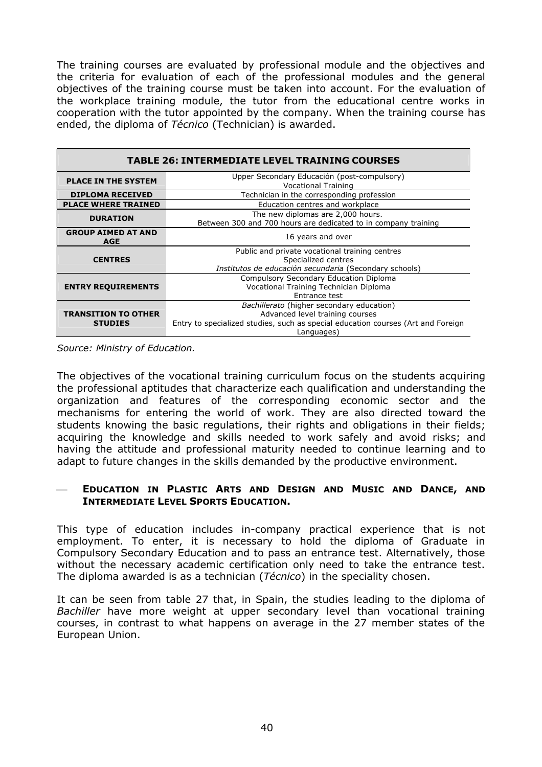The training courses are evaluated by professional module and the objectives and the criteria for evaluation of each of the professional modules and the general objectives of the training course must be taken into account. For the evaluation of the workplace training module, the tutor from the educational centre works in cooperation with the tutor appointed by the company. When the training course has ended, the diploma of *Técnico* (Technician) is awarded.

| **TABLE 26: INTERMEDIATE LEVEL TRAINING COURSES** | |
|---|---|
| **PLACE IN THE SYSTEM** | Upper Secondary Educación (post-compulsory)<br>Vocational Training |
| **DIPLOMA RECEIVED** | Technician in the corresponding profession |
| **PLACE WHERE TRAINED** | Education centres and workplace |
| **DURATION** | The new diplomas are 2,000 hours.<br>Between 300 and 700 hours are dedicated to in company training |
| **GROUP AIMED AT AND AGE** | 16 years and over |
| **CENTRES** | Public and private vocational training centres<br>Specialized centres<br>*Institutos de educación secundaria* (Secondary schools) |
| **ENTRY REQUIREMENTS** | Compulsory Secondary Education Diploma<br>Vocational Training Technician Diploma<br>Entrance test |
| **TRANSITION TO OTHER STUDIES** | *Bachillerato* (higher secondary education)<br>Advanced level training courses<br>Entry to specialized studies, such as special education courses (Art and Foreign Languages) |

*Source: Ministry of Education.*

The objectives of the vocational training curriculum focus on the students acquiring the professional aptitudes that characterize each qualification and understanding the organization and features of the corresponding economic sector and the mechanisms for entering the world of work. They are also directed toward the students knowing the basic regulations, their rights and obligations in their fields; acquiring the knowledge and skills needed to work safely and avoid risks; and having the attitude and professional maturity needed to continue learning and to adapt to future changes in the skills demanded by the productive environment.

— **EDUCATION IN PLASTIC ARTS AND DESIGN AND MUSIC AND DANCE, AND INTERMEDIATE LEVEL SPORTS EDUCATION.**

This type of education includes in-company practical experience that is not employment. To enter, it is necessary to hold the diploma of Graduate in Compulsory Secondary Education and to pass an entrance test. Alternatively, those without the necessary academic certification only need to take the entrance test. The diploma awarded is as a technician (*Técnico*) in the speciality chosen.

It can be seen from table 27 that, in Spain, the studies leading to the diploma of *Bachiller* have more weight at upper secondary level than vocational training courses, in contrast to what happens on average in the 27 member states of the European Union.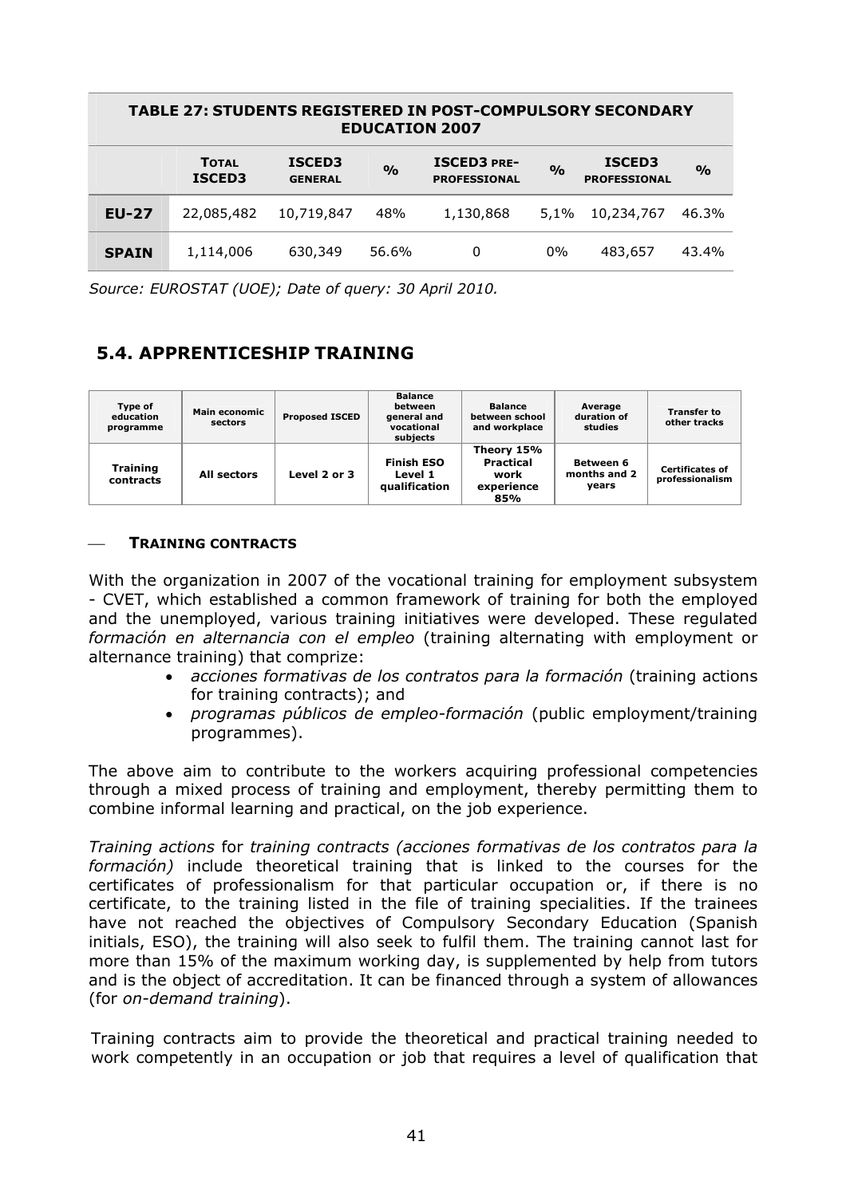| TABLE 27: STUDENTS REGISTERED IN POST-COMPULSORY SECONDARY EDUCATION 2007 | | | | | | | |
|---|---|---|---|---|---|---|---|
| | **TOTAL ISCED3** | **ISCED3 GENERAL** | **%** | **ISCED3 PRE-PROFESSIONAL** | **%** | **ISCED3 PROFESSIONAL** | **%** |
| **EU-27** | 22,085,482 | 10,719,847 | 48% | 1,130,868 | 5,1% | 10,234,767 | 46.3% |
| **SPAIN** | 1,114,006 | 630,349 | 56.6% | 0 | 0% | 483,657 | 43.4% |

*Source: EUROSTAT (UOE); Date of query: 30 April 2010.*

## 5.4. APPRENTICESHIP TRAINING

| Type of education programme | Main economic sectors | Proposed ISCED | Balance between general and vocational subjects | Balance between school and workplace | Average duration of studies | Transfer to other tracks |
|---|---|---|---|---|---|---|
| **Training contracts** | **All sectors** | **Level 2 or 3** | **Finish ESO Level 1 qualification** | **Theory 15% Practical work experience 85%** | **Between 6 months and 2 years** | **Certificates of professionalism** |

### — TRAINING CONTRACTS

With the organization in 2007 of the vocational training for employment subsystem - CVET, which established a common framework of training for both the employed and the unemployed, various training initiatives were developed. These regulated *formación en alternancia con el empleo* (training alternating with employment or alternance training) that comprize:

- *acciones formativas de los contratos para la formación* (training actions for training contracts); and
- *programas públicos de empleo-formación* (public employment/training programmes).

The above aim to contribute to the workers acquiring professional competencies through a mixed process of training and employment, thereby permitting them to combine informal learning and practical, on the job experience.

*Training actions* for *training contracts (acciones formativas de los contratos para la formación)* include theoretical training that is linked to the courses for the certificates of professionalism for that particular occupation or, if there is no certificate, to the training listed in the file of training specialities. If the trainees have not reached the objectives of Compulsory Secondary Education (Spanish initials, ESO), the training will also seek to fulfil them. The training cannot last for more than 15% of the maximum working day, is supplemented by help from tutors and is the object of accreditation. It can be financed through a system of allowances (for *on-demand training*).

Training contracts aim to provide the theoretical and practical training needed to work competently in an occupation or job that requires a level of qualification that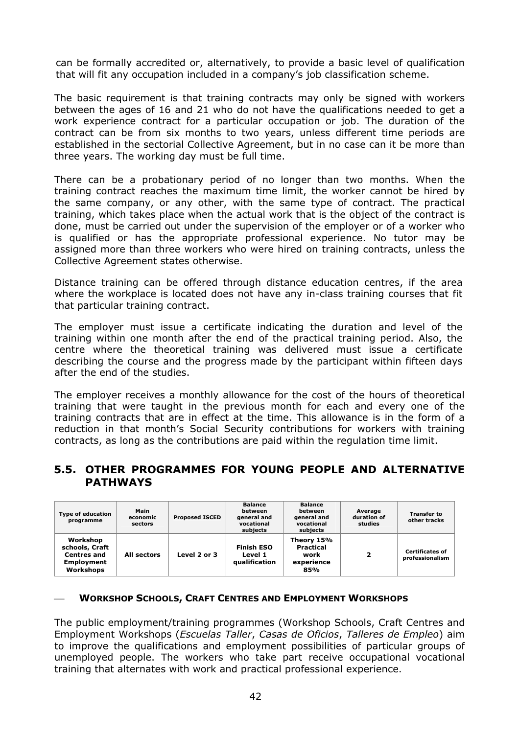can be formally accredited or, alternatively, to provide a basic level of qualification that will fit any occupation included in a company's job classification scheme.

The basic requirement is that training contracts may only be signed with workers between the ages of 16 and 21 who do not have the qualifications needed to get a work experience contract for a particular occupation or job. The duration of the contract can be from six months to two years, unless different time periods are established in the sectorial Collective Agreement, but in no case can it be more than three years. The working day must be full time.

There can be a probationary period of no longer than two months. When the training contract reaches the maximum time limit, the worker cannot be hired by the same company, or any other, with the same type of contract. The practical training, which takes place when the actual work that is the object of the contract is done, must be carried out under the supervision of the employer or of a worker who is qualified or has the appropriate professional experience. No tutor may be assigned more than three workers who were hired on training contracts, unless the Collective Agreement states otherwise.

Distance training can be offered through distance education centres, if the area where the workplace is located does not have any in-class training courses that fit that particular training contract.

The employer must issue a certificate indicating the duration and level of the training within one month after the end of the practical training period. Also, the centre where the theoretical training was delivered must issue a certificate describing the course and the progress made by the participant within fifteen days after the end of the studies.

The employer receives a monthly allowance for the cost of the hours of theoretical training that were taught in the previous month for each and every one of the training contracts that are in effect at the time. This allowance is in the form of a reduction in that month's Social Security contributions for workers with training contracts, as long as the contributions are paid within the regulation time limit.

## 5.5. OTHER PROGRAMMES FOR YOUNG PEOPLE AND ALTERNATIVE PATHWAYS

| Type of education programme | Main economic sectors | Proposed ISCED | Balance between general and vocational subjects | Balance between general and vocational subjects | Average duration of studies | Transfer to other tracks |
|---|---|---|---|---|---|---|
| **Workshop schools, Craft Centres and Employment Workshops** | **All sectors** | **Level 2 or 3** | **Finish ESO Level 1 qualification** | **Theory 15% Practical work experience 85%** | **2** | **Certificates of professionalism** |

— **WORKSHOP SCHOOLS, CRAFT CENTRES AND EMPLOYMENT WORKSHOPS**

The public employment/training programmes (Workshop Schools, Craft Centres and Employment Workshops (*Escuelas Taller*, *Casas de Oficios*, *Talleres de Empleo*) aim to improve the qualifications and employment possibilities of particular groups of unemployed people. The workers who take part receive occupational vocational training that alternates with work and practical professional experience.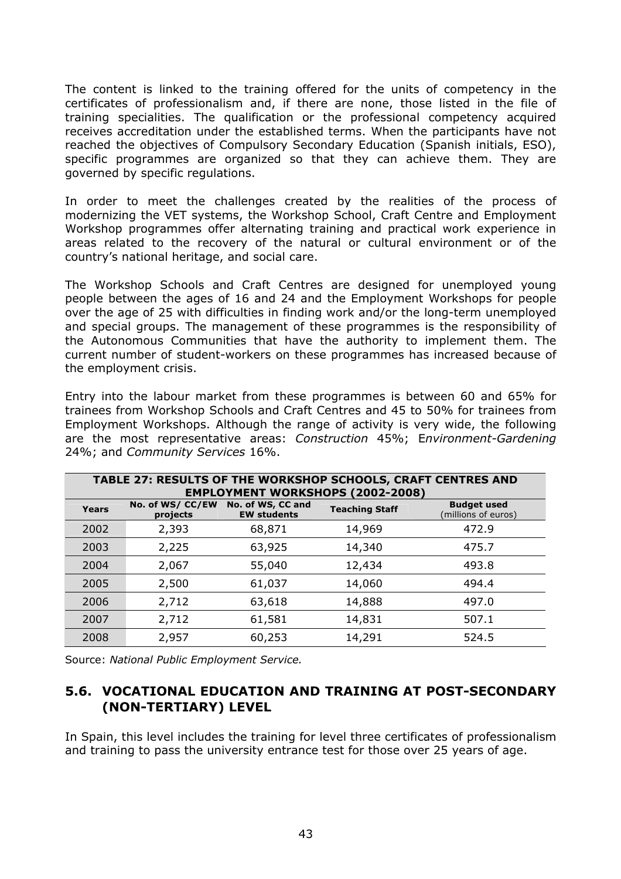The content is linked to the training offered for the units of competency in the certificates of professionalism and, if there are none, those listed in the file of training specialities. The qualification or the professional competency acquired receives accreditation under the established terms. When the participants have not reached the objectives of Compulsory Secondary Education (Spanish initials, ESO), specific programmes are organized so that they can achieve them. They are governed by specific regulations.

In order to meet the challenges created by the realities of the process of modernizing the VET systems, the Workshop School, Craft Centre and Employment Workshop programmes offer alternating training and practical work experience in areas related to the recovery of the natural or cultural environment or of the country's national heritage, and social care.

The Workshop Schools and Craft Centres are designed for unemployed young people between the ages of 16 and 24 and the Employment Workshops for people over the age of 25 with difficulties in finding work and/or the long-term unemployed and special groups. The management of these programmes is the responsibility of the Autonomous Communities that have the authority to implement them. The current number of student-workers on these programmes has increased because of the employment crisis.

Entry into the labour market from these programmes is between 60 and 65% for trainees from Workshop Schools and Craft Centres and 45 to 50% for trainees from Employment Workshops. Although the range of activity is very wide, the following are the most representative areas: *Construction* 45%; E*nvironment-Gardening* 24%; and *Community Services* 16%.

**TABLE 27: RESULTS OF THE WORKSHOP SCHOOLS, CRAFT CENTRES AND EMPLOYMENT WORKSHOPS (2002-2008)**

| Years | No. of WS/ CC/EW projects | No. of WS, CC and EW students | Teaching Staff | Budget used (millions of euros) |
|---|---|---|---|---|
| 2002 | 2,393 | 68,871 | 14,969 | 472.9 |
| 2003 | 2,225 | 63,925 | 14,340 | 475.7 |
| 2004 | 2,067 | 55,040 | 12,434 | 493.8 |
| 2005 | 2,500 | 61,037 | 14,060 | 494.4 |
| 2006 | 2,712 | 63,618 | 14,888 | 497.0 |
| 2007 | 2,712 | 61,581 | 14,831 | 507.1 |
| 2008 | 2,957 | 60,253 | 14,291 | 524.5 |

Source: *National Public Employment Service.*

## 5.6. VOCATIONAL EDUCATION AND TRAINING AT POST-SECONDARY (NON-TERTIARY) LEVEL

In Spain, this level includes the training for level three certificates of professionalism and training to pass the university entrance test for those over 25 years of age.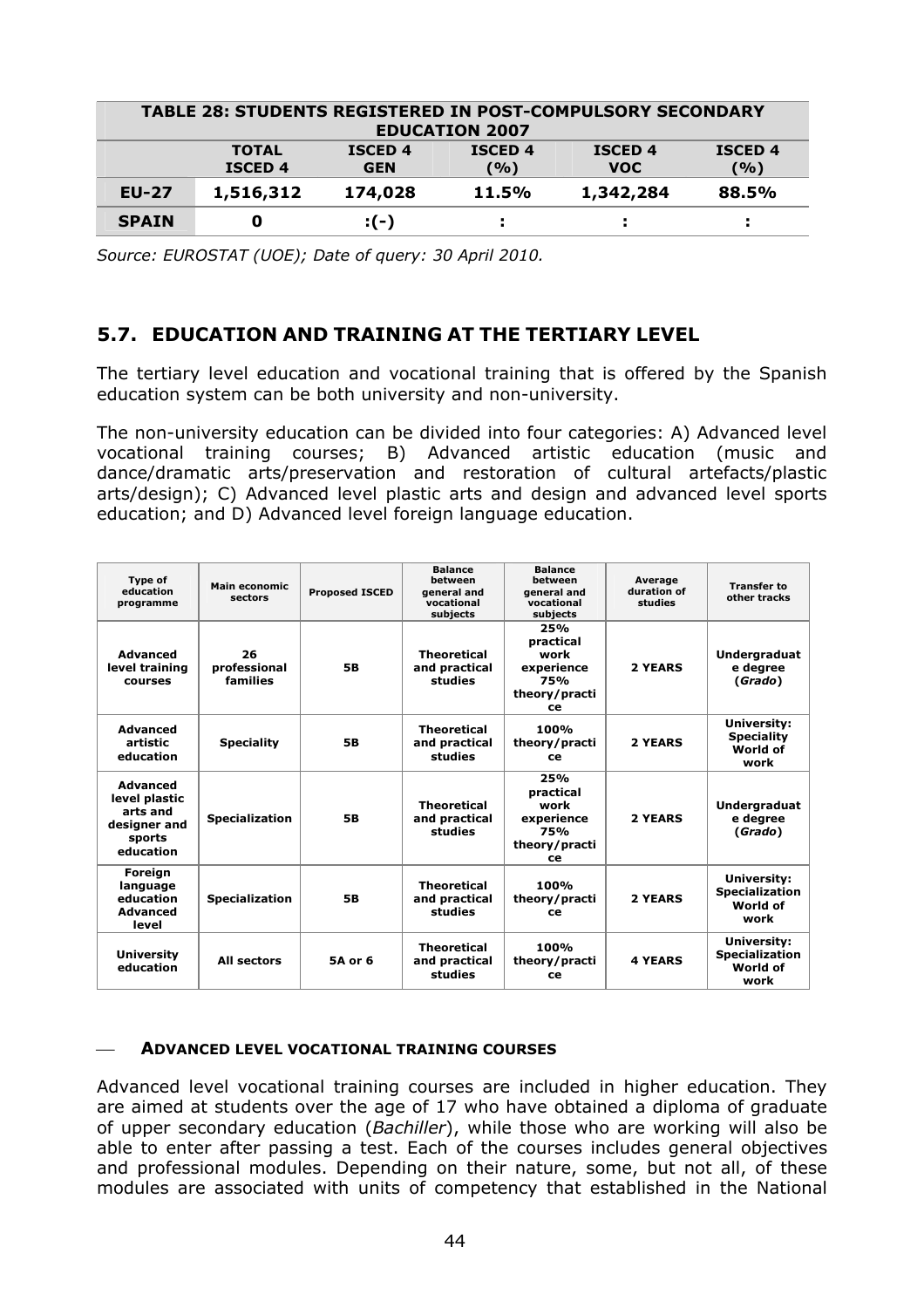| TABLE 28: STUDENTS REGISTERED IN POST-COMPULSORY SECONDARY EDUCATION 2007 | | | | | |
|---|---|---|---|---|---|
| | **TOTAL ISCED 4** | **ISCED 4 GEN** | **ISCED 4 (%)** | **ISCED 4 VOC** | **ISCED 4 (%)** |
| **EU-27** | **1,516,312** | **174,028** | **11.5%** | **1,342,284** | **88.5%** |
| **SPAIN** | **0** | **:(-)** | **:** | **:** | **:** |

*Source: EUROSTAT (UOE); Date of query: 30 April 2010.*

## 5.7. EDUCATION AND TRAINING AT THE TERTIARY LEVEL

The tertiary level education and vocational training that is offered by the Spanish education system can be both university and non-university.

The non-university education can be divided into four categories: A) Advanced level vocational training courses; B) Advanced artistic education (music and dance/dramatic arts/preservation and restoration of cultural artefacts/plastic arts/design); C) Advanced level plastic arts and design and advanced level sports education; and D) Advanced level foreign language education.

| Type of education programme | Main economic sectors | Proposed ISCED | Balance between general and vocational subjects | Balance between general and vocational subjects | Average duration of studies | Transfer to other tracks |
|---|---|---|---|---|---|---|
| **Advanced level training courses** | **26 professional families** | **5B** | **Theoretical and practical studies** | **25% practical work experience 75% theory/practice** | **2 YEARS** | **Undergraduate degree (*Grado*)** |
| **Advanced artistic education** | **Speciality** | **5B** | **Theoretical and practical studies** | **100% theory/practice** | **2 YEARS** | **University: Speciality World of work** |
| **Advanced level plastic arts and designer and sports education** | **Specialization** | **5B** | **Theoretical and practical studies** | **25% practical work experience 75% theory/practice** | **2 YEARS** | **Undergraduate degree (*Grado*)** |
| **Foreign language education Advanced level** | **Specialization** | **5B** | **Theoretical and practical studies** | **100% theory/practice** | **2 YEARS** | **University: Specialization World of work** |
| **University education** | **All sectors** | **5A or 6** | **Theoretical and practical studies** | **100% theory/practice** | **4 YEARS** | **University: Specialization World of work** |

— **ADVANCED LEVEL VOCATIONAL TRAINING COURSES**

Advanced level vocational training courses are included in higher education. They are aimed at students over the age of 17 who have obtained a diploma of graduate of upper secondary education (*Bachiller*), while those who are working will also be able to enter after passing a test. Each of the courses includes general objectives and professional modules. Depending on their nature, some, but not all, of these modules are associated with units of competency that established in the National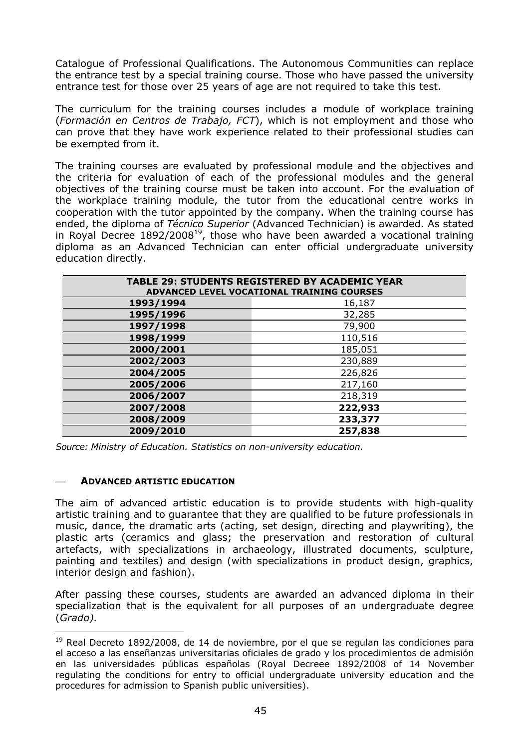Catalogue of Professional Qualifications. The Autonomous Communities can replace the entrance test by a special training course. Those who have passed the university entrance test for those over 25 years of age are not required to take this test.

The curriculum for the training courses includes a module of workplace training (*Formación en Centros de Trabajo, FCT*), which is not employment and those who can prove that they have work experience related to their professional studies can be exempted from it.

The training courses are evaluated by professional module and the objectives and the criteria for evaluation of each of the professional modules and the general objectives of the training course must be taken into account. For the evaluation of the workplace training module, the tutor from the educational centre works in cooperation with the tutor appointed by the company. When the training course has ended, the diploma of *Técnico Superior* (Advanced Technician) is awarded. As stated in Royal Decree 1892/2008[19], those who have been awarded a vocational training diploma as an Advanced Technician can enter official undergraduate university education directly.

| TABLE 29: STUDENTS REGISTERED BY ACADEMIC YEAR ADVANCED LEVEL VOCATIONAL TRAINING COURSES | |
|---|---|
| **1993/1994** | 16,187 |
| **1995/1996** | 32,285 |
| **1997/1998** | 79,900 |
| **1998/1999** | 110,516 |
| **2000/2001** | 185,051 |
| **2002/2003** | 230,889 |
| **2004/2005** | 226,826 |
| **2005/2006** | 217,160 |
| **2006/2007** | 218,319 |
| **2007/2008** | **222,933** |
| **2008/2009** | **233,377** |
| **2009/2010** | **257,838** |

*Source: Ministry of Education. Statistics on non-university education.*

### — ADVANCED ARTISTIC EDUCATION

The aim of advanced artistic education is to provide students with high-quality artistic training and to guarantee that they are qualified to be future professionals in music, dance, the dramatic arts (acting, set design, directing and playwriting), the plastic arts (ceramics and glass; the preservation and restoration of cultural artefacts, with specializations in archaeology, illustrated documents, sculpture, painting and textiles) and design (with specializations in product design, graphics, interior design and fashion).

After passing these courses, students are awarded an advanced diploma in their specialization that is the equivalent for all purposes of an undergraduate degree (*Grado).*

---

[19] Real Decreto 1892/2008, de 14 de noviembre, por el que se regulan las condiciones para el acceso a las enseñanzas universitarias oficiales de grado y los procedimientos de admisión en las universidades públicas españolas (Royal Decreee 1892/2008 of 14 November regulating the conditions for entry to official undergraduate university education and the procedures for admission to Spanish public universities).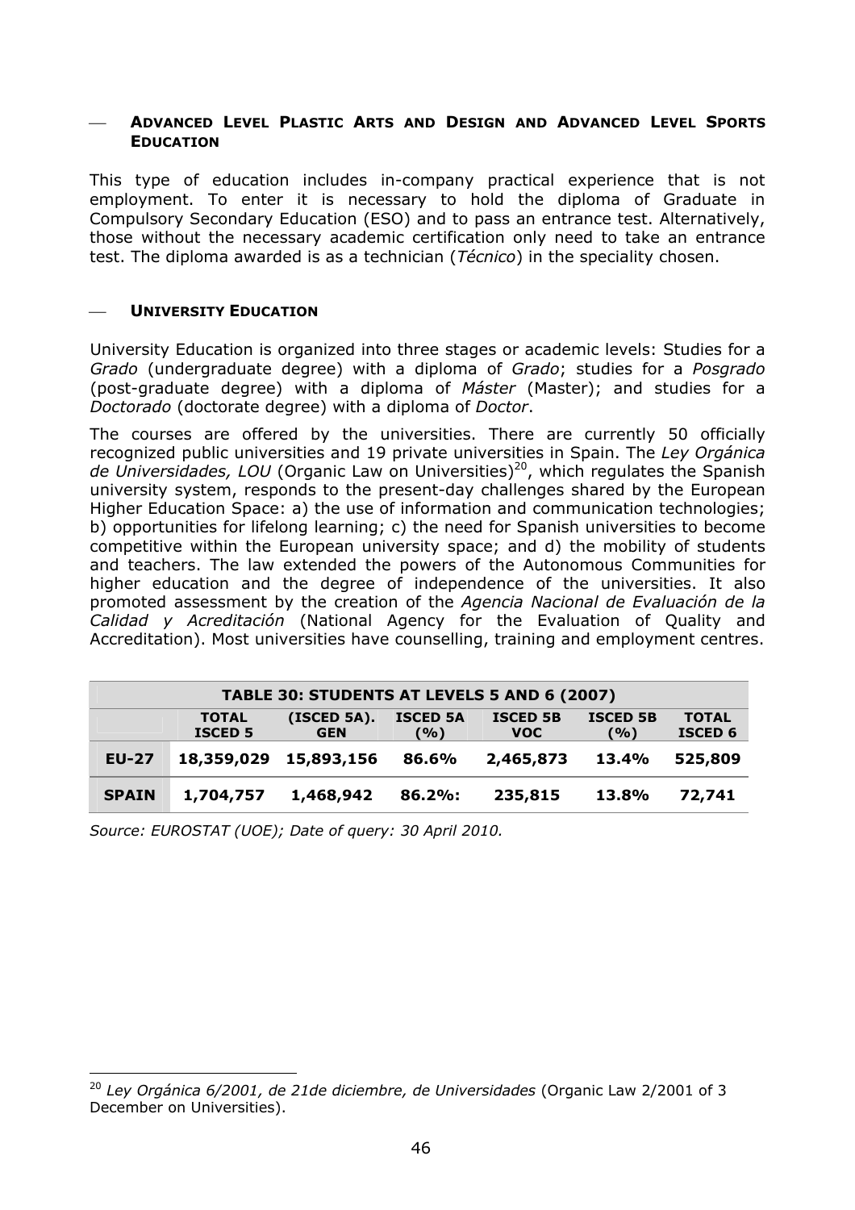## — Advanced Level Plastic Arts and Design and Advanced Level Sports Education

This type of education includes in-company practical experience that is not employment. To enter it is necessary to hold the diploma of Graduate in Compulsory Secondary Education (ESO) and to pass an entrance test. Alternatively, those without the necessary academic certification only need to take an entrance test. The diploma awarded is as a technician (*Técnico*) in the speciality chosen.

## — University Education

University Education is organized into three stages or academic levels: Studies for a *Grado* (undergraduate degree) with a diploma of *Grado*; studies for a *Posgrado* (post-graduate degree) with a diploma of *Máster* (Master); and studies for a *Doctorado* (doctorate degree) with a diploma of *Doctor*.

The courses are offered by the universities. There are currently 50 officially recognized public universities and 19 private universities in Spain. The *Ley Orgánica de Universidades, LOU* (Organic Law on Universities)[20], which regulates the Spanish university system, responds to the present-day challenges shared by the European Higher Education Space: a) the use of information and communication technologies; b) opportunities for lifelong learning; c) the need for Spanish universities to become competitive within the European university space; and d) the mobility of students and teachers. The law extended the powers of the Autonomous Communities for higher education and the degree of independence of the universities. It also promoted assessment by the creation of the *Agencia Nacional de Evaluación de la Calidad y Acreditación* (National Agency for the Evaluation of Quality and Accreditation). Most universities have counselling, training and employment centres.

**TABLE 30: STUDENTS AT LEVELS 5 AND 6 (2007)**

| | TOTAL ISCED 5 | (ISCED 5A). GEN | ISCED 5A (%) | ISCED 5B VOC | ISCED 5B (%) | TOTAL ISCED 6 |
|---|---|---|---|---|---|---|
| **EU-27** | 18,359,029 | 15,893,156 | 86.6% | 2,465,873 | 13.4% | 525,809 |
| **SPAIN** | 1,704,757 | 1,468,942 | 86.2%: | 235,815 | 13.8% | 72,741 |

*Source: EUROSTAT (UOE); Date of query: 30 April 2010.*

---

[20] *Ley Orgánica 6/2001, de 21de diciembre, de Universidades* (Organic Law 2/2001 of 3 December on Universities).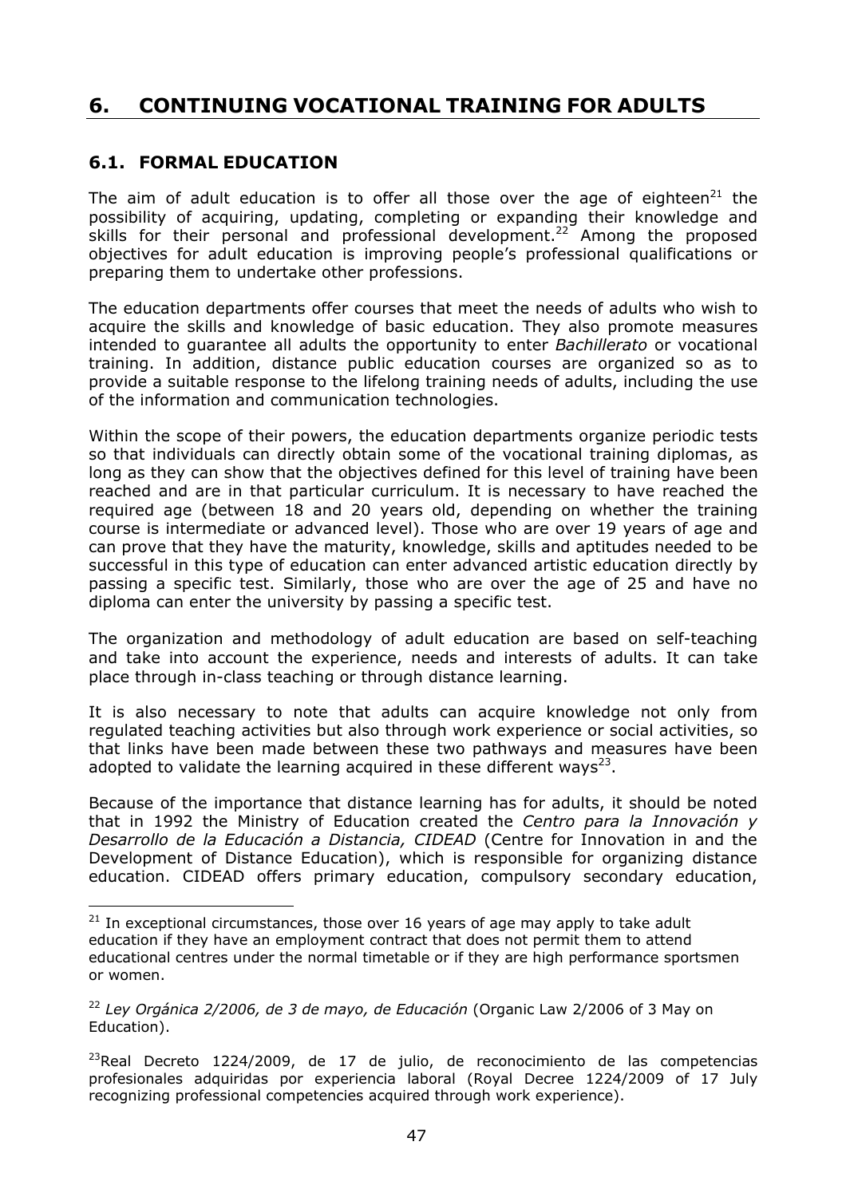# 6. CONTINUING VOCATIONAL TRAINING FOR ADULTS

## 6.1. FORMAL EDUCATION

The aim of adult education is to offer all those over the age of eighteen[21] the possibility of acquiring, updating, completing or expanding their knowledge and skills for their personal and professional development.[22] Among the proposed objectives for adult education is improving people's professional qualifications or preparing them to undertake other professions.

The education departments offer courses that meet the needs of adults who wish to acquire the skills and knowledge of basic education. They also promote measures intended to guarantee all adults the opportunity to enter *Bachillerato* or vocational training. In addition, distance public education courses are organized so as to provide a suitable response to the lifelong training needs of adults, including the use of the information and communication technologies.

Within the scope of their powers, the education departments organize periodic tests so that individuals can directly obtain some of the vocational training diplomas, as long as they can show that the objectives defined for this level of training have been reached and are in that particular curriculum. It is necessary to have reached the required age (between 18 and 20 years old, depending on whether the training course is intermediate or advanced level). Those who are over 19 years of age and can prove that they have the maturity, knowledge, skills and aptitudes needed to be successful in this type of education can enter advanced artistic education directly by passing a specific test. Similarly, those who are over the age of 25 and have no diploma can enter the university by passing a specific test.

The organization and methodology of adult education are based on self-teaching and take into account the experience, needs and interests of adults. It can take place through in-class teaching or through distance learning.

It is also necessary to note that adults can acquire knowledge not only from regulated teaching activities but also through work experience or social activities, so that links have been made between these two pathways and measures have been adopted to validate the learning acquired in these different ways[23].

Because of the importance that distance learning has for adults, it should be noted that in 1992 the Ministry of Education created the *Centro para la Innovación y Desarrollo de la Educación a Distancia, CIDEAD* (Centre for Innovation in and the Development of Distance Education), which is responsible for organizing distance education. CIDEAD offers primary education, compulsory secondary education,

---

[21] In exceptional circumstances, those over 16 years of age may apply to take adult education if they have an employment contract that does not permit them to attend educational centres under the normal timetable or if they are high performance sportsmen or women.

[22] *Ley Orgánica 2/2006, de 3 de mayo, de Educación* (Organic Law 2/2006 of 3 May on Education).

[23] Real Decreto 1224/2009, de 17 de julio, de reconocimiento de las competencias profesionales adquiridas por experiencia laboral (Royal Decree 1224/2009 of 17 July recognizing professional competencies acquired through work experience).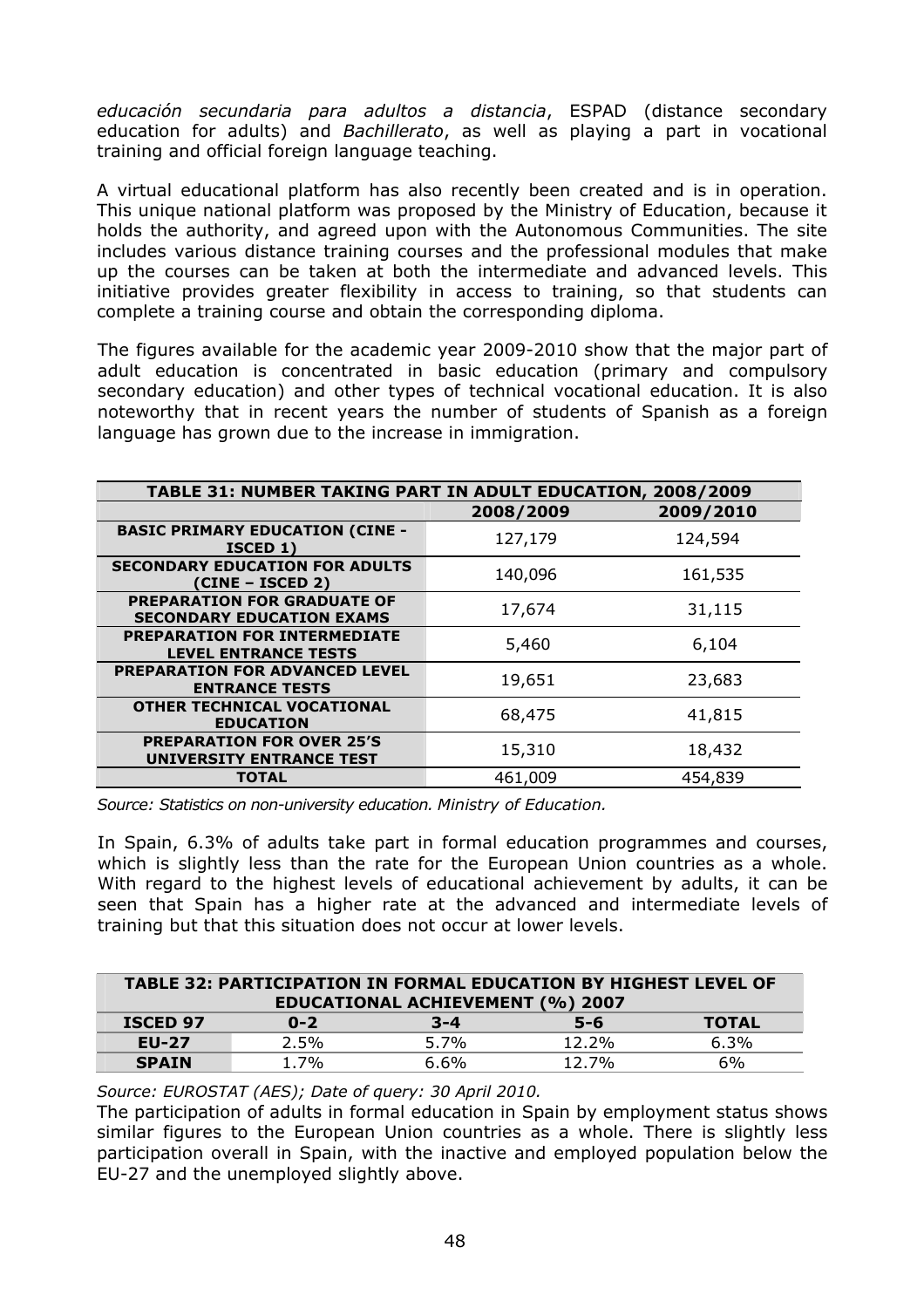*educación secundaria para adultos a distancia*, ESPAD (distance secondary education for adults) and *Bachillerato*, as well as playing a part in vocational training and official foreign language teaching.

A virtual educational platform has also recently been created and is in operation. This unique national platform was proposed by the Ministry of Education, because it holds the authority, and agreed upon with the Autonomous Communities. The site includes various distance training courses and the professional modules that make up the courses can be taken at both the intermediate and advanced levels. This initiative provides greater flexibility in access to training, so that students can complete a training course and obtain the corresponding diploma.

The figures available for the academic year 2009-2010 show that the major part of adult education is concentrated in basic education (primary and compulsory secondary education) and other types of technical vocational education. It is also noteworthy that in recent years the number of students of Spanish as a foreign language has grown due to the increase in immigration.

| TABLE 31: NUMBER TAKING PART IN ADULT EDUCATION, 2008/2009 | | |
|---|---|---|
| | **2008/2009** | **2009/2010** |
| **BASIC PRIMARY EDUCATION (CINE - ISCED 1)** | 127,179 | 124,594 |
| **SECONDARY EDUCATION FOR ADULTS (CINE – ISCED 2)** | 140,096 | 161,535 |
| **PREPARATION FOR GRADUATE OF SECONDARY EDUCATION EXAMS** | 17,674 | 31,115 |
| **PREPARATION FOR INTERMEDIATE LEVEL ENTRANCE TESTS** | 5,460 | 6,104 |
| **PREPARATION FOR ADVANCED LEVEL ENTRANCE TESTS** | 19,651 | 23,683 |
| **OTHER TECHNICAL VOCATIONAL EDUCATION** | 68,475 | 41,815 |
| **PREPARATION FOR OVER 25'S UNIVERSITY ENTRANCE TEST** | 15,310 | 18,432 |
| **TOTAL** | 461,009 | 454,839 |

*Source: Statistics on non-university education. Ministry of Education.*

In Spain, 6.3% of adults take part in formal education programmes and courses, which is slightly less than the rate for the European Union countries as a whole. With regard to the highest levels of educational achievement by adults, it can be seen that Spain has a higher rate at the advanced and intermediate levels of training but that this situation does not occur at lower levels.

| TABLE 32: PARTICIPATION IN FORMAL EDUCATION BY HIGHEST LEVEL OF EDUCATIONAL ACHIEVEMENT (%) 2007 | | | | |
|---|---|---|---|---|
| **ISCED 97** | **0-2** | **3-4** | **5-6** | **TOTAL** |
| **EU-27** | 2.5% | 5.7% | 12.2% | 6.3% |
| **SPAIN** | 1.7% | 6.6% | 12.7% | 6% |

*Source: EUROSTAT (AES); Date of query: 30 April 2010.*

The participation of adults in formal education in Spain by employment status shows similar figures to the European Union countries as a whole. There is slightly less participation overall in Spain, with the inactive and employed population below the EU-27 and the unemployed slightly above.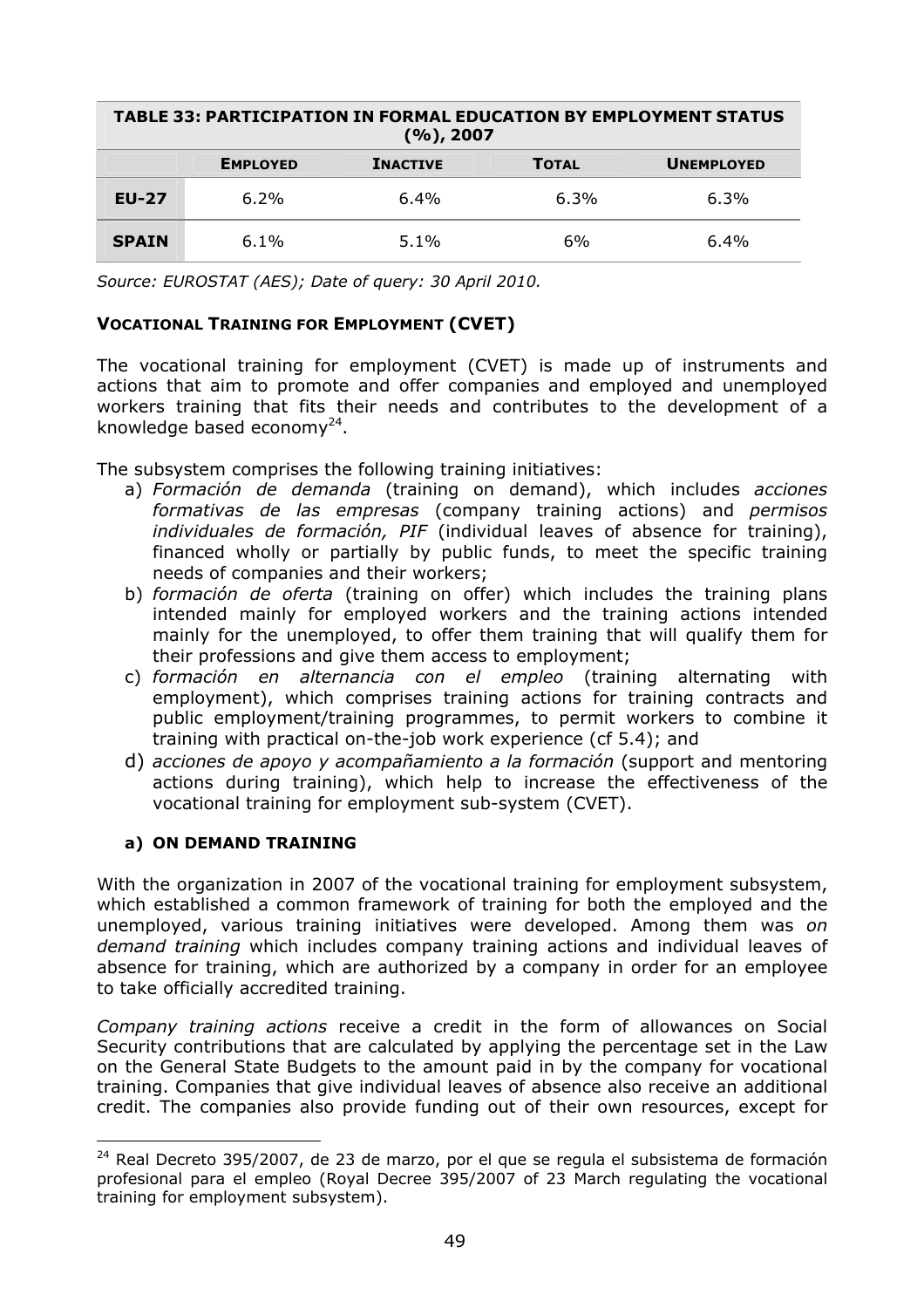| TABLE 33: PARTICIPATION IN FORMAL EDUCATION BY EMPLOYMENT STATUS (%), 2007 | | | | |
|---|---|---|---|---|
| | **EMPLOYED** | **INACTIVE** | **TOTAL** | **UNEMPLOYED** |
| **EU-27** | 6.2% | 6.4% | 6.3% | 6.3% |
| **SPAIN** | 6.1% | 5.1% | 6% | 6.4% |

*Source: EUROSTAT (AES); Date of query: 30 April 2010.*

### VOCATIONAL TRAINING FOR EMPLOYMENT (CVET)

The vocational training for employment (CVET) is made up of instruments and actions that aim to promote and offer companies and employed and unemployed workers training that fits their needs and contributes to the development of a knowledge based economy[24].

The subsystem comprises the following training initiatives:

a) *Formación de demanda* (training on demand), which includes *acciones formativas de las empresas* (company training actions) and *permisos individuales de formación, PIF* (individual leaves of absence for training), financed wholly or partially by public funds, to meet the specific training needs of companies and their workers;
b) *formación de oferta* (training on offer) which includes the training plans intended mainly for employed workers and the training actions intended mainly for the unemployed, to offer them training that will qualify them for their professions and give them access to employment;
c) *formación en alternancia con el empleo* (training alternating with employment), which comprises training actions for training contracts and public employment/training programmes, to permit workers to combine it training with practical on-the-job work experience (cf 5.4); and
d) *acciones de apoyo y acompañamiento a la formación* (support and mentoring actions during training), which help to increase the effectiveness of the vocational training for employment sub-system (CVET).

#### a) ON DEMAND TRAINING

With the organization in 2007 of the vocational training for employment subsystem, which established a common framework of training for both the employed and the unemployed, various training initiatives were developed. Among them was *on demand training* which includes company training actions and individual leaves of absence for training, which are authorized by a company in order for an employee to take officially accredited training.

*Company training actions* receive a credit in the form of allowances on Social Security contributions that are calculated by applying the percentage set in the Law on the General State Budgets to the amount paid in by the company for vocational training. Companies that give individual leaves of absence also receive an additional credit. The companies also provide funding out of their own resources, except for

[24] Real Decreto 395/2007, de 23 de marzo, por el que se regula el subsistema de formación profesional para el empleo (Royal Decree 395/2007 of 23 March regulating the vocational training for employment subsystem).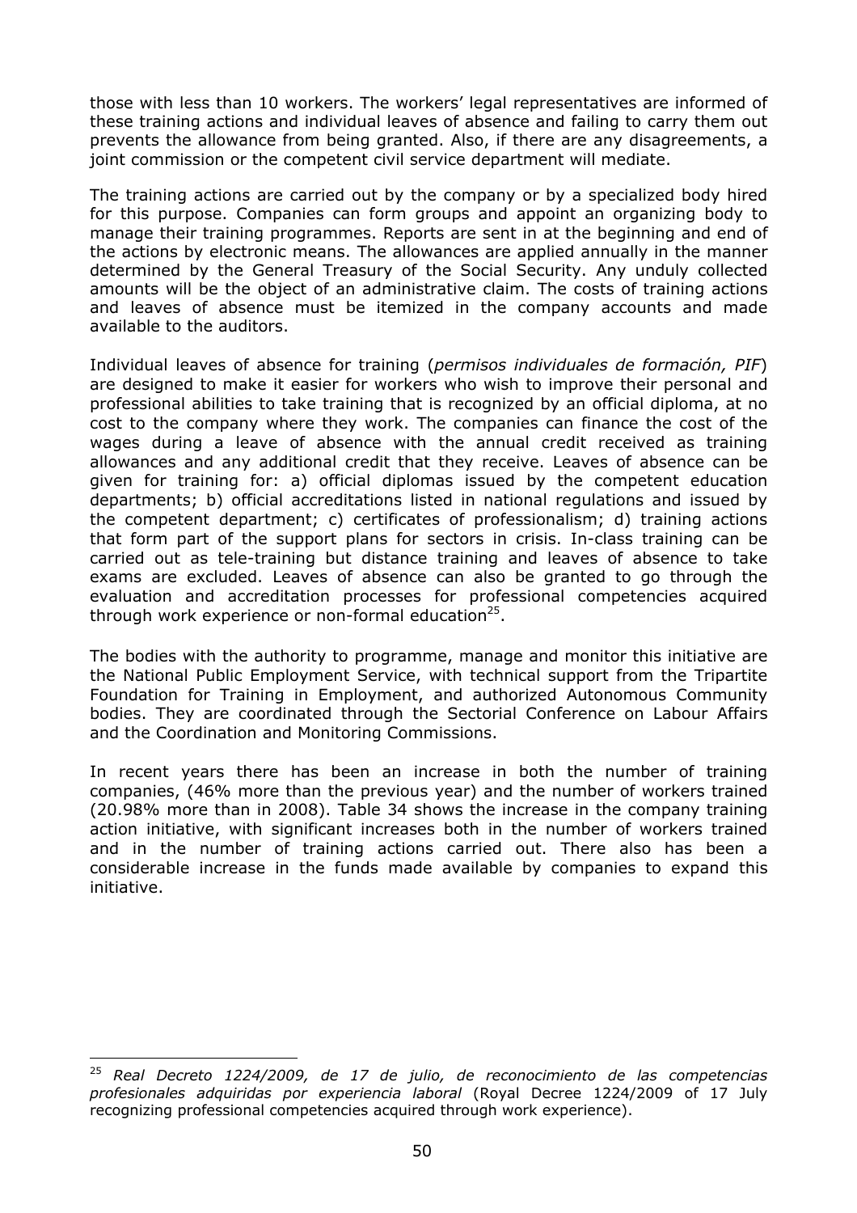those with less than 10 workers. The workers' legal representatives are informed of these training actions and individual leaves of absence and failing to carry them out prevents the allowance from being granted. Also, if there are any disagreements, a joint commission or the competent civil service department will mediate.

The training actions are carried out by the company or by a specialized body hired for this purpose. Companies can form groups and appoint an organizing body to manage their training programmes. Reports are sent in at the beginning and end of the actions by electronic means. The allowances are applied annually in the manner determined by the General Treasury of the Social Security. Any unduly collected amounts will be the object of an administrative claim. The costs of training actions and leaves of absence must be itemized in the company accounts and made available to the auditors.

Individual leaves of absence for training (*permisos individuales de formación, PIF*) are designed to make it easier for workers who wish to improve their personal and professional abilities to take training that is recognized by an official diploma, at no cost to the company where they work. The companies can finance the cost of the wages during a leave of absence with the annual credit received as training allowances and any additional credit that they receive. Leaves of absence can be given for training for: a) official diplomas issued by the competent education departments; b) official accreditations listed in national regulations and issued by the competent department; c) certificates of professionalism; d) training actions that form part of the support plans for sectors in crisis. In-class training can be carried out as tele-training but distance training and leaves of absence to take exams are excluded. Leaves of absence can also be granted to go through the evaluation and accreditation processes for professional competencies acquired through work experience or non-formal education[25].

The bodies with the authority to programme, manage and monitor this initiative are the National Public Employment Service, with technical support from the Tripartite Foundation for Training in Employment, and authorized Autonomous Community bodies. They are coordinated through the Sectorial Conference on Labour Affairs and the Coordination and Monitoring Commissions.

In recent years there has been an increase in both the number of training companies, (46% more than the previous year) and the number of workers trained (20.98% more than in 2008). Table 34 shows the increase in the company training action initiative, with significant increases both in the number of workers trained and in the number of training actions carried out. There also has been a considerable increase in the funds made available by companies to expand this initiative.

---

[25] *Real Decreto 1224/2009, de 17 de julio, de reconocimiento de las competencias profesionales adquiridas por experiencia laboral* (Royal Decree 1224/2009 of 17 July recognizing professional competencies acquired through work experience).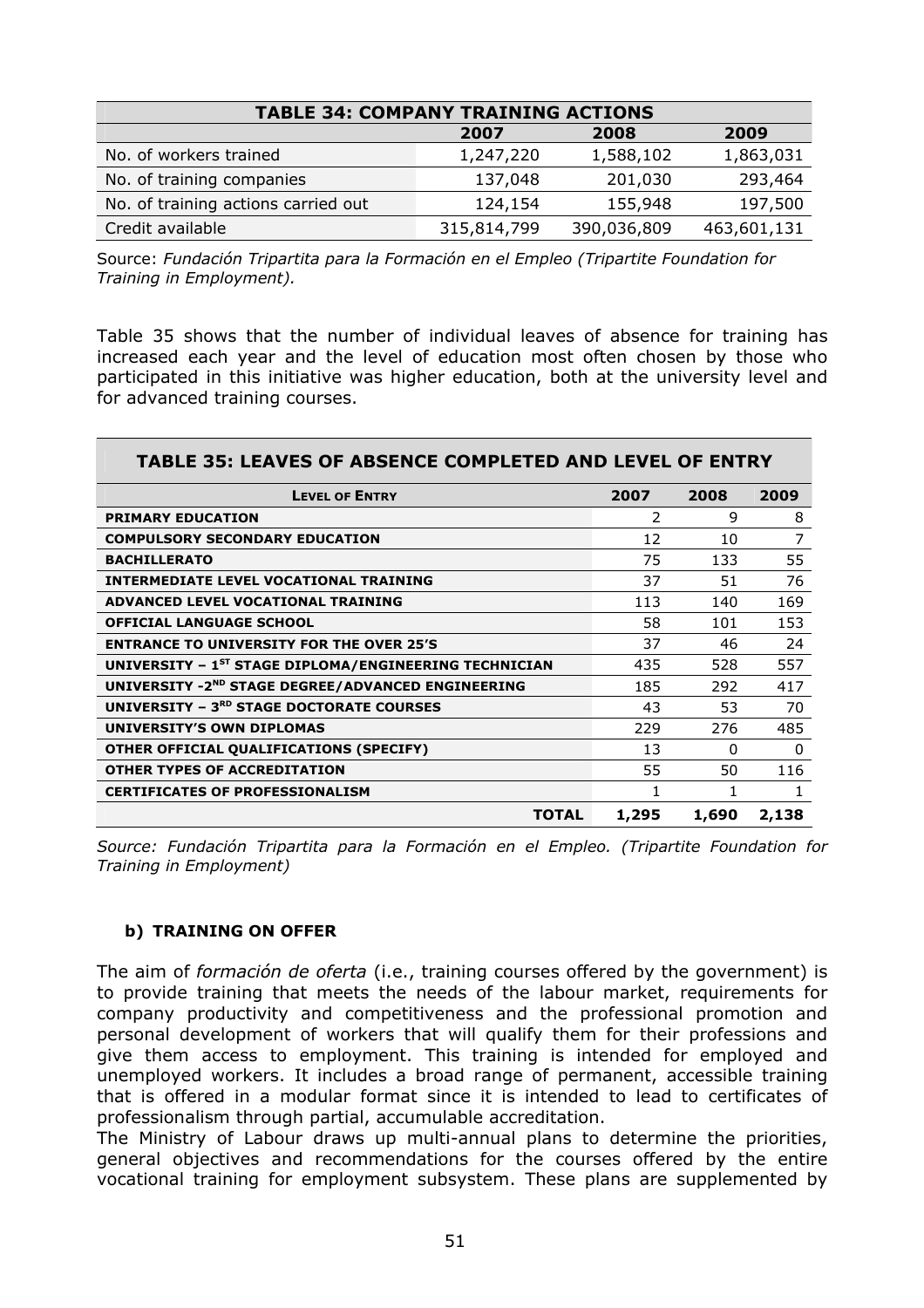| TABLE 34: COMPANY TRAINING ACTIONS | | | |
|---|---|---|---|
| | 2007 | 2008 | 2009 |
| No. of workers trained | 1,247,220 | 1,588,102 | 1,863,031 |
| No. of training companies | 137,048 | 201,030 | 293,464 |
| No. of training actions carried out | 124,154 | 155,948 | 197,500 |
| Credit available | 315,814,799 | 390,036,809 | 463,601,131 |

Source: *Fundación Tripartita para la Formación en el Empleo (Tripartite Foundation for Training in Employment).*

Table 35 shows that the number of individual leaves of absence for training has increased each year and the level of education most often chosen by those who participated in this initiative was higher education, both at the university level and for advanced training courses.

| TABLE 35: LEAVES OF ABSENCE COMPLETED AND LEVEL OF ENTRY | | | |
|---|---|---|---|
| **LEVEL OF ENTRY** | **2007** | **2008** | **2009** |
| **PRIMARY EDUCATION** | 2 | 9 | 8 |
| **COMPULSORY SECONDARY EDUCATION** | 12 | 10 | 7 |
| **BACHILLERATO** | 75 | 133 | 55 |
| **INTERMEDIATE LEVEL VOCATIONAL TRAINING** | 37 | 51 | 76 |
| **ADVANCED LEVEL VOCATIONAL TRAINING** | 113 | 140 | 169 |
| **OFFICIAL LANGUAGE SCHOOL** | 58 | 101 | 153 |
| **ENTRANCE TO UNIVERSITY FOR THE OVER 25'S** | 37 | 46 | 24 |
| **UNIVERSITY – 1ST STAGE DIPLOMA/ENGINEERING TECHNICIAN** | 435 | 528 | 557 |
| **UNIVERSITY -2ND STAGE DEGREE/ADVANCED ENGINEERING** | 185 | 292 | 417 |
| **UNIVERSITY – 3RD STAGE DOCTORATE COURSES** | 43 | 53 | 70 |
| **UNIVERSITY'S OWN DIPLOMAS** | 229 | 276 | 485 |
| **OTHER OFFICIAL QUALIFICATIONS (SPECIFY)** | 13 | 0 | 0 |
| **OTHER TYPES OF ACCREDITATION** | 55 | 50 | 116 |
| **CERTIFICATES OF PROFESSIONALISM** | 1 | 1 | 1 |
| **TOTAL** | **1,295** | **1,690** | **2,138** |

*Source: Fundación Tripartita para la Formación en el Empleo. (Tripartite Foundation for Training in Employment)*

**b) TRAINING ON OFFER**

The aim of *formación de oferta* (i.e., training courses offered by the government) is to provide training that meets the needs of the labour market, requirements for company productivity and competitiveness and the professional promotion and personal development of workers that will qualify them for their professions and give them access to employment. This training is intended for employed and unemployed workers. It includes a broad range of permanent, accessible training that is offered in a modular format since it is intended to lead to certificates of professionalism through partial, accumulable accreditation.

The Ministry of Labour draws up multi-annual plans to determine the priorities, general objectives and recommendations for the courses offered by the entire vocational training for employment subsystem. These plans are supplemented by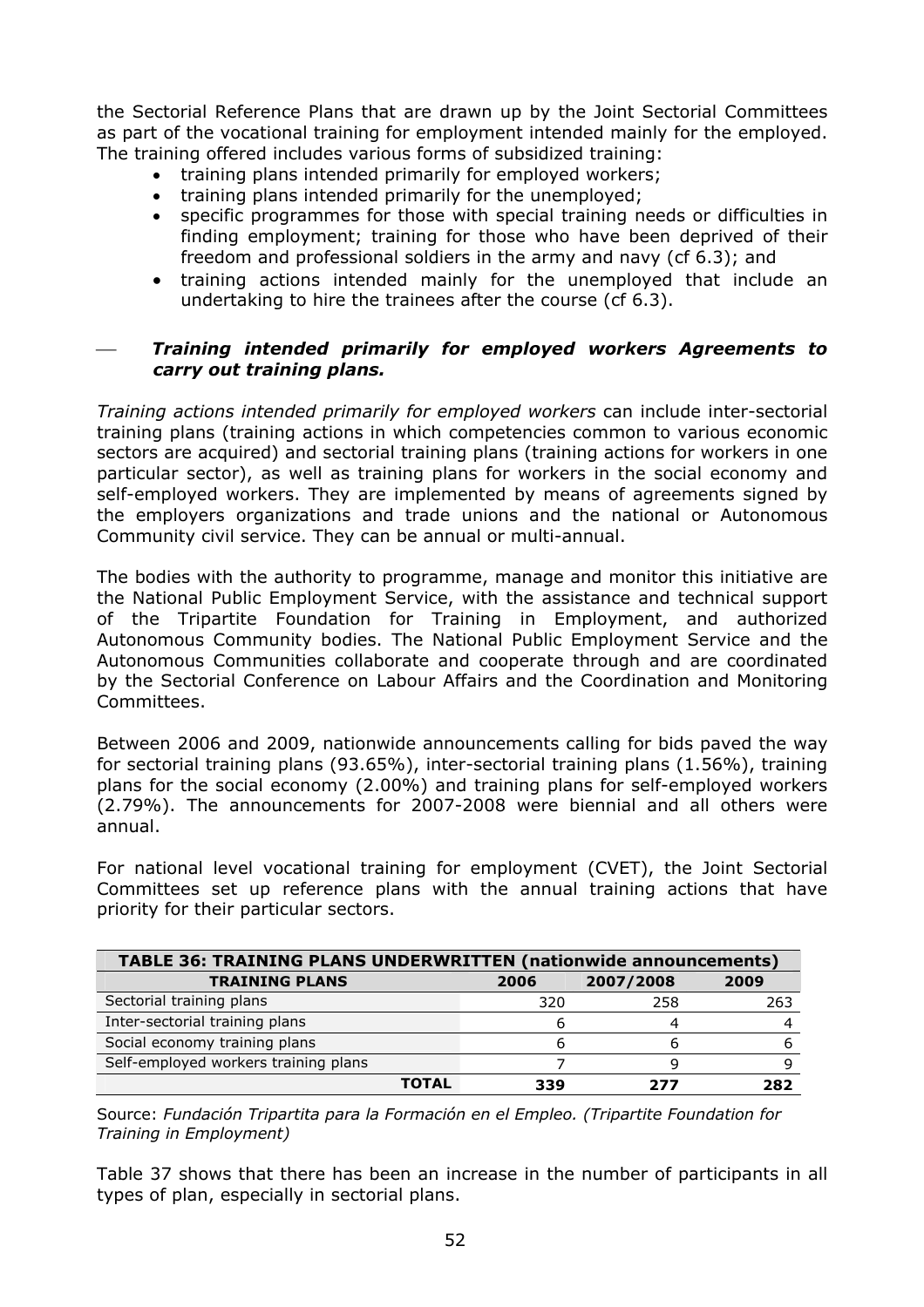the Sectorial Reference Plans that are drawn up by the Joint Sectorial Committees as part of the vocational training for employment intended mainly for the employed. The training offered includes various forms of subsidized training:

- training plans intended primarily for employed workers;
- training plans intended primarily for the unemployed;
- specific programmes for those with special training needs or difficulties in finding employment; training for those who have been deprived of their freedom and professional soldiers in the army and navy (cf 6.3); and
- training actions intended mainly for the unemployed that include an undertaking to hire the trainees after the course (cf 6.3).

— ***Training intended primarily for employed workers Agreements to carry out training plans.***

*Training actions intended primarily for employed workers* can include inter-sectorial training plans (training actions in which competencies common to various economic sectors are acquired) and sectorial training plans (training actions for workers in one particular sector), as well as training plans for workers in the social economy and self-employed workers. They are implemented by means of agreements signed by the employers organizations and trade unions and the national or Autonomous Community civil service. They can be annual or multi-annual.

The bodies with the authority to programme, manage and monitor this initiative are the National Public Employment Service, with the assistance and technical support of the Tripartite Foundation for Training in Employment, and authorized Autonomous Community bodies. The National Public Employment Service and the Autonomous Communities collaborate and cooperate through and are coordinated by the Sectorial Conference on Labour Affairs and the Coordination and Monitoring Committees.

Between 2006 and 2009, nationwide announcements calling for bids paved the way for sectorial training plans (93.65%), inter-sectorial training plans (1.56%), training plans for the social economy (2.00%) and training plans for self-employed workers (2.79%). The announcements for 2007-2008 were biennial and all others were annual.

For national level vocational training for employment (CVET), the Joint Sectorial Committees set up reference plans with the annual training actions that have priority for their particular sectors.

| TABLE 36: TRAINING PLANS UNDERWRITTEN (nationwide announcements) | | | |
|---|---|---|---|
| **TRAINING PLANS** | **2006** | **2007/2008** | **2009** |
| Sectorial training plans | 320 | 258 | 263 |
| Inter-sectorial training plans | 6 | 4 | 4 |
| Social economy training plans | 6 | 6 | 6 |
| Self-employed workers training plans | 7 | 9 | 9 |
| **TOTAL** | **339** | **277** | **282** |

Source: *Fundación Tripartita para la Formación en el Empleo. (Tripartite Foundation for Training in Employment)*

Table 37 shows that there has been an increase in the number of participants in all types of plan, especially in sectorial plans.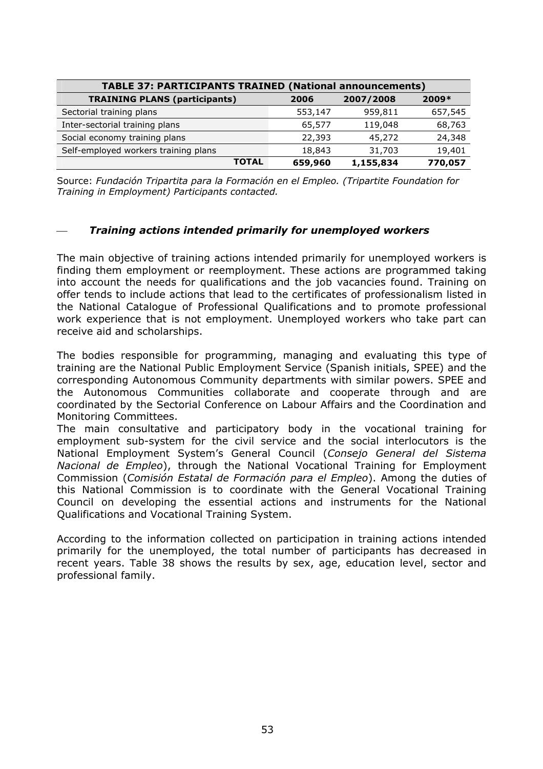| TABLE 37: PARTICIPANTS TRAINED (National announcements) | | | |
|---|---|---|---|
| **TRAINING PLANS (participants)** | **2006** | **2007/2008** | **2009*** |
| Sectorial training plans | 553,147 | 959,811 | 657,545 |
| Inter-sectorial training plans | 65,577 | 119,048 | 68,763 |
| Social economy training plans | 22,393 | 45,272 | 24,348 |
| Self-employed workers training plans | 18,843 | 31,703 | 19,401 |
| **TOTAL** | **659,960** | **1,155,834** | **770,057** |

Source: *Fundación Tripartita para la Formación en el Empleo. (Tripartite Foundation for Training in Employment) Participants contacted.*

— ***Training actions intended primarily for unemployed workers***

The main objective of training actions intended primarily for unemployed workers is finding them employment or reemployment. These actions are programmed taking into account the needs for qualifications and the job vacancies found. Training on offer tends to include actions that lead to the certificates of professionalism listed in the National Catalogue of Professional Qualifications and to promote professional work experience that is not employment. Unemployed workers who take part can receive aid and scholarships.

The bodies responsible for programming, managing and evaluating this type of training are the National Public Employment Service (Spanish initials, SPEE) and the corresponding Autonomous Community departments with similar powers. SPEE and the Autonomous Communities collaborate and cooperate through and are coordinated by the Sectorial Conference on Labour Affairs and the Coordination and Monitoring Committees.
The main consultative and participatory body in the vocational training for employment sub-system for the civil service and the social interlocutors is the National Employment System's General Council (*Consejo General del Sistema Nacional de Empleo*), through the National Vocational Training for Employment Commission (*Comisión Estatal de Formación para el Empleo*). Among the duties of this National Commission is to coordinate with the General Vocational Training Council on developing the essential actions and instruments for the National Qualifications and Vocational Training System.

According to the information collected on participation in training actions intended primarily for the unemployed, the total number of participants has decreased in recent years. Table 38 shows the results by sex, age, education level, sector and professional family.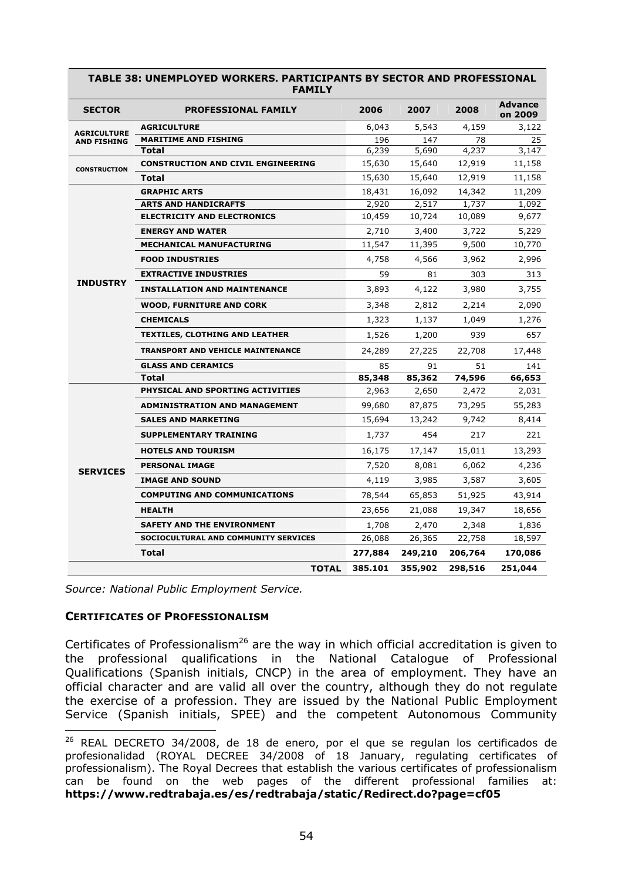| TABLE 38: UNEMPLOYED WORKERS. PARTICIPANTS BY SECTOR AND PROFESSIONAL FAMILY | | | | | |
|---|---|---|---|---|---|
| **SECTOR** | **PROFESSIONAL FAMILY** | **2006** | **2007** | **2008** | **Advance on 2009** |
| **AGRICULTURE AND FISHING** | **AGRICULTURE** | 6,043 | 5,543 | 4,159 | 3,122 |
| | **MARITIME AND FISHING** | 196 | 147 | 78 | 25 |
| | **Total** | 6,239 | 5,690 | 4,237 | 3,147 |
| **CONSTRUCTION** | **CONSTRUCTION AND CIVIL ENGINEERING** | 15,630 | 15,640 | 12,919 | 11,158 |
| | **Total** | 15,630 | 15,640 | 12,919 | 11,158 |
| **INDUSTRY** | **GRAPHIC ARTS** | 18,431 | 16,092 | 14,342 | 11,209 |
| | **ARTS AND HANDICRAFTS** | 2,920 | 2,517 | 1,737 | 1,092 |
| | **ELECTRICITY AND ELECTRONICS** | 10,459 | 10,724 | 10,089 | 9,677 |
| | **ENERGY AND WATER** | 2,710 | 3,400 | 3,722 | 5,229 |
| | **MECHANICAL MANUFACTURING** | 11,547 | 11,395 | 9,500 | 10,770 |
| | **FOOD INDUSTRIES** | 4,758 | 4,566 | 3,962 | 2,996 |
| | **EXTRACTIVE INDUSTRIES** | 59 | 81 | 303 | 313 |
| | **INSTALLATION AND MAINTENANCE** | 3,893 | 4,122 | 3,980 | 3,755 |
| | **WOOD, FURNITURE AND CORK** | 3,348 | 2,812 | 2,214 | 2,090 |
| | **CHEMICALS** | 1,323 | 1,137 | 1,049 | 1,276 |
| | **TEXTILES, CLOTHING AND LEATHER** | 1,526 | 1,200 | 939 | 657 |
| | **TRANSPORT AND VEHICLE MAINTENANCE** | 24,289 | 27,225 | 22,708 | 17,448 |
| | **GLASS AND CERAMICS** | 85 | 91 | 51 | 141 |
| | **Total** | **85,348** | **85,362** | **74,596** | **66,653** |
| **SERVICES** | **PHYSICAL AND SPORTING ACTIVITIES** | 2,963 | 2,650 | 2,472 | 2,031 |
| | **ADMINISTRATION AND MANAGEMENT** | 99,680 | 87,875 | 73,295 | 55,283 |
| | **SALES AND MARKETING** | 15,694 | 13,242 | 9,742 | 8,414 |
| | **SUPPLEMENTARY TRAINING** | 1,737 | 454 | 217 | 221 |
| | **HOTELS AND TOURISM** | 16,175 | 17,147 | 15,011 | 13,293 |
| | **PERSONAL IMAGE** | 7,520 | 8,081 | 6,062 | 4,236 |
| | **IMAGE AND SOUND** | 4,119 | 3,985 | 3,587 | 3,605 |
| | **COMPUTING AND COMMUNICATIONS** | 78,544 | 65,853 | 51,925 | 43,914 |
| | **HEALTH** | 23,656 | 21,088 | 19,347 | 18,656 |
| | **SAFETY AND THE ENVIRONMENT** | 1,708 | 2,470 | 2,348 | 1,836 |
| | **SOCIOCULTURAL AND COMMUNITY SERVICES** | 26,088 | 26,365 | 22,758 | 18,597 |
| | **Total** | **277,884** | **249,210** | **206,764** | **170,086** |
| | **TOTAL** | **385.101** | **355,902** | **298,516** | **251,044** |

*Source: National Public Employment Service.*

### CERTIFICATES OF PROFESSIONALISM

Certificates of Professionalism[26] are the way in which official accreditation is given to the professional qualifications in the National Catalogue of Professional Qualifications (Spanish initials, CNCP) in the area of employment. They have an official character and are valid all over the country, although they do not regulate the exercise of a profession. They are issued by the National Public Employment Service (Spanish initials, SPEE) and the competent Autonomous Community

[26] REAL DECRETO 34/2008, de 18 de enero, por el que se regulan los certificados de profesionalidad (ROYAL DECREE 34/2008 of 18 January, regulating certificates of professionalism). The Royal Decrees that establish the various certificates of professionalism can be found on the web pages of the different professional families at: **https://www.redtrabaja.es/es/redtrabaja/static/Redirect.do?page=cf05**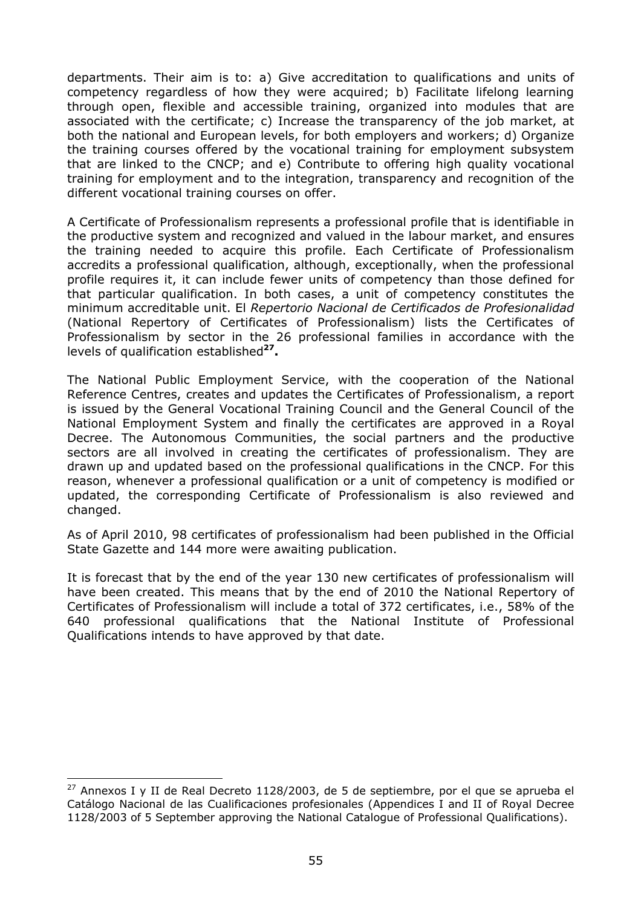departments. Their aim is to: a) Give accreditation to qualifications and units of competency regardless of how they were acquired; b) Facilitate lifelong learning through open, flexible and accessible training, organized into modules that are associated with the certificate; c) Increase the transparency of the job market, at both the national and European levels, for both employers and workers; d) Organize the training courses offered by the vocational training for employment subsystem that are linked to the CNCP; and e) Contribute to offering high quality vocational training for employment and to the integration, transparency and recognition of the different vocational training courses on offer.

A Certificate of Professionalism represents a professional profile that is identifiable in the productive system and recognized and valued in the labour market, and ensures the training needed to acquire this profile. Each Certificate of Professionalism accredits a professional qualification, although, exceptionally, when the professional profile requires it, it can include fewer units of competency than those defined for that particular qualification. In both cases, a unit of competency constitutes the minimum accreditable unit. El *Repertorio Nacional de Certificados de Profesionalidad* (National Repertory of Certificates of Professionalism) lists the Certificates of Professionalism by sector in the 26 professional families in accordance with the levels of qualification established[27]**.**

The National Public Employment Service, with the cooperation of the National Reference Centres, creates and updates the Certificates of Professionalism, a report is issued by the General Vocational Training Council and the General Council of the National Employment System and finally the certificates are approved in a Royal Decree. The Autonomous Communities, the social partners and the productive sectors are all involved in creating the certificates of professionalism. They are drawn up and updated based on the professional qualifications in the CNCP. For this reason, whenever a professional qualification or a unit of competency is modified or updated, the corresponding Certificate of Professionalism is also reviewed and changed.

As of April 2010, 98 certificates of professionalism had been published in the Official State Gazette and 144 more were awaiting publication.

It is forecast that by the end of the year 130 new certificates of professionalism will have been created. This means that by the end of 2010 the National Repertory of Certificates of Professionalism will include a total of 372 certificates, i.e., 58% of the 640 professional qualifications that the National Institute of Professional Qualifications intends to have approved by that date.

---

[27] Annexos I y II de Real Decreto 1128/2003, de 5 de septiembre, por el que se aprueba el Catálogo Nacional de las Cualificaciones profesionales (Appendices I and II of Royal Decree 1128/2003 of 5 September approving the National Catalogue of Professional Qualifications).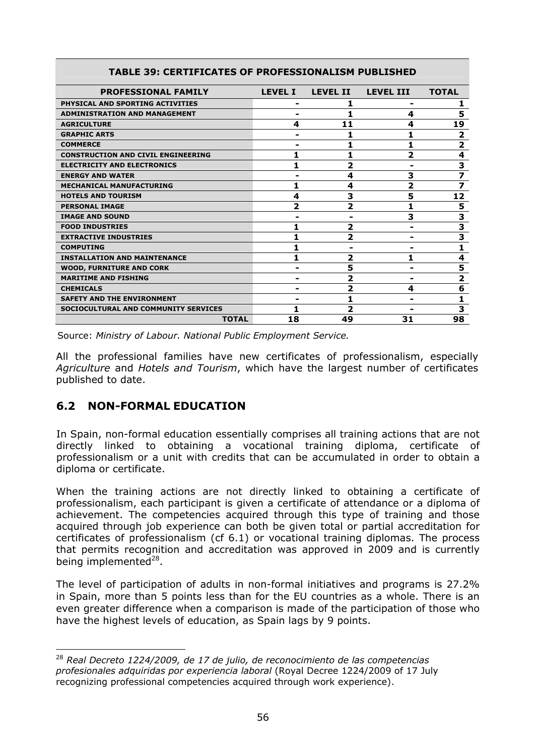| TABLE 39: CERTIFICATES OF PROFESSIONALISM PUBLISHED | | | | |
|---|---|---|---|---|
| **PROFESSIONAL FAMILY** | **LEVEL I** | **LEVEL II** | **LEVEL III** | **TOTAL** |
| PHYSICAL AND SPORTING ACTIVITIES | - | 1 | - | 1 |
| ADMINISTRATION AND MANAGEMENT | - | 1 | 4 | 5 |
| AGRICULTURE | 4 | 11 | 4 | 19 |
| GRAPHIC ARTS | - | 1 | 1 | 2 |
| COMMERCE | - | 1 | 1 | 2 |
| CONSTRUCTION AND CIVIL ENGINEERING | 1 | 1 | 2 | 4 |
| ELECTRICITY AND ELECTRONICS | 1 | 2 | - | 3 |
| ENERGY AND WATER | - | 4 | 3 | 7 |
| MECHANICAL MANUFACTURING | 1 | 4 | 2 | 7 |
| HOTELS AND TOURISM | 4 | 3 | 5 | 12 |
| PERSONAL IMAGE | 2 | 2 | 1 | 5 |
| IMAGE AND SOUND | - | - | 3 | 3 |
| FOOD INDUSTRIES | 1 | 2 | - | 3 |
| EXTRACTIVE INDUSTRIES | 1 | 2 | - | 3 |
| COMPUTING | 1 | - | - | 1 |
| INSTALLATION AND MAINTENANCE | 1 | 2 | 1 | 4 |
| WOOD, FURNITURE AND CORK | - | 5 | - | 5 |
| MARITIME AND FISHING | - | 2 | - | 2 |
| CHEMICALS | - | 2 | 4 | 6 |
| SAFETY AND THE ENVIRONMENT | - | 1 | - | 1 |
| SOCIOCULTURAL AND COMMUNITY SERVICES | 1 | 2 | - | 3 |
| **TOTAL** | **18** | **49** | **31** | **98** |

Source: *Ministry of Labour. National Public Employment Service.*

All the professional families have new certificates of professionalism, especially *Agriculture* and *Hotels and Tourism*, which have the largest number of certificates published to date.

## 6.2 NON-FORMAL EDUCATION

In Spain, non-formal education essentially comprises all training actions that are not directly linked to obtaining a vocational training diploma, certificate of professionalism or a unit with credits that can be accumulated in order to obtain a diploma or certificate.

When the training actions are not directly linked to obtaining a certificate of professionalism, each participant is given a certificate of attendance or a diploma of achievement. The competencies acquired through this type of training and those acquired through job experience can both be given total or partial accreditation for certificates of professionalism (cf 6.1) or vocational training diplomas. The process that permits recognition and accreditation was approved in 2009 and is currently being implemented[28].

The level of participation of adults in non-formal initiatives and programs is 27.2% in Spain, more than 5 points less than for the EU countries as a whole. There is an even greater difference when a comparison is made of the participation of those who have the highest levels of education, as Spain lags by 9 points.

[28] *Real Decreto 1224/2009, de 17 de julio, de reconocimiento de las competencias profesionales adquiridas por experiencia laboral* (Royal Decree 1224/2009 of 17 July recognizing professional competencies acquired through work experience).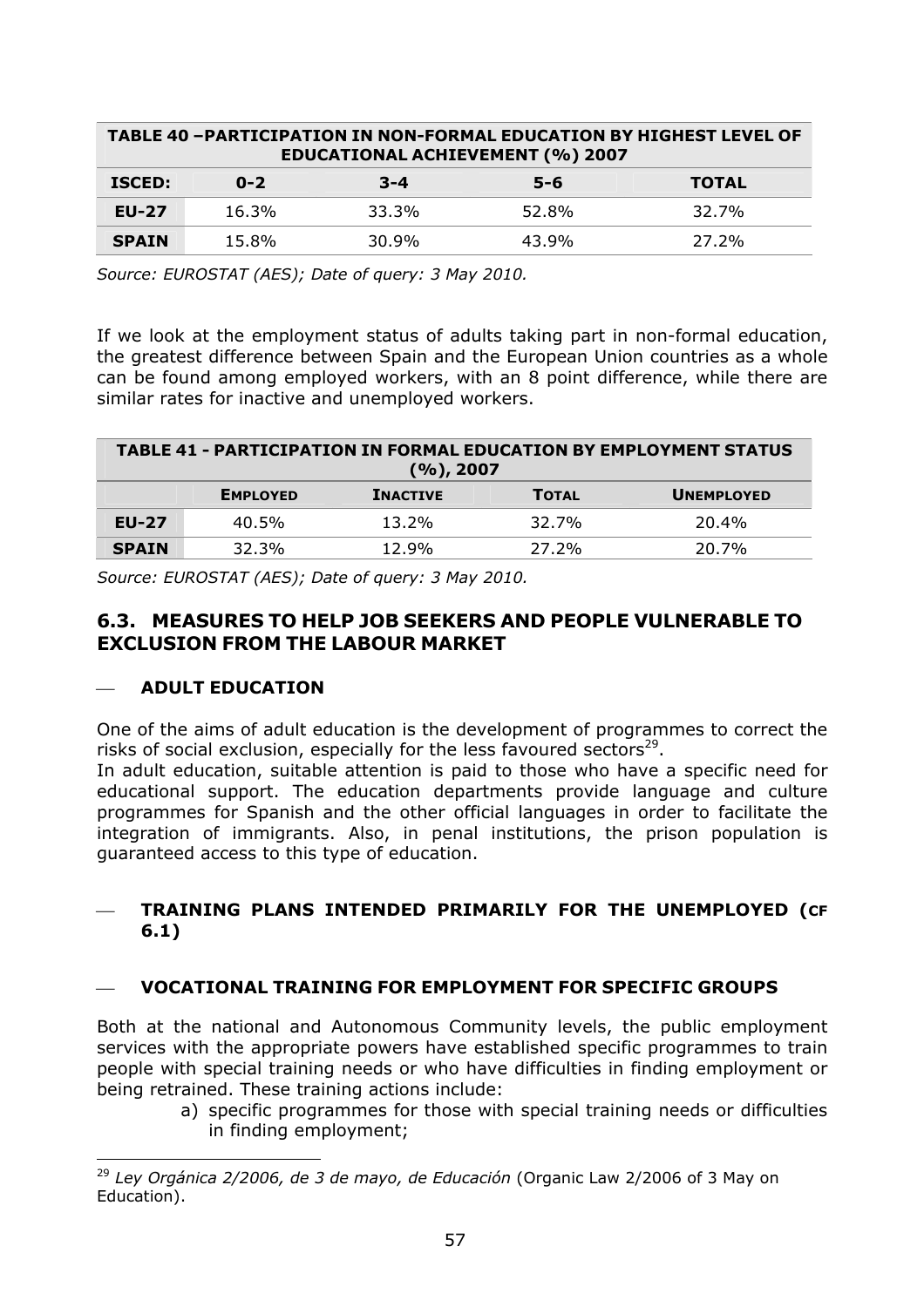| TABLE 40 –PARTICIPATION IN NON-FORMAL EDUCATION BY HIGHEST LEVEL OF EDUCATIONAL ACHIEVEMENT (%) 2007 | | | | |
|---|---|---|---|---|
| **ISCED:** | **0-2** | **3-4** | **5-6** | **TOTAL** |
| **EU-27** | 16.3% | 33.3% | 52.8% | 32.7% |
| **SPAIN** | 15.8% | 30.9% | 43.9% | 27.2% |

*Source: EUROSTAT (AES); Date of query: 3 May 2010.*

If we look at the employment status of adults taking part in non-formal education, the greatest difference between Spain and the European Union countries as a whole can be found among employed workers, with an 8 point difference, while there are similar rates for inactive and unemployed workers.

| TABLE 41 - PARTICIPATION IN FORMAL EDUCATION BY EMPLOYMENT STATUS (%), 2007 | | | | |
|---|---|---|---|---|
| | **EMPLOYED** | **INACTIVE** | **TOTAL** | **UNEMPLOYED** |
| **EU-27** | 40.5% | 13.2% | 32.7% | 20.4% |
| **SPAIN** | 32.3% | 12.9% | 27.2% | 20.7% |

*Source: EUROSTAT (AES); Date of query: 3 May 2010.*

## 6.3. MEASURES TO HELP JOB SEEKERS AND PEOPLE VULNERABLE TO EXCLUSION FROM THE LABOUR MARKET

— **ADULT EDUCATION**

One of the aims of adult education is the development of programmes to correct the risks of social exclusion, especially for the less favoured sectors[29].

In adult education, suitable attention is paid to those who have a specific need for educational support. The education departments provide language and culture programmes for Spanish and the other official languages in order to facilitate the integration of immigrants. Also, in penal institutions, the prison population is guaranteed access to this type of education.

— **TRAINING PLANS INTENDED PRIMARILY FOR THE UNEMPLOYED (CF 6.1)**

— **VOCATIONAL TRAINING FOR EMPLOYMENT FOR SPECIFIC GROUPS**

Both at the national and Autonomous Community levels, the public employment services with the appropriate powers have established specific programmes to train people with special training needs or who have difficulties in finding employment or being retrained. These training actions include:

a) specific programmes for those with special training needs or difficulties in finding employment;

---

[29] *Ley Orgánica 2/2006, de 3 de mayo, de Educación* (Organic Law 2/2006 of 3 May on Education).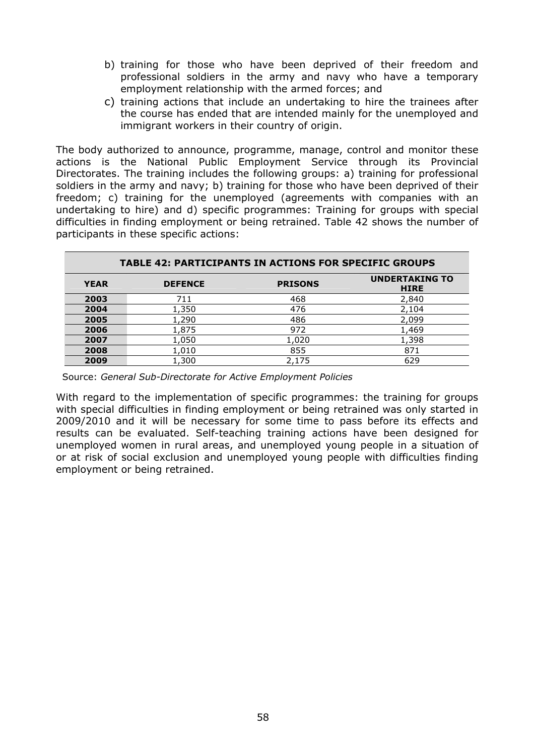b) training for those who have been deprived of their freedom and professional soldiers in the army and navy who have a temporary employment relationship with the armed forces; and
c) training actions that include an undertaking to hire the trainees after the course has ended that are intended mainly for the unemployed and immigrant workers in their country of origin.

The body authorized to announce, programme, manage, control and monitor these actions is the National Public Employment Service through its Provincial Directorates. The training includes the following groups: a) training for professional soldiers in the army and navy; b) training for those who have been deprived of their freedom; c) training for the unemployed (agreements with companies with an undertaking to hire) and d) specific programmes: Training for groups with special difficulties in finding employment or being retrained. Table 42 shows the number of participants in these specific actions:

**TABLE 42: PARTICIPANTS IN ACTIONS FOR SPECIFIC GROUPS**

| YEAR | DEFENCE | PRISONS | UNDERTAKING TO HIRE |
|---|---|---|---|
| 2003 | 711 | 468 | 2,840 |
| 2004 | 1,350 | 476 | 2,104 |
| 2005 | 1,290 | 486 | 2,099 |
| 2006 | 1,875 | 972 | 1,469 |
| 2007 | 1,050 | 1,020 | 1,398 |
| 2008 | 1,010 | 855 | 871 |
| 2009 | 1,300 | 2,175 | 629 |

Source: *General Sub-Directorate for Active Employment Policies*

With regard to the implementation of specific programmes: the training for groups with special difficulties in finding employment or being retrained was only started in 2009/2010 and it will be necessary for some time to pass before its effects and results can be evaluated. Self-teaching training actions have been designed for unemployed women in rural areas, and unemployed young people in a situation of or at risk of social exclusion and unemployed young people with difficulties finding employment or being retrained.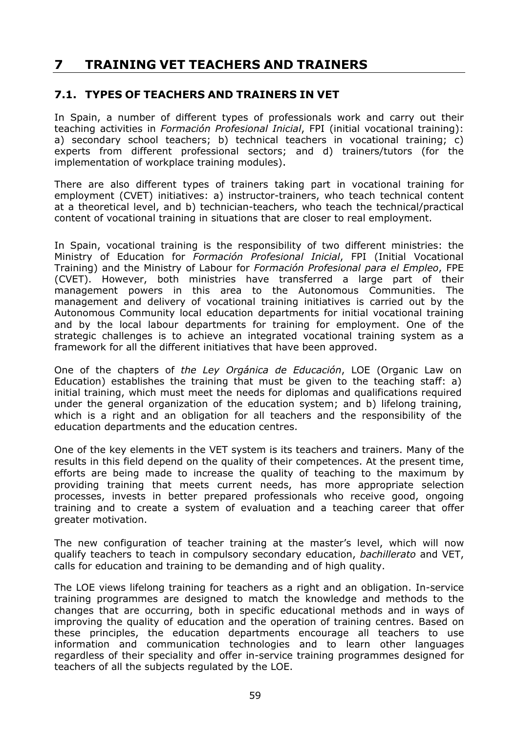# 7 TRAINING VET TEACHERS AND TRAINERS

## 7.1. TYPES OF TEACHERS AND TRAINERS IN VET

In Spain, a number of different types of professionals work and carry out their teaching activities in *Formación Profesional Inicial*, FPI (initial vocational training): a) secondary school teachers; b) technical teachers in vocational training; c) experts from different professional sectors; and d) trainers/tutors (for the implementation of workplace training modules).

There are also different types of trainers taking part in vocational training for employment (CVET) initiatives: a) instructor-trainers, who teach technical content at a theoretical level, and b) technician-teachers, who teach the technical/practical content of vocational training in situations that are closer to real employment.

In Spain, vocational training is the responsibility of two different ministries: the Ministry of Education for *Formación Profesional Inicial*, FPI (Initial Vocational Training) and the Ministry of Labour for *Formación Profesional para el Empleo*, FPE (CVET). However, both ministries have transferred a large part of their management powers in this area to the Autonomous Communities. The management and delivery of vocational training initiatives is carried out by the Autonomous Community local education departments for initial vocational training and by the local labour departments for training for employment. One of the strategic challenges is to achieve an integrated vocational training system as a framework for all the different initiatives that have been approved.

One of the chapters of *the Ley Orgánica de Educación*, LOE (Organic Law on Education) establishes the training that must be given to the teaching staff: a) initial training, which must meet the needs for diplomas and qualifications required under the general organization of the education system; and b) lifelong training, which is a right and an obligation for all teachers and the responsibility of the education departments and the education centres.

One of the key elements in the VET system is its teachers and trainers. Many of the results in this field depend on the quality of their competences. At the present time, efforts are being made to increase the quality of teaching to the maximum by providing training that meets current needs, has more appropriate selection processes, invests in better prepared professionals who receive good, ongoing training and to create a system of evaluation and a teaching career that offer greater motivation.

The new configuration of teacher training at the master's level, which will now qualify teachers to teach in compulsory secondary education, *bachillerato* and VET, calls for education and training to be demanding and of high quality.

The LOE views lifelong training for teachers as a right and an obligation. In-service training programmes are designed to match the knowledge and methods to the changes that are occurring, both in specific educational methods and in ways of improving the quality of education and the operation of training centres. Based on these principles, the education departments encourage all teachers to use information and communication technologies and to learn other languages regardless of their speciality and offer in-service training programmes designed for teachers of all the subjects regulated by the LOE.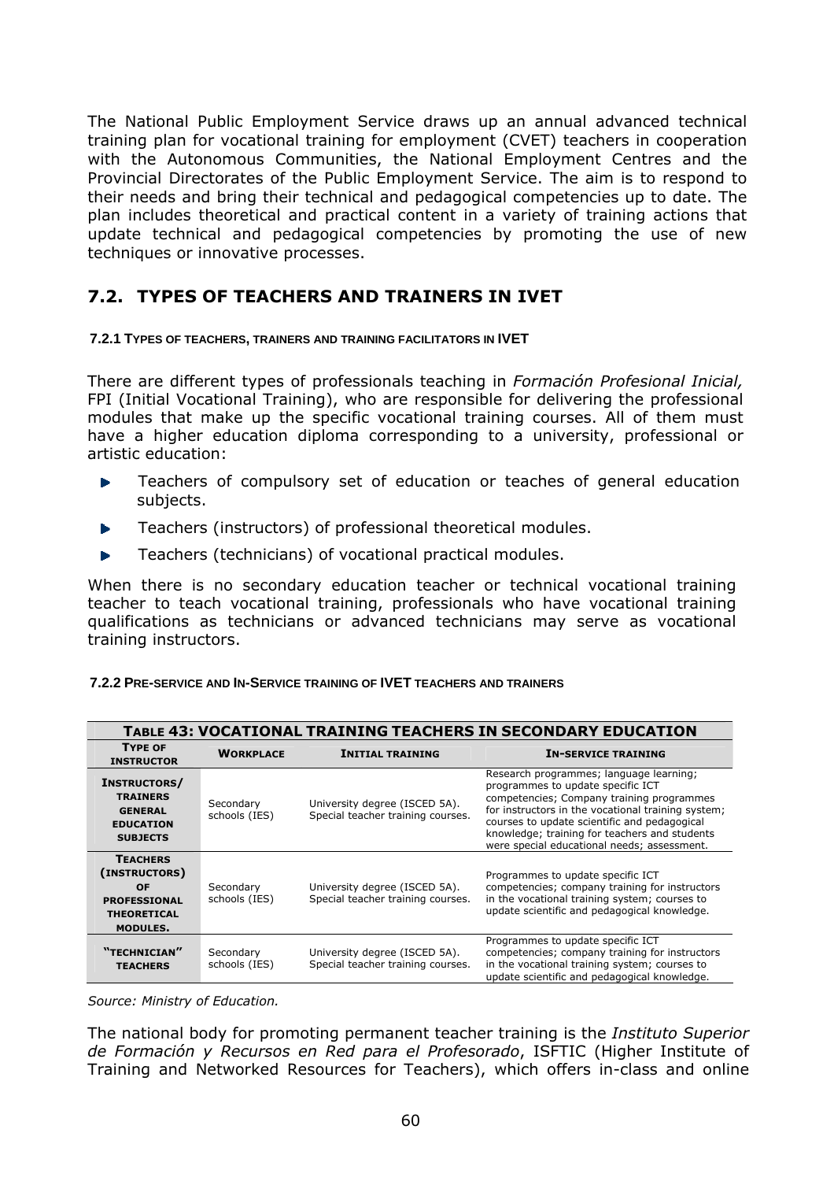The National Public Employment Service draws up an annual advanced technical training plan for vocational training for employment (CVET) teachers in cooperation with the Autonomous Communities, the National Employment Centres and the Provincial Directorates of the Public Employment Service. The aim is to respond to their needs and bring their technical and pedagogical competencies up to date. The plan includes theoretical and practical content in a variety of training actions that update technical and pedagogical competencies by promoting the use of new techniques or innovative processes.

## 7.2. TYPES OF TEACHERS AND TRAINERS IN IVET

#### 7.2.1 TYPES OF TEACHERS, TRAINERS AND TRAINING FACILITATORS IN IVET

There are different types of professionals teaching in *Formación Profesional Inicial,* FPI (Initial Vocational Training), who are responsible for delivering the professional modules that make up the specific vocational training courses. All of them must have a higher education diploma corresponding to a university, professional or artistic education:

- Teachers of compulsory set of education or teaches of general education subjects.
- Teachers (instructors) of professional theoretical modules.
- Teachers (technicians) of vocational practical modules.

When there is no secondary education teacher or technical vocational training teacher to teach vocational training, professionals who have vocational training qualifications as technicians or advanced technicians may serve as vocational training instructors.

#### 7.2.2 PRE-SERVICE AND IN-SERVICE TRAINING OF IVET TEACHERS AND TRAINERS

**TABLE 43: VOCATIONAL TRAINING TEACHERS IN SECONDARY EDUCATION**

| TYPE OF INSTRUCTOR | WORKPLACE | INITIAL TRAINING | IN-SERVICE TRAINING |
|---|---|---|---|
| INSTRUCTORS/ TRAINERS GENERAL EDUCATION SUBJECTS | Secondary schools (IES) | University degree (ISCED 5A). Special teacher training courses. | Research programmes; language learning; programmes to update specific ICT competencies; Company training programmes for instructors in the vocational training system; courses to update scientific and pedagogical knowledge; training for teachers and students were special educational needs; assessment. |
| TEACHERS (INSTRUCTORS) OF PROFESSIONAL THEORETICAL MODULES. | Secondary schools (IES) | University degree (ISCED 5A). Special teacher training courses. | Programmes to update specific ICT competencies; company training for instructors in the vocational training system; courses to update scientific and pedagogical knowledge. |
| "TECHNICIAN" TEACHERS | Secondary schools (IES) | University degree (ISCED 5A). Special teacher training courses. | Programmes to update specific ICT competencies; company training for instructors in the vocational training system; courses to update scientific and pedagogical knowledge. |

*Source: Ministry of Education.*

The national body for promoting permanent teacher training is the *Instituto Superior de Formación y Recursos en Red para el Profesorado*, ISFTIC (Higher Institute of Training and Networked Resources for Teachers), which offers in-class and online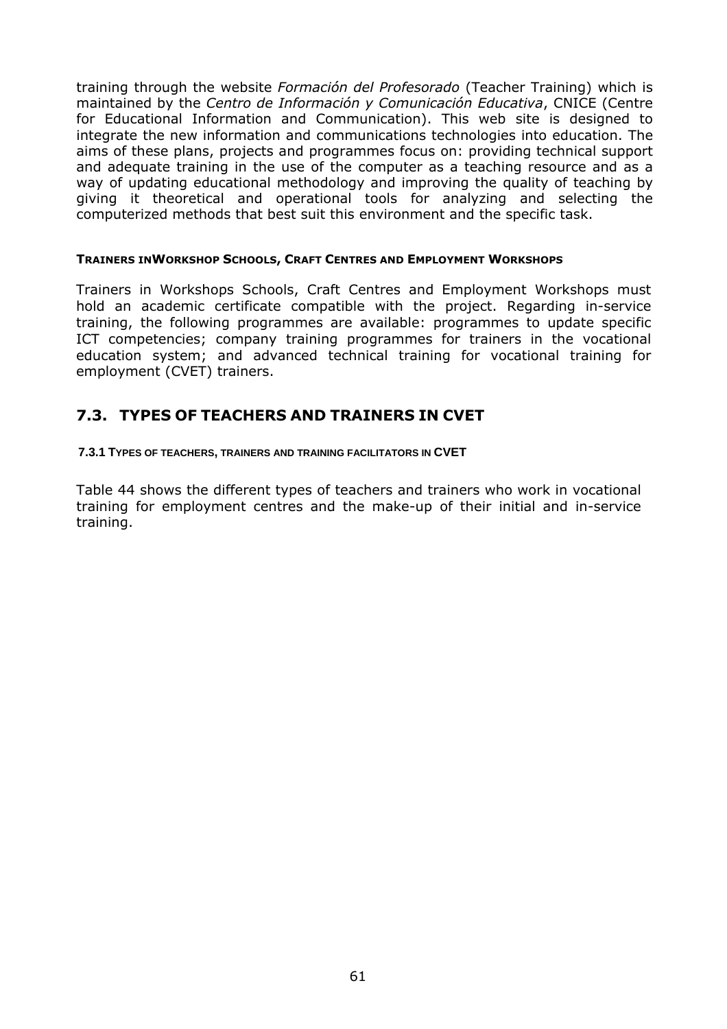training through the website *Formación del Profesorado* (Teacher Training) which is maintained by the *Centro de Información y Comunicación Educativa*, CNICE (Centre for Educational Information and Communication). This web site is designed to integrate the new information and communications technologies into education. The aims of these plans, projects and programmes focus on: providing technical support and adequate training in the use of the computer as a teaching resource and as a way of updating educational methodology and improving the quality of teaching by giving it theoretical and operational tools for analyzing and selecting the computerized methods that best suit this environment and the specific task.

#### TRAINERS INWORKSHOP SCHOOLS, CRAFT CENTRES AND EMPLOYMENT WORKSHOPS

Trainers in Workshops Schools, Craft Centres and Employment Workshops must hold an academic certificate compatible with the project. Regarding in-service training, the following programmes are available: programmes to update specific ICT competencies; company training programmes for trainers in the vocational education system; and advanced technical training for vocational training for employment (CVET) trainers.

## 7.3. TYPES OF TEACHERS AND TRAINERS IN CVET

### 7.3.1 TYPES OF TEACHERS, TRAINERS AND TRAINING FACILITATORS IN CVET

Table 44 shows the different types of teachers and trainers who work in vocational training for employment centres and the make-up of their initial and in-service training.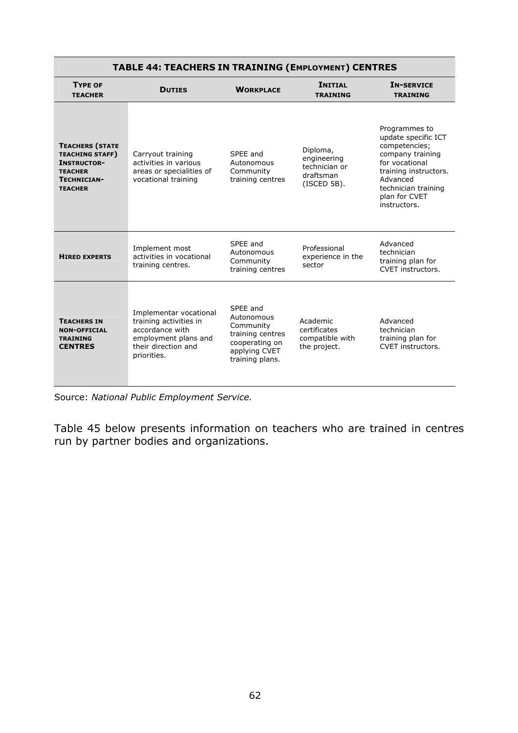| TABLE 44: TEACHERS IN TRAINING (EMPLOYMENT) CENTRES | | | | |
|---|---|---|---|---|
| **TYPE OF TEACHER** | **DUTIES** | **WORKPLACE** | **INITIAL TRAINING** | **IN-SERVICE TRAINING** |
| **TEACHERS (STATE TEACHING STAFF) INSTRUCTOR-TEACHER TECHNICIAN-TEACHER** | Carryout training activities in various areas or specialities of vocational training | SPEE and Autonomous Community training centres | Diploma, engineering technician or draftsman (ISCED 5B). | Programmes to update specific ICT competencies; company training for vocational training instructors. Advanced technician training plan for CVET instructors. |
| **HIRED EXPERTS** | Implement most activities in vocational training centres. | SPEE and Autonomous Community training centres | Professional experience in the sector | Advanced technician training plan for CVET instructors. |
| **TEACHERS IN NON-OFFICIAL TRAINING CENTRES** | Implementar vocational training activities in accordance with employment plans and their direction and priorities. | SPEE and Autonomous Community training centres cooperating on applying CVET training plans. | Academic certificates compatible with the project. | Advanced technician training plan for CVET instructors. |

Source: *National Public Employment Service.*

Table 45 below presents information on teachers who are trained in centres run by partner bodies and organizations.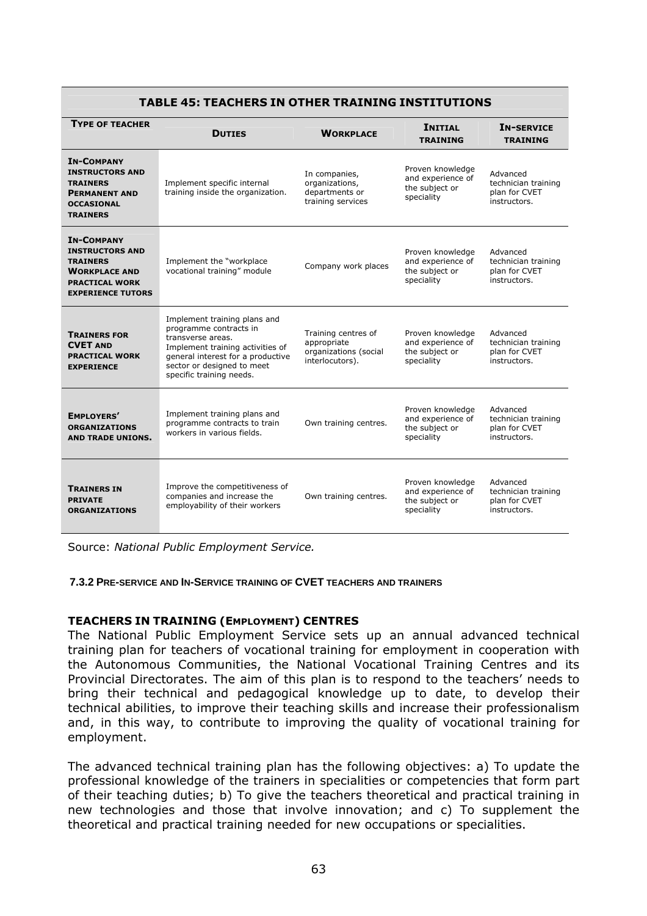**TABLE 45: TEACHERS IN OTHER TRAINING INSTITUTIONS**

| TYPE OF TEACHER | DUTIES | WORKPLACE | INITIAL TRAINING | IN-SERVICE TRAINING |
|---|---|---|---|---|
| **IN-COMPANY INSTRUCTORS AND TRAINERS PERMANENT AND OCCASIONAL TRAINERS** | Implement specific internal training inside the organization. | In companies, organizations, departments or training services | Proven knowledge and experience of the subject or speciality | Advanced technician training plan for CVET instructors. |
| **IN-COMPANY INSTRUCTORS AND TRAINERS WORKPLACE AND PRACTICAL WORK EXPERIENCE TUTORS** | Implement the "workplace vocational training" module | Company work places | Proven knowledge and experience of the subject or speciality | Advanced technician training plan for CVET instructors. |
| **TRAINERS FOR CVET AND PRACTICAL WORK EXPERIENCE** | Implement training plans and programme contracts in transverse areas. Implement training activities of general interest for a productive sector or designed to meet specific training needs. | Training centres of appropriate organizations (social interlocutors). | Proven knowledge and experience of the subject or speciality | Advanced technician training plan for CVET instructors. |
| **EMPLOYERS' ORGANIZATIONS AND TRADE UNIONS.** | Implement training plans and programme contracts to train workers in various fields. | Own training centres. | Proven knowledge and experience of the subject or speciality | Advanced technician training plan for CVET instructors. |
| **TRAINERS IN PRIVATE ORGANIZATIONS** | Improve the competitiveness of companies and increase the employability of their workers | Own training centres. | Proven knowledge and experience of the subject or speciality | Advanced technician training plan for CVET instructors. |

Source: *National Public Employment Service.*

### 7.3.2 PRE-SERVICE AND IN-SERVICE TRAINING OF CVET TEACHERS AND TRAINERS

**TEACHERS IN TRAINING (EMPLOYMENT) CENTRES**

The National Public Employment Service sets up an annual advanced technical training plan for teachers of vocational training for employment in cooperation with the Autonomous Communities, the National Vocational Training Centres and its Provincial Directorates. The aim of this plan is to respond to the teachers' needs to bring their technical and pedagogical knowledge up to date, to develop their technical abilities, to improve their teaching skills and increase their professionalism and, in this way, to contribute to improving the quality of vocational training for employment.

The advanced technical training plan has the following objectives: a) To update the professional knowledge of the trainers in specialities or competencies that form part of their teaching duties; b) To give the teachers theoretical and practical training in new technologies and those that involve innovation; and c) To supplement the theoretical and practical training needed for new occupations or specialities.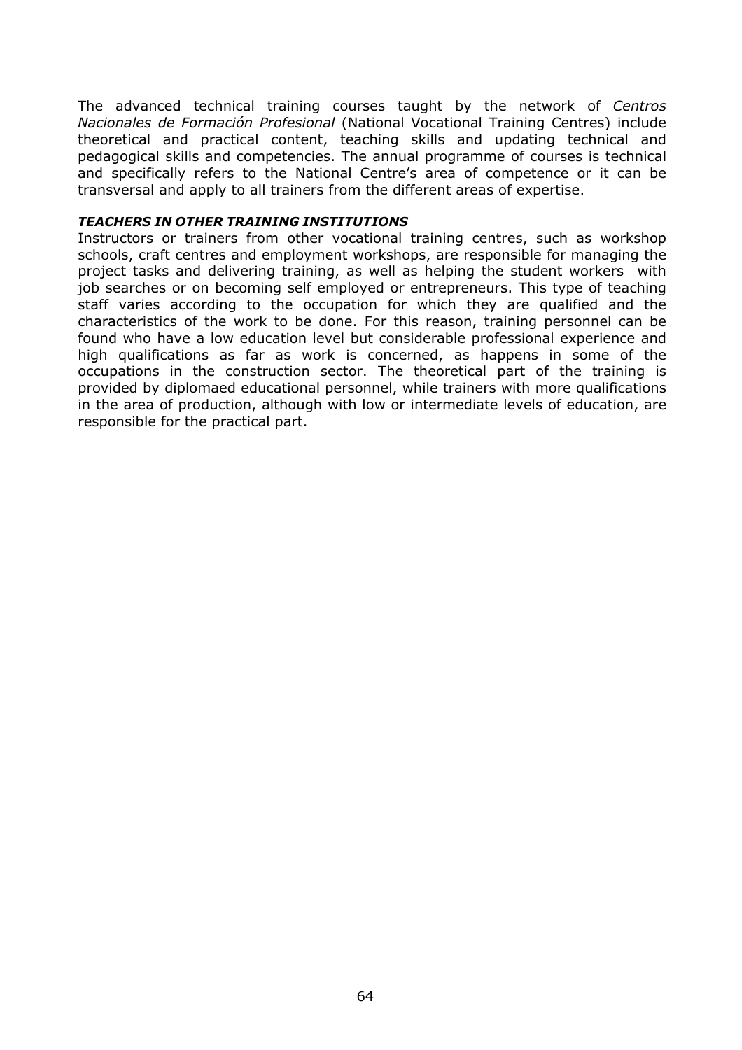The advanced technical training courses taught by the network of *Centros Nacionales de Formación Profesional* (National Vocational Training Centres) include theoretical and practical content, teaching skills and updating technical and pedagogical skills and competencies. The annual programme of courses is technical and specifically refers to the National Centre's area of competence or it can be transversal and apply to all trainers from the different areas of expertise.

***TEACHERS IN OTHER TRAINING INSTITUTIONS***

Instructors or trainers from other vocational training centres, such as workshop schools, craft centres and employment workshops, are responsible for managing the project tasks and delivering training, as well as helping the student workers with job searches or on becoming self employed or entrepreneurs. This type of teaching staff varies according to the occupation for which they are qualified and the characteristics of the work to be done. For this reason, training personnel can be found who have a low education level but considerable professional experience and high qualifications as far as work is concerned, as happens in some of the occupations in the construction sector. The theoretical part of the training is provided by diplomaed educational personnel, while trainers with more qualifications in the area of production, although with low or intermediate levels of education, are responsible for the practical part.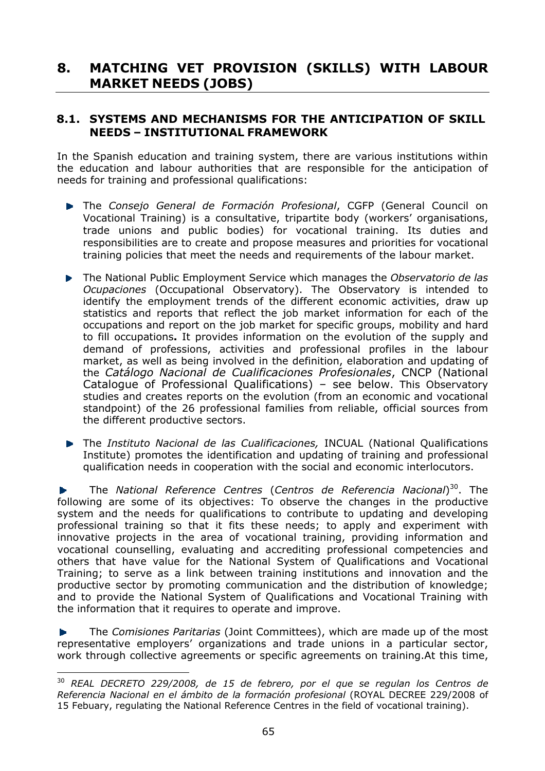# 8. MATCHING VET PROVISION (SKILLS) WITH LABOUR MARKET NEEDS (JOBS)

## 8.1. SYSTEMS AND MECHANISMS FOR THE ANTICIPATION OF SKILL NEEDS – INSTITUTIONAL FRAMEWORK

In the Spanish education and training system, there are various institutions within the education and labour authorities that are responsible for the anticipation of needs for training and professional qualifications:

- The *Consejo General de Formación Profesional*, CGFP (General Council on Vocational Training) is a consultative, tripartite body (workers' organisations, trade unions and public bodies) for vocational training. Its duties and responsibilities are to create and propose measures and priorities for vocational training policies that meet the needs and requirements of the labour market.

- The National Public Employment Service which manages the *Observatorio de las Ocupaciones* (Occupational Observatory). The Observatory is intended to identify the employment trends of the different economic activities, draw up statistics and reports that reflect the job market information for each of the occupations and report on the job market for specific groups, mobility and hard to fill occupations**.** It provides information on the evolution of the supply and demand of professions, activities and professional profiles in the labour market, as well as being involved in the definition, elaboration and updating of the *Catálogo Nacional de Cualificaciones Profesionales*, CNCP (National Catalogue of Professional Qualifications) – see below. This Observatory studies and creates reports on the evolution (from an economic and vocational standpoint) of the 26 professional families from reliable, official sources from the different productive sectors.

- The *Instituto Nacional de las Cualificaciones,* INCUAL (National Qualifications Institute) promotes the identification and updating of training and professional qualification needs in cooperation with the social and economic interlocutors.

- The *National Reference Centres* (*Centros de Referencia Nacional*)[30]. The following are some of its objectives: To observe the changes in the productive system and the needs for qualifications to contribute to updating and developing professional training so that it fits these needs; to apply and experiment with innovative projects in the area of vocational training, providing information and vocational counselling, evaluating and accrediting professional competencies and others that have value for the National System of Qualifications and Vocational Training; to serve as a link between training institutions and innovation and the productive sector by promoting communication and the distribution of knowledge; and to provide the National System of Qualifications and Vocational Training with the information that it requires to operate and improve.

- The *Comisiones Paritarias* (Joint Committees), which are made up of the most representative employers' organizations and trade unions in a particular sector, work through collective agreements or specific agreements on training.At this time,

---

[30] *REAL DECRETO 229/2008, de 15 de febrero, por el que se regulan los Centros de Referencia Nacional en el ámbito de la formación profesional* (ROYAL DECREE 229/2008 of 15 Febuary, regulating the National Reference Centres in the field of vocational training).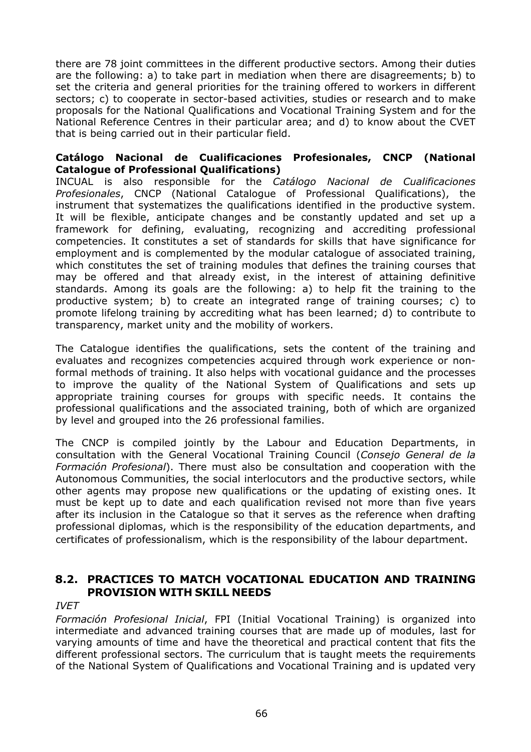there are 78 joint committees in the different productive sectors. Among their duties are the following: a) to take part in mediation when there are disagreements; b) to set the criteria and general priorities for the training offered to workers in different sectors; c) to cooperate in sector-based activities, studies or research and to make proposals for the National Qualifications and Vocational Training System and for the National Reference Centres in their particular area; and d) to know about the CVET that is being carried out in their particular field.

**Catálogo Nacional de Cualificaciones Profesionales, CNCP (National Catalogue of Professional Qualifications)**

INCUAL is also responsible for the *Catálogo Nacional de Cualificaciones Profesionales*, CNCP (National Catalogue of Professional Qualifications), the instrument that systematizes the qualifications identified in the productive system. It will be flexible, anticipate changes and be constantly updated and set up a framework for defining, evaluating, recognizing and accrediting professional competencies. It constitutes a set of standards for skills that have significance for employment and is complemented by the modular catalogue of associated training, which constitutes the set of training modules that defines the training courses that may be offered and that already exist, in the interest of attaining definitive standards. Among its goals are the following: a) to help fit the training to the productive system; b) to create an integrated range of training courses; c) to promote lifelong training by accrediting what has been learned; d) to contribute to transparency, market unity and the mobility of workers.

The Catalogue identifies the qualifications, sets the content of the training and evaluates and recognizes competencies acquired through work experience or non-formal methods of training. It also helps with vocational guidance and the processes to improve the quality of the National System of Qualifications and sets up appropriate training courses for groups with specific needs. It contains the professional qualifications and the associated training, both of which are organized by level and grouped into the 26 professional families.

The CNCP is compiled jointly by the Labour and Education Departments, in consultation with the General Vocational Training Council (*Consejo General de la Formación Profesional*). There must also be consultation and cooperation with the Autonomous Communities, the social interlocutors and the productive sectors, while other agents may propose new qualifications or the updating of existing ones. It must be kept up to date and each qualification revised not more than five years after its inclusion in the Catalogue so that it serves as the reference when drafting professional diplomas, which is the responsibility of the education departments, and certificates of professionalism, which is the responsibility of the labour department.

## 8.2. PRACTICES TO MATCH VOCATIONAL EDUCATION AND TRAINING PROVISION WITH SKILL NEEDS

*IVET*

*Formación Profesional Inicial*, FPI (Initial Vocational Training) is organized into intermediate and advanced training courses that are made up of modules, last for varying amounts of time and have the theoretical and practical content that fits the different professional sectors. The curriculum that is taught meets the requirements of the National System of Qualifications and Vocational Training and is updated very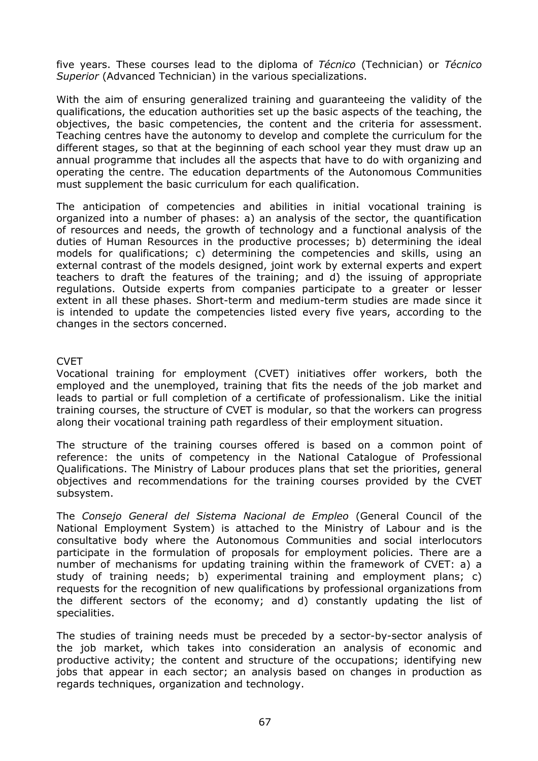five years. These courses lead to the diploma of *Técnico* (Technician) or *Técnico Superior* (Advanced Technician) in the various specializations.

With the aim of ensuring generalized training and guaranteeing the validity of the qualifications, the education authorities set up the basic aspects of the teaching, the objectives, the basic competencies, the content and the criteria for assessment. Teaching centres have the autonomy to develop and complete the curriculum for the different stages, so that at the beginning of each school year they must draw up an annual programme that includes all the aspects that have to do with organizing and operating the centre. The education departments of the Autonomous Communities must supplement the basic curriculum for each qualification.

The anticipation of competencies and abilities in initial vocational training is organized into a number of phases: a) an analysis of the sector, the quantification of resources and needs, the growth of technology and a functional analysis of the duties of Human Resources in the productive processes; b) determining the ideal models for qualifications; c) determining the competencies and skills, using an external contrast of the models designed, joint work by external experts and expert teachers to draft the features of the training; and d) the issuing of appropriate regulations. Outside experts from companies participate to a greater or lesser extent in all these phases. Short-term and medium-term studies are made since it is intended to update the competencies listed every five years, according to the changes in the sectors concerned.

CVET

Vocational training for employment (CVET) initiatives offer workers, both the employed and the unemployed, training that fits the needs of the job market and leads to partial or full completion of a certificate of professionalism. Like the initial training courses, the structure of CVET is modular, so that the workers can progress along their vocational training path regardless of their employment situation.

The structure of the training courses offered is based on a common point of reference: the units of competency in the National Catalogue of Professional Qualifications. The Ministry of Labour produces plans that set the priorities, general objectives and recommendations for the training courses provided by the CVET subsystem.

The *Consejo General del Sistema Nacional de Empleo* (General Council of the National Employment System) is attached to the Ministry of Labour and is the consultative body where the Autonomous Communities and social interlocutors participate in the formulation of proposals for employment policies. There are a number of mechanisms for updating training within the framework of CVET: a) a study of training needs; b) experimental training and employment plans; c) requests for the recognition of new qualifications by professional organizations from the different sectors of the economy; and d) constantly updating the list of specialities.

The studies of training needs must be preceded by a sector-by-sector analysis of the job market, which takes into consideration an analysis of economic and productive activity; the content and structure of the occupations; identifying new jobs that appear in each sector; an analysis based on changes in production as regards techniques, organization and technology.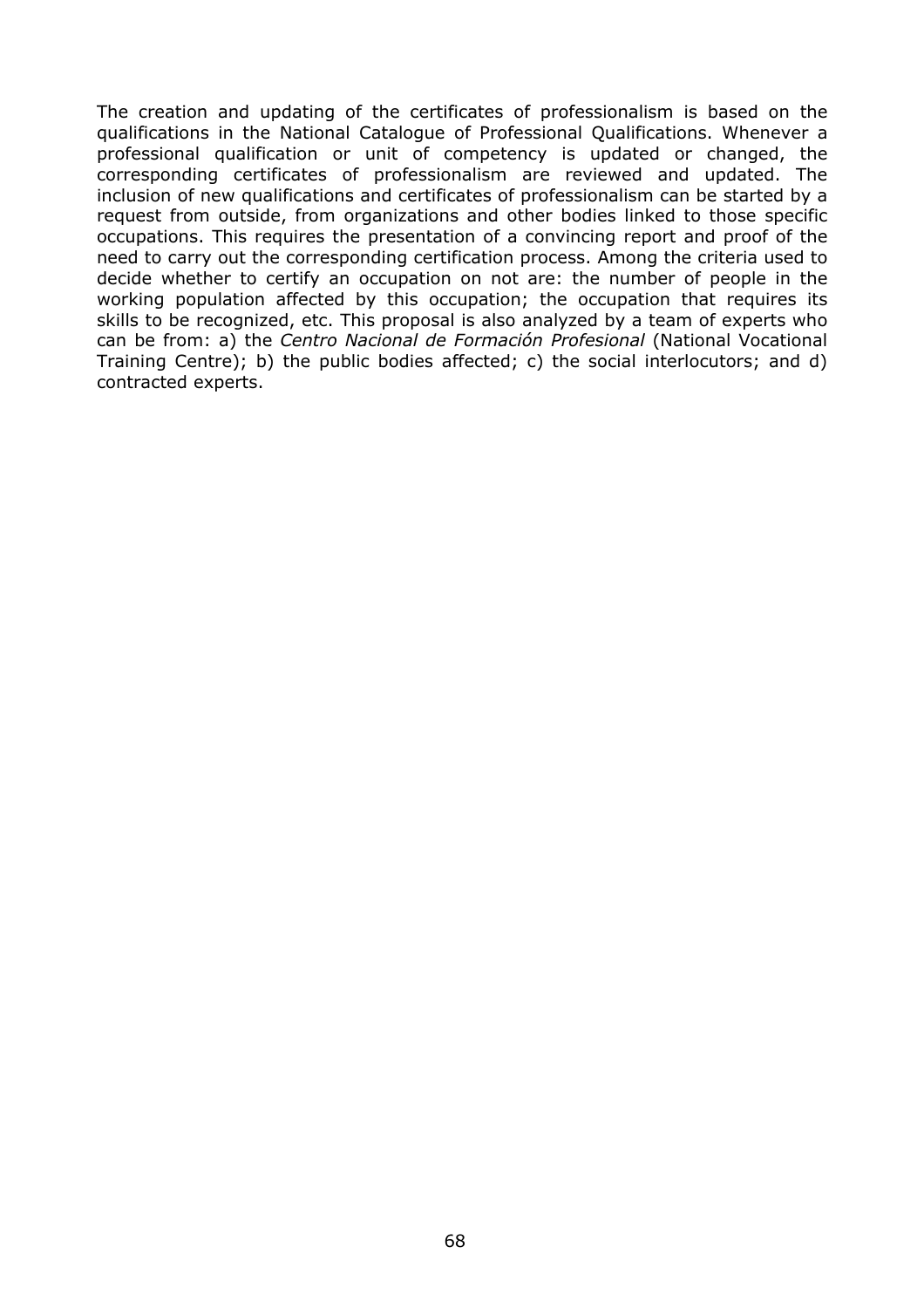The creation and updating of the certificates of professionalism is based on the qualifications in the National Catalogue of Professional Qualifications. Whenever a professional qualification or unit of competency is updated or changed, the corresponding certificates of professionalism are reviewed and updated. The inclusion of new qualifications and certificates of professionalism can be started by a request from outside, from organizations and other bodies linked to those specific occupations. This requires the presentation of a convincing report and proof of the need to carry out the corresponding certification process. Among the criteria used to decide whether to certify an occupation on not are: the number of people in the working population affected by this occupation; the occupation that requires its skills to be recognized, etc. This proposal is also analyzed by a team of experts who can be from: a) the *Centro Nacional de Formación Profesional* (National Vocational Training Centre); b) the public bodies affected; c) the social interlocutors; and d) contracted experts.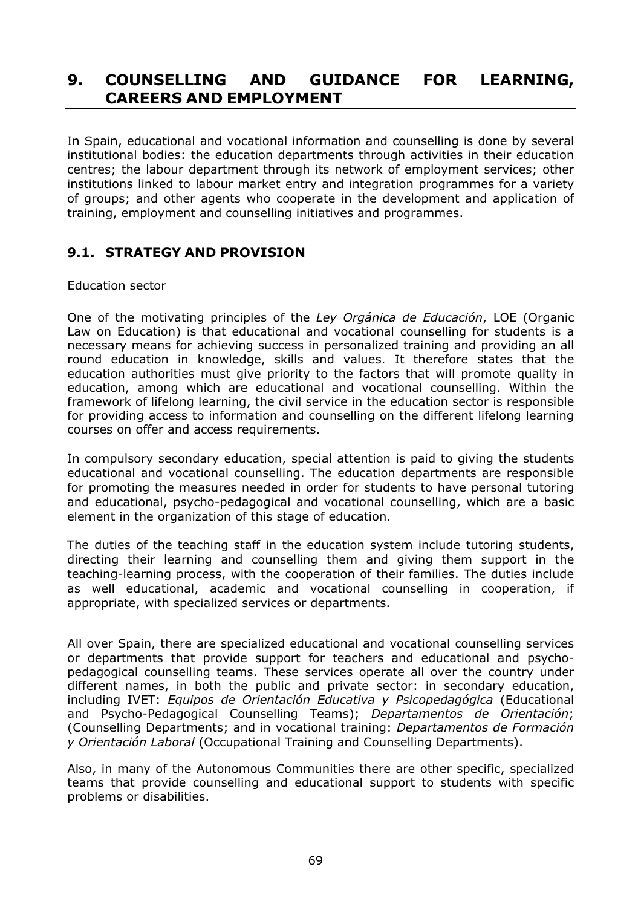# 9. COUNSELLING AND GUIDANCE FOR LEARNING, CAREERS AND EMPLOYMENT

In Spain, educational and vocational information and counselling is done by several institutional bodies: the education departments through activities in their education centres; the labour department through its network of employment services; other institutions linked to labour market entry and integration programmes for a variety of groups; and other agents who cooperate in the development and application of training, employment and counselling initiatives and programmes.

## 9.1. STRATEGY AND PROVISION

Education sector

One of the motivating principles of the *Ley Orgánica de Educación*, LOE (Organic Law on Education) is that educational and vocational counselling for students is a necessary means for achieving success in personalized training and providing an all round education in knowledge, skills and values. It therefore states that the education authorities must give priority to the factors that will promote quality in education, among which are educational and vocational counselling. Within the framework of lifelong learning, the civil service in the education sector is responsible for providing access to information and counselling on the different lifelong learning courses on offer and access requirements.

In compulsory secondary education, special attention is paid to giving the students educational and vocational counselling. The education departments are responsible for promoting the measures needed in order for students to have personal tutoring and educational, psycho-pedagogical and vocational counselling, which are a basic element in the organization of this stage of education.

The duties of the teaching staff in the education system include tutoring students, directing their learning and counselling them and giving them support in the teaching-learning process, with the cooperation of their families. The duties include as well educational, academic and vocational counselling in cooperation, if appropriate, with specialized services or departments.

All over Spain, there are specialized educational and vocational counselling services or departments that provide support for teachers and educational and psycho-pedagogical counselling teams. These services operate all over the country under different names, in both the public and private sector: in secondary education, including IVET: *Equipos de Orientación Educativa y Psicopedagógica* (Educational and Psycho-Pedagogical Counselling Teams); *Departamentos de Orientación*; (Counselling Departments; and in vocational training: *Departamentos de Formación y Orientación Laboral* (Occupational Training and Counselling Departments).

Also, in many of the Autonomous Communities there are other specific, specialized teams that provide counselling and educational support to students with specific problems or disabilities.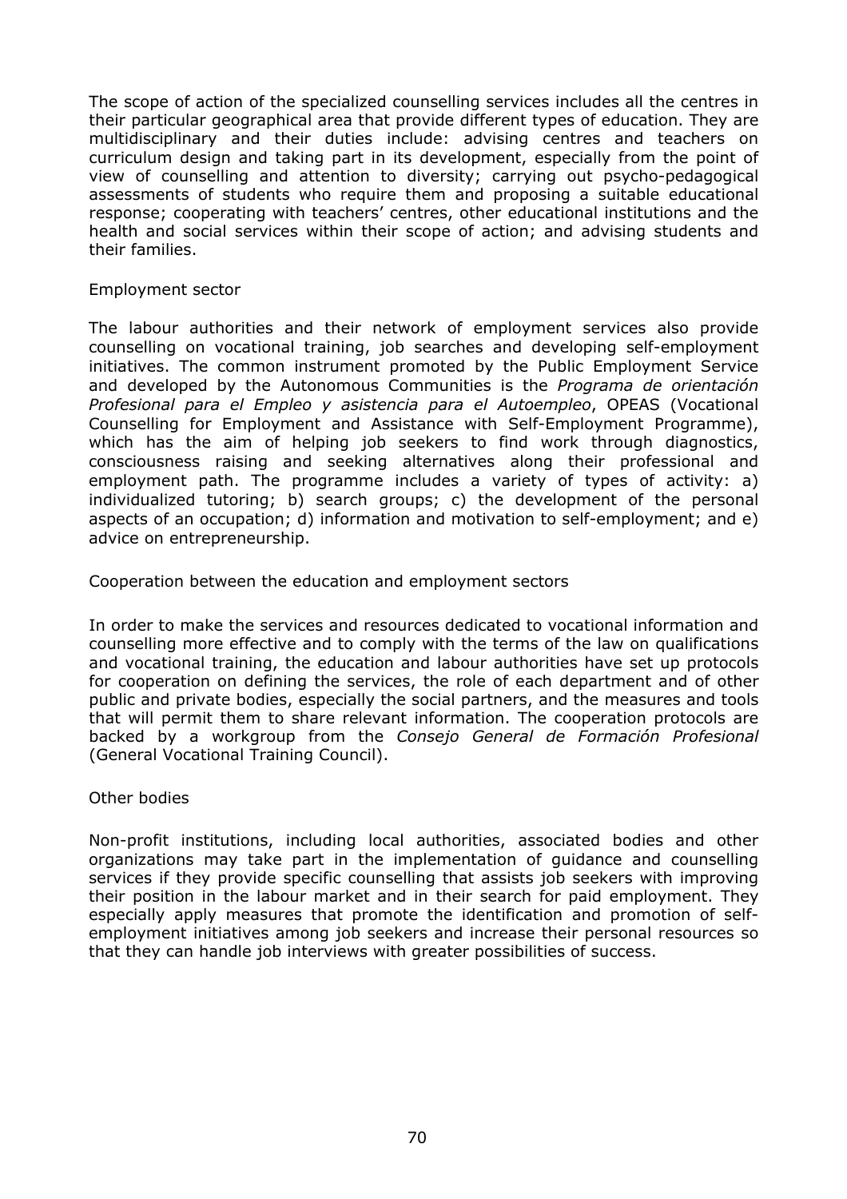The scope of action of the specialized counselling services includes all the centres in their particular geographical area that provide different types of education. They are multidisciplinary and their duties include: advising centres and teachers on curriculum design and taking part in its development, especially from the point of view of counselling and attention to diversity; carrying out psycho-pedagogical assessments of students who require them and proposing a suitable educational response; cooperating with teachers' centres, other educational institutions and the health and social services within their scope of action; and advising students and their families.

### Employment sector

The labour authorities and their network of employment services also provide counselling on vocational training, job searches and developing self-employment initiatives. The common instrument promoted by the Public Employment Service and developed by the Autonomous Communities is the *Programa de orientación Profesional para el Empleo y asistencia para el Autoempleo*, OPEAS (Vocational Counselling for Employment and Assistance with Self-Employment Programme), which has the aim of helping job seekers to find work through diagnostics, consciousness raising and seeking alternatives along their professional and employment path. The programme includes a variety of types of activity: a) individualized tutoring; b) search groups; c) the development of the personal aspects of an occupation; d) information and motivation to self-employment; and e) advice on entrepreneurship.

### Cooperation between the education and employment sectors

In order to make the services and resources dedicated to vocational information and counselling more effective and to comply with the terms of the law on qualifications and vocational training, the education and labour authorities have set up protocols for cooperation on defining the services, the role of each department and of other public and private bodies, especially the social partners, and the measures and tools that will permit them to share relevant information. The cooperation protocols are backed by a workgroup from the *Consejo General de Formación Profesional* (General Vocational Training Council).

### Other bodies

Non-profit institutions, including local authorities, associated bodies and other organizations may take part in the implementation of guidance and counselling services if they provide specific counselling that assists job seekers with improving their position in the labour market and in their search for paid employment. They especially apply measures that promote the identification and promotion of self-employment initiatives among job seekers and increase their personal resources so that they can handle job interviews with greater possibilities of success.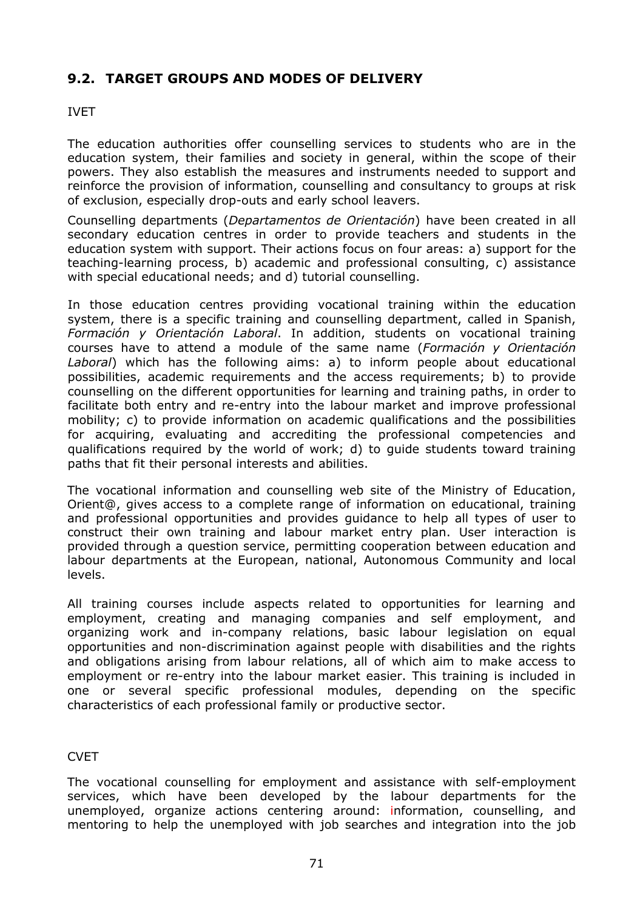## 9.2. TARGET GROUPS AND MODES OF DELIVERY

IVET

The education authorities offer counselling services to students who are in the education system, their families and society in general, within the scope of their powers. They also establish the measures and instruments needed to support and reinforce the provision of information, counselling and consultancy to groups at risk of exclusion, especially drop-outs and early school leavers.

Counselling departments (*Departamentos de Orientación*) have been created in all secondary education centres in order to provide teachers and students in the education system with support. Their actions focus on four areas: a) support for the teaching-learning process, b) academic and professional consulting, c) assistance with special educational needs; and d) tutorial counselling.

In those education centres providing vocational training within the education system, there is a specific training and counselling department, called in Spanish, *Formación y Orientación Laboral*. In addition, students on vocational training courses have to attend a module of the same name (*Formación y Orientación Laboral*) which has the following aims: a) to inform people about educational possibilities, academic requirements and the access requirements; b) to provide counselling on the different opportunities for learning and training paths, in order to facilitate both entry and re-entry into the labour market and improve professional mobility; c) to provide information on academic qualifications and the possibilities for acquiring, evaluating and accrediting the professional competencies and qualifications required by the world of work; d) to guide students toward training paths that fit their personal interests and abilities.

The vocational information and counselling web site of the Ministry of Education, Orient@, gives access to a complete range of information on educational, training and professional opportunities and provides guidance to help all types of user to construct their own training and labour market entry plan. User interaction is provided through a question service, permitting cooperation between education and labour departments at the European, national, Autonomous Community and local levels.

All training courses include aspects related to opportunities for learning and employment, creating and managing companies and self employment, and organizing work and in-company relations, basic labour legislation on equal opportunities and non-discrimination against people with disabilities and the rights and obligations arising from labour relations, all of which aim to make access to employment or re-entry into the labour market easier. This training is included in one or several specific professional modules, depending on the specific characteristics of each professional family or productive sector.

CVET

The vocational counselling for employment and assistance with self-employment services, which have been developed by the labour departments for the unemployed, organize actions centering around: information, counselling, and mentoring to help the unemployed with job searches and integration into the job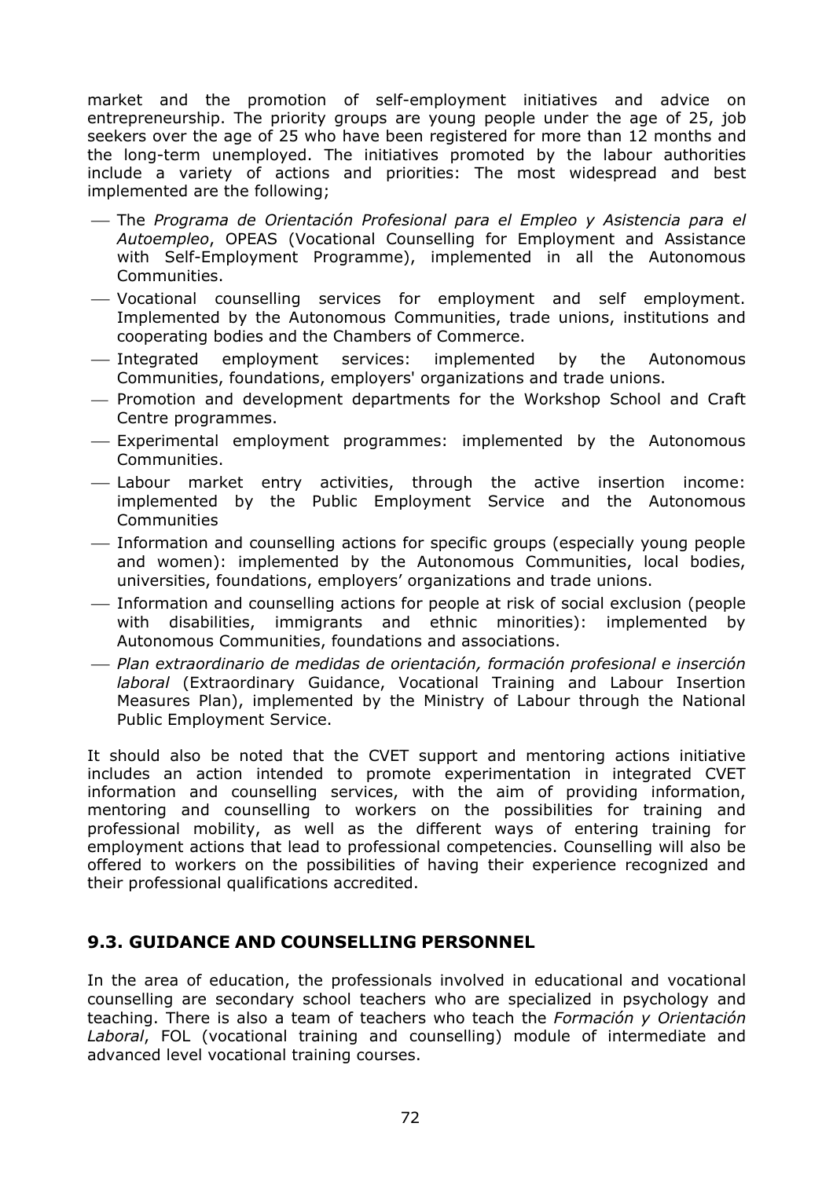market and the promotion of self-employment initiatives and advice on entrepreneurship. The priority groups are young people under the age of 25, job seekers over the age of 25 who have been registered for more than 12 months and the long-term unemployed. The initiatives promoted by the labour authorities include a variety of actions and priorities: The most widespread and best implemented are the following;

- The *Programa de Orientación Profesional para el Empleo y Asistencia para el Autoempleo*, OPEAS (Vocational Counselling for Employment and Assistance with Self-Employment Programme), implemented in all the Autonomous Communities.
- Vocational counselling services for employment and self employment. Implemented by the Autonomous Communities, trade unions, institutions and cooperating bodies and the Chambers of Commerce.
- Integrated employment services: implemented by the Autonomous Communities, foundations, employers' organizations and trade unions.
- Promotion and development departments for the Workshop School and Craft Centre programmes.
- Experimental employment programmes: implemented by the Autonomous Communities.
- Labour market entry activities, through the active insertion income: implemented by the Public Employment Service and the Autonomous Communities
- Information and counselling actions for specific groups (especially young people and women): implemented by the Autonomous Communities, local bodies, universities, foundations, employers' organizations and trade unions.
- Information and counselling actions for people at risk of social exclusion (people with disabilities, immigrants and ethnic minorities): implemented by Autonomous Communities, foundations and associations.
- *Plan extraordinario de medidas de orientación, formación profesional e inserción laboral* (Extraordinary Guidance, Vocational Training and Labour Insertion Measures Plan), implemented by the Ministry of Labour through the National Public Employment Service.

It should also be noted that the CVET support and mentoring actions initiative includes an action intended to promote experimentation in integrated CVET information and counselling services, with the aim of providing information, mentoring and counselling to workers on the possibilities for training and professional mobility, as well as the different ways of entering training for employment actions that lead to professional competencies. Counselling will also be offered to workers on the possibilities of having their experience recognized and their professional qualifications accredited.

## 9.3. GUIDANCE AND COUNSELLING PERSONNEL

In the area of education, the professionals involved in educational and vocational counselling are secondary school teachers who are specialized in psychology and teaching. There is also a team of teachers who teach the *Formación y Orientación Laboral*, FOL (vocational training and counselling) module of intermediate and advanced level vocational training courses.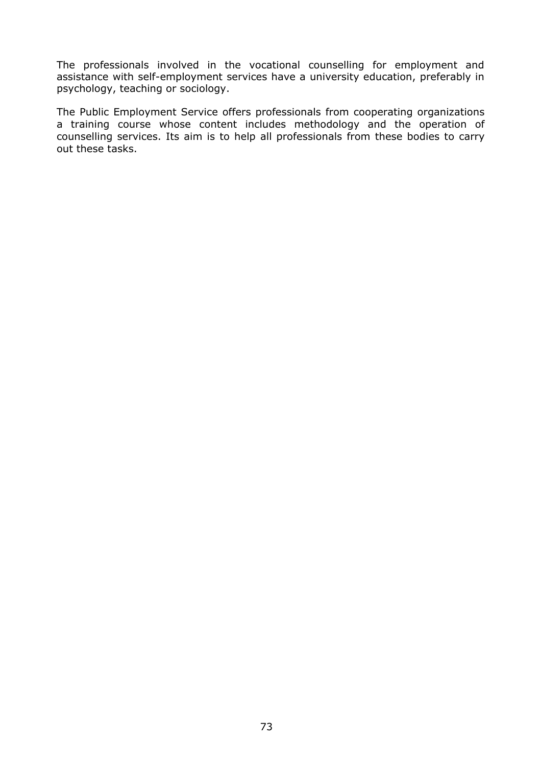The professionals involved in the vocational counselling for employment and assistance with self-employment services have a university education, preferably in psychology, teaching or sociology.

The Public Employment Service offers professionals from cooperating organizations a training course whose content includes methodology and the operation of counselling services. Its aim is to help all professionals from these bodies to carry out these tasks.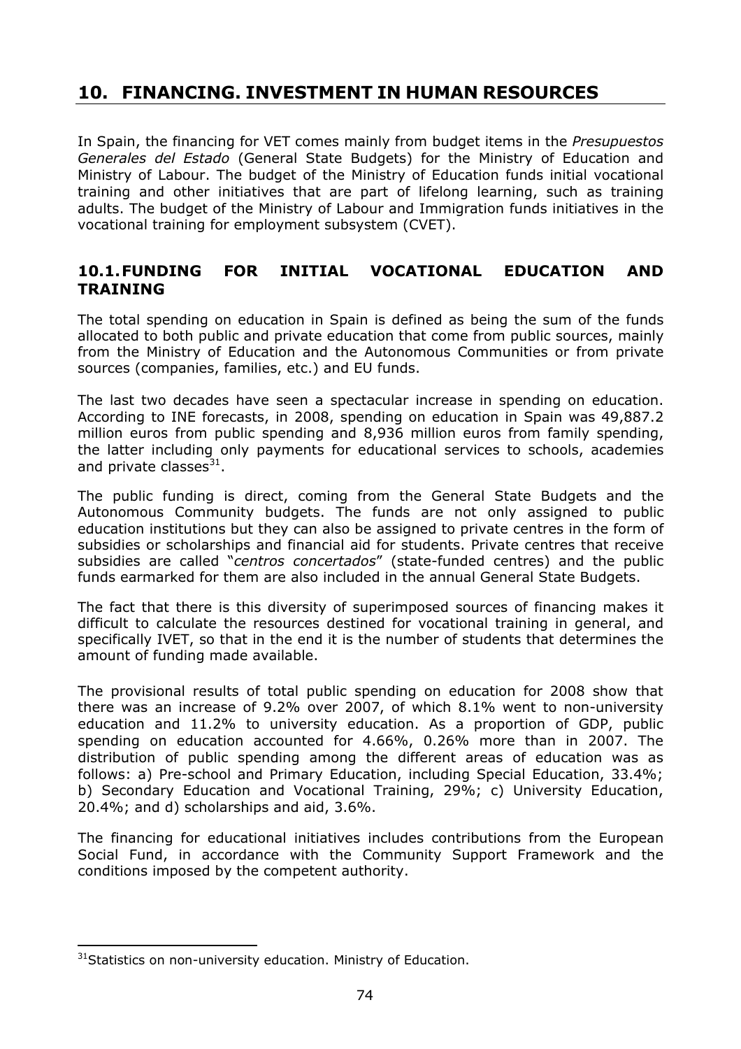# 10. FINANCING. INVESTMENT IN HUMAN RESOURCES

In Spain, the financing for VET comes mainly from budget items in the *Presupuestos Generales del Estado* (General State Budgets) for the Ministry of Education and Ministry of Labour. The budget of the Ministry of Education funds initial vocational training and other initiatives that are part of lifelong learning, such as training adults. The budget of the Ministry of Labour and Immigration funds initiatives in the vocational training for employment subsystem (CVET).

## 10.1. FUNDING FOR INITIAL VOCATIONAL EDUCATION AND TRAINING

The total spending on education in Spain is defined as being the sum of the funds allocated to both public and private education that come from public sources, mainly from the Ministry of Education and the Autonomous Communities or from private sources (companies, families, etc.) and EU funds.

The last two decades have seen a spectacular increase in spending on education. According to INE forecasts, in 2008, spending on education in Spain was 49,887.2 million euros from public spending and 8,936 million euros from family spending, the latter including only payments for educational services to schools, academies and private classes[31].

The public funding is direct, coming from the General State Budgets and the Autonomous Community budgets. The funds are not only assigned to public education institutions but they can also be assigned to private centres in the form of subsidies or scholarships and financial aid for students. Private centres that receive subsidies are called "*centros concertados*" (state-funded centres) and the public funds earmarked for them are also included in the annual General State Budgets.

The fact that there is this diversity of superimposed sources of financing makes it difficult to calculate the resources destined for vocational training in general, and specifically IVET, so that in the end it is the number of students that determines the amount of funding made available.

The provisional results of total public spending on education for 2008 show that there was an increase of 9.2% over 2007, of which 8.1% went to non-university education and 11.2% to university education. As a proportion of GDP, public spending on education accounted for 4.66%, 0.26% more than in 2007. The distribution of public spending among the different areas of education was as follows: a) Pre-school and Primary Education, including Special Education, 33.4%; b) Secondary Education and Vocational Training, 29%; c) University Education, 20.4%; and d) scholarships and aid, 3.6%.

The financing for educational initiatives includes contributions from the European Social Fund, in accordance with the Community Support Framework and the conditions imposed by the competent authority.

---

[31] Statistics on non-university education. Ministry of Education.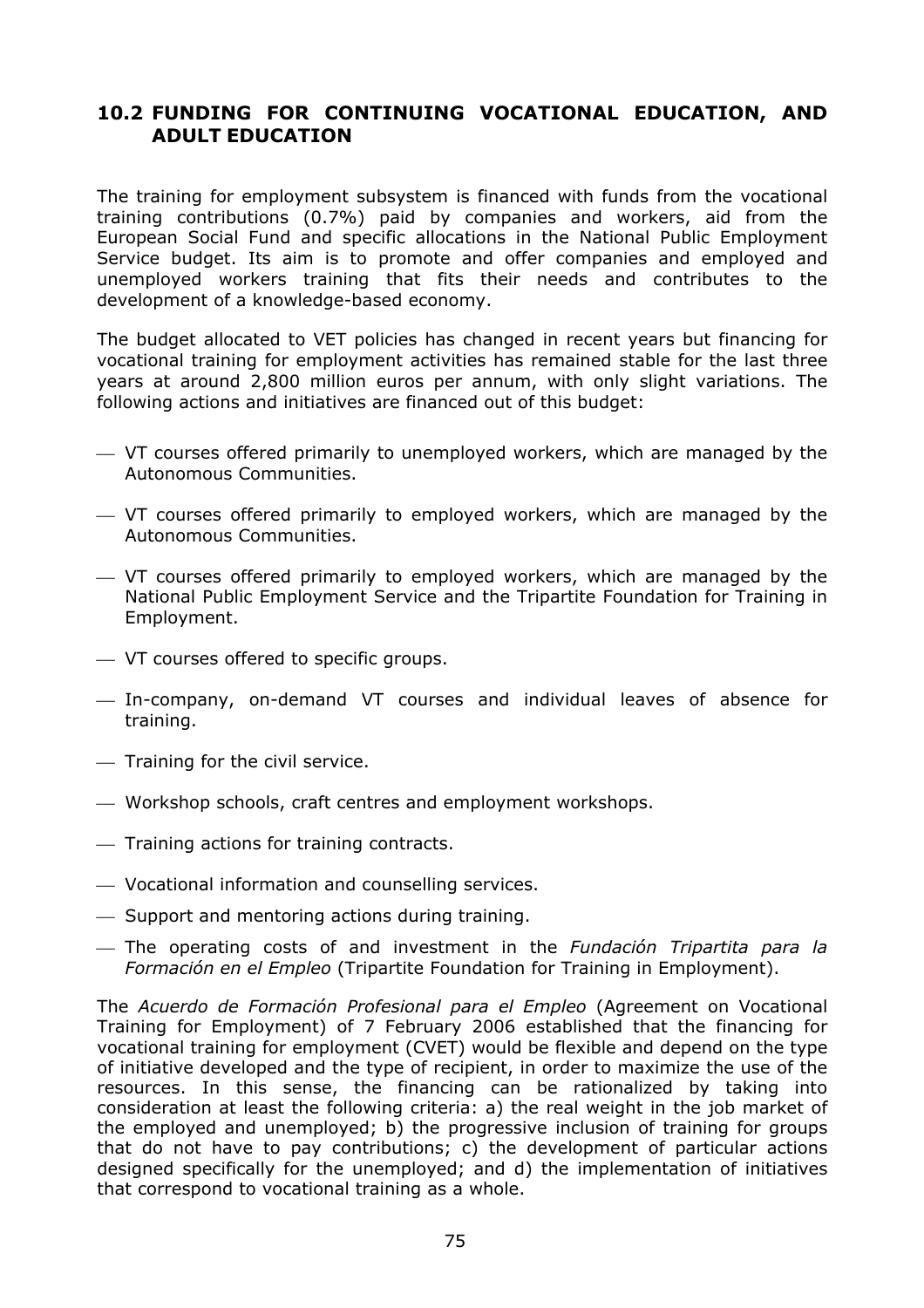## 10.2 FUNDING FOR CONTINUING VOCATIONAL EDUCATION, AND ADULT EDUCATION

The training for employment subsystem is financed with funds from the vocational training contributions (0.7%) paid by companies and workers, aid from the European Social Fund and specific allocations in the National Public Employment Service budget. Its aim is to promote and offer companies and employed and unemployed workers training that fits their needs and contributes to the development of a knowledge-based economy.

The budget allocated to VET policies has changed in recent years but financing for vocational training for employment activities has remained stable for the last three years at around 2,800 million euros per annum, with only slight variations. The following actions and initiatives are financed out of this budget:

- VT courses offered primarily to unemployed workers, which are managed by the Autonomous Communities.
- VT courses offered primarily to employed workers, which are managed by the Autonomous Communities.
- VT courses offered primarily to employed workers, which are managed by the National Public Employment Service and the Tripartite Foundation for Training in Employment.
- VT courses offered to specific groups.
- In-company, on-demand VT courses and individual leaves of absence for training.
- Training for the civil service.
- Workshop schools, craft centres and employment workshops.
- Training actions for training contracts.
- Vocational information and counselling services.
- Support and mentoring actions during training.
- The operating costs of and investment in the *Fundación Tripartita para la Formación en el Empleo* (Tripartite Foundation for Training in Employment).

The *Acuerdo de Formación Profesional para el Empleo* (Agreement on Vocational Training for Employment) of 7 February 2006 established that the financing for vocational training for employment (CVET) would be flexible and depend on the type of initiative developed and the type of recipient, in order to maximize the use of the resources. In this sense, the financing can be rationalized by taking into consideration at least the following criteria: a) the real weight in the job market of the employed and unemployed; b) the progressive inclusion of training for groups that do not have to pay contributions; c) the development of particular actions designed specifically for the unemployed; and d) the implementation of initiatives that correspond to vocational training as a whole.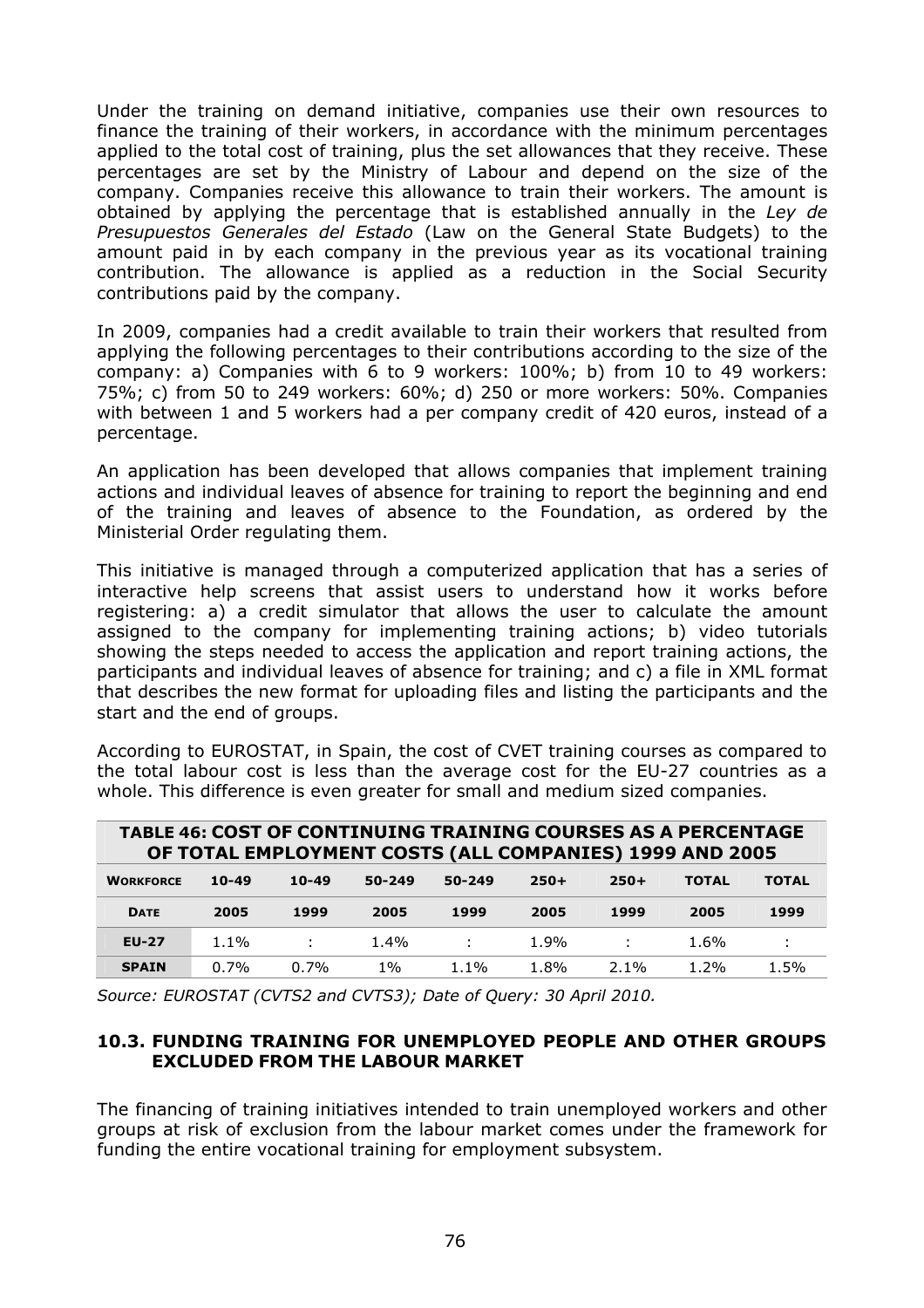Under the training on demand initiative, companies use their own resources to finance the training of their workers, in accordance with the minimum percentages applied to the total cost of training, plus the set allowances that they receive. These percentages are set by the Ministry of Labour and depend on the size of the company. Companies receive this allowance to train their workers. The amount is obtained by applying the percentage that is established annually in the *Ley de Presupuestos Generales del Estado* (Law on the General State Budgets) to the amount paid in by each company in the previous year as its vocational training contribution. The allowance is applied as a reduction in the Social Security contributions paid by the company.

In 2009, companies had a credit available to train their workers that resulted from applying the following percentages to their contributions according to the size of the company: a) Companies with 6 to 9 workers: 100%; b) from 10 to 49 workers: 75%; c) from 50 to 249 workers: 60%; d) 250 or more workers: 50%. Companies with between 1 and 5 workers had a per company credit of 420 euros, instead of a percentage.

An application has been developed that allows companies that implement training actions and individual leaves of absence for training to report the beginning and end of the training and leaves of absence to the Foundation, as ordered by the Ministerial Order regulating them.

This initiative is managed through a computerized application that has a series of interactive help screens that assist users to understand how it works before registering: a) a credit simulator that allows the user to calculate the amount assigned to the company for implementing training actions; b) video tutorials showing the steps needed to access the application and report training actions, the participants and individual leaves of absence for training; and c) a file in XML format that describes the new format for uploading files and listing the participants and the start and the end of groups.

According to EUROSTAT, in Spain, the cost of CVET training courses as compared to the total labour cost is less than the average cost for the EU-27 countries as a whole. This difference is even greater for small and medium sized companies.

**TABLE 46: COST OF CONTINUING TRAINING COURSES AS A PERCENTAGE OF TOTAL EMPLOYMENT COSTS (ALL COMPANIES) 1999 AND 2005**

| WORKFORCE | 10-49 | 10-49 | 50-249 | 50-249 | 250+ | 250+ | TOTAL | TOTAL |
|---|---|---|---|---|---|---|---|---|
| DATE | 2005 | 1999 | 2005 | 1999 | 2005 | 1999 | 2005 | 1999 |
| EU-27 | 1.1% | : | 1.4% | : | 1.9% | : | 1.6% | : |
| SPAIN | 0.7% | 0.7% | 1% | 1.1% | 1.8% | 2.1% | 1.2% | 1.5% |

*Source: EUROSTAT (CVTS2 and CVTS3); Date of Query: 30 April 2010.*

### 10.3. FUNDING TRAINING FOR UNEMPLOYED PEOPLE AND OTHER GROUPS EXCLUDED FROM THE LABOUR MARKET

The financing of training initiatives intended to train unemployed workers and other groups at risk of exclusion from the labour market comes under the framework for funding the entire vocational training for employment subsystem.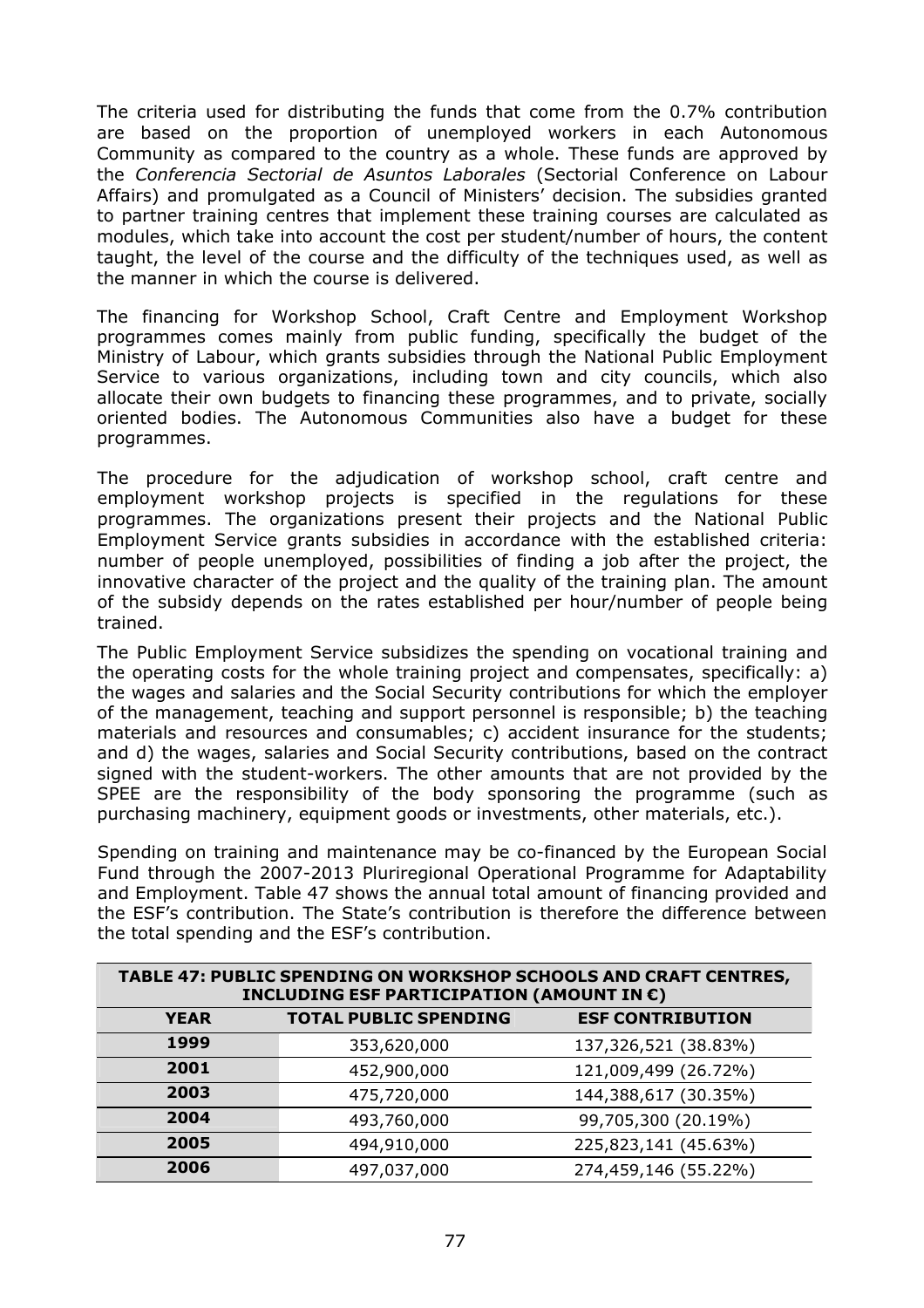The criteria used for distributing the funds that come from the 0.7% contribution are based on the proportion of unemployed workers in each Autonomous Community as compared to the country as a whole. These funds are approved by the *Conferencia Sectorial de Asuntos Laborales* (Sectorial Conference on Labour Affairs) and promulgated as a Council of Ministers' decision. The subsidies granted to partner training centres that implement these training courses are calculated as modules, which take into account the cost per student/number of hours, the content taught, the level of the course and the difficulty of the techniques used, as well as the manner in which the course is delivered.

The financing for Workshop School, Craft Centre and Employment Workshop programmes comes mainly from public funding, specifically the budget of the Ministry of Labour, which grants subsidies through the National Public Employment Service to various organizations, including town and city councils, which also allocate their own budgets to financing these programmes, and to private, socially oriented bodies. The Autonomous Communities also have a budget for these programmes.

The procedure for the adjudication of workshop school, craft centre and employment workshop projects is specified in the regulations for these programmes. The organizations present their projects and the National Public Employment Service grants subsidies in accordance with the established criteria: number of people unemployed, possibilities of finding a job after the project, the innovative character of the project and the quality of the training plan. The amount of the subsidy depends on the rates established per hour/number of people being trained.

The Public Employment Service subsidizes the spending on vocational training and the operating costs for the whole training project and compensates, specifically: a) the wages and salaries and the Social Security contributions for which the employer of the management, teaching and support personnel is responsible; b) the teaching materials and resources and consumables; c) accident insurance for the students; and d) the wages, salaries and Social Security contributions, based on the contract signed with the student-workers. The other amounts that are not provided by the SPEE are the responsibility of the body sponsoring the programme (such as purchasing machinery, equipment goods or investments, other materials, etc.).

Spending on training and maintenance may be co-financed by the European Social Fund through the 2007-2013 Pluriregional Operational Programme for Adaptability and Employment. Table 47 shows the annual total amount of financing provided and the ESF's contribution. The State's contribution is therefore the difference between the total spending and the ESF's contribution.

**TABLE 47: PUBLIC SPENDING ON WORKSHOP SCHOOLS AND CRAFT CENTRES, INCLUDING ESF PARTICIPATION (AMOUNT IN €)**

| YEAR | TOTAL PUBLIC SPENDING | ESF CONTRIBUTION |
|---|---|---|
| 1999 | 353,620,000 | 137,326,521 (38.83%) |
| 2001 | 452,900,000 | 121,009,499 (26.72%) |
| 2003 | 475,720,000 | 144,388,617 (30.35%) |
| 2004 | 493,760,000 | 99,705,300 (20.19%) |
| 2005 | 494,910,000 | 225,823,141 (45.63%) |
| 2006 | 497,037,000 | 274,459,146 (55.22%) |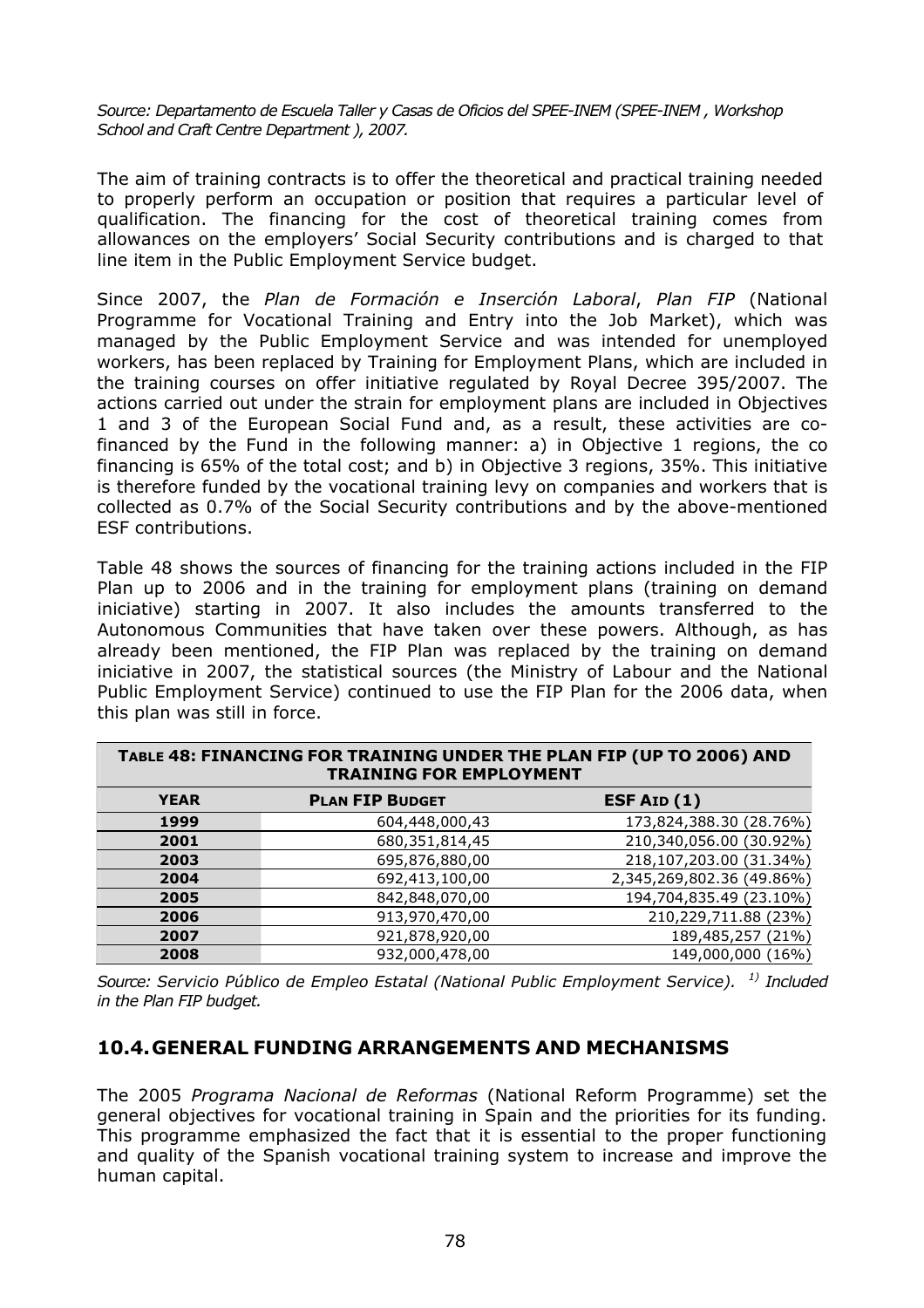*Source: Departamento de Escuela Taller y Casas de Oficios del SPEE-INEM (SPEE-INEM , Workshop School and Craft Centre Department ), 2007.*

The aim of training contracts is to offer the theoretical and practical training needed to properly perform an occupation or position that requires a particular level of qualification. The financing for the cost of theoretical training comes from allowances on the employers' Social Security contributions and is charged to that line item in the Public Employment Service budget.

Since 2007, the *Plan de Formación e Inserción Laboral*, *Plan FIP* (National Programme for Vocational Training and Entry into the Job Market), which was managed by the Public Employment Service and was intended for unemployed workers, has been replaced by Training for Employment Plans, which are included in the training courses on offer initiative regulated by Royal Decree 395/2007. The actions carried out under the strain for employment plans are included in Objectives 1 and 3 of the European Social Fund and, as a result, these activities are co-financed by the Fund in the following manner: a) in Objective 1 regions, the co financing is 65% of the total cost; and b) in Objective 3 regions, 35%. This initiative is therefore funded by the vocational training levy on companies and workers that is collected as 0.7% of the Social Security contributions and by the above-mentioned ESF contributions.

Table 48 shows the sources of financing for the training actions included in the FIP Plan up to 2006 and in the training for employment plans (training on demand iniciative) starting in 2007. It also includes the amounts transferred to the Autonomous Communities that have taken over these powers. Although, as has already been mentioned, the FIP Plan was replaced by the training on demand iniciative in 2007, the statistical sources (the Ministry of Labour and the National Public Employment Service) continued to use the FIP Plan for the 2006 data, when this plan was still in force.

**TABLE 48: FINANCING FOR TRAINING UNDER THE PLAN FIP (UP TO 2006) AND TRAINING FOR EMPLOYMENT**

| YEAR | PLAN FIP BUDGET | ESF AID (1) |
|---|---|---|
| 1999 | 604,448,000,43 | 173,824,388.30 (28.76%) |
| 2001 | 680,351,814,45 | 210,340,056.00 (30.92%) |
| 2003 | 695,876,880,00 | 218,107,203.00 (31.34%) |
| 2004 | 692,413,100,00 | 2,345,269,802.36 (49.86%) |
| 2005 | 842,848,070,00 | 194,704,835.49 (23.10%) |
| 2006 | 913,970,470,00 | 210,229,711.88 (23%) |
| 2007 | 921,878,920,00 | 189,485,257 (21%) |
| 2008 | 932,000,478,00 | 149,000,000 (16%) |

*Source: Servicio Público de Empleo Estatal (National Public Employment Service).* [1)] *Included in the Plan FIP budget.*

## 10.4. GENERAL FUNDING ARRANGEMENTS AND MECHANISMS

The 2005 *Programa Nacional de Reformas* (National Reform Programme) set the general objectives for vocational training in Spain and the priorities for its funding. This programme emphasized the fact that it is essential to the proper functioning and quality of the Spanish vocational training system to increase and improve the human capital.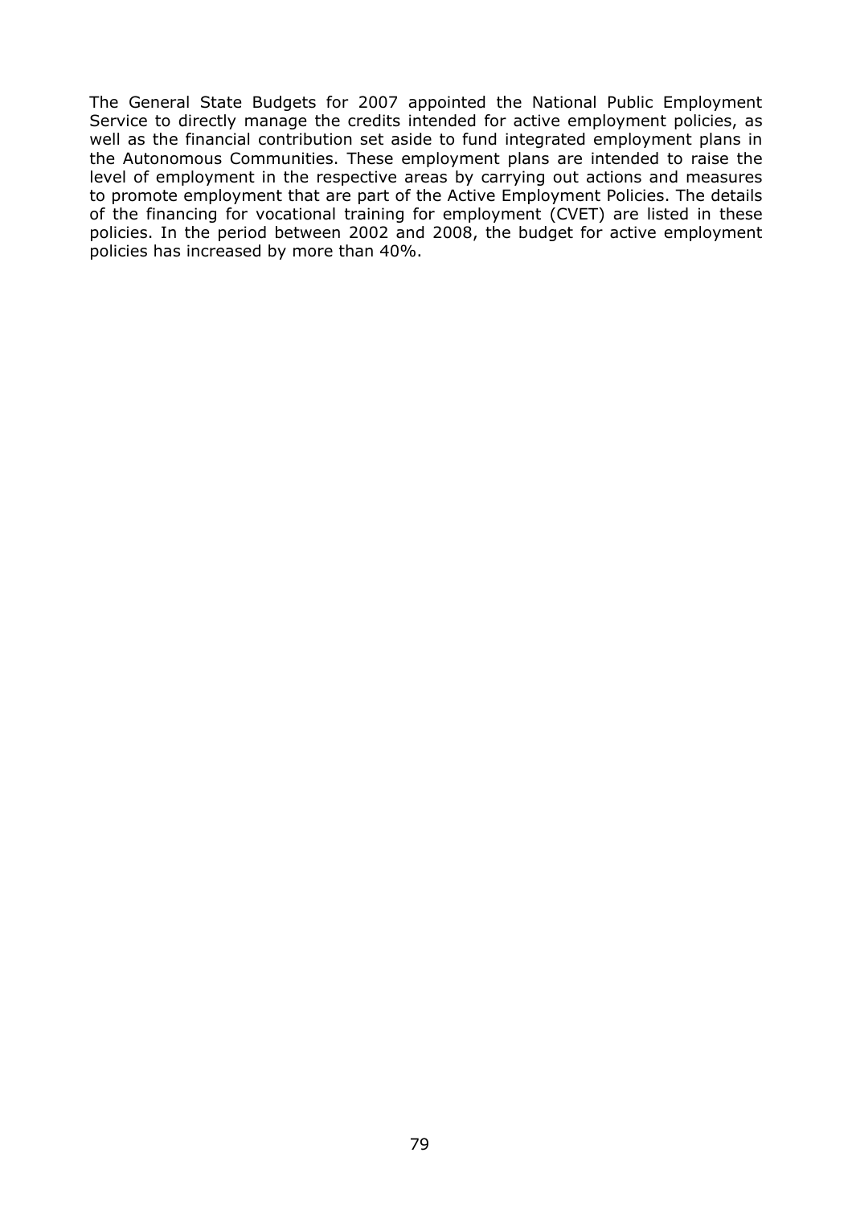The General State Budgets for 2007 appointed the National Public Employment Service to directly manage the credits intended for active employment policies, as well as the financial contribution set aside to fund integrated employment plans in the Autonomous Communities. These employment plans are intended to raise the level of employment in the respective areas by carrying out actions and measures to promote employment that are part of the Active Employment Policies. The details of the financing for vocational training for employment (CVET) are listed in these policies. In the period between 2002 and 2008, the budget for active employment policies has increased by more than 40%.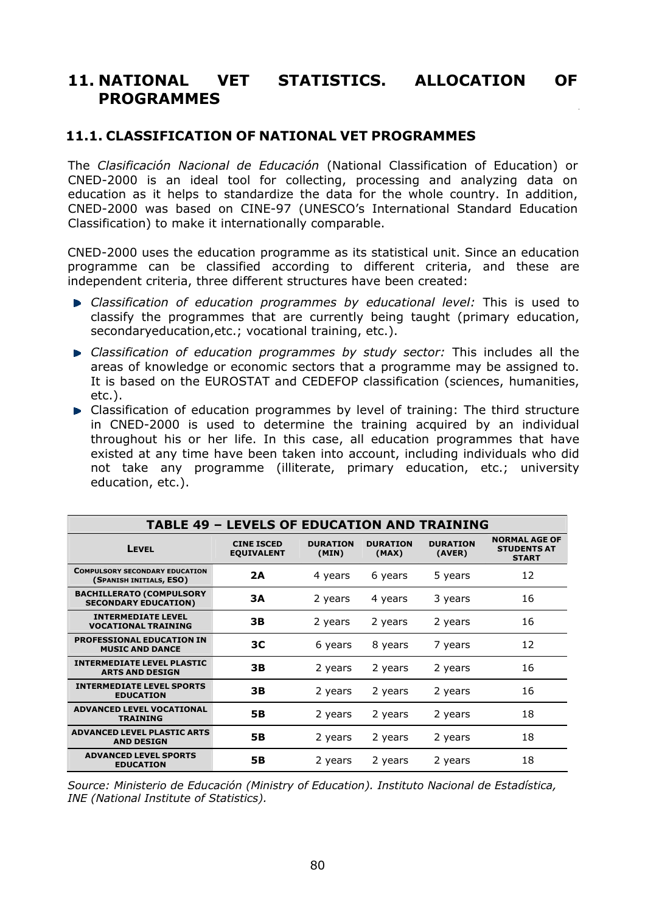# 11. NATIONAL VET STATISTICS. ALLOCATION OF PROGRAMMES

## 11.1. CLASSIFICATION OF NATIONAL VET PROGRAMMES

The *Clasificación Nacional de Educación* (National Classification of Education) or CNED-2000 is an ideal tool for collecting, processing and analyzing data on education as it helps to standardize the data for the whole country. In addition, CNED-2000 was based on CINE-97 (UNESCO's International Standard Education Classification) to make it internationally comparable.

CNED-2000 uses the education programme as its statistical unit. Since an education programme can be classified according to different criteria, and these are independent criteria, three different structures have been created:

- *Classification of education programmes by educational level:* This is used to classify the programmes that are currently being taught (primary education, secondaryeducation,etc.; vocational training, etc.).
- *Classification of education programmes by study sector:* This includes all the areas of knowledge or economic sectors that a programme may be assigned to. It is based on the EUROSTAT and CEDEFOP classification (sciences, humanities, etc.).
- Classification of education programmes by level of training: The third structure in CNED-2000 is used to determine the training acquired by an individual throughout his or her life. In this case, all education programmes that have existed at any time have been taken into account, including individuals who did not take any programme (illiterate, primary education, etc.; university education, etc.).

**TABLE 49 – LEVELS OF EDUCATION AND TRAINING**

| Level | CINE ISCED Equivalent | Duration (Min) | Duration (Max) | Duration (Aver) | Normal Age of Students at Start |
|---|---|---|---|---|---|
| Compulsory Secondary Education (Spanish Initials, ESO) | **2A** | 4 years | 6 years | 5 years | 12 |
| Bachillerato (Compulsory Secondary Education) | **3A** | 2 years | 4 years | 3 years | 16 |
| Intermediate Level Vocational Training | **3B** | 2 years | 2 years | 2 years | 16 |
| Professional Education in Music and Dance | **3C** | 6 years | 8 years | 7 years | 12 |
| Intermediate Level Plastic Arts and Design | **3B** | 2 years | 2 years | 2 years | 16 |
| Intermediate Level Sports Education | **3B** | 2 years | 2 years | 2 years | 16 |
| Advanced Level Vocational Training | **5B** | 2 years | 2 years | 2 years | 18 |
| Advanced Level Plastic Arts and Design | **5B** | 2 years | 2 years | 2 years | 18 |
| Advanced Level Sports Education | **5B** | 2 years | 2 years | 2 years | 18 |

*Source: Ministerio de Educación (Ministry of Education). Instituto Nacional de Estadística, INE (National Institute of Statistics).*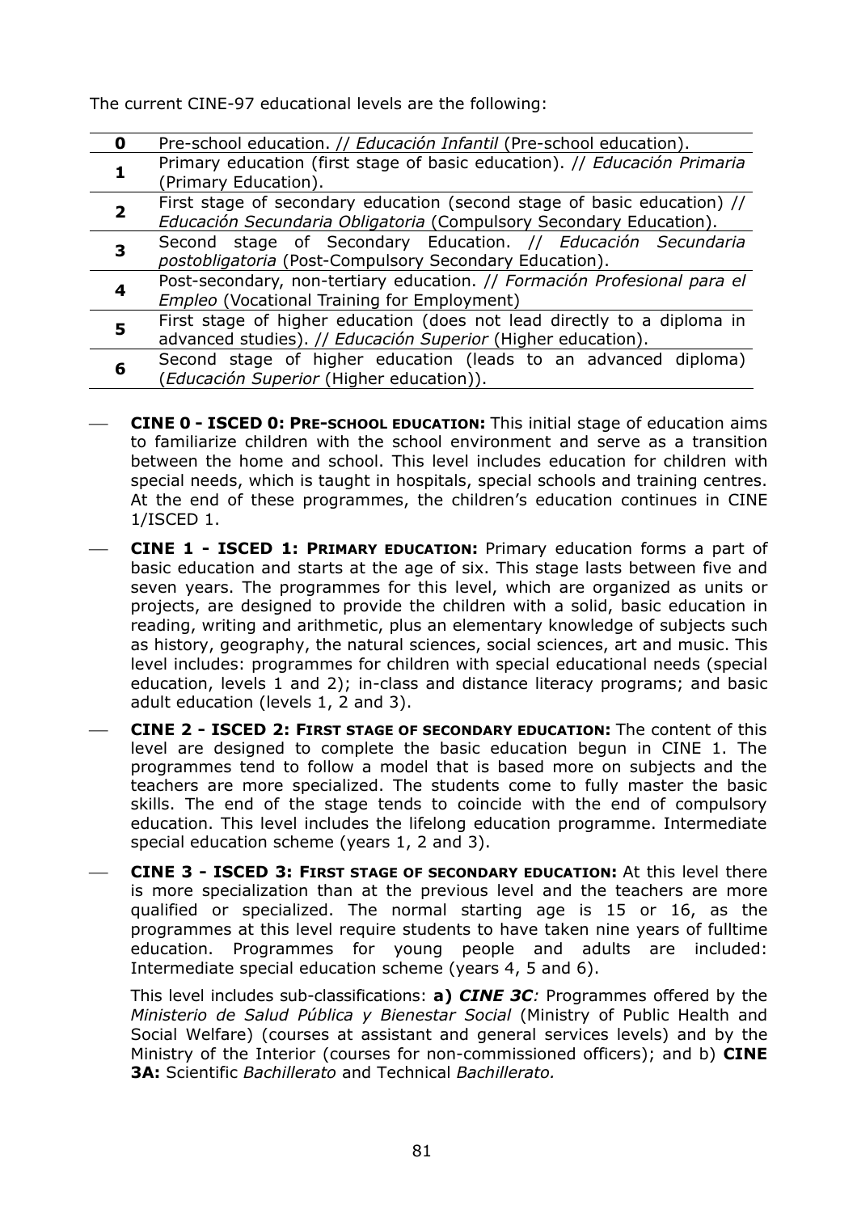The current CINE-97 educational levels are the following:

| | |
|---|---|
| **0** | Pre-school education. // *Educación Infantil* (Pre-school education). |
| **1** | Primary education (first stage of basic education). // *Educación Primaria* (Primary Education). |
| **2** | First stage of secondary education (second stage of basic education) // *Educación Secundaria Obligatoria* (Compulsory Secondary Education). |
| **3** | Second stage of Secondary Education. // *Educación Secundaria postobligatoria* (Post-Compulsory Secondary Education). |
| **4** | Post-secondary, non-tertiary education. // *Formación Profesional para el Empleo* (Vocational Training for Employment) |
| **5** | First stage of higher education (does not lead directly to a diploma in advanced studies). // *Educación Superior* (Higher education). |
| **6** | Second stage of higher education (leads to an advanced diploma) (*Educación Superior* (Higher education)). |

- **CINE 0 - ISCED 0: PRE-SCHOOL EDUCATION:** This initial stage of education aims to familiarize children with the school environment and serve as a transition between the home and school. This level includes education for children with special needs, which is taught in hospitals, special schools and training centres. At the end of these programmes, the children's education continues in CINE 1/ISCED 1.
- **CINE 1 - ISCED 1: PRIMARY EDUCATION:** Primary education forms a part of basic education and starts at the age of six. This stage lasts between five and seven years. The programmes for this level, which are organized as units or projects, are designed to provide the children with a solid, basic education in reading, writing and arithmetic, plus an elementary knowledge of subjects such as history, geography, the natural sciences, social sciences, art and music. This level includes: programmes for children with special educational needs (special education, levels 1 and 2); in-class and distance literacy programs; and basic adult education (levels 1, 2 and 3).
- **CINE 2 - ISCED 2: FIRST STAGE OF SECONDARY EDUCATION:** The content of this level are designed to complete the basic education begun in CINE 1. The programmes tend to follow a model that is based more on subjects and the teachers are more specialized. The students come to fully master the basic skills. The end of the stage tends to coincide with the end of compulsory education. This level includes the lifelong education programme. Intermediate special education scheme (years 1, 2 and 3).
- **CINE 3 - ISCED 3: FIRST STAGE OF SECONDARY EDUCATION:** At this level there is more specialization than at the previous level and the teachers are more qualified or specialized. The normal starting age is 15 or 16, as the programmes at this level require students to have taken nine years of fulltime education. Programmes for young people and adults are included: Intermediate special education scheme (years 4, 5 and 6).

  This level includes sub-classifications: **a)** ***CINE 3C****:* Programmes offered by the *Ministerio de Salud Pública y Bienestar Social* (Ministry of Public Health and Social Welfare) (courses at assistant and general services levels) and by the Ministry of the Interior (courses for non-commissioned officers); and b) **CINE 3A:** Scientific *Bachillerato* and Technical *Bachillerato.*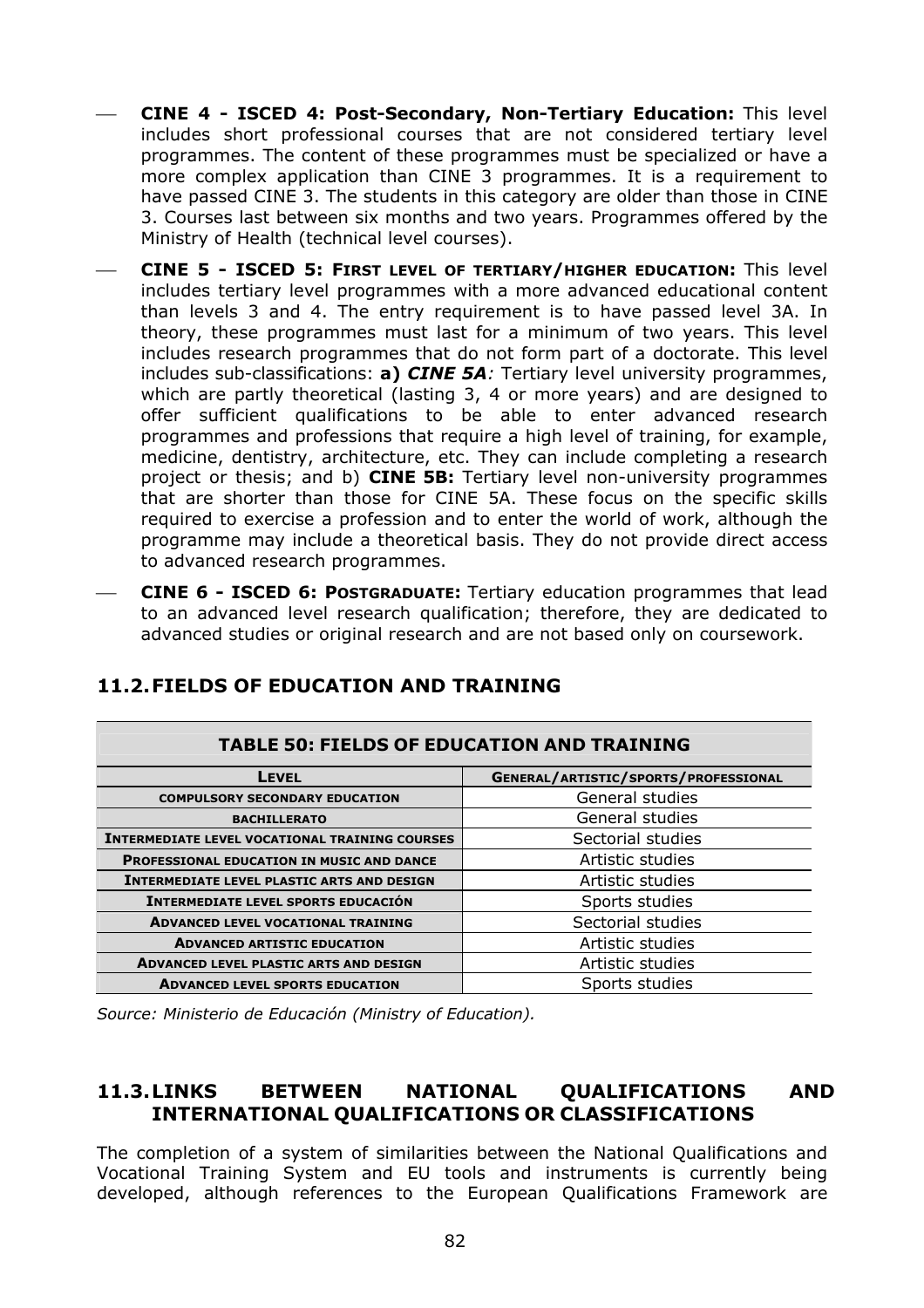- **CINE 4 - ISCED 4: Post-Secondary, Non-Tertiary Education:** This level includes short professional courses that are not considered tertiary level programmes. The content of these programmes must be specialized or have a more complex application than CINE 3 programmes. It is a requirement to have passed CINE 3. The students in this category are older than those in CINE 3. Courses last between six months and two years. Programmes offered by the Ministry of Health (technical level courses).
- **CINE 5 - ISCED 5: First level of tertiary/higher education:** This level includes tertiary level programmes with a more advanced educational content than levels 3 and 4. The entry requirement is to have passed level 3A. In theory, these programmes must last for a minimum of two years. This level includes research programmes that do not form part of a doctorate. This level includes sub-classifications: **a)** ***CINE 5A****:* Tertiary level university programmes, which are partly theoretical (lasting 3, 4 or more years) and are designed to offer sufficient qualifications to be able to enter advanced research programmes and professions that require a high level of training, for example, medicine, dentistry, architecture, etc. They can include completing a research project or thesis; and b) **CINE 5B:** Tertiary level non-university programmes that are shorter than those for CINE 5A. These focus on the specific skills required to exercise a profession and to enter the world of work, although the programme may include a theoretical basis. They do not provide direct access to advanced research programmes.
- **CINE 6 - ISCED 6: Postgraduate:** Tertiary education programmes that lead to an advanced level research qualification; therefore, they are dedicated to advanced studies or original research and are not based only on coursework.

## 11.2. FIELDS OF EDUCATION AND TRAINING

**TABLE 50: FIELDS OF EDUCATION AND TRAINING**

| Level | General/artistic/sports/professional |
|---|---|
| Compulsory secondary education | General studies |
| Bachillerato | General studies |
| Intermediate level vocational training courses | Sectorial studies |
| Professional education in music and dance | Artistic studies |
| Intermediate level plastic arts and design | Artistic studies |
| Intermediate level sports educación | Sports studies |
| Advanced level vocational training | Sectorial studies |
| Advanced artistic education | Artistic studies |
| Advanced level plastic arts and design | Artistic studies |
| Advanced level sports education | Sports studies |

*Source: Ministerio de Educación (Ministry of Education).*

## 11.3. LINKS BETWEEN NATIONAL QUALIFICATIONS AND INTERNATIONAL QUALIFICATIONS OR CLASSIFICATIONS

The completion of a system of similarities between the National Qualifications and Vocational Training System and EU tools and instruments is currently being developed, although references to the European Qualifications Framework are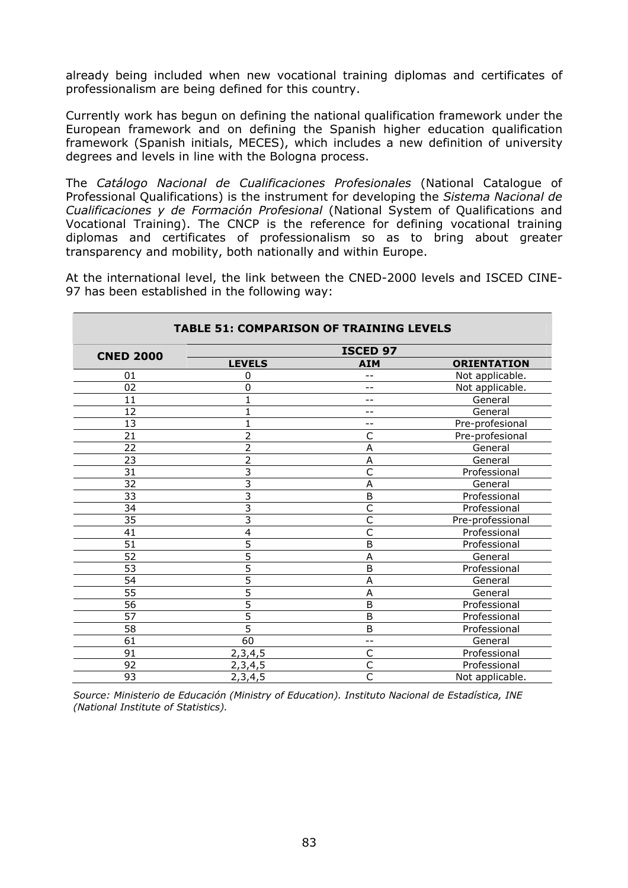already being included when new vocational training diplomas and certificates of professionalism are being defined for this country.

Currently work has begun on defining the national qualification framework under the European framework and on defining the Spanish higher education qualification framework (Spanish initials, MECES), which includes a new definition of university degrees and levels in line with the Bologna process.

The *Catálogo Nacional de Cualificaciones Profesionales* (National Catalogue of Professional Qualifications) is the instrument for developing the *Sistema Nacional de Cualificaciones y de Formación Profesional* (National System of Qualifications and Vocational Training). The CNCP is the reference for defining vocational training diplomas and certificates of professionalism so as to bring about greater transparency and mobility, both nationally and within Europe.

At the international level, the link between the CNED-2000 levels and ISCED CINE-97 has been established in the following way:

**TABLE 51: COMPARISON OF TRAINING LEVELS**

| CNED 2000 | ISCED 97 | | |
|---|---|---|---|
| | **LEVELS** | **AIM** | **ORIENTATION** |
| 01 | 0 | -- | Not applicable. |
| 02 | 0 | -- | Not applicable. |
| 11 | 1 | -- | General |
| 12 | 1 | -- | General |
| 13 | 1 | -- | Pre-profesional |
| 21 | 2 | C | Pre-profesional |
| 22 | 2 | A | General |
| 23 | 2 | A | General |
| 31 | 3 | C | Professional |
| 32 | 3 | A | General |
| 33 | 3 | B | Professional |
| 34 | 3 | C | Professional |
| 35 | 3 | C | Pre-professional |
| 41 | 4 | C | Professional |
| 51 | 5 | B | Professional |
| 52 | 5 | A | General |
| 53 | 5 | B | Professional |
| 54 | 5 | A | General |
| 55 | 5 | A | General |
| 56 | 5 | B | Professional |
| 57 | 5 | B | Professional |
| 58 | 5 | B | Professional |
| 61 | 60 | -- | General |
| 91 | 2,3,4,5 | C | Professional |
| 92 | 2,3,4,5 | C | Professional |
| 93 | 2,3,4,5 | C | Not applicable. |

*Source: Ministerio de Educación (Ministry of Education). Instituto Nacional de Estadística, INE (National Institute of Statistics).*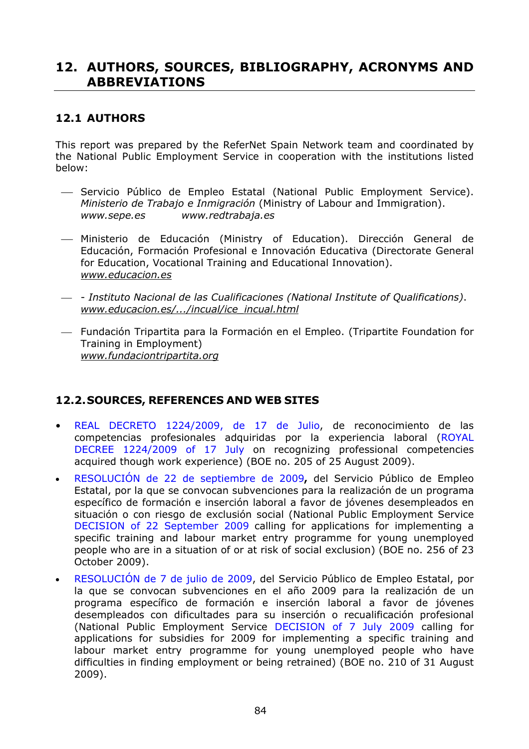## 12. AUTHORS, SOURCES, BIBLIOGRAPHY, ACRONYMS AND ABBREVIATIONS

### 12.1 AUTHORS

This report was prepared by the ReferNet Spain Network team and coordinated by the National Public Employment Service in cooperation with the institutions listed below:

- Servicio Público de Empleo Estatal (National Public Employment Service). *Ministerio de Trabajo e Inmigración* (Ministry of Labour and Immigration). *www.sepe.es* *www.redtrabaja.es*

- Ministerio de Educación (Ministry of Education). Dirección General de Educación, Formación Profesional e Innovación Educativa (Directorate General for Education, Vocational Training and Educational Innovation). *www.educacion.es*

- *- Instituto Nacional de las Cualificaciones (National Institute of Qualifications)*. *www.educacion.es/.../incual/ice_incual.html*

- Fundación Tripartita para la Formación en el Empleo. (Tripartite Foundation for Training in Employment) *www.fundaciontripartita.org*

### 12.2. SOURCES, REFERENCES AND WEB SITES

- REAL DECRETO 1224/2009, de 17 de Julio, de reconocimiento de las competencias profesionales adquiridas por la experiencia laboral (ROYAL DECREE 1224/2009 of 17 July on recognizing professional competencies acquired though work experience) (BOE no. 205 of 25 August 2009).
- RESOLUCIÓN de 22 de septiembre de 2009**,** del Servicio Público de Empleo Estatal, por la que se convocan subvenciones para la realización de un programa específico de formación e inserción laboral a favor de jóvenes desempleados en situación o con riesgo de exclusión social (National Public Employment Service DECISION of 22 September 2009 calling for applications for implementing a specific training and labour market entry programme for young unemployed people who are in a situation of or at risk of social exclusion) (BOE no. 256 of 23 October 2009).
- RESOLUCIÓN de 7 de julio de 2009, del Servicio Público de Empleo Estatal, por la que se convocan subvenciones en el año 2009 para la realización de un programa específico de formación e inserción laboral a favor de jóvenes desempleados con dificultades para su inserción o recualificación profesional (National Public Employment Service DECISION of 7 July 2009 calling for applications for subsidies for 2009 for implementing a specific training and labour market entry programme for young unemployed people who have difficulties in finding employment or being retrained) (BOE no. 210 of 31 August 2009).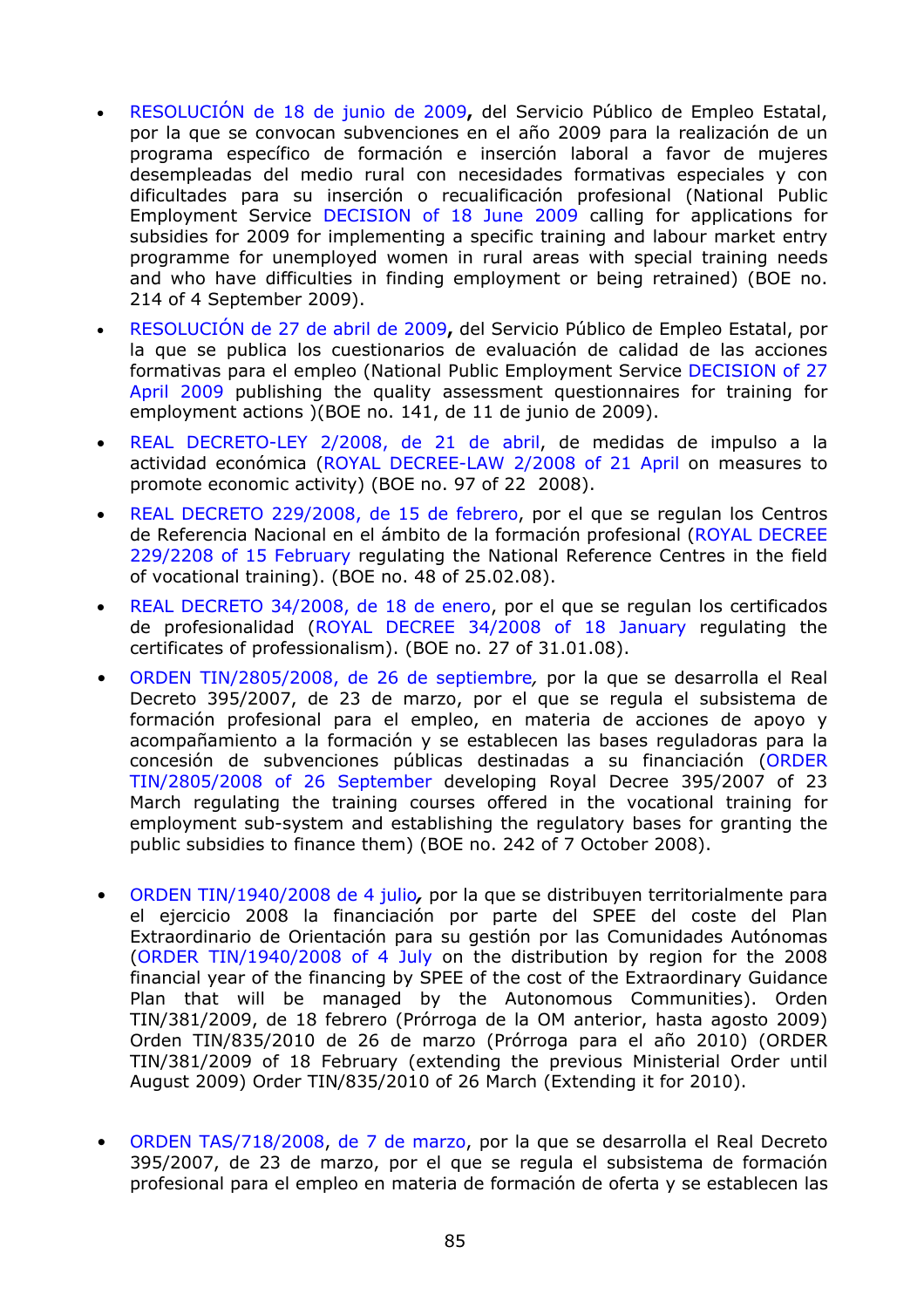- RESOLUCIÓN de 18 de junio de 2009**,** del Servicio Público de Empleo Estatal, por la que se convocan subvenciones en el año 2009 para la realización de un programa específico de formación e inserción laboral a favor de mujeres desempleadas del medio rural con necesidades formativas especiales y con dificultades para su inserción o recualificación profesional (National Public Employment Service DECISION of 18 June 2009 calling for applications for subsidies for 2009 for implementing a specific training and labour market entry programme for unemployed women in rural areas with special training needs and who have difficulties in finding employment or being retrained) (BOE no. 214 of 4 September 2009).

- RESOLUCIÓN de 27 de abril de 2009**,** del Servicio Público de Empleo Estatal, por la que se publica los cuestionarios de evaluación de calidad de las acciones formativas para el empleo (National Public Employment Service DECISION of 27 April 2009 publishing the quality assessment questionnaires for training for employment actions )(BOE no. 141, de 11 de junio de 2009).

- REAL DECRETO-LEY 2/2008, de 21 de abril, de medidas de impulso a la actividad económica (ROYAL DECREE-LAW 2/2008 of 21 April on measures to promote economic activity) (BOE no. 97 of 22 2008).

- REAL DECRETO 229/2008, de 15 de febrero, por el que se regulan los Centros de Referencia Nacional en el ámbito de la formación profesional (ROYAL DECREE 229/2208 of 15 February regulating the National Reference Centres in the field of vocational training). (BOE no. 48 of 25.02.08).

- REAL DECRETO 34/2008, de 18 de enero, por el que se regulan los certificados de profesionalidad (ROYAL DECREE 34/2008 of 18 January regulating the certificates of professionalism). (BOE no. 27 of 31.01.08).

- ORDEN TIN/2805/2008, de 26 de septiembre*,* por la que se desarrolla el Real Decreto 395/2007, de 23 de marzo, por el que se regula el subsistema de formación profesional para el empleo, en materia de acciones de apoyo y acompañamiento a la formación y se establecen las bases reguladoras para la concesión de subvenciones públicas destinadas a su financiación (ORDER TIN/2805/2008 of 26 September developing Royal Decree 395/2007 of 23 March regulating the training courses offered in the vocational training for employment sub-system and establishing the regulatory bases for granting the public subsidies to finance them) (BOE no. 242 of 7 October 2008).

- ORDEN TIN/1940/2008 de 4 julio*,* por la que se distribuyen territorialmente para el ejercicio 2008 la financiación por parte del SPEE del coste del Plan Extraordinario de Orientación para su gestión por las Comunidades Autónomas (ORDER TIN/1940/2008 of 4 July on the distribution by region for the 2008 financial year of the financing by SPEE of the cost of the Extraordinary Guidance Plan that will be managed by the Autonomous Communities). Orden TIN/381/2009, de 18 febrero (Prórroga de la OM anterior, hasta agosto 2009) Orden TIN/835/2010 de 26 de marzo (Prórroga para el año 2010) (ORDER TIN/381/2009 of 18 February (extending the previous Ministerial Order until August 2009) Order TIN/835/2010 of 26 March (Extending it for 2010).

- ORDEN TAS/718/2008, de 7 de marzo, por la que se desarrolla el Real Decreto 395/2007, de 23 de marzo, por el que se regula el subsistema de formación profesional para el empleo en materia de formación de oferta y se establecen las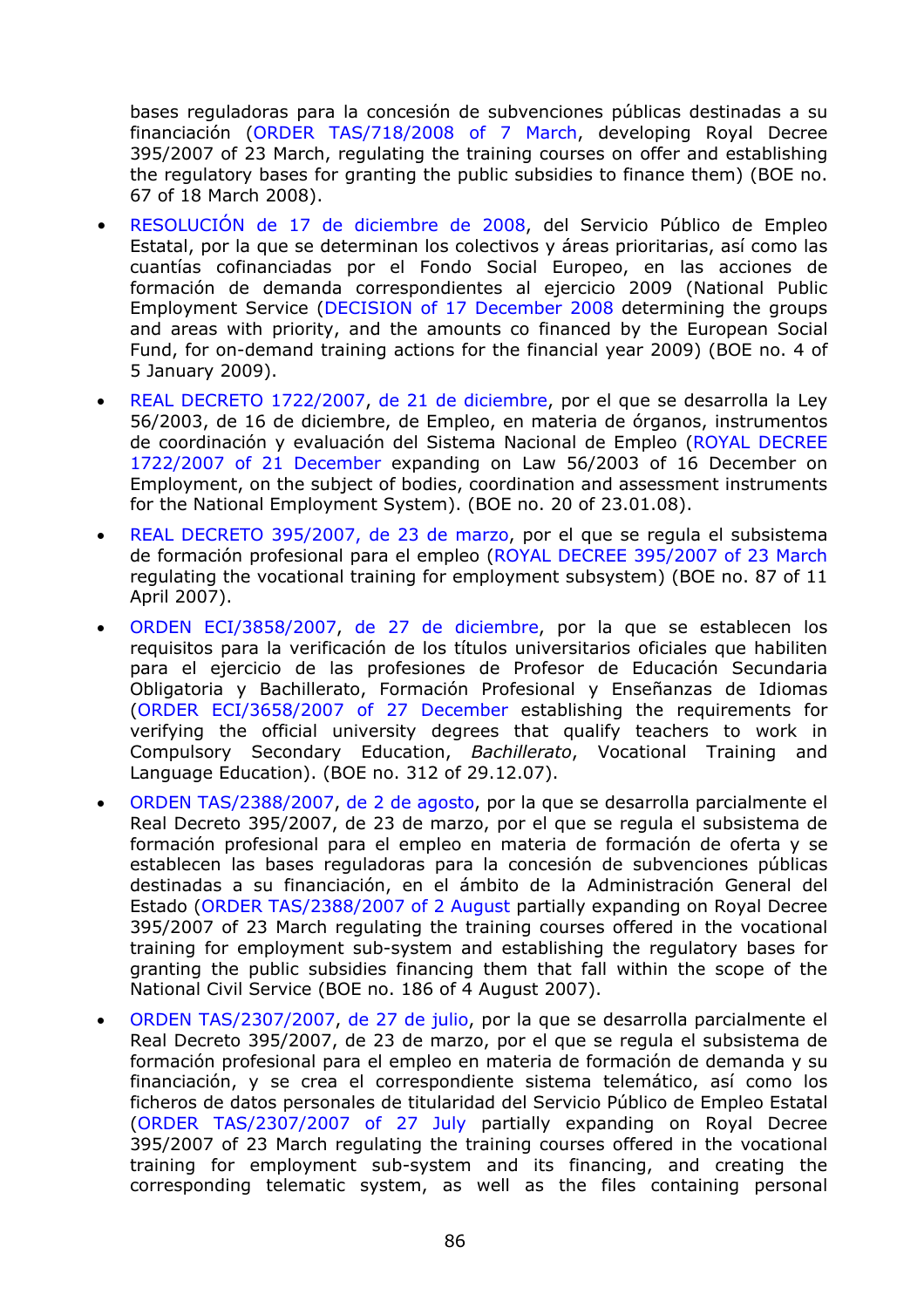bases reguladoras para la concesión de subvenciones públicas destinadas a su financiación (ORDER TAS/718/2008 of 7 March, developing Royal Decree 395/2007 of 23 March, regulating the training courses on offer and establishing the regulatory bases for granting the public subsidies to finance them) (BOE no. 67 of 18 March 2008).

- RESOLUCIÓN de 17 de diciembre de 2008, del Servicio Público de Empleo Estatal, por la que se determinan los colectivos y áreas prioritarias, así como las cuantías cofinanciadas por el Fondo Social Europeo, en las acciones de formación de demanda correspondientes al ejercicio 2009 (National Public Employment Service (DECISION of 17 December 2008 determining the groups and areas with priority, and the amounts co financed by the European Social Fund, for on-demand training actions for the financial year 2009) (BOE no. 4 of 5 January 2009).
- REAL DECRETO 1722/2007, de 21 de diciembre, por el que se desarrolla la Ley 56/2003, de 16 de diciembre, de Empleo, en materia de órganos, instrumentos de coordinación y evaluación del Sistema Nacional de Empleo (ROYAL DECREE 1722/2007 of 21 December expanding on Law 56/2003 of 16 December on Employment, on the subject of bodies, coordination and assessment instruments for the National Employment System). (BOE no. 20 of 23.01.08).
- REAL DECRETO 395/2007, de 23 de marzo, por el que se regula el subsistema de formación profesional para el empleo (ROYAL DECREE 395/2007 of 23 March regulating the vocational training for employment subsystem) (BOE no. 87 of 11 April 2007).
- ORDEN ECI/3858/2007, de 27 de diciembre, por la que se establecen los requisitos para la verificación de los títulos universitarios oficiales que habiliten para el ejercicio de las profesiones de Profesor de Educación Secundaria Obligatoria y Bachillerato, Formación Profesional y Enseñanzas de Idiomas (ORDER ECI/3658/2007 of 27 December establishing the requirements for verifying the official university degrees that qualify teachers to work in Compulsory Secondary Education, *Bachillerato*, Vocational Training and Language Education). (BOE no. 312 of 29.12.07).
- ORDEN TAS/2388/2007, de 2 de agosto, por la que se desarrolla parcialmente el Real Decreto 395/2007, de 23 de marzo, por el que se regula el subsistema de formación profesional para el empleo en materia de formación de oferta y se establecen las bases reguladoras para la concesión de subvenciones públicas destinadas a su financiación, en el ámbito de la Administración General del Estado (ORDER TAS/2388/2007 of 2 August partially expanding on Royal Decree 395/2007 of 23 March regulating the training courses offered in the vocational training for employment sub-system and establishing the regulatory bases for granting the public subsidies financing them that fall within the scope of the National Civil Service (BOE no. 186 of 4 August 2007).
- ORDEN TAS/2307/2007, de 27 de julio, por la que se desarrolla parcialmente el Real Decreto 395/2007, de 23 de marzo, por el que se regula el subsistema de formación profesional para el empleo en materia de formación de demanda y su financiación, y se crea el correspondiente sistema telemático, así como los ficheros de datos personales de titularidad del Servicio Público de Empleo Estatal (ORDER TAS/2307/2007 of 27 July partially expanding on Royal Decree 395/2007 of 23 March regulating the training courses offered in the vocational training for employment sub-system and its financing, and creating the corresponding telematic system, as well as the files containing personal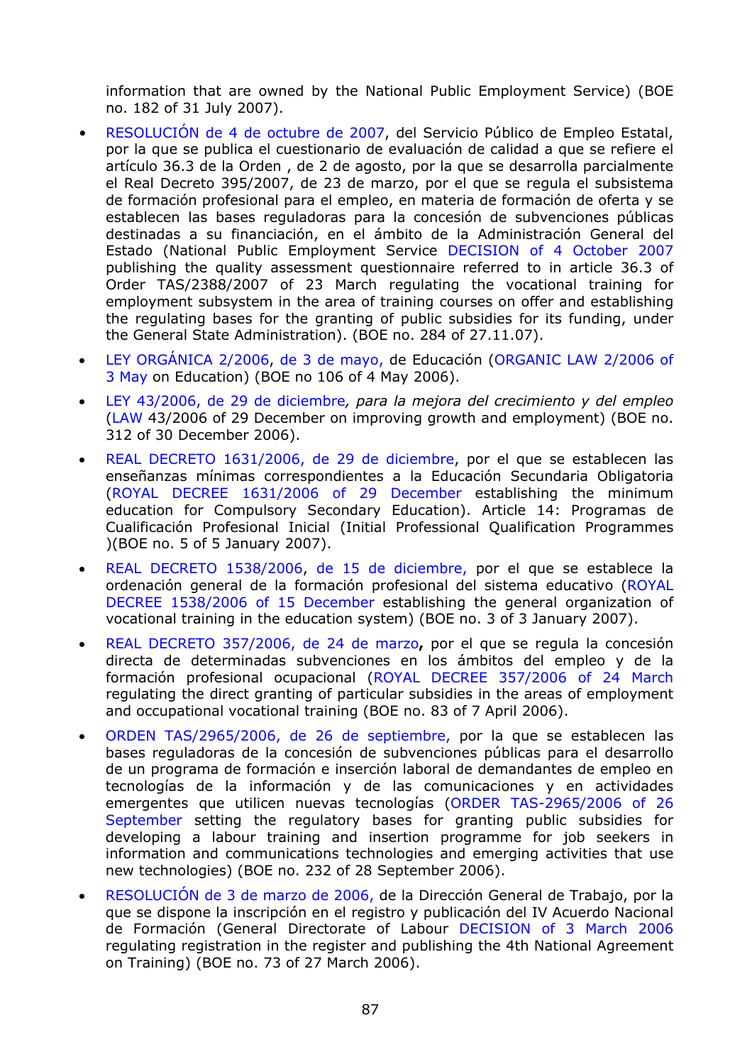information that are owned by the National Public Employment Service) (BOE no. 182 of 31 July 2007).

- RESOLUCIÓN de 4 de octubre de 2007, del Servicio Público de Empleo Estatal, por la que se publica el cuestionario de evaluación de calidad a que se refiere el artículo 36.3 de la Orden , de 2 de agosto, por la que se desarrolla parcialmente el Real Decreto 395/2007, de 23 de marzo, por el que se regula el subsistema de formación profesional para el empleo, en materia de formación de oferta y se establecen las bases reguladoras para la concesión de subvenciones públicas destinadas a su financiación, en el ámbito de la Administración General del Estado (National Public Employment Service DECISION of 4 October 2007 publishing the quality assessment questionnaire referred to in article 36.3 of Order TAS/2388/2007 of 23 March regulating the vocational training for employment subsystem in the area of training courses on offer and establishing the regulating bases for the granting of public subsidies for its funding, under the General State Administration). (BOE no. 284 of 27.11.07).
- LEY ORGÁNICA 2/2006, de 3 de mayo, de Educación (ORGANIC LAW 2/2006 of 3 May on Education) (BOE no 106 of 4 May 2006).
- LEY 43/2006, de 29 de diciembre*, para la mejora del crecimiento y del empleo* (LAW 43/2006 of 29 December on improving growth and employment) (BOE no. 312 of 30 December 2006).
- REAL DECRETO 1631/2006, de 29 de diciembre, por el que se establecen las enseñanzas mínimas correspondientes a la Educación Secundaria Obligatoria (ROYAL DECREE 1631/2006 of 29 December establishing the minimum education for Compulsory Secondary Education). Article 14: Programas de Cualificación Profesional Inicial (Initial Professional Qualification Programmes )(BOE no. 5 of 5 January 2007).
- REAL DECRETO 1538/2006, de 15 de diciembre, por el que se establece la ordenación general de la formación profesional del sistema educativo (ROYAL DECREE 1538/2006 of 15 December establishing the general organization of vocational training in the education system) (BOE no. 3 of 3 January 2007).
- REAL DECRETO 357/2006, de 24 de marzo**,** por el que se regula la concesión directa de determinadas subvenciones en los ámbitos del empleo y de la formación profesional ocupacional (ROYAL DECREE 357/2006 of 24 March regulating the direct granting of particular subsidies in the areas of employment and occupational vocational training (BOE no. 83 of 7 April 2006).
- ORDEN TAS/2965/2006, de 26 de septiembre, por la que se establecen las bases reguladoras de la concesión de subvenciones públicas para el desarrollo de un programa de formación e inserción laboral de demandantes de empleo en tecnologías de la información y de las comunicaciones y en actividades emergentes que utilicen nuevas tecnologías (ORDER TAS-2965/2006 of 26 September setting the regulatory bases for granting public subsidies for developing a labour training and insertion programme for job seekers in information and communications technologies and emerging activities that use new technologies) (BOE no. 232 of 28 September 2006).
- RESOLUCIÓN de 3 de marzo de 2006, de la Dirección General de Trabajo, por la que se dispone la inscripción en el registro y publicación del IV Acuerdo Nacional de Formación (General Directorate of Labour DECISION of 3 March 2006 regulating registration in the register and publishing the 4th National Agreement on Training) (BOE no. 73 of 27 March 2006).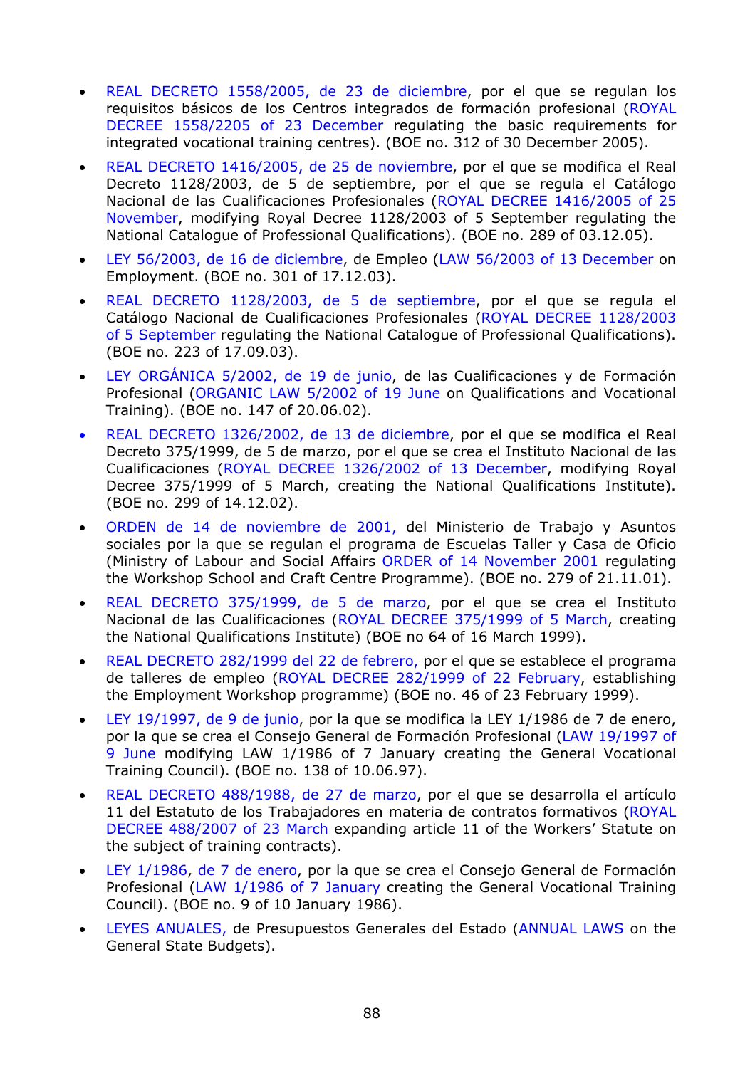- REAL DECRETO 1558/2005, de 23 de diciembre, por el que se regulan los requisitos básicos de los Centros integrados de formación profesional (ROYAL DECREE 1558/2205 of 23 December regulating the basic requirements for integrated vocational training centres). (BOE no. 312 of 30 December 2005).

- REAL DECRETO 1416/2005, de 25 de noviembre, por el que se modifica el Real Decreto 1128/2003, de 5 de septiembre, por el que se regula el Catálogo Nacional de las Cualificaciones Profesionales (ROYAL DECREE 1416/2005 of 25 November, modifying Royal Decree 1128/2003 of 5 September regulating the National Catalogue of Professional Qualifications). (BOE no. 289 of 03.12.05).

- LEY 56/2003, de 16 de diciembre, de Empleo (LAW 56/2003 of 13 December on Employment. (BOE no. 301 of 17.12.03).

- REAL DECRETO 1128/2003, de 5 de septiembre, por el que se regula el Catálogo Nacional de Cualificaciones Profesionales (ROYAL DECREE 1128/2003 of 5 September regulating the National Catalogue of Professional Qualifications). (BOE no. 223 of 17.09.03).

- LEY ORGÁNICA 5/2002, de 19 de junio, de las Cualificaciones y de Formación Profesional (ORGANIC LAW 5/2002 of 19 June on Qualifications and Vocational Training). (BOE no. 147 of 20.06.02).

- REAL DECRETO 1326/2002, de 13 de diciembre, por el que se modifica el Real Decreto 375/1999, de 5 de marzo, por el que se crea el Instituto Nacional de las Cualificaciones (ROYAL DECREE 1326/2002 of 13 December, modifying Royal Decree 375/1999 of 5 March, creating the National Qualifications Institute). (BOE no. 299 of 14.12.02).

- ORDEN de 14 de noviembre de 2001, del Ministerio de Trabajo y Asuntos sociales por la que se regulan el programa de Escuelas Taller y Casa de Oficio (Ministry of Labour and Social Affairs ORDER of 14 November 2001 regulating the Workshop School and Craft Centre Programme). (BOE no. 279 of 21.11.01).

- REAL DECRETO 375/1999, de 5 de marzo, por el que se crea el Instituto Nacional de las Cualificaciones (ROYAL DECREE 375/1999 of 5 March, creating the National Qualifications Institute) (BOE no 64 of 16 March 1999).

- REAL DECRETO 282/1999 del 22 de febrero, por el que se establece el programa de talleres de empleo (ROYAL DECREE 282/1999 of 22 February, establishing the Employment Workshop programme) (BOE no. 46 of 23 February 1999).

- LEY 19/1997, de 9 de junio, por la que se modifica la LEY 1/1986 de 7 de enero, por la que se crea el Consejo General de Formación Profesional (LAW 19/1997 of 9 June modifying LAW 1/1986 of 7 January creating the General Vocational Training Council). (BOE no. 138 of 10.06.97).

- REAL DECRETO 488/1988, de 27 de marzo, por el que se desarrolla el artículo 11 del Estatuto de los Trabajadores en materia de contratos formativos (ROYAL DECREE 488/2007 of 23 March expanding article 11 of the Workers' Statute on the subject of training contracts).

- LEY 1/1986, de 7 de enero, por la que se crea el Consejo General de Formación Profesional (LAW 1/1986 of 7 January creating the General Vocational Training Council). (BOE no. 9 of 10 January 1986).

- LEYES ANUALES, de Presupuestos Generales del Estado (ANNUAL LAWS on the General State Budgets).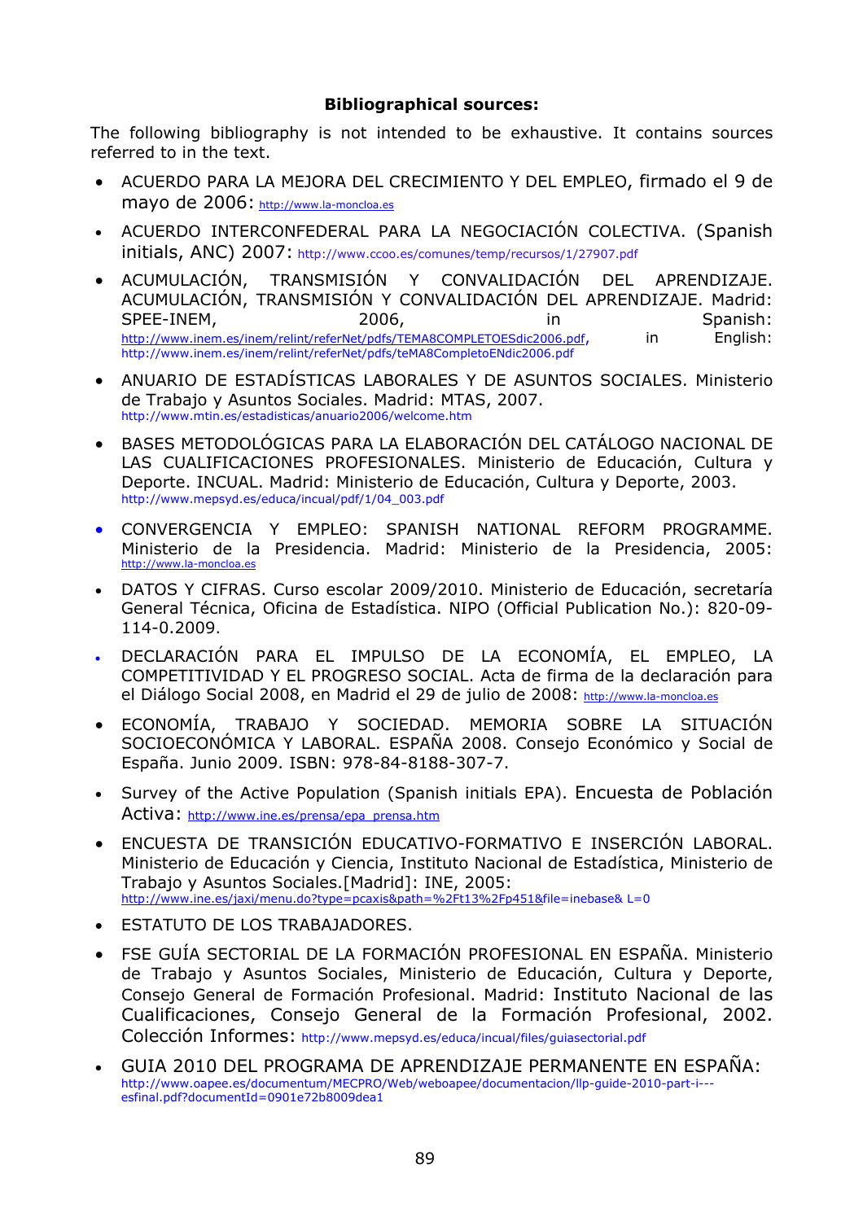**Bibliographical sources:**

The following bibliography is not intended to be exhaustive. It contains sources referred to in the text.

- ACUERDO PARA LA MEJORA DEL CRECIMIENTO Y DEL EMPLEO, firmado el 9 de mayo de 2006: http://www.la-moncloa.es
- ACUERDO INTERCONFEDERAL PARA LA NEGOCIACIÓN COLECTIVA. (Spanish initials, ANC) 2007: http://www.ccoo.es/comunes/temp/recursos/1/27907.pdf
- ACUMULACIÓN, TRANSMISIÓN Y CONVALIDACIÓN DEL APRENDIZAJE. ACUMULACIÓN, TRANSMISIÓN Y CONVALIDACIÓN DEL APRENDIZAJE. Madrid: SPEE-INEM, 2006, in Spanish: http://www.inem.es/inem/relint/referNet/pdfs/TEMA8COMPLETOESdic2006.pdf, in English: http://www.inem.es/inem/relint/referNet/pdfs/teMA8CompletoENdic2006.pdf
- ANUARIO DE ESTADÍSTICAS LABORALES Y DE ASUNTOS SOCIALES. Ministerio de Trabajo y Asuntos Sociales. Madrid: MTAS, 2007. http://www.mtin.es/estadisticas/anuario2006/welcome.htm
- BASES METODOLÓGICAS PARA LA ELABORACIÓN DEL CATÁLOGO NACIONAL DE LAS CUALIFICACIONES PROFESIONALES. Ministerio de Educación, Cultura y Deporte. INCUAL. Madrid: Ministerio de Educación, Cultura y Deporte, 2003. http://www.mepsyd.es/educa/incual/pdf/1/04_003.pdf
- CONVERGENCIA Y EMPLEO: SPANISH NATIONAL REFORM PROGRAMME. Ministerio de la Presidencia. Madrid: Ministerio de la Presidencia, 2005: http://www.la-moncloa.es
- DATOS Y CIFRAS. Curso escolar 2009/2010. Ministerio de Educación, secretaría General Técnica, Oficina de Estadística. NIPO (Official Publication No.): 820-09-114-0.2009.
- DECLARACIÓN PARA EL IMPULSO DE LA ECONOMÍA, EL EMPLEO, LA COMPETITIVIDAD Y EL PROGRESO SOCIAL. Acta de firma de la declaración para el Diálogo Social 2008, en Madrid el 29 de julio de 2008: http://www.la-moncloa.es
- ECONOMÍA, TRABAJO Y SOCIEDAD. MEMORIA SOBRE LA SITUACIÓN SOCIOECONÓMICA Y LABORAL. ESPAÑA 2008. Consejo Económico y Social de España. Junio 2009. ISBN: 978-84-8188-307-7.
- Survey of the Active Population (Spanish initials EPA). Encuesta de Población Activa: http://www.ine.es/prensa/epa_prensa.htm
- ENCUESTA DE TRANSICIÓN EDUCATIVO-FORMATIVO E INSERCIÓN LABORAL. Ministerio de Educación y Ciencia, Instituto Nacional de Estadística, Ministerio de Trabajo y Asuntos Sociales.[Madrid]: INE, 2005: http://www.ine.es/jaxi/menu.do?type=pcaxis&path=%2Ft13%2Fp451&file=inebase& L=0
- ESTATUTO DE LOS TRABAJADORES.
- FSE GUÍA SECTORIAL DE LA FORMACIÓN PROFESIONAL EN ESPAÑA. Ministerio de Trabajo y Asuntos Sociales, Ministerio de Educación, Cultura y Deporte, Consejo General de Formación Profesional. Madrid: Instituto Nacional de las Cualificaciones, Consejo General de la Formación Profesional, 2002. Colección Informes: http://www.mepsyd.es/educa/incual/files/guiasectorial.pdf
- GUIA 2010 DEL PROGRAMA DE APRENDIZAJE PERMANENTE EN ESPAÑA: http://www.oapee.es/documentum/MECPRO/Web/weboapee/documentacion/llp-guide-2010-part-i---esfinal.pdf?documentId=0901e72b8009dea1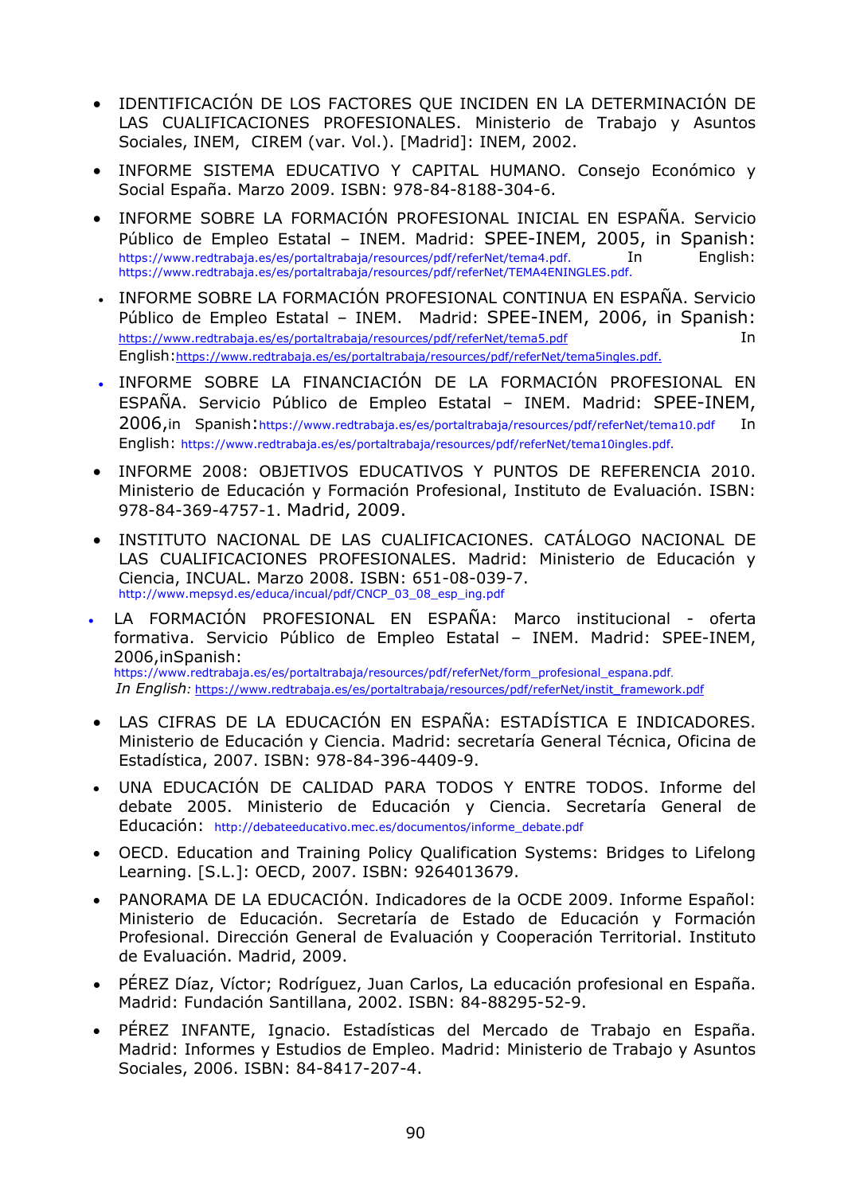- IDENTIFICACIÓN DE LOS FACTORES QUE INCIDEN EN LA DETERMINACIÓN DE LAS CUALIFICACIONES PROFESIONALES. Ministerio de Trabajo y Asuntos Sociales, INEM, CIREM (var. Vol.). [Madrid]: INEM, 2002.

- INFORME SISTEMA EDUCATIVO Y CAPITAL HUMANO. Consejo Económico y Social España. Marzo 2009. ISBN: 978-84-8188-304-6.

- INFORME SOBRE LA FORMACIÓN PROFESIONAL INICIAL EN ESPAÑA. Servicio Público de Empleo Estatal – INEM. Madrid: SPEE-INEM, 2005, in Spanish: https://www.redtrabaja.es/es/portaltrabaja/resources/pdf/referNet/tema4.pdf. In English: https://www.redtrabaja.es/es/portaltrabaja/resources/pdf/referNet/TEMA4ENINGLES.pdf.

- INFORME SOBRE LA FORMACIÓN PROFESIONAL CONTINUA EN ESPAÑA. Servicio Público de Empleo Estatal – INEM. Madrid: SPEE-INEM, 2006, in Spanish: https://www.redtrabaja.es/es/portaltrabaja/resources/pdf/referNet/tema5.pdf In English:https://www.redtrabaja.es/es/portaltrabaja/resources/pdf/referNet/tema5ingles.pdf.

- INFORME SOBRE LA FINANCIACIÓN DE LA FORMACIÓN PROFESIONAL EN ESPAÑA. Servicio Público de Empleo Estatal – INEM. Madrid: SPEE-INEM, 2006,in Spanish:https://www.redtrabaja.es/es/portaltrabaja/resources/pdf/referNet/tema10.pdf In English: https://www.redtrabaja.es/es/portaltrabaja/resources/pdf/referNet/tema10ingles.pdf.

- INFORME 2008: OBJETIVOS EDUCATIVOS Y PUNTOS DE REFERENCIA 2010. Ministerio de Educación y Formación Profesional, Instituto de Evaluación. ISBN: 978-84-369-4757-1. Madrid, 2009.

- INSTITUTO NACIONAL DE LAS CUALIFICACIONES. CATÁLOGO NACIONAL DE LAS CUALIFICACIONES PROFESIONALES. Madrid: Ministerio de Educación y Ciencia, INCUAL. Marzo 2008. ISBN: 651-08-039-7. http://www.mepsyd.es/educa/incual/pdf/CNCP_03_08_esp_ing.pdf

- LA FORMACIÓN PROFESIONAL EN ESPAÑA: Marco institucional - oferta formativa. Servicio Público de Empleo Estatal – INEM. Madrid: SPEE-INEM, 2006,inSpanish: https://www.redtrabaja.es/es/portaltrabaja/resources/pdf/referNet/form_profesional_espana.pdf. *In English:* https://www.redtrabaja.es/es/portaltrabaja/resources/pdf/referNet/instit_framework.pdf

- LAS CIFRAS DE LA EDUCACIÓN EN ESPAÑA: ESTADÍSTICA E INDICADORES. Ministerio de Educación y Ciencia. Madrid: secretaría General Técnica, Oficina de Estadística, 2007. ISBN: 978-84-396-4409-9.

- UNA EDUCACIÓN DE CALIDAD PARA TODOS Y ENTRE TODOS. Informe del debate 2005. Ministerio de Educación y Ciencia. Secretaría General de Educación: http://debateeducativo.mec.es/documentos/informe_debate.pdf

- OECD. Education and Training Policy Qualification Systems: Bridges to Lifelong Learning. [S.L.]: OECD, 2007. ISBN: 9264013679.

- PANORAMA DE LA EDUCACIÓN. Indicadores de la OCDE 2009. Informe Español: Ministerio de Educación. Secretaría de Estado de Educación y Formación Profesional. Dirección General de Evaluación y Cooperación Territorial. Instituto de Evaluación. Madrid, 2009.

- PÉREZ Díaz, Víctor; Rodríguez, Juan Carlos, La educación profesional en España. Madrid: Fundación Santillana, 2002. ISBN: 84-88295-52-9.

- PÉREZ INFANTE, Ignacio. Estadísticas del Mercado de Trabajo en España. Madrid: Informes y Estudios de Empleo. Madrid: Ministerio de Trabajo y Asuntos Sociales, 2006. ISBN: 84-8417-207-4.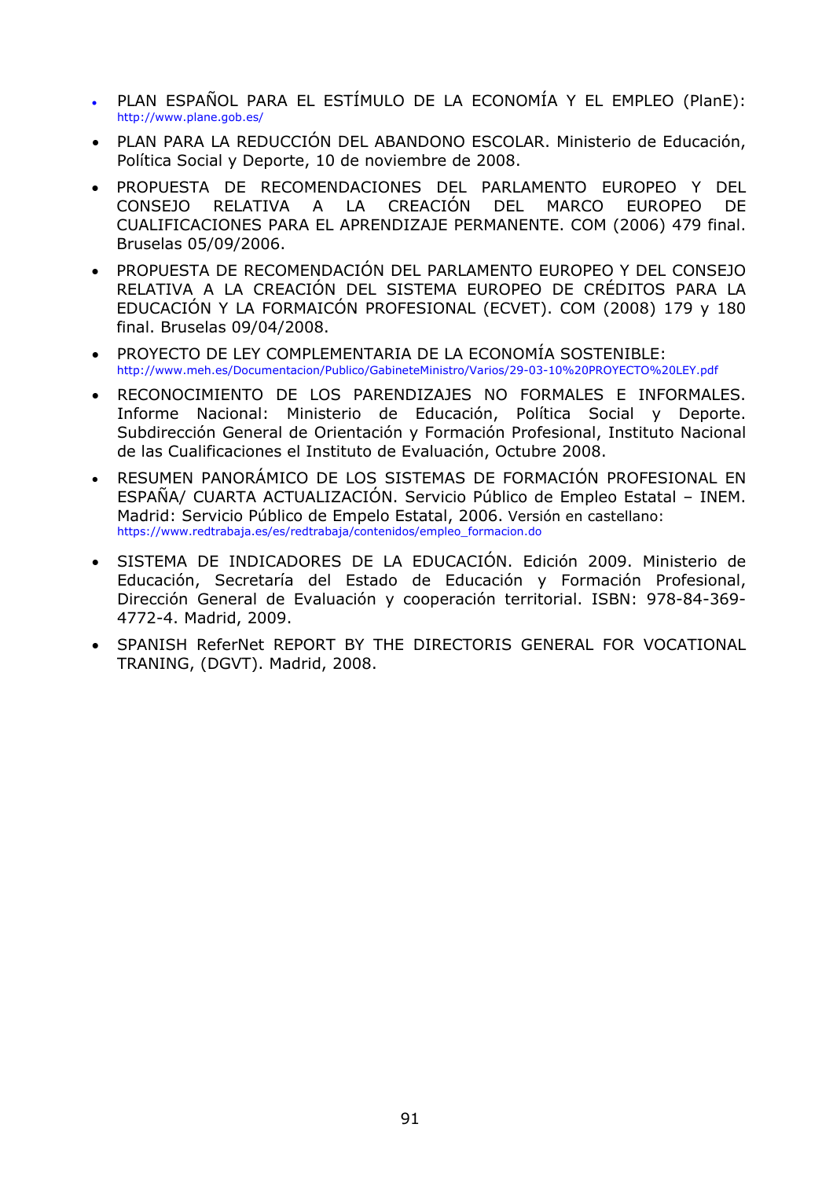- PLAN ESPAÑOL PARA EL ESTÍMULO DE LA ECONOMÍA Y EL EMPLEO (PlanE): http://www.plane.gob.es/
- PLAN PARA LA REDUCCIÓN DEL ABANDONO ESCOLAR. Ministerio de Educación, Política Social y Deporte, 10 de noviembre de 2008.
- PROPUESTA DE RECOMENDACIONES DEL PARLAMENTO EUROPEO Y DEL CONSEJO RELATIVA A LA CREACIÓN DEL MARCO EUROPEO DE CUALIFICACIONES PARA EL APRENDIZAJE PERMANENTE. COM (2006) 479 final. Bruselas 05/09/2006.
- PROPUESTA DE RECOMENDACIÓN DEL PARLAMENTO EUROPEO Y DEL CONSEJO RELATIVA A LA CREACIÓN DEL SISTEMA EUROPEO DE CRÉDITOS PARA LA EDUCACIÓN Y LA FORMAICÓN PROFESIONAL (ECVET). COM (2008) 179 y 180 final. Bruselas 09/04/2008.
- PROYECTO DE LEY COMPLEMENTARIA DE LA ECONOMÍA SOSTENIBLE: http://www.meh.es/Documentacion/Publico/GabineteMinistro/Varios/29-03-10%20PROYECTO%20LEY.pdf
- RECONOCIMIENTO DE LOS PARENDIZAJES NO FORMALES E INFORMALES. Informe Nacional: Ministerio de Educación, Política Social y Deporte. Subdirección General de Orientación y Formación Profesional, Instituto Nacional de las Cualificaciones el Instituto de Evaluación, Octubre 2008.
- RESUMEN PANORÁMICO DE LOS SISTEMAS DE FORMACIÓN PROFESIONAL EN ESPAÑA/ CUARTA ACTUALIZACIÓN. Servicio Público de Empleo Estatal – INEM. Madrid: Servicio Público de Empelo Estatal, 2006. Versión en castellano: https://www.redtrabaja.es/es/redtrabaja/contenidos/empleo_formacion.do
- SISTEMA DE INDICADORES DE LA EDUCACIÓN. Edición 2009. Ministerio de Educación, Secretaría del Estado de Educación y Formación Profesional, Dirección General de Evaluación y cooperación territorial. ISBN: 978-84-369-4772-4. Madrid, 2009.
- SPANISH ReferNet REPORT BY THE DIRECTORIS GENERAL FOR VOCATIONAL TRANING, (DGVT). Madrid, 2008.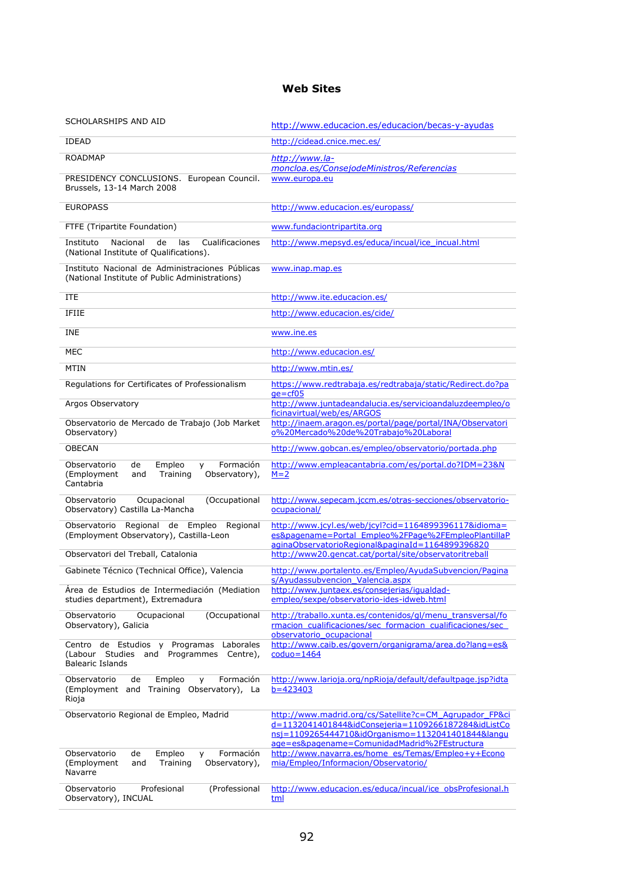## Web Sites

| | |
|---|---|
| SCHOLARSHIPS AND AID | http://www.educacion.es/educacion/becas-y-ayudas |
| IDEAD | http://cidead.cnice.mec.es/ |
| ROADMAP | *http://www.la-moncloa.es/ConsejodeMinistros/Referencias* |
| PRESIDENCY CONCLUSIONS. European Council. Brussels, 13-14 March 2008 | www.europa.eu |
| EUROPASS | http://www.educacion.es/europass/ |
| FTFE (Tripartite Foundation) | www.fundaciontripartita.org |
| Instituto Nacional de las Cualificaciones (National Institute of Qualifications). | http://www.mepsyd.es/educa/incual/ice_incual.html |
| Instituto Nacional de Administraciones Públicas (National Institute of Public Administrations) | www.inap.map.es |
| ITE | http://www.ite.educacion.es/ |
| IFIIE | http://www.educacion.es/cide/ |
| INE | www.ine.es |
| MEC | http://www.educacion.es/ |
| MTIN | http://www.mtin.es/ |
| Regulations for Certificates of Professionalism | https://www.redtrabaja.es/redtrabaja/static/Redirect.do?page=cf05 |
| Argos Observatory | http://www.juntadeandalucia.es/servicioandaluzdeempleo/oficinavirtual/web/es/ARGOS |
| Observatorio de Mercado de Trabajo (Job Market Observatory) | http://inaem.aragon.es/portal/page/portal/INA/Observatorio%20Mercado%20de%20Trabajo%20Laboral |
| OBECAN | http://www.gobcan.es/empleo/observatorio/portada.php |
| Observatorio de Empleo y Formación (Employment and Training Observatory), Cantabria | http://www.empleacantabria.com/es/portal.do?IDM=23&NM=2 |
| Observatorio Ocupacional (Occupational Observatory) Castilla La-Mancha | http://www.sepecam.jccm.es/otras-secciones/observatorio-ocupacional/ |
| Observatorio Regional de Empleo Regional (Employment Observatory), Castilla-Leon | http://www.jcyl.es/web/jcyl?cid=1164899396117&idioma=es&pagename=Portal_Empleo%2FPage%2FEmpleoPlantillaPaginaObservatorioRegional&paginaId=1164899396820 |
| Observatori del Treball, Catalonia | http://www20.gencat.cat/portal/site/observatoritreball |
| Gabinete Técnico (Technical Office), Valencia | http://www.portalento.es/Empleo/AyudaSubvencion/Paginas/AyudassubvencionValencia.aspx |
| Área de Estudios de Intermediación (Mediation studies department), Extremadura | http://www.juntaex.es/consejerias/igualdad-empleo/sexpe/observatorio-ides-idweb.html |
| Observatorio Ocupacional (Occupational Observatory), Galicia | http://traballo.xunta.es/contenidos/gl/menu_transversal/formacion_cualificaciones/sec_formacion_cualificaciones/sec_observatorio_ocupacional |
| Centro de Estudios y Programas Laborales (Labour Studies and Programmes Centre), Balearic Islands | http://www.caib.es/govern/organigrama/area.do?lang=es&coduo=1464 |
| Observatorio de Empleo y Formación (Employment and Training Observatory), La Rioja | http://www.larioja.org/npRioja/default/defaultpage.jsp?idtab=423403 |
| Observatorio Regional de Empleo, Madrid | http://www.madrid.org/cs/Satellite?c=CM_Agrupador_FP&cid=1132041401844&idConsejeria=1109266187284&idListConsj=1109265444710&idOrganismo=1132041401844&language=es&pagename=ComunidadMadrid%2FEstructura |
| Observatorio de Empleo y Formación (Employment and Training Observatory), Navarre | http://www.navarra.es/home_es/Temas/Empleo+y+Economia/Empleo/Informacion/Observatorio/ |
| Observatorio Profesional (Professional Observatory), INCUAL | http://www.educacion.es/educa/incual/ice_obsProfesional.html |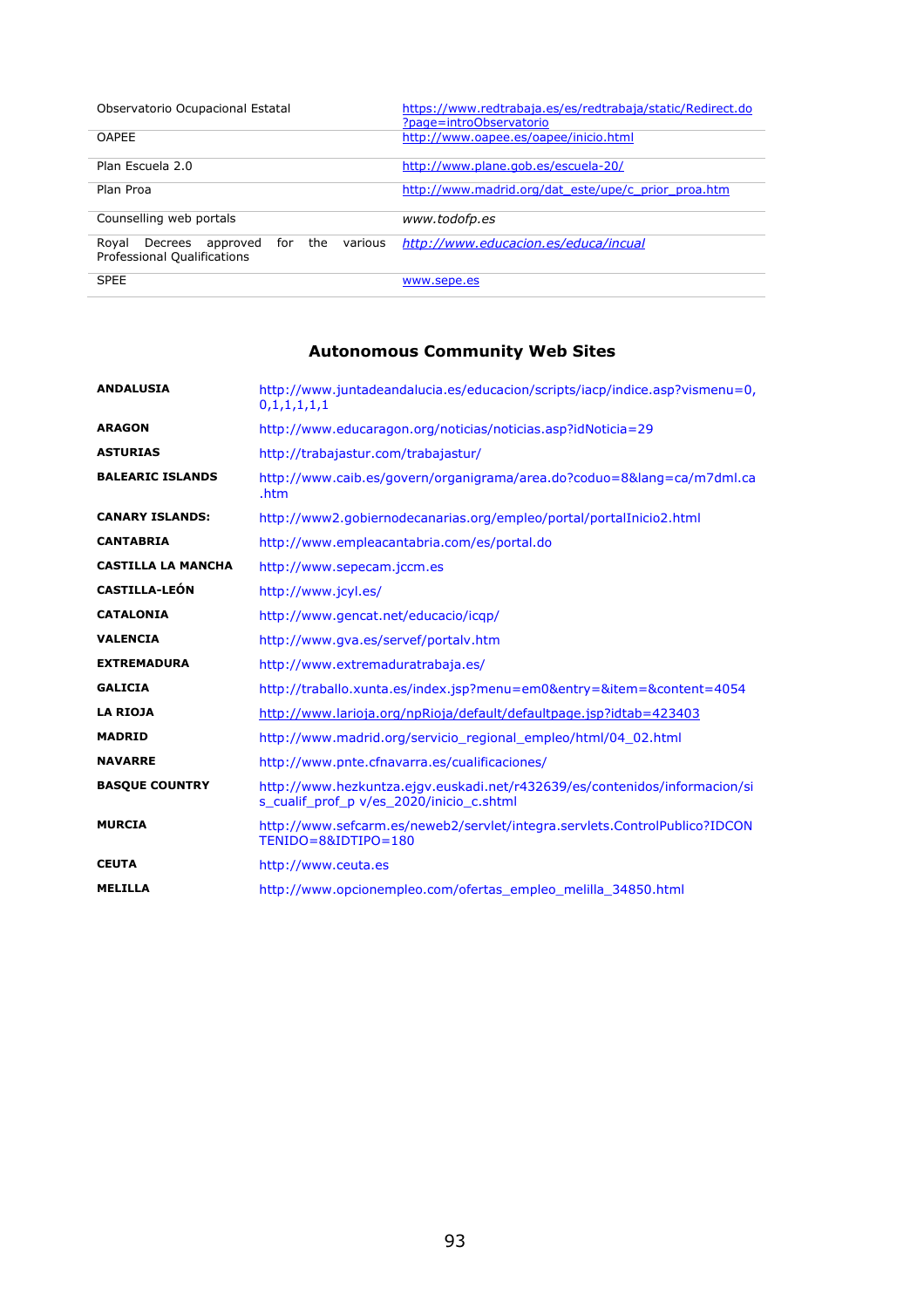| | |
|---|---|
| Observatorio Ocupacional Estatal | https://www.redtrabaja.es/es/redtrabaja/static/Redirect.do?page=introObservatorio |
| OAPEE | http://www.oapee.es/oapee/inicio.html |
| Plan Escuela 2.0 | http://www.plane.gob.es/escuela-20/ |
| Plan Proa | http://www.madrid.org/dat_este/upe/c_prior_proa.htm |
| Counselling web portals | *www.todofp.es* |
| Royal Decrees approved for the various Professional Qualifications | *http://www.educacion.es/educa/incual* |
| SPEE | www.sepe.es |

## Autonomous Community Web Sites

| | |
|---|---|
| **ANDALUSIA** | http://www.juntadeandalucia.es/educacion/scripts/iacp/indice.asp?vismenu=0,0,1,1,1,1,1 |
| **ARAGON** | http://www.educaragon.org/noticias/noticias.asp?idNoticia=29 |
| **ASTURIAS** | http://trabajastur.com/trabajastur/ |
| **BALEARIC ISLANDS** | http://www.caib.es/govern/organigrama/area.do?coduo=8&lang=ca/m7dml.ca.htm |
| **CANARY ISLANDS:** | http://www2.gobiernodecanarias.org/empleo/portal/portalInicio2.html |
| **CANTABRIA** | http://www.empleacantabria.com/es/portal.do |
| **CASTILLA LA MANCHA** | http://www.sepecam.jccm.es |
| **CASTILLA-LEÓN** | http://www.jcyl.es/ |
| **CATALONIA** | http://www.gencat.net/educacio/icqp/ |
| **VALENCIA** | http://www.gva.es/servef/portalv.htm |
| **EXTREMADURA** | http://www.extremaduratrabaja.es/ |
| **GALICIA** | http://traballo.xunta.es/index.jsp?menu=em0&entry=&item=&content=4054 |
| **LA RIOJA** | http://www.larioja.org/npRioja/default/defaultpage.jsp?idtab=423403 |
| **MADRID** | http://www.madrid.org/servicio_regional_empleo/html/04_02.html |
| **NAVARRE** | http://www.pnte.cfnavarra.es/cualificaciones/ |
| **BASQUE COUNTRY** | http://www.hezkuntza.ejgv.euskadi.net/r432639/es/contenidos/informacion/sis_cualif_prof_p v/es_2020/inicio_c.shtml |
| **MURCIA** | http://www.sefcarm.es/neweb2/servlet/integra.servlets.ControlPublico?IDCONTENIDO=8&IDTIPO=180 |
| **CEUTA** | http://www.ceuta.es |
| **MELILLA** | http://www.opcionempleo.com/ofertas_empleo_melilla_34850.html |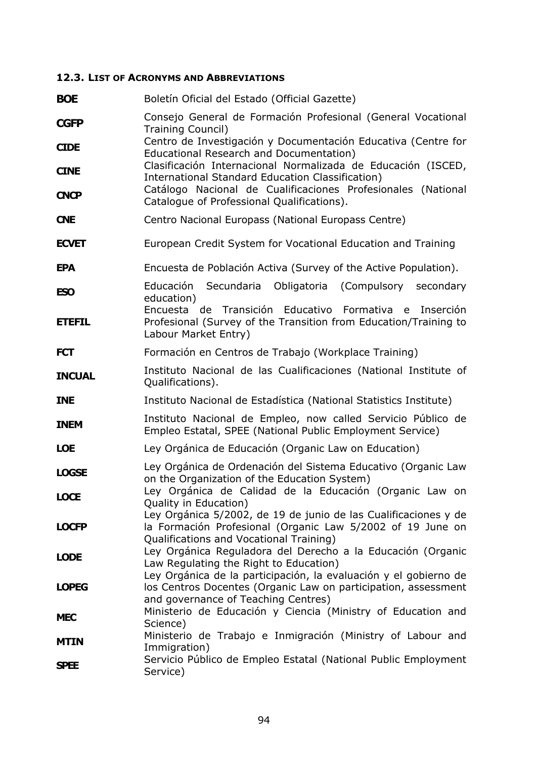### 12.3. List of Acronyms and Abbreviations

| | |
|---|---|
| **BOE** | Boletín Oficial del Estado (Official Gazette) |
| **CGFP** | Consejo General de Formación Profesional (General Vocational Training Council) |
| **CIDE** | Centro de Investigación y Documentación Educativa (Centre for Educational Research and Documentation) |
| **CINE** | Clasificación Internacional Normalizada de Educación (ISCED, International Standard Education Classification) |
| **CNCP** | Catálogo Nacional de Cualificaciones Profesionales (National Catalogue of Professional Qualifications). |
| **CNE** | Centro Nacional Europass (National Europass Centre) |
| **ECVET** | European Credit System for Vocational Education and Training |
| **EPA** | Encuesta de Población Activa (Survey of the Active Population). |
| **ESO** | Educación Secundaria Obligatoria (Compulsory secondary education) |
| **ETEFIL** | Encuesta de Transición Educativo Formativa e Inserción Profesional (Survey of the Transition from Education/Training to Labour Market Entry) |
| **FCT** | Formación en Centros de Trabajo (Workplace Training) |
| **INCUAL** | Instituto Nacional de las Cualificaciones (National Institute of Qualifications). |
| **INE** | Instituto Nacional de Estadística (National Statistics Institute) |
| **INEM** | Instituto Nacional de Empleo, now called Servicio Público de Empleo Estatal, SPEE (National Public Employment Service) |
| **LOE** | Ley Orgánica de Educación (Organic Law on Education) |
| **LOGSE** | Ley Orgánica de Ordenación del Sistema Educativo (Organic Law on the Organization of the Education System) |
| **LOCE** | Ley Orgánica de Calidad de la Educación (Organic Law on Quality in Education) |
| **LOCFP** | Ley Orgánica 5/2002, de 19 de junio de las Cualificaciones y de la Formación Profesional (Organic Law 5/2002 of 19 June on Qualifications and Vocational Training) |
| **LODE** | Ley Orgánica Reguladora del Derecho a la Educación (Organic Law Regulating the Right to Education) |
| **LOPEG** | Ley Orgánica de la participación, la evaluación y el gobierno de los Centros Docentes (Organic Law on participation, assessment and governance of Teaching Centres) |
| **MEC** | Ministerio de Educación y Ciencia (Ministry of Education and Science) |
| **MTIN** | Ministerio de Trabajo e Inmigración (Ministry of Labour and Immigration) |
| **SPEE** | Servicio Público de Empleo Estatal (National Public Employment Service) |